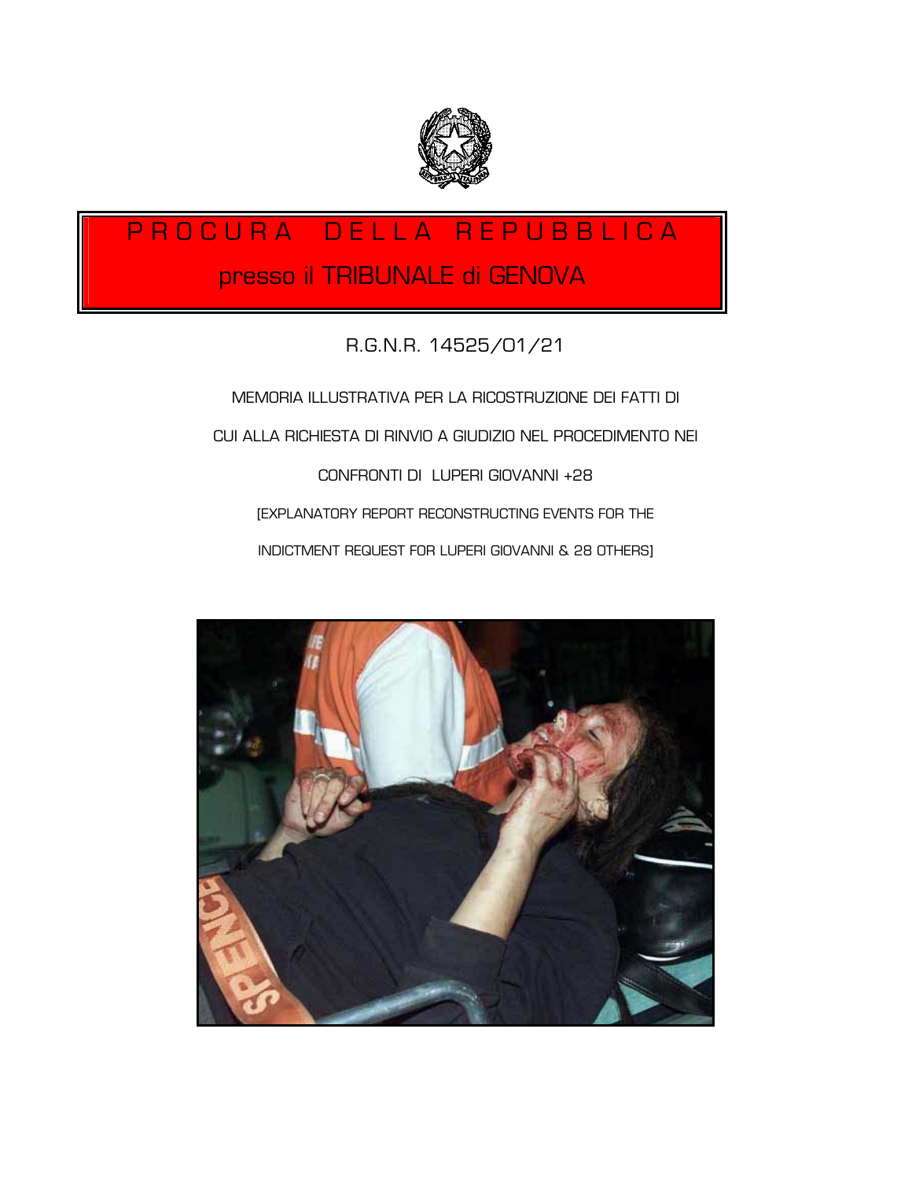# PROCURA DELLA REPUBBLICA

## presso il TRIBUNALE di GENOVA

R.G.N.R. 14525/01/21

MEMORIA ILLUSTRATIVA PER LA RICOSTRUZIONE DEI FATTI DI CUI ALLA RICHIESTA DI RINVIO A GIUDIZIO NEL PROCEDIMENTO NEI CONFRONTI DI LUPERI GIOVANNI +28

[EXPLANATORY REPORT RECONSTRUCTING EVENTS FOR THE INDICTMENT REQUEST FOR LUPERI GIOVANNI & 28 OTHERS]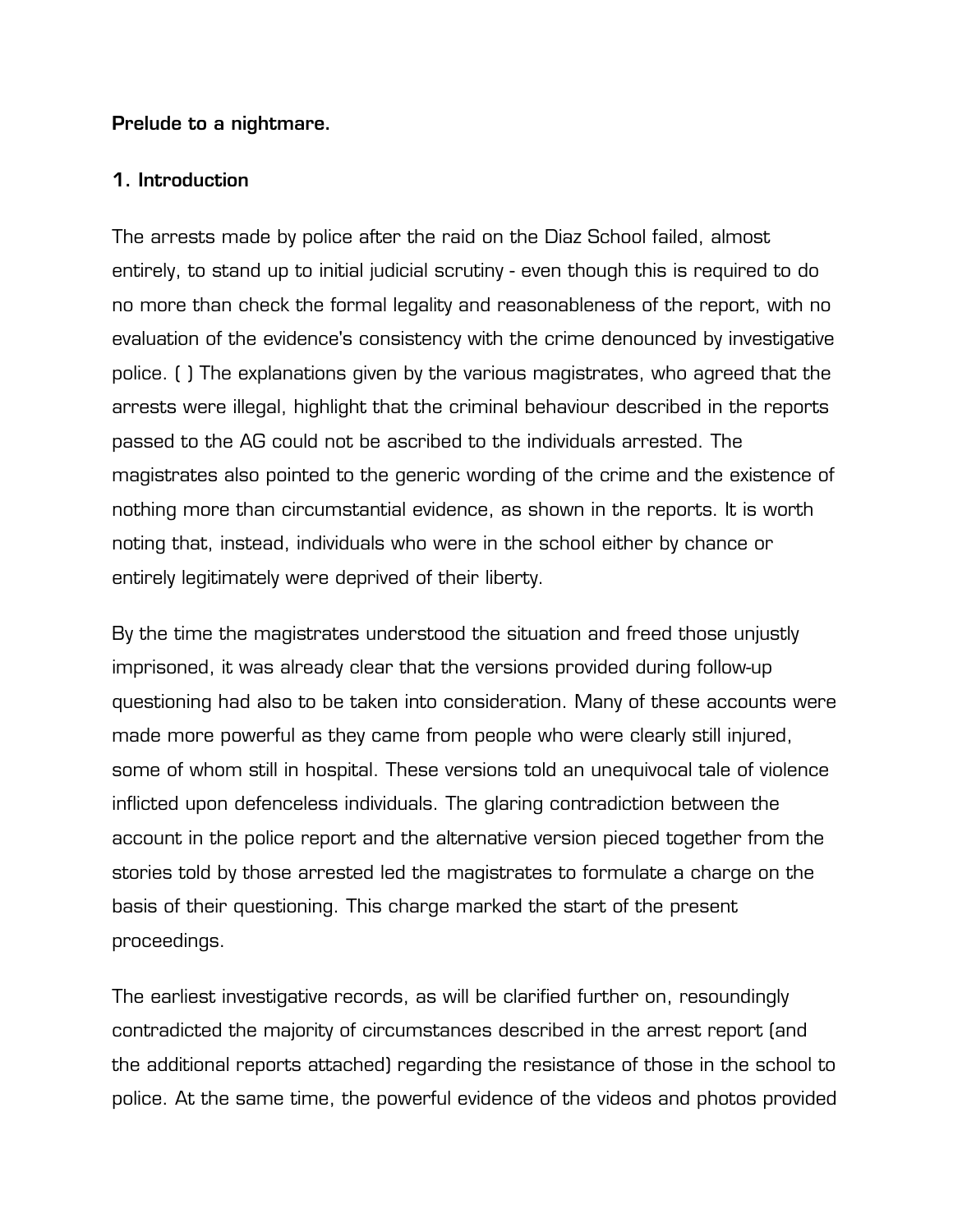**Prelude to a nightmare.**

**1. Introduction**

The arrests made by police after the raid on the Diaz School failed, almost entirely, to stand up to initial judicial scrutiny - even though this is required to do no more than check the formal legality and reasonableness of the report, with no evaluation of the evidence's consistency with the crime denounced by investigative police. ( ) The explanations given by the various magistrates, who agreed that the arrests were illegal, highlight that the criminal behaviour described in the reports passed to the AG could not be ascribed to the individuals arrested. The magistrates also pointed to the generic wording of the crime and the existence of nothing more than circumstantial evidence, as shown in the reports. It is worth noting that, instead, individuals who were in the school either by chance or entirely legitimately were deprived of their liberty.

By the time the magistrates understood the situation and freed those unjustly imprisoned, it was already clear that the versions provided during follow-up questioning had also to be taken into consideration. Many of these accounts were made more powerful as they came from people who were clearly still injured, some of whom still in hospital. These versions told an unequivocal tale of violence inflicted upon defenceless individuals. The glaring contradiction between the account in the police report and the alternative version pieced together from the stories told by those arrested led the magistrates to formulate a charge on the basis of their questioning. This charge marked the start of the present proceedings.

The earliest investigative records, as will be clarified further on, resoundingly contradicted the majority of circumstances described in the arrest report (and the additional reports attached) regarding the resistance of those in the school to police. At the same time, the powerful evidence of the videos and photos provided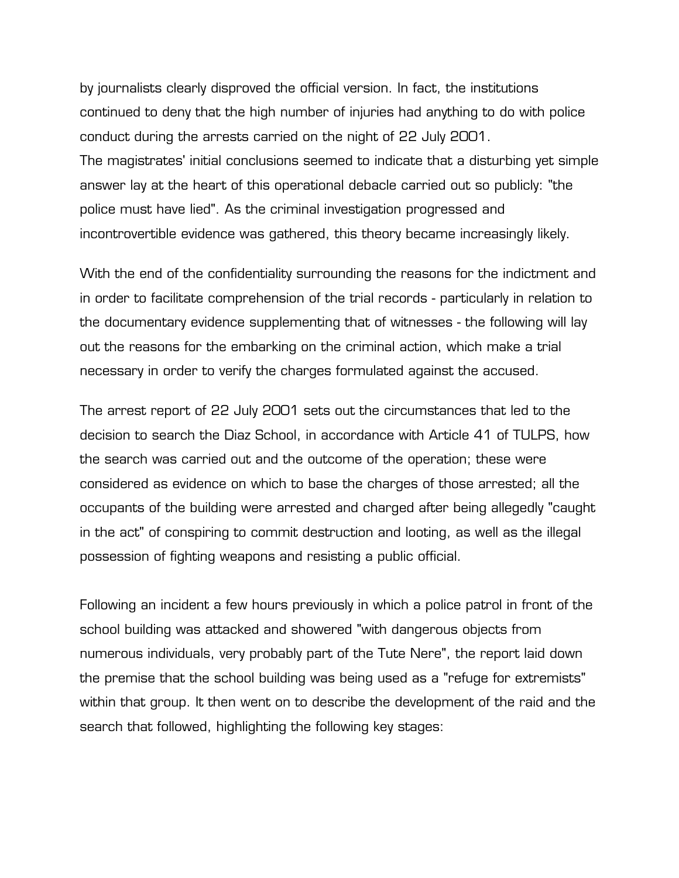by journalists clearly disproved the official version. In fact, the institutions continued to deny that the high number of injuries had anything to do with police conduct during the arrests carried on the night of 22 July 2001.
The magistrates' initial conclusions seemed to indicate that a disturbing yet simple answer lay at the heart of this operational debacle carried out so publicly: "the police must have lied". As the criminal investigation progressed and incontrovertible evidence was gathered, this theory became increasingly likely.

With the end of the confidentiality surrounding the reasons for the indictment and in order to facilitate comprehension of the trial records - particularly in relation to the documentary evidence supplementing that of witnesses - the following will lay out the reasons for the embarking on the criminal action, which make a trial necessary in order to verify the charges formulated against the accused.

The arrest report of 22 July 2001 sets out the circumstances that led to the decision to search the Diaz School, in accordance with Article 41 of TULPS, how the search was carried out and the outcome of the operation; these were considered as evidence on which to base the charges of those arrested; all the occupants of the building were arrested and charged after being allegedly "caught in the act" of conspiring to commit destruction and looting, as well as the illegal possession of fighting weapons and resisting a public official.

Following an incident a few hours previously in which a police patrol in front of the school building was attacked and showered "with dangerous objects from numerous individuals, very probably part of the Tute Nere", the report laid down the premise that the school building was being used as a "refuge for extremists" within that group. It then went on to describe the development of the raid and the search that followed, highlighting the following key stages: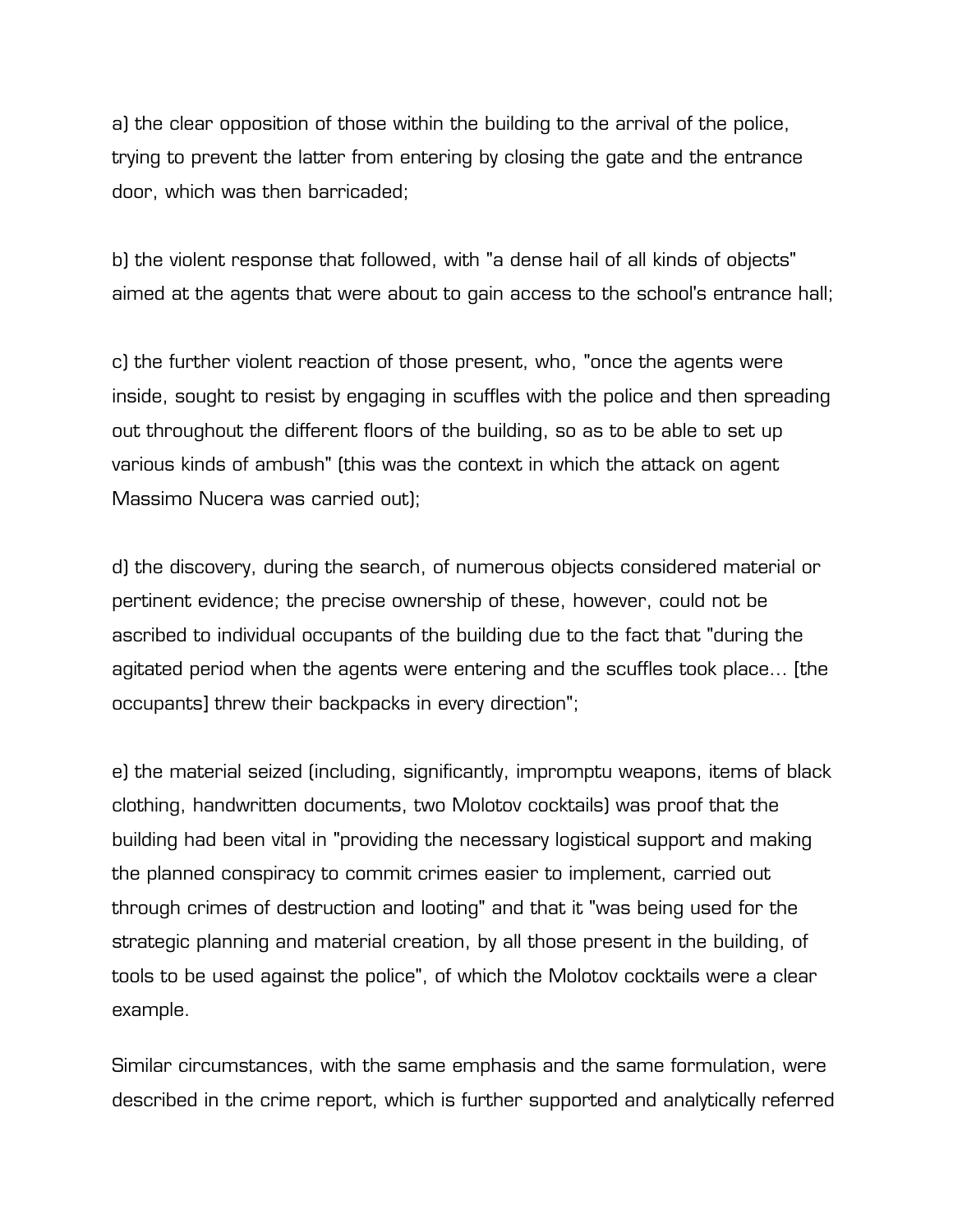a) the clear opposition of those within the building to the arrival of the police, trying to prevent the latter from entering by closing the gate and the entrance door, which was then barricaded;

b) the violent response that followed, with "a dense hail of all kinds of objects" aimed at the agents that were about to gain access to the school's entrance hall;

c) the further violent reaction of those present, who, "once the agents were inside, sought to resist by engaging in scuffles with the police and then spreading out throughout the different floors of the building, so as to be able to set up various kinds of ambush" (this was the context in which the attack on agent Massimo Nucera was carried out);

d) the discovery, during the search, of numerous objects considered material or pertinent evidence; the precise ownership of these, however, could not be ascribed to individual occupants of the building due to the fact that "during the agitated period when the agents were entering and the scuffles took place... [the occupants] threw their backpacks in every direction";

e) the material seized (including, significantly, impromptu weapons, items of black clothing, handwritten documents, two Molotov cocktails) was proof that the building had been vital in "providing the necessary logistical support and making the planned conspiracy to commit crimes easier to implement, carried out through crimes of destruction and looting" and that it "was being used for the strategic planning and material creation, by all those present in the building, of tools to be used against the police", of which the Molotov cocktails were a clear example.

Similar circumstances, with the same emphasis and the same formulation, were described in the crime report, which is further supported and analytically referred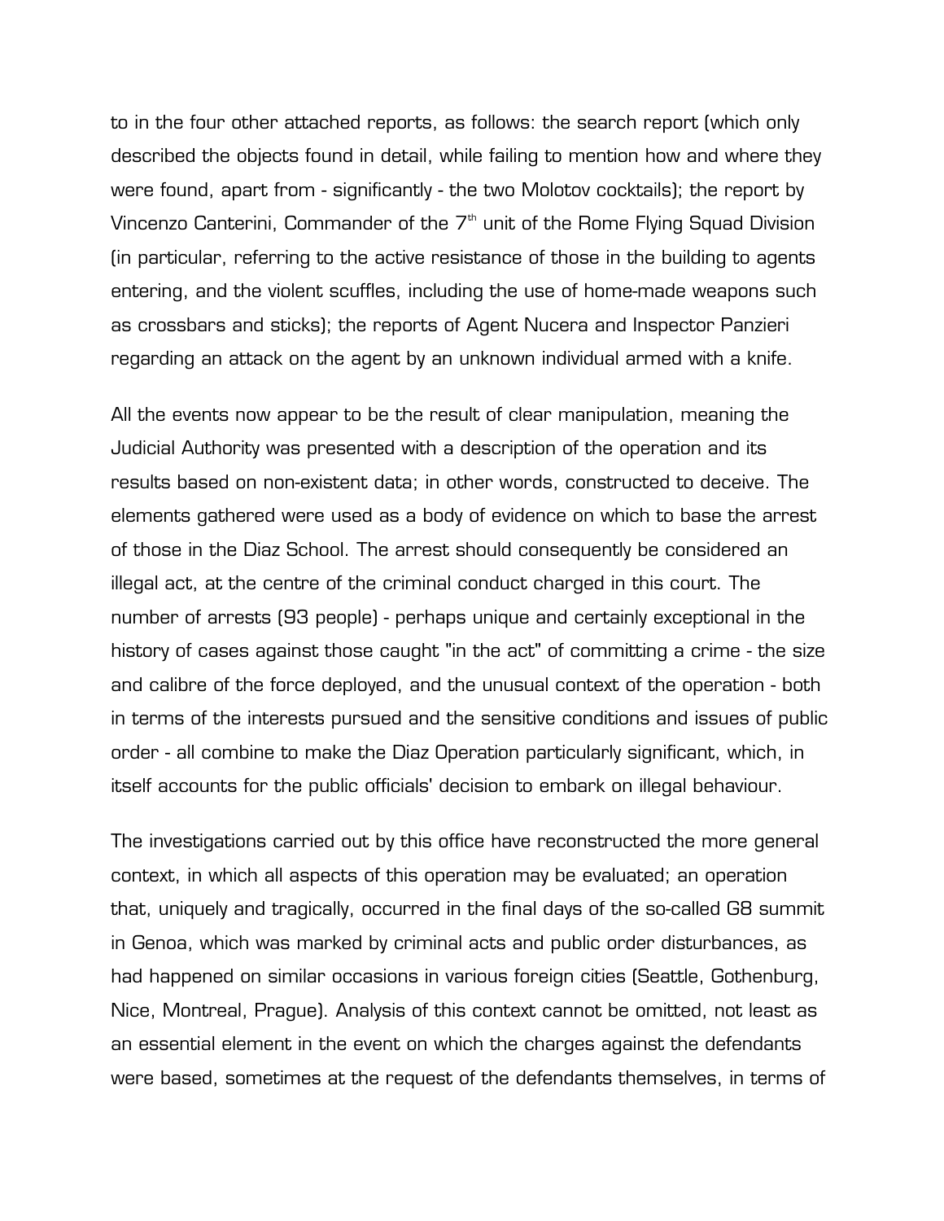to in the four other attached reports, as follows: the search report (which only described the objects found in detail, while failing to mention how and where they were found, apart from - significantly - the two Molotov cocktails); the report by Vincenzo Canterini, Commander of the 7th unit of the Rome Flying Squad Division (in particular, referring to the active resistance of those in the building to agents entering, and the violent scuffles, including the use of home-made weapons such as crossbars and sticks); the reports of Agent Nucera and Inspector Panzieri regarding an attack on the agent by an unknown individual armed with a knife.

All the events now appear to be the result of clear manipulation, meaning the Judicial Authority was presented with a description of the operation and its results based on non-existent data; in other words, constructed to deceive. The elements gathered were used as a body of evidence on which to base the arrest of those in the Diaz School. The arrest should consequently be considered an illegal act, at the centre of the criminal conduct charged in this court. The number of arrests (93 people) - perhaps unique and certainly exceptional in the history of cases against those caught "in the act" of committing a crime - the size and calibre of the force deployed, and the unusual context of the operation - both in terms of the interests pursued and the sensitive conditions and issues of public order - all combine to make the Diaz Operation particularly significant, which, in itself accounts for the public officials' decision to embark on illegal behaviour.

The investigations carried out by this office have reconstructed the more general context, in which all aspects of this operation may be evaluated; an operation that, uniquely and tragically, occurred in the final days of the so-called G8 summit in Genoa, which was marked by criminal acts and public order disturbances, as had happened on similar occasions in various foreign cities (Seattle, Gothenburg, Nice, Montreal, Prague). Analysis of this context cannot be omitted, not least as an essential element in the event on which the charges against the defendants were based, sometimes at the request of the defendants themselves, in terms of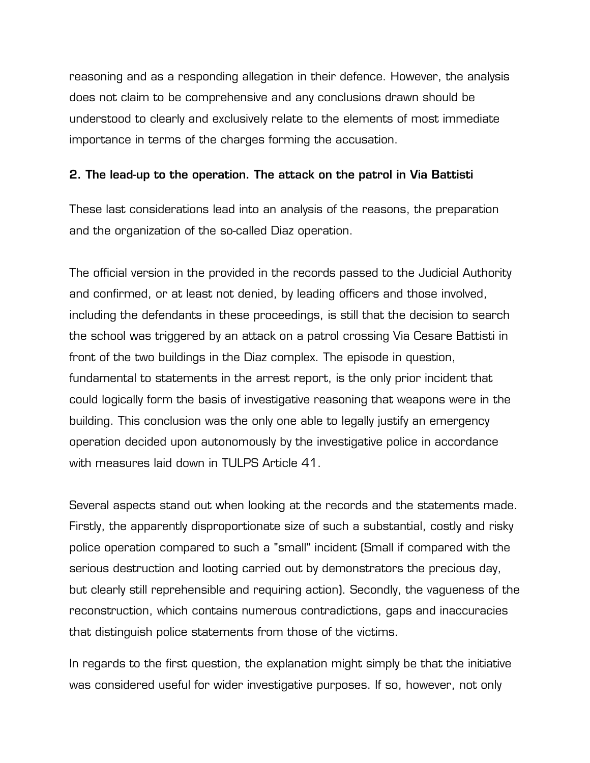reasoning and as a responding allegation in their defence. However, the analysis does not claim to be comprehensive and any conclusions drawn should be understood to clearly and exclusively relate to the elements of most immediate importance in terms of the charges forming the accusation.

## 2. The lead-up to the operation. The attack on the patrol in Via Battisti

These last considerations lead into an analysis of the reasons, the preparation and the organization of the so-called Diaz operation.

The official version in the provided in the records passed to the Judicial Authority and confirmed, or at least not denied, by leading officers and those involved, including the defendants in these proceedings, is still that the decision to search the school was triggered by an attack on a patrol crossing Via Cesare Battisti in front of the two buildings in the Diaz complex. The episode in question, fundamental to statements in the arrest report, is the only prior incident that could logically form the basis of investigative reasoning that weapons were in the building. This conclusion was the only one able to legally justify an emergency operation decided upon autonomously by the investigative police in accordance with measures laid down in TULPS Article 41.

Several aspects stand out when looking at the records and the statements made. Firstly, the apparently disproportionate size of such a substantial, costly and risky police operation compared to such a "small" incident (Small if compared with the serious destruction and looting carried out by demonstrators the precious day, but clearly still reprehensible and requiring action). Secondly, the vagueness of the reconstruction, which contains numerous contradictions, gaps and inaccuracies that distinguish police statements from those of the victims.

In regards to the first question, the explanation might simply be that the initiative was considered useful for wider investigative purposes. If so, however, not only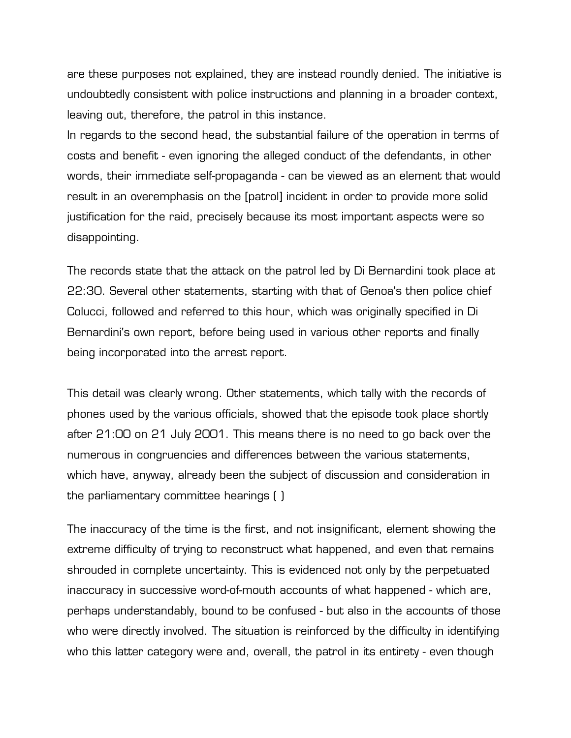are these purposes not explained, they are instead roundly denied. The initiative is undoubtedly consistent with police instructions and planning in a broader context, leaving out, therefore, the patrol in this instance.
In regards to the second head, the substantial failure of the operation in terms of costs and benefit - even ignoring the alleged conduct of the defendants, in other words, their immediate self-propaganda - can be viewed as an element that would result in an overemphasis on the [patrol] incident in order to provide more solid justification for the raid, precisely because its most important aspects were so disappointing.

The records state that the attack on the patrol led by Di Bernardini took place at 22:30. Several other statements, starting with that of Genoa's then police chief Colucci, followed and referred to this hour, which was originally specified in Di Bernardini's own report, before being used in various other reports and finally being incorporated into the arrest report.

This detail was clearly wrong. Other statements, which tally with the records of phones used by the various officials, showed that the episode took place shortly after 21:00 on 21 July 2001. This means there is no need to go back over the numerous in congruencies and differences between the various statements, which have, anyway, already been the subject of discussion and consideration in the parliamentary committee hearings ( )

The inaccuracy of the time is the first, and not insignificant, element showing the extreme difficulty of trying to reconstruct what happened, and even that remains shrouded in complete uncertainty. This is evidenced not only by the perpetuated inaccuracy in successive word-of-mouth accounts of what happened - which are, perhaps understandably, bound to be confused - but also in the accounts of those who were directly involved. The situation is reinforced by the difficulty in identifying who this latter category were and, overall, the patrol in its entirety - even though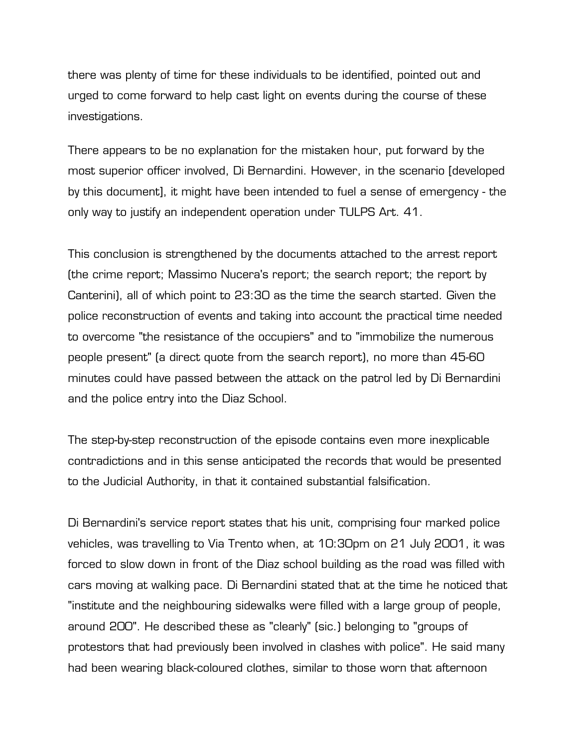there was plenty of time for these individuals to be identified, pointed out and urged to come forward to help cast light on events during the course of these investigations.

There appears to be no explanation for the mistaken hour, put forward by the most superior officer involved, Di Bernardini. However, in the scenario [developed by this document], it might have been intended to fuel a sense of emergency - the only way to justify an independent operation under TULPS Art. 41.

This conclusion is strengthened by the documents attached to the arrest report (the crime report; Massimo Nucera's report; the search report; the report by Canterini), all of which point to 23:30 as the time the search started. Given the police reconstruction of events and taking into account the practical time needed to overcome "the resistance of the occupiers" and to "immobilize the numerous people present" (a direct quote from the search report), no more than 45-60 minutes could have passed between the attack on the patrol led by Di Bernardini and the police entry into the Diaz School.

The step-by-step reconstruction of the episode contains even more inexplicable contradictions and in this sense anticipated the records that would be presented to the Judicial Authority, in that it contained substantial falsification.

Di Bernardini's service report states that his unit, comprising four marked police vehicles, was travelling to Via Trento when, at 10:30pm on 21 July 2001, it was forced to slow down in front of the Diaz school building as the road was filled with cars moving at walking pace. Di Bernardini stated that at the time he noticed that "institute and the neighbouring sidewalks were filled with a large group of people, around 200". He described these as "clearly" (sic.) belonging to "groups of protestors that had previously been involved in clashes with police". He said many had been wearing black-coloured clothes, similar to those worn that afternoon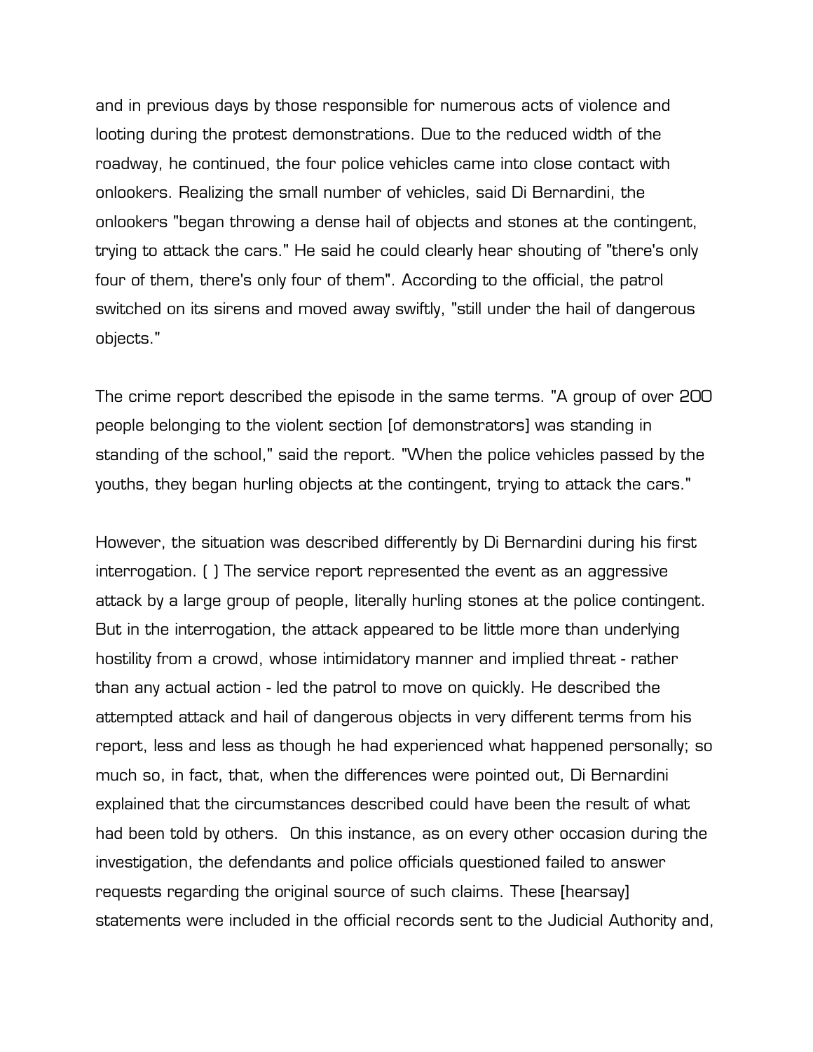and in previous days by those responsible for numerous acts of violence and looting during the protest demonstrations. Due to the reduced width of the roadway, he continued, the four police vehicles came into close contact with onlookers. Realizing the small number of vehicles, said Di Bernardini, the onlookers "began throwing a dense hail of objects and stones at the contingent, trying to attack the cars." He said he could clearly hear shouting of "there's only four of them, there's only four of them". According to the official, the patrol switched on its sirens and moved away swiftly, "still under the hail of dangerous objects."

The crime report described the episode in the same terms. "A group of over 200 people belonging to the violent section [of demonstrators] was standing in standing of the school," said the report. "When the police vehicles passed by the youths, they began hurling objects at the contingent, trying to attack the cars."

However, the situation was described differently by Di Bernardini during his first interrogation. ( ) The service report represented the event as an aggressive attack by a large group of people, literally hurling stones at the police contingent. But in the interrogation, the attack appeared to be little more than underlying hostility from a crowd, whose intimidatory manner and implied threat - rather than any actual action - led the patrol to move on quickly. He described the attempted attack and hail of dangerous objects in very different terms from his report, less and less as though he had experienced what happened personally; so much so, in fact, that, when the differences were pointed out, Di Bernardini explained that the circumstances described could have been the result of what had been told by others. On this instance, as on every other occasion during the investigation, the defendants and police officials questioned failed to answer requests regarding the original source of such claims. These [hearsay] statements were included in the official records sent to the Judicial Authority and,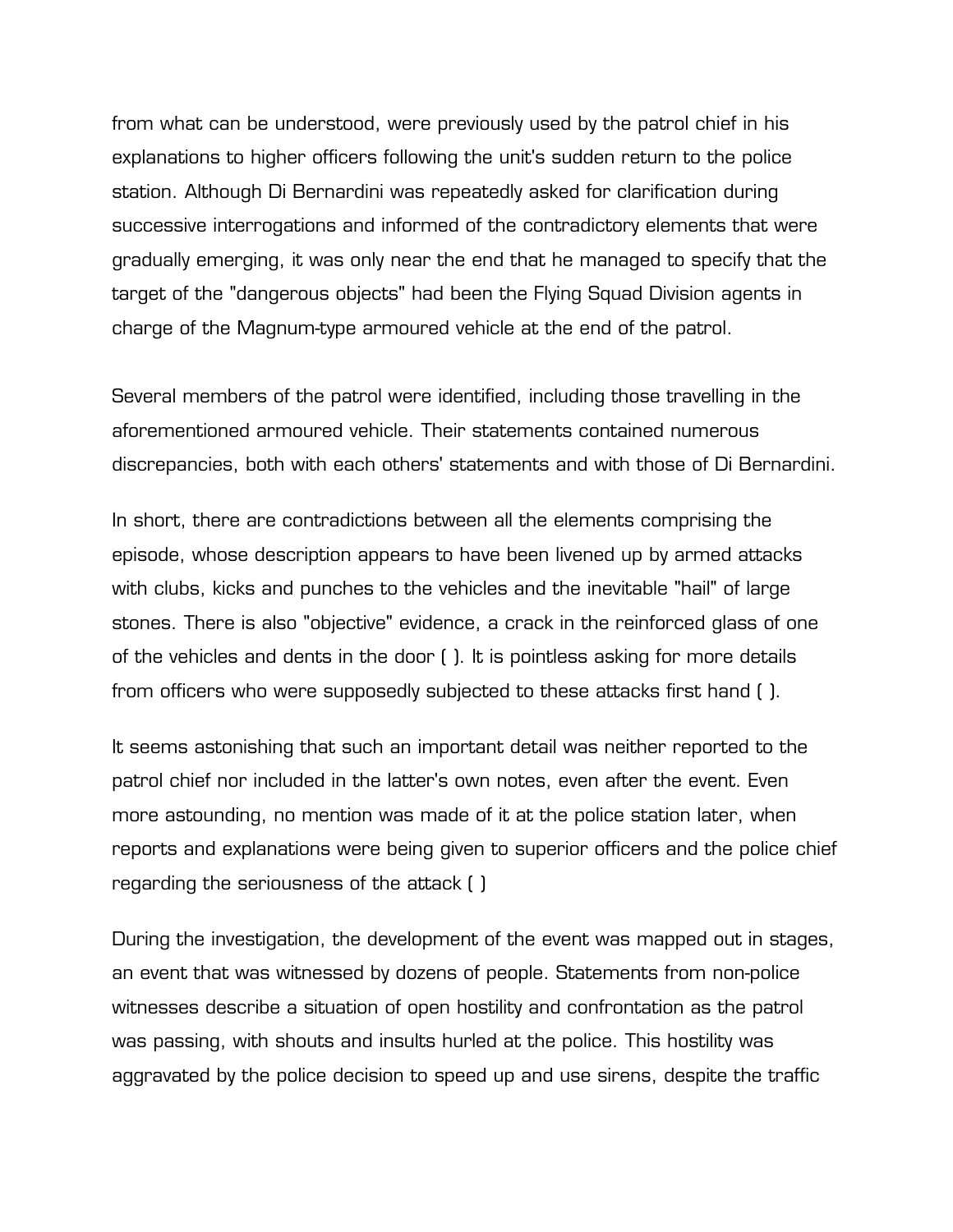from what can be understood, were previously used by the patrol chief in his explanations to higher officers following the unit's sudden return to the police station. Although Di Bernardini was repeatedly asked for clarification during successive interrogations and informed of the contradictory elements that were gradually emerging, it was only near the end that he managed to specify that the target of the "dangerous objects" had been the Flying Squad Division agents in charge of the Magnum-type armoured vehicle at the end of the patrol.

Several members of the patrol were identified, including those travelling in the aforementioned armoured vehicle. Their statements contained numerous discrepancies, both with each others' statements and with those of Di Bernardini.

In short, there are contradictions between all the elements comprising the episode, whose description appears to have been livened up by armed attacks with clubs, kicks and punches to the vehicles and the inevitable "hail" of large stones. There is also "objective" evidence, a crack in the reinforced glass of one of the vehicles and dents in the door ( ). It is pointless asking for more details from officers who were supposedly subjected to these attacks first hand ( ).

It seems astonishing that such an important detail was neither reported to the patrol chief nor included in the latter's own notes, even after the event. Even more astounding, no mention was made of it at the police station later, when reports and explanations were being given to superior officers and the police chief regarding the seriousness of the attack ( )

During the investigation, the development of the event was mapped out in stages, an event that was witnessed by dozens of people. Statements from non-police witnesses describe a situation of open hostility and confrontation as the patrol was passing, with shouts and insults hurled at the police. This hostility was aggravated by the police decision to speed up and use sirens, despite the traffic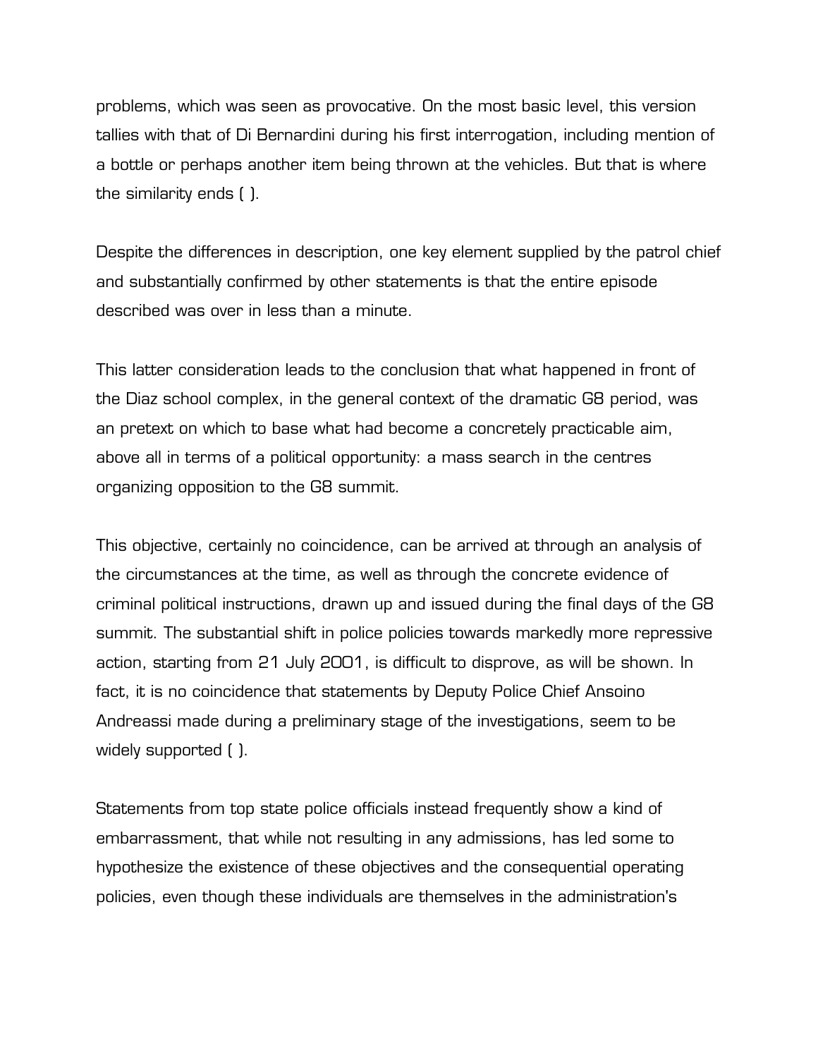problems, which was seen as provocative. On the most basic level, this version tallies with that of Di Bernardini during his first interrogation, including mention of a bottle or perhaps another item being thrown at the vehicles. But that is where the similarity ends ( ).

Despite the differences in description, one key element supplied by the patrol chief and substantially confirmed by other statements is that the entire episode described was over in less than a minute.

This latter consideration leads to the conclusion that what happened in front of the Diaz school complex, in the general context of the dramatic G8 period, was an pretext on which to base what had become a concretely practicable aim, above all in terms of a political opportunity: a mass search in the centres organizing opposition to the G8 summit.

This objective, certainly no coincidence, can be arrived at through an analysis of the circumstances at the time, as well as through the concrete evidence of criminal political instructions, drawn up and issued during the final days of the G8 summit. The substantial shift in police policies towards markedly more repressive action, starting from 21 July 2001, is difficult to disprove, as will be shown. In fact, it is no coincidence that statements by Deputy Police Chief Ansoino Andreassi made during a preliminary stage of the investigations, seem to be widely supported ( ).

Statements from top state police officials instead frequently show a kind of embarrassment, that while not resulting in any admissions, has led some to hypothesize the existence of these objectives and the consequential operating policies, even though these individuals are themselves in the administration's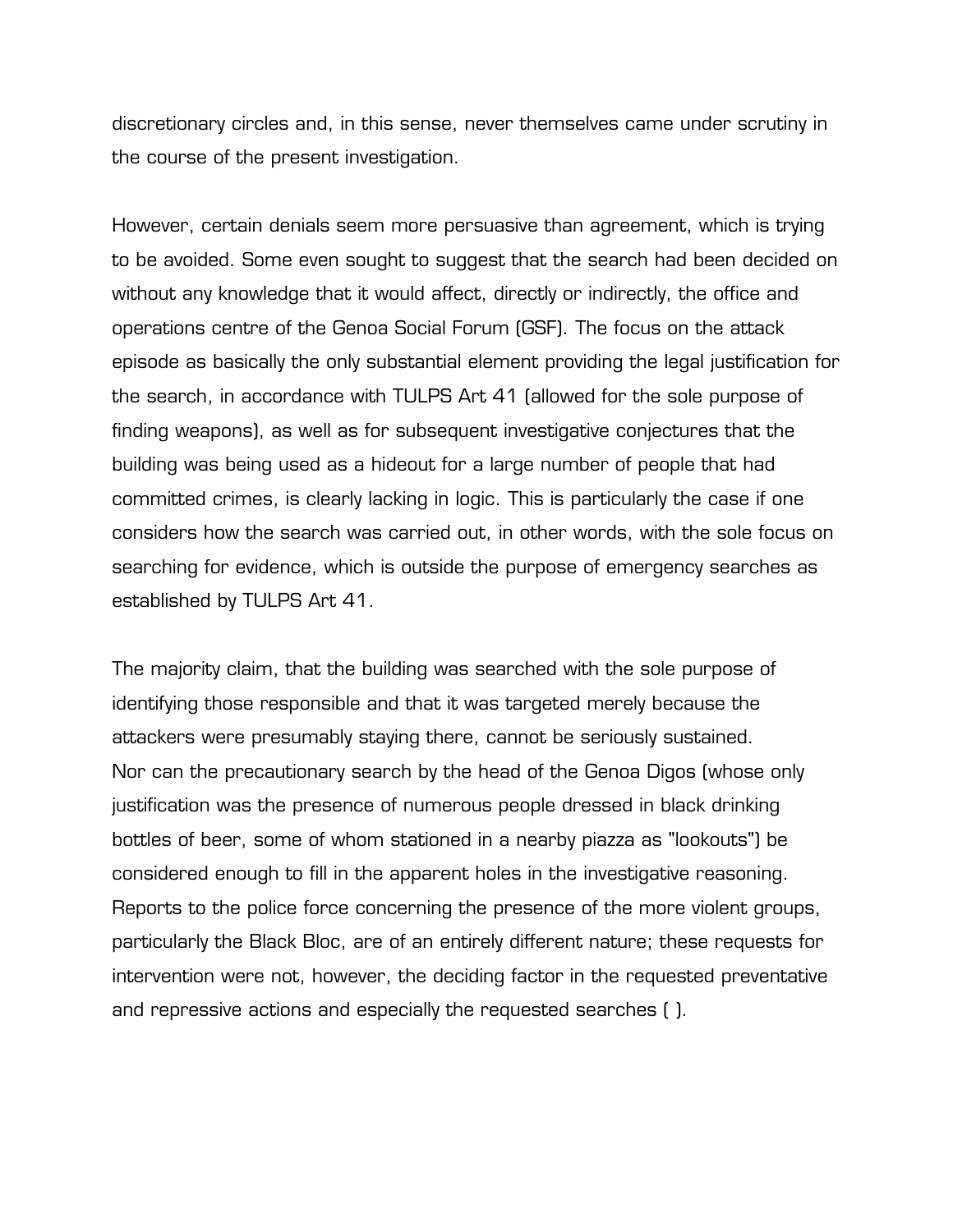discretionary circles and, in this sense, never themselves came under scrutiny in the course of the present investigation.

However, certain denials seem more persuasive than agreement, which is trying to be avoided. Some even sought to suggest that the search had been decided on without any knowledge that it would affect, directly or indirectly, the office and operations centre of the Genoa Social Forum (GSF). The focus on the attack episode as basically the only substantial element providing the legal justification for the search, in accordance with TULPS Art 41 (allowed for the sole purpose of finding weapons), as well as for subsequent investigative conjectures that the building was being used as a hideout for a large number of people that had committed crimes, is clearly lacking in logic. This is particularly the case if one considers how the search was carried out, in other words, with the sole focus on searching for evidence, which is outside the purpose of emergency searches as established by TULPS Art 41.

The majority claim, that the building was searched with the sole purpose of identifying those responsible and that it was targeted merely because the attackers were presumably staying there, cannot be seriously sustained.
Nor can the precautionary search by the head of the Genoa Digos (whose only justification was the presence of numerous people dressed in black drinking bottles of beer, some of whom stationed in a nearby piazza as "lookouts") be considered enough to fill in the apparent holes in the investigative reasoning. Reports to the police force concerning the presence of the more violent groups, particularly the Black Bloc, are of an entirely different nature; these requests for intervention were not, however, the deciding factor in the requested preventative and repressive actions and especially the requested searches ( ).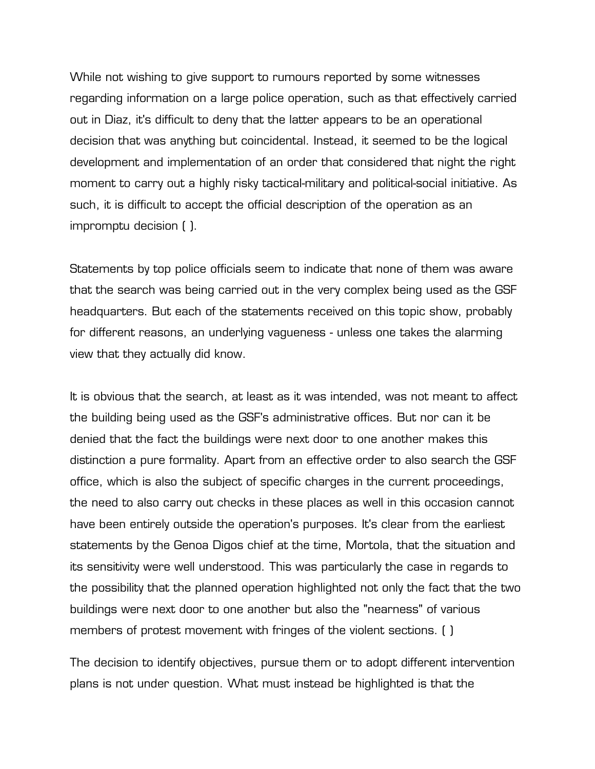While not wishing to give support to rumours reported by some witnesses regarding information on a large police operation, such as that effectively carried out in Diaz, it's difficult to deny that the latter appears to be an operational decision that was anything but coincidental. Instead, it seemed to be the logical development and implementation of an order that considered that night the right moment to carry out a highly risky tactical-military and political-social initiative. As such, it is difficult to accept the official description of the operation as an impromptu decision ( ).

Statements by top police officials seem to indicate that none of them was aware that the search was being carried out in the very complex being used as the GSF headquarters. But each of the statements received on this topic show, probably for different reasons, an underlying vagueness - unless one takes the alarming view that they actually did know.

It is obvious that the search, at least as it was intended, was not meant to affect the building being used as the GSF's administrative offices. But nor can it be denied that the fact the buildings were next door to one another makes this distinction a pure formality. Apart from an effective order to also search the GSF office, which is also the subject of specific charges in the current proceedings, the need to also carry out checks in these places as well in this occasion cannot have been entirely outside the operation's purposes. It's clear from the earliest statements by the Genoa Digos chief at the time, Mortola, that the situation and its sensitivity were well understood. This was particularly the case in regards to the possibility that the planned operation highlighted not only the fact that the two buildings were next door to one another but also the "nearness" of various members of protest movement with fringes of the violent sections. ( )

The decision to identify objectives, pursue them or to adopt different intervention plans is not under question. What must instead be highlighted is that the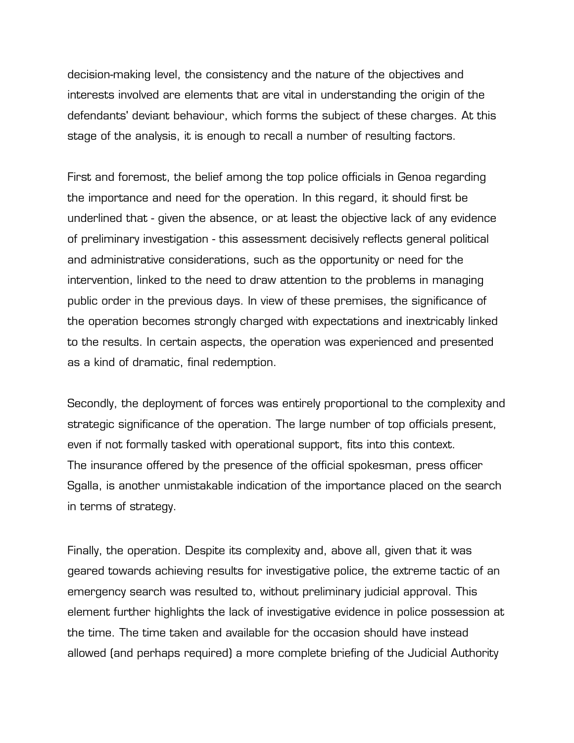decision-making level, the consistency and the nature of the objectives and interests involved are elements that are vital in understanding the origin of the defendants' deviant behaviour, which forms the subject of these charges. At this stage of the analysis, it is enough to recall a number of resulting factors.

First and foremost, the belief among the top police officials in Genoa regarding the importance and need for the operation. In this regard, it should first be underlined that - given the absence, or at least the objective lack of any evidence of preliminary investigation - this assessment decisively reflects general political and administrative considerations, such as the opportunity or need for the intervention, linked to the need to draw attention to the problems in managing public order in the previous days. In view of these premises, the significance of the operation becomes strongly charged with expectations and inextricably linked to the results. In certain aspects, the operation was experienced and presented as a kind of dramatic, final redemption.

Secondly, the deployment of forces was entirely proportional to the complexity and strategic significance of the operation. The large number of top officials present, even if not formally tasked with operational support, fits into this context.
The insurance offered by the presence of the official spokesman, press officer Sgalla, is another unmistakable indication of the importance placed on the search in terms of strategy.

Finally, the operation. Despite its complexity and, above all, given that it was geared towards achieving results for investigative police, the extreme tactic of an emergency search was resulted to, without preliminary judicial approval. This element further highlights the lack of investigative evidence in police possession at the time. The time taken and available for the occasion should have instead allowed (and perhaps required) a more complete briefing of the Judicial Authority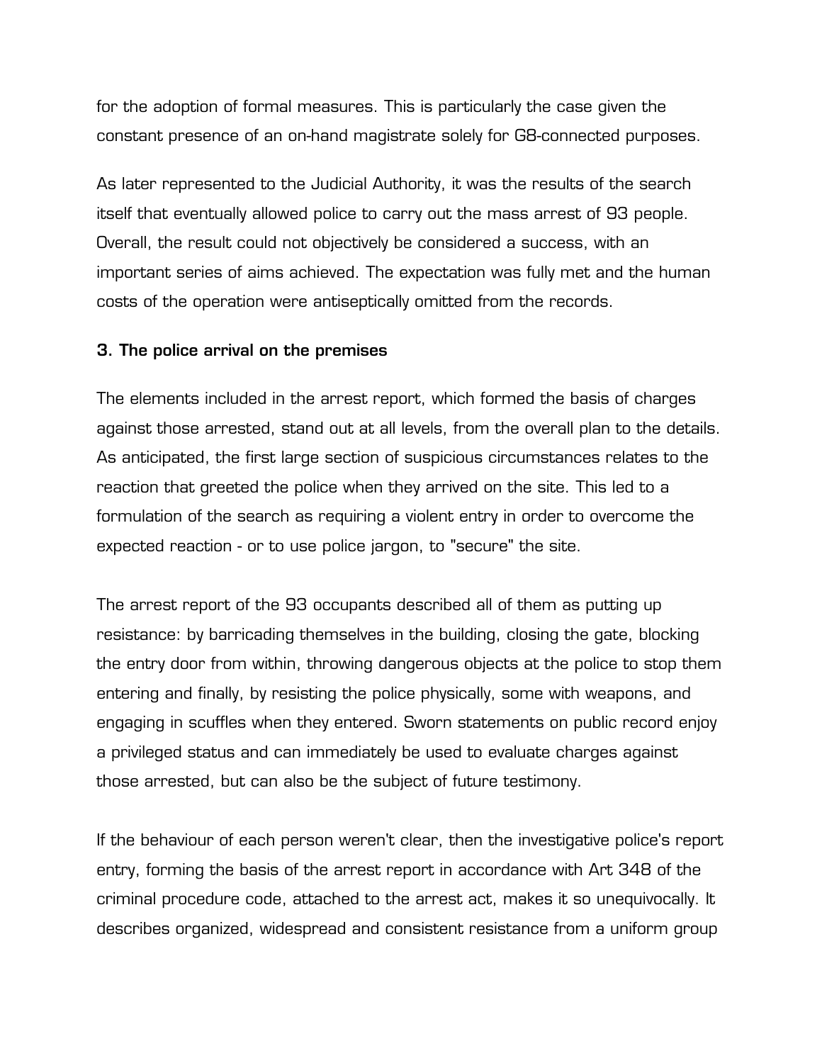for the adoption of formal measures. This is particularly the case given the constant presence of an on-hand magistrate solely for G8-connected purposes.

As later represented to the Judicial Authority, it was the results of the search itself that eventually allowed police to carry out the mass arrest of 93 people. Overall, the result could not objectively be considered a success, with an important series of aims achieved. The expectation was fully met and the human costs of the operation were antiseptically omitted from the records.

### 3. The police arrival on the premises

The elements included in the arrest report, which formed the basis of charges against those arrested, stand out at all levels, from the overall plan to the details. As anticipated, the first large section of suspicious circumstances relates to the reaction that greeted the police when they arrived on the site. This led to a formulation of the search as requiring a violent entry in order to overcome the expected reaction - or to use police jargon, to "secure" the site.

The arrest report of the 93 occupants described all of them as putting up resistance: by barricading themselves in the building, closing the gate, blocking the entry door from within, throwing dangerous objects at the police to stop them entering and finally, by resisting the police physically, some with weapons, and engaging in scuffles when they entered. Sworn statements on public record enjoy a privileged status and can immediately be used to evaluate charges against those arrested, but can also be the subject of future testimony.

If the behaviour of each person weren't clear, then the investigative police's report entry, forming the basis of the arrest report in accordance with Art 348 of the criminal procedure code, attached to the arrest act, makes it so unequivocally. It describes organized, widespread and consistent resistance from a uniform group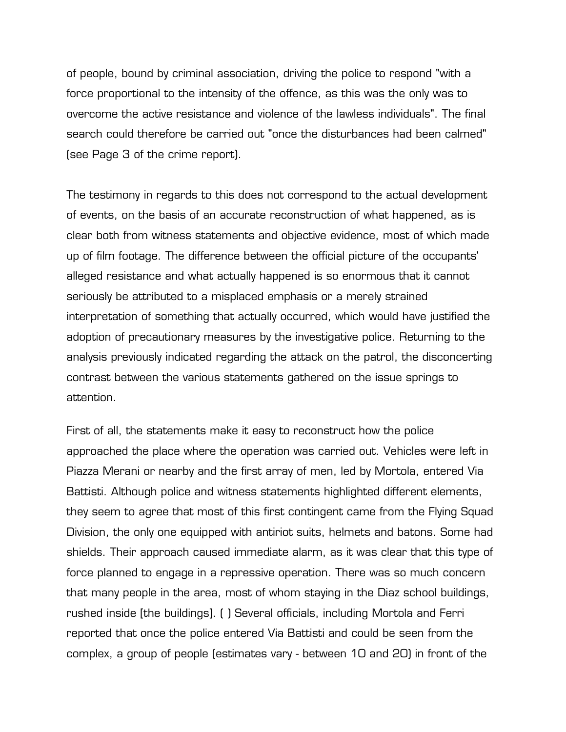of people, bound by criminal association, driving the police to respond "with a force proportional to the intensity of the offence, as this was the only was to overcome the active resistance and violence of the lawless individuals". The final search could therefore be carried out "once the disturbances had been calmed" (see Page 3 of the crime report).

The testimony in regards to this does not correspond to the actual development of events, on the basis of an accurate reconstruction of what happened, as is clear both from witness statements and objective evidence, most of which made up of film footage. The difference between the official picture of the occupants' alleged resistance and what actually happened is so enormous that it cannot seriously be attributed to a misplaced emphasis or a merely strained interpretation of something that actually occurred, which would have justified the adoption of precautionary measures by the investigative police. Returning to the analysis previously indicated regarding the attack on the patrol, the disconcerting contrast between the various statements gathered on the issue springs to attention.

First of all, the statements make it easy to reconstruct how the police approached the place where the operation was carried out. Vehicles were left in Piazza Merani or nearby and the first array of men, led by Mortola, entered Via Battisti. Although police and witness statements highlighted different elements, they seem to agree that most of this first contingent came from the Flying Squad Division, the only one equipped with antiriot suits, helmets and batons. Some had shields. Their approach caused immediate alarm, as it was clear that this type of force planned to engage in a repressive operation. There was so much concern that many people in the area, most of whom staying in the Diaz school buildings, rushed inside [the buildings]. ( ) Several officials, including Mortola and Ferri reported that once the police entered Via Battisti and could be seen from the complex, a group of people (estimates vary - between 10 and 20) in front of the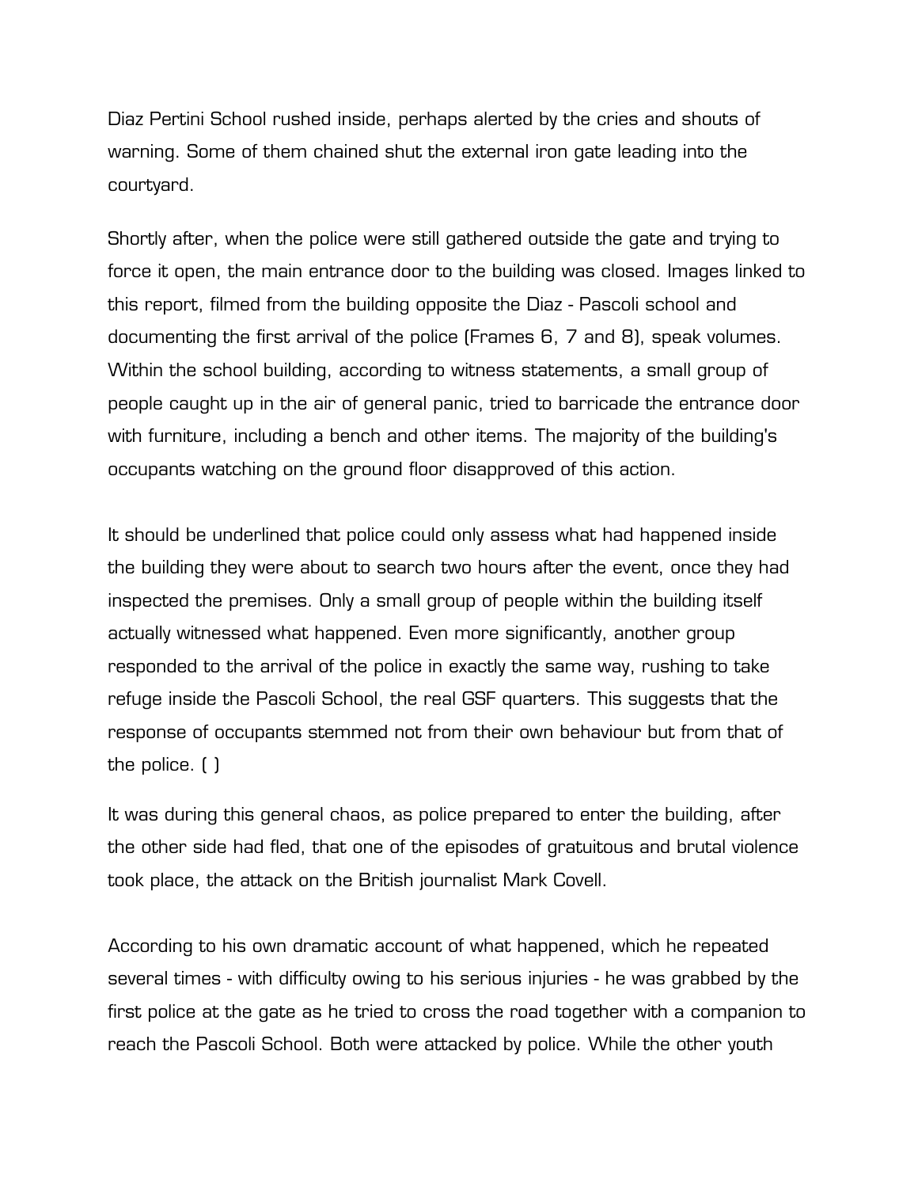Diaz Pertini School rushed inside, perhaps alerted by the cries and shouts of warning. Some of them chained shut the external iron gate leading into the courtyard.

Shortly after, when the police were still gathered outside the gate and trying to force it open, the main entrance door to the building was closed. Images linked to this report, filmed from the building opposite the Diaz - Pascoli school and documenting the first arrival of the police (Frames 6, 7 and 8), speak volumes. Within the school building, according to witness statements, a small group of people caught up in the air of general panic, tried to barricade the entrance door with furniture, including a bench and other items. The majority of the building's occupants watching on the ground floor disapproved of this action.

It should be underlined that police could only assess what had happened inside the building they were about to search two hours after the event, once they had inspected the premises. Only a small group of people within the building itself actually witnessed what happened. Even more significantly, another group responded to the arrival of the police in exactly the same way, rushing to take refuge inside the Pascoli School, the real GSF quarters. This suggests that the response of occupants stemmed not from their own behaviour but from that of the police. ( )

It was during this general chaos, as police prepared to enter the building, after the other side had fled, that one of the episodes of gratuitous and brutal violence took place, the attack on the British journalist Mark Covell.

According to his own dramatic account of what happened, which he repeated several times - with difficulty owing to his serious injuries - he was grabbed by the first police at the gate as he tried to cross the road together with a companion to reach the Pascoli School. Both were attacked by police. While the other youth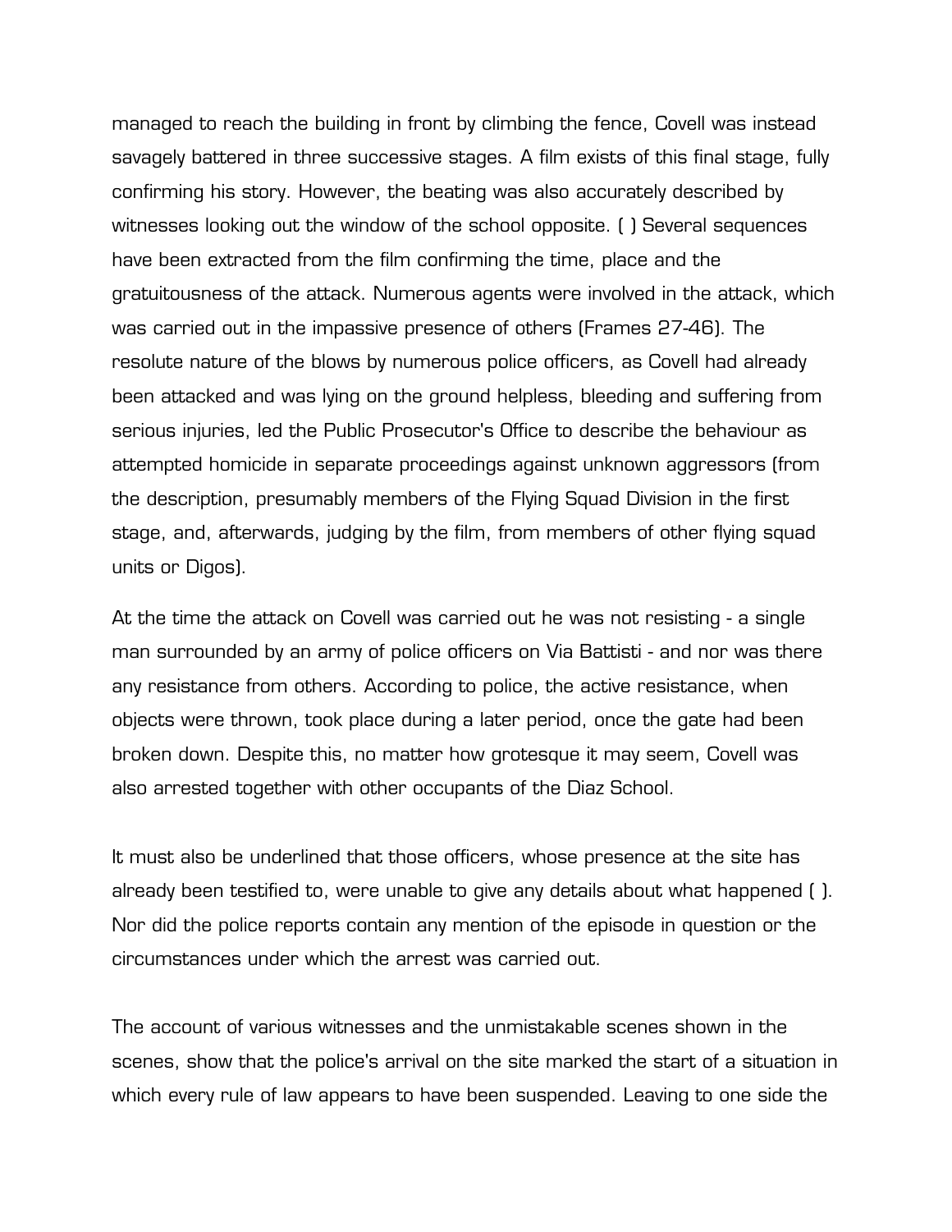managed to reach the building in front by climbing the fence, Covell was instead savagely battered in three successive stages. A film exists of this final stage, fully confirming his story. However, the beating was also accurately described by witnesses looking out the window of the school opposite. ( ) Several sequences have been extracted from the film confirming the time, place and the gratuitousness of the attack. Numerous agents were involved in the attack, which was carried out in the impassive presence of others (Frames 27-46). The resolute nature of the blows by numerous police officers, as Covell had already been attacked and was lying on the ground helpless, bleeding and suffering from serious injuries, led the Public Prosecutor's Office to describe the behaviour as attempted homicide in separate proceedings against unknown aggressors (from the description, presumably members of the Flying Squad Division in the first stage, and, afterwards, judging by the film, from members of other flying squad units or Digos).

At the time the attack on Covell was carried out he was not resisting - a single man surrounded by an army of police officers on Via Battisti - and nor was there any resistance from others. According to police, the active resistance, when objects were thrown, took place during a later period, once the gate had been broken down. Despite this, no matter how grotesque it may seem, Covell was also arrested together with other occupants of the Diaz School.

It must also be underlined that those officers, whose presence at the site has already been testified to, were unable to give any details about what happened ( ). Nor did the police reports contain any mention of the episode in question or the circumstances under which the arrest was carried out.

The account of various witnesses and the unmistakable scenes shown in the scenes, show that the police's arrival on the site marked the start of a situation in which every rule of law appears to have been suspended. Leaving to one side the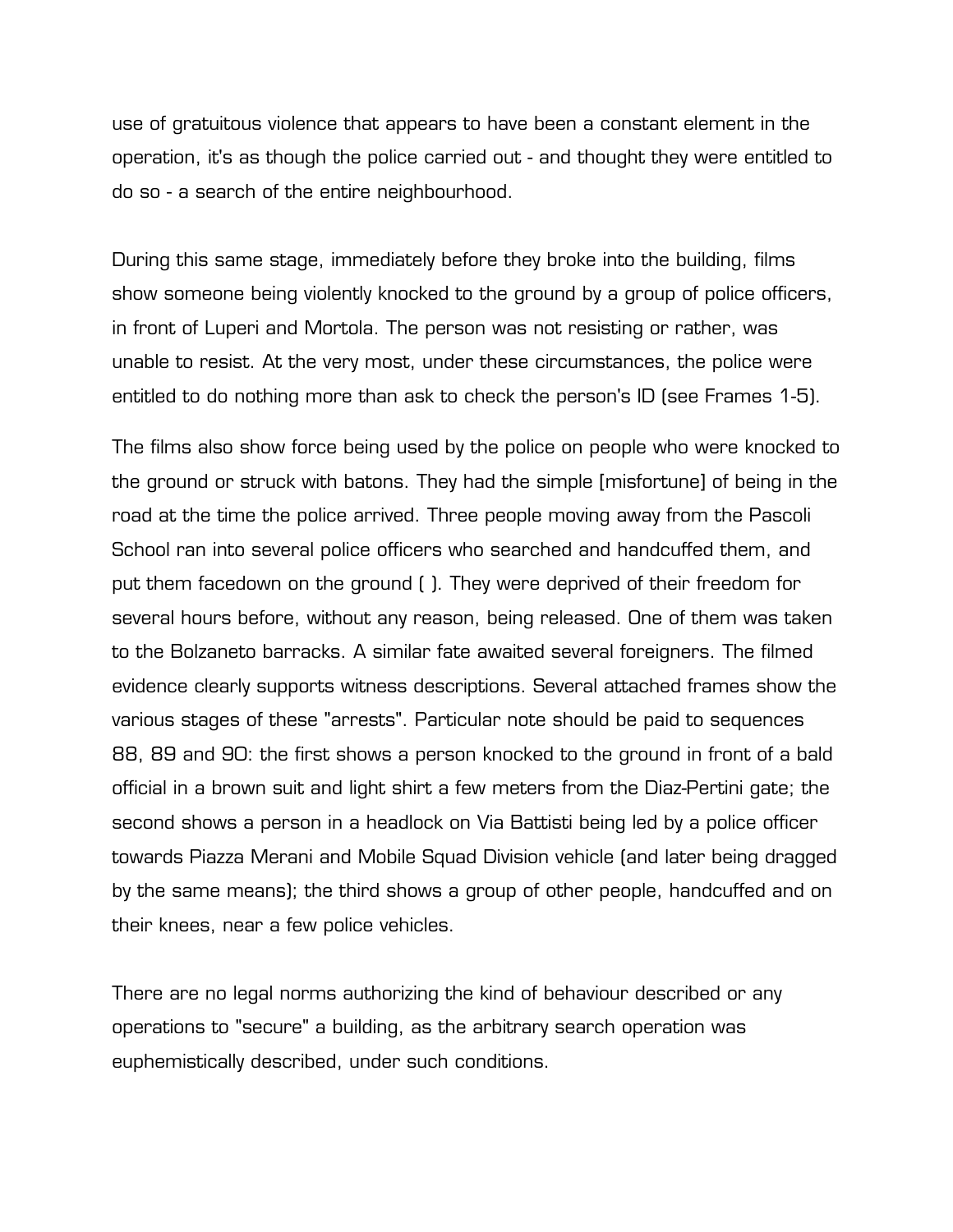use of gratuitous violence that appears to have been a constant element in the operation, it's as though the police carried out - and thought they were entitled to do so - a search of the entire neighbourhood.

During this same stage, immediately before they broke into the building, films show someone being violently knocked to the ground by a group of police officers, in front of Luperi and Mortola. The person was not resisting or rather, was unable to resist. At the very most, under these circumstances, the police were entitled to do nothing more than ask to check the person's ID (see Frames 1-5).

The films also show force being used by the police on people who were knocked to the ground or struck with batons. They had the simple [misfortune] of being in the road at the time the police arrived. Three people moving away from the Pascoli School ran into several police officers who searched and handcuffed them, and put them facedown on the ground ( ). They were deprived of their freedom for several hours before, without any reason, being released. One of them was taken to the Bolzaneto barracks. A similar fate awaited several foreigners. The filmed evidence clearly supports witness descriptions. Several attached frames show the various stages of these "arrests". Particular note should be paid to sequences 88, 89 and 90: the first shows a person knocked to the ground in front of a bald official in a brown suit and light shirt a few meters from the Diaz-Pertini gate; the second shows a person in a headlock on Via Battisti being led by a police officer towards Piazza Merani and Mobile Squad Division vehicle (and later being dragged by the same means); the third shows a group of other people, handcuffed and on their knees, near a few police vehicles.

There are no legal norms authorizing the kind of behaviour described or any operations to "secure" a building, as the arbitrary search operation was euphemistically described, under such conditions.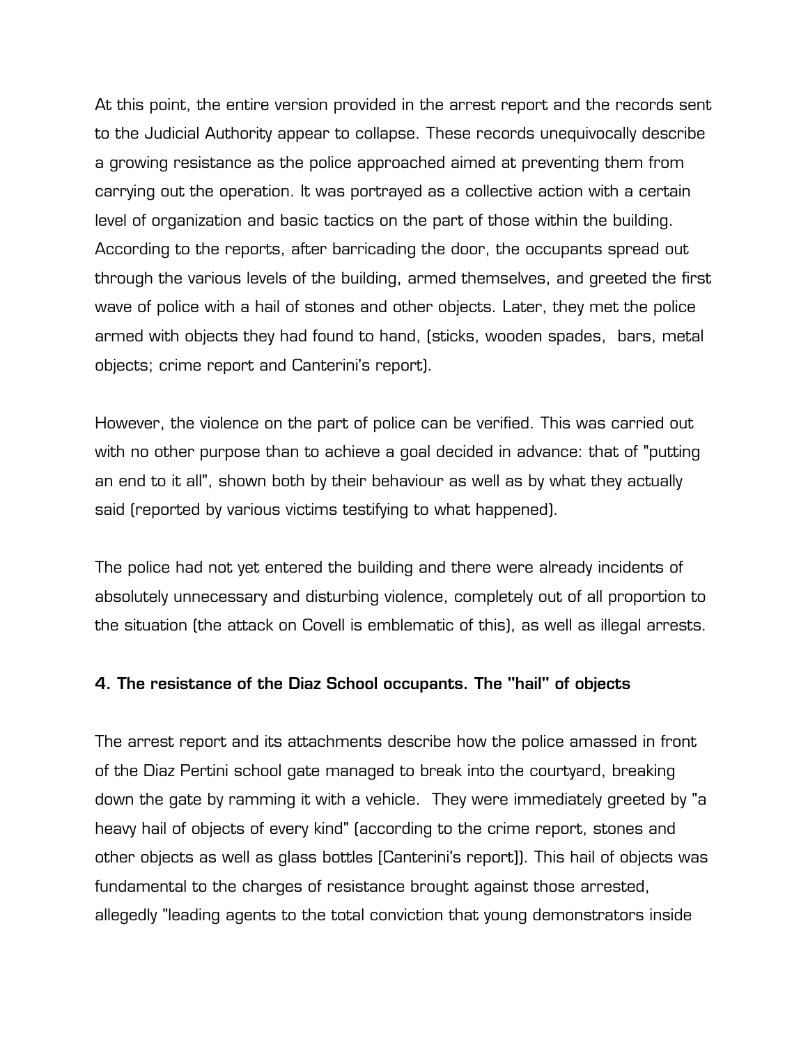At this point, the entire version provided in the arrest report and the records sent to the Judicial Authority appear to collapse. These records unequivocally describe a growing resistance as the police approached aimed at preventing them from carrying out the operation. It was portrayed as a collective action with a certain level of organization and basic tactics on the part of those within the building. According to the reports, after barricading the door, the occupants spread out through the various levels of the building, armed themselves, and greeted the first wave of police with a hail of stones and other objects. Later, they met the police armed with objects they had found to hand, (sticks, wooden spades, bars, metal objects; crime report and Canterini's report).

However, the violence on the part of police can be verified. This was carried out with no other purpose than to achieve a goal decided in advance: that of "putting an end to it all", shown both by their behaviour as well as by what they actually said (reported by various victims testifying to what happened).

The police had not yet entered the building and there were already incidents of absolutely unnecessary and disturbing violence, completely out of all proportion to the situation (the attack on Covell is emblematic of this), as well as illegal arrests.

### 4. The resistance of the Diaz School occupants. The "hail" of objects

The arrest report and its attachments describe how the police amassed in front of the Diaz Pertini school gate managed to break into the courtyard, breaking down the gate by ramming it with a vehicle. They were immediately greeted by "a heavy hail of objects of every kind" (according to the crime report, stones and other objects as well as glass bottles [Canterini's report]). This hail of objects was fundamental to the charges of resistance brought against those arrested, allegedly "leading agents to the total conviction that young demonstrators inside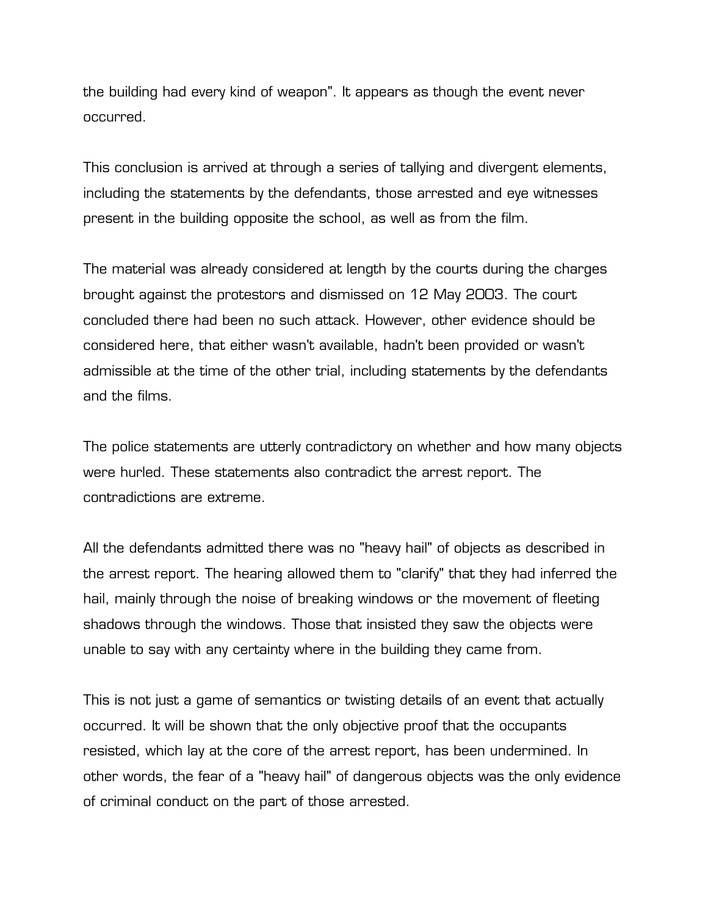the building had every kind of weapon". It appears as though the event never occurred.

This conclusion is arrived at through a series of tallying and divergent elements, including the statements by the defendants, those arrested and eye witnesses present in the building opposite the school, as well as from the film.

The material was already considered at length by the courts during the charges brought against the protestors and dismissed on 12 May 2003. The court concluded there had been no such attack. However, other evidence should be considered here, that either wasn't available, hadn't been provided or wasn't admissible at the time of the other trial, including statements by the defendants and the films.

The police statements are utterly contradictory on whether and how many objects were hurled. These statements also contradict the arrest report. The contradictions are extreme.

All the defendants admitted there was no "heavy hail" of objects as described in the arrest report. The hearing allowed them to "clarify" that they had inferred the hail, mainly through the noise of breaking windows or the movement of fleeting shadows through the windows. Those that insisted they saw the objects were unable to say with any certainty where in the building they came from.

This is not just a game of semantics or twisting details of an event that actually occurred. It will be shown that the only objective proof that the occupants resisted, which lay at the core of the arrest report, has been undermined. In other words, the fear of a "heavy hail" of dangerous objects was the only evidence of criminal conduct on the part of those arrested.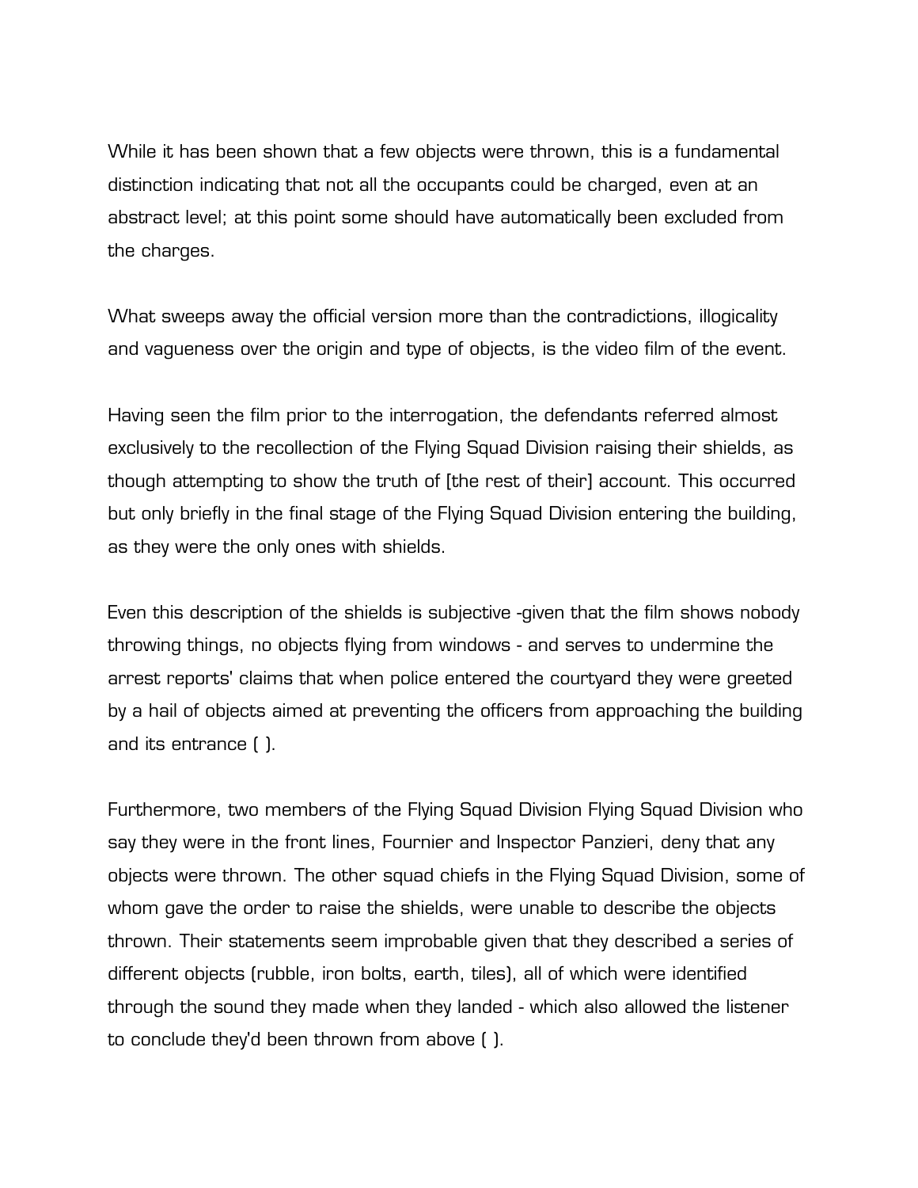While it has been shown that a few objects were thrown, this is a fundamental distinction indicating that not all the occupants could be charged, even at an abstract level; at this point some should have automatically been excluded from the charges.

What sweeps away the official version more than the contradictions, illogicality and vagueness over the origin and type of objects, is the video film of the event.

Having seen the film prior to the interrogation, the defendants referred almost exclusively to the recollection of the Flying Squad Division raising their shields, as though attempting to show the truth of [the rest of their] account. This occurred but only briefly in the final stage of the Flying Squad Division entering the building, as they were the only ones with shields.

Even this description of the shields is subjective -given that the film shows nobody throwing things, no objects flying from windows - and serves to undermine the arrest reports' claims that when police entered the courtyard they were greeted by a hail of objects aimed at preventing the officers from approaching the building and its entrance ( ).

Furthermore, two members of the Flying Squad Division Flying Squad Division who say they were in the front lines, Fournier and Inspector Panzieri, deny that any objects were thrown. The other squad chiefs in the Flying Squad Division, some of whom gave the order to raise the shields, were unable to describe the objects thrown. Their statements seem improbable given that they described a series of different objects (rubble, iron bolts, earth, tiles), all of which were identified through the sound they made when they landed - which also allowed the listener to conclude they'd been thrown from above ( ).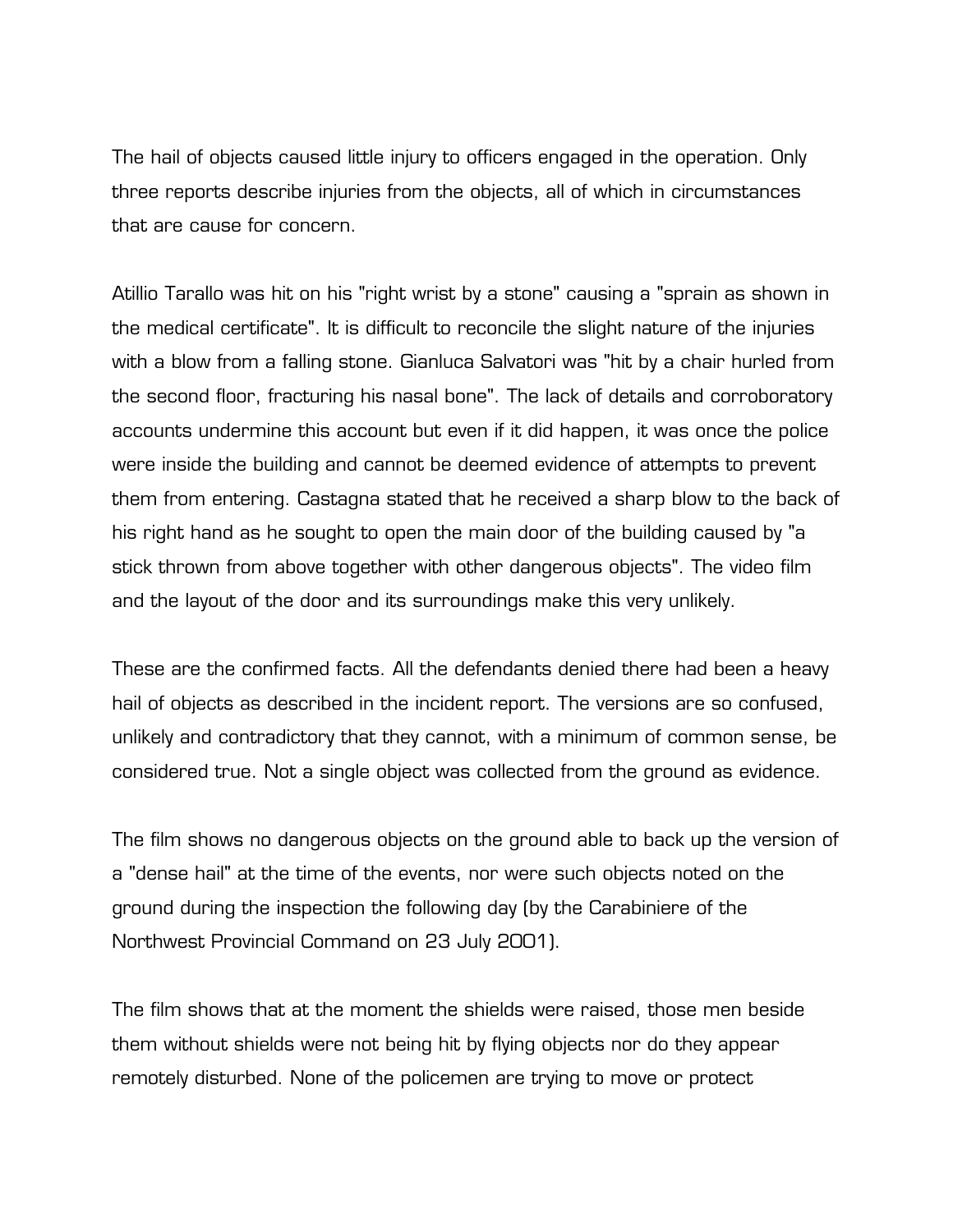The hail of objects caused little injury to officers engaged in the operation. Only three reports describe injuries from the objects, all of which in circumstances that are cause for concern.

Atillio Tarallo was hit on his "right wrist by a stone" causing a "sprain as shown in the medical certificate". It is difficult to reconcile the slight nature of the injuries with a blow from a falling stone. Gianluca Salvatori was "hit by a chair hurled from the second floor, fracturing his nasal bone". The lack of details and corroboratory accounts undermine this account but even if it did happen, it was once the police were inside the building and cannot be deemed evidence of attempts to prevent them from entering. Castagna stated that he received a sharp blow to the back of his right hand as he sought to open the main door of the building caused by "a stick thrown from above together with other dangerous objects". The video film and the layout of the door and its surroundings make this very unlikely.

These are the confirmed facts. All the defendants denied there had been a heavy hail of objects as described in the incident report. The versions are so confused, unlikely and contradictory that they cannot, with a minimum of common sense, be considered true. Not a single object was collected from the ground as evidence.

The film shows no dangerous objects on the ground able to back up the version of a "dense hail" at the time of the events, nor were such objects noted on the ground during the inspection the following day (by the Carabiniere of the Northwest Provincial Command on 23 July 2001).

The film shows that at the moment the shields were raised, those men beside them without shields were not being hit by flying objects nor do they appear remotely disturbed. None of the policemen are trying to move or protect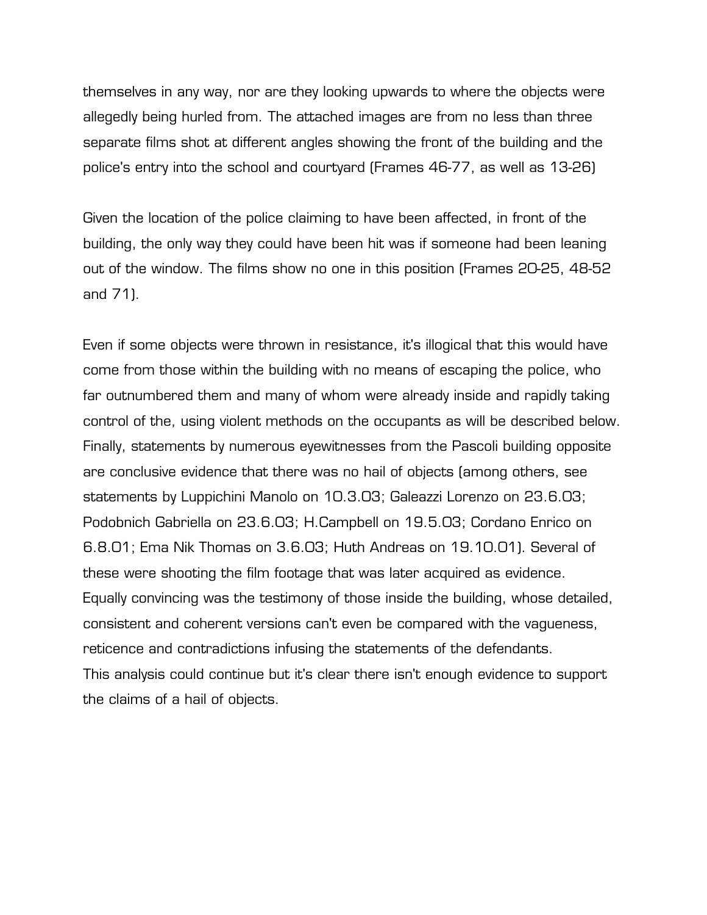themselves in any way, nor are they looking upwards to where the objects were allegedly being hurled from. The attached images are from no less than three separate films shot at different angles showing the front of the building and the police's entry into the school and courtyard (Frames 46-77, as well as 13-26)

Given the location of the police claiming to have been affected, in front of the building, the only way they could have been hit was if someone had been leaning out of the window. The films show no one in this position (Frames 20-25, 48-52 and 71).

Even if some objects were thrown in resistance, it's illogical that this would have come from those within the building with no means of escaping the police, who far outnumbered them and many of whom were already inside and rapidly taking control of the, using violent methods on the occupants as will be described below. Finally, statements by numerous eyewitnesses from the Pascoli building opposite are conclusive evidence that there was no hail of objects (among others, see statements by Luppichini Manolo on 10.3.03; Galeazzi Lorenzo on 23.6.03; Podobnich Gabriella on 23.6.03; H.Campbell on 19.5.03; Cordano Enrico on 6.8.01; Ema Nik Thomas on 3.6.03; Huth Andreas on 19.10.01). Several of these were shooting the film footage that was later acquired as evidence. Equally convincing was the testimony of those inside the building, whose detailed, consistent and coherent versions can't even be compared with the vagueness, reticence and contradictions infusing the statements of the defendants.
This analysis could continue but it's clear there isn't enough evidence to support the claims of a hail of objects.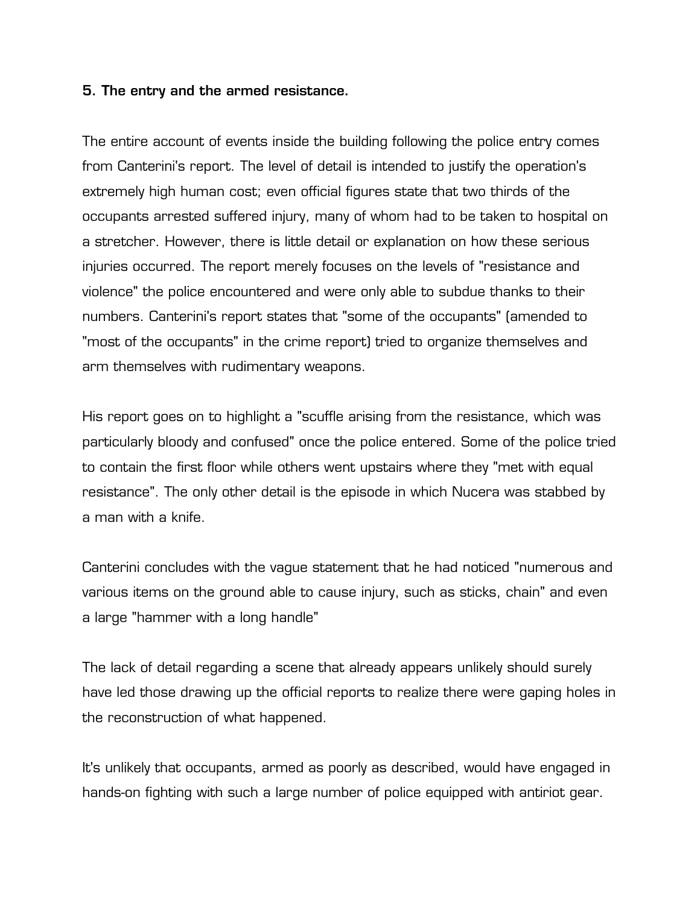**5. The entry and the armed resistance.**

The entire account of events inside the building following the police entry comes from Canterini's report. The level of detail is intended to justify the operation's extremely high human cost; even official figures state that two thirds of the occupants arrested suffered injury, many of whom had to be taken to hospital on a stretcher. However, there is little detail or explanation on how these serious injuries occurred. The report merely focuses on the levels of "resistance and violence" the police encountered and were only able to subdue thanks to their numbers. Canterini's report states that "some of the occupants" (amended to "most of the occupants" in the crime report) tried to organize themselves and arm themselves with rudimentary weapons.

His report goes on to highlight a "scuffle arising from the resistance, which was particularly bloody and confused" once the police entered. Some of the police tried to contain the first floor while others went upstairs where they "met with equal resistance". The only other detail is the episode in which Nucera was stabbed by a man with a knife.

Canterini concludes with the vague statement that he had noticed "numerous and various items on the ground able to cause injury, such as sticks, chain" and even a large "hammer with a long handle"

The lack of detail regarding a scene that already appears unlikely should surely have led those drawing up the official reports to realize there were gaping holes in the reconstruction of what happened.

It's unlikely that occupants, armed as poorly as described, would have engaged in hands-on fighting with such a large number of police equipped with antiriot gear.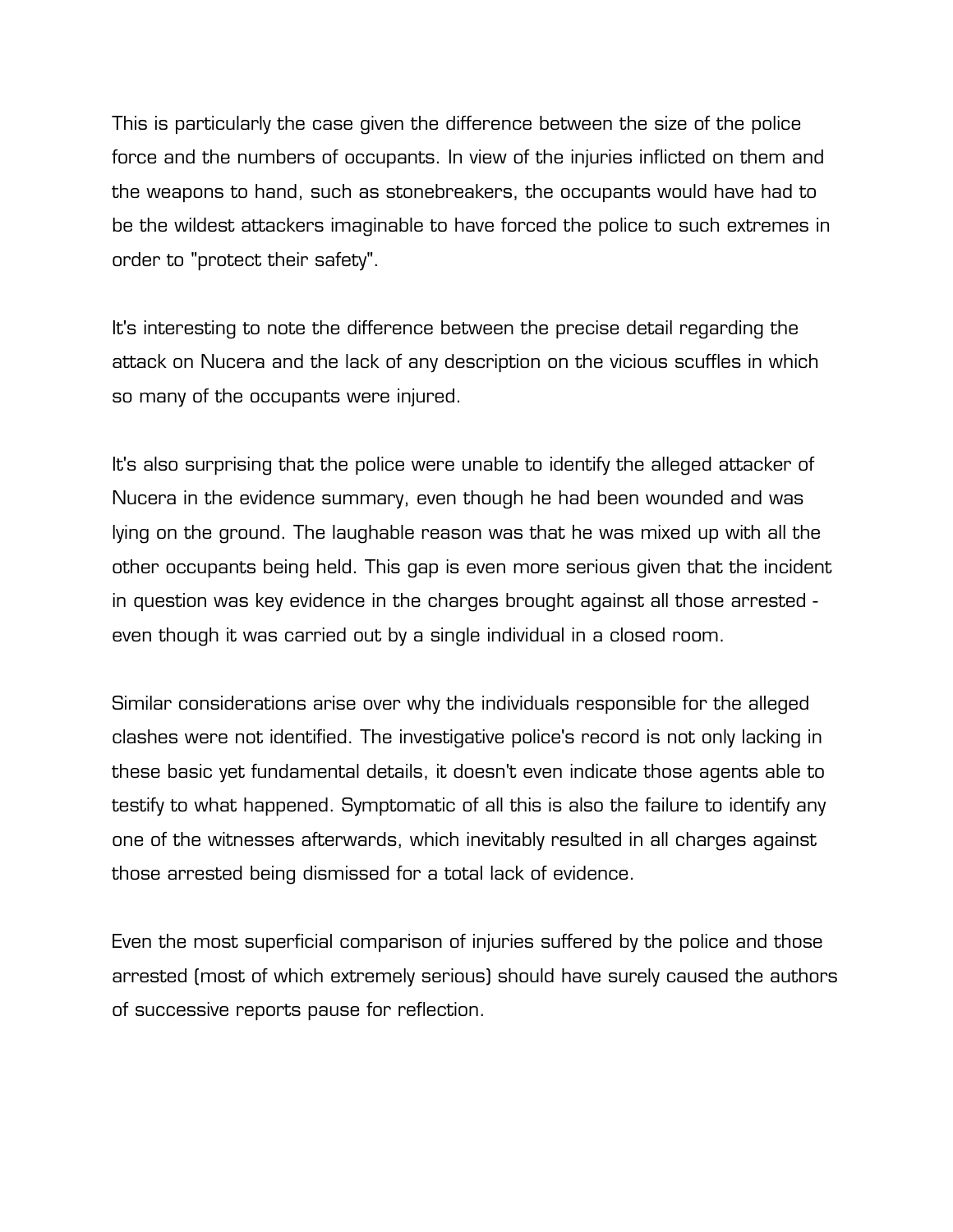This is particularly the case given the difference between the size of the police force and the numbers of occupants. In view of the injuries inflicted on them and the weapons to hand, such as stonebreakers, the occupants would have had to be the wildest attackers imaginable to have forced the police to such extremes in order to "protect their safety".

It's interesting to note the difference between the precise detail regarding the attack on Nucera and the lack of any description on the vicious scuffles in which so many of the occupants were injured.

It's also surprising that the police were unable to identify the alleged attacker of Nucera in the evidence summary, even though he had been wounded and was lying on the ground. The laughable reason was that he was mixed up with all the other occupants being held. This gap is even more serious given that the incident in question was key evidence in the charges brought against all those arrested - even though it was carried out by a single individual in a closed room.

Similar considerations arise over why the individuals responsible for the alleged clashes were not identified. The investigative police's record is not only lacking in these basic yet fundamental details, it doesn't even indicate those agents able to testify to what happened. Symptomatic of all this is also the failure to identify any one of the witnesses afterwards, which inevitably resulted in all charges against those arrested being dismissed for a total lack of evidence.

Even the most superficial comparison of injuries suffered by the police and those arrested (most of which extremely serious) should have surely caused the authors of successive reports pause for reflection.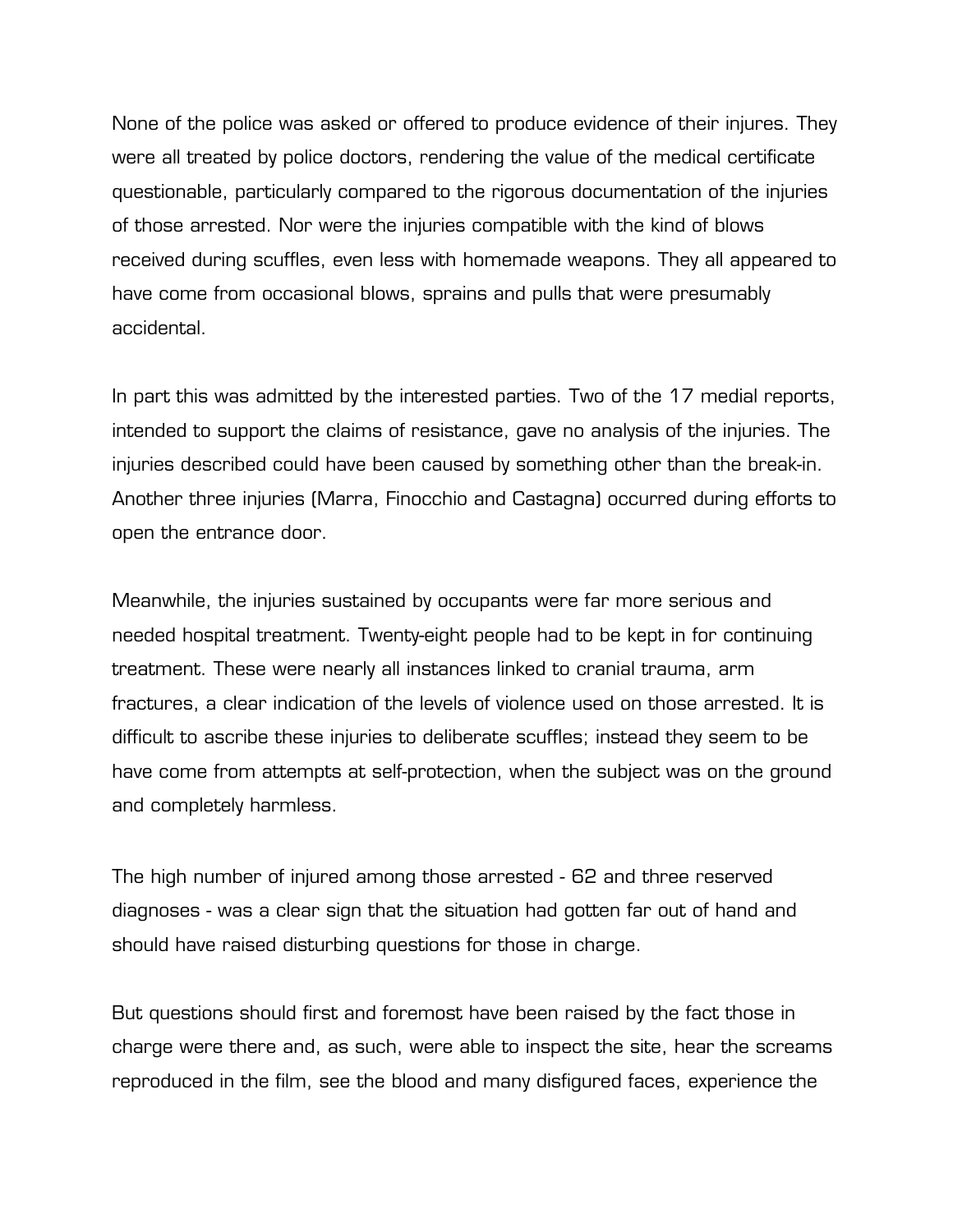None of the police was asked or offered to produce evidence of their injures. They were all treated by police doctors, rendering the value of the medical certificate questionable, particularly compared to the rigorous documentation of the injuries of those arrested. Nor were the injuries compatible with the kind of blows received during scuffles, even less with homemade weapons. They all appeared to have come from occasional blows, sprains and pulls that were presumably accidental.

In part this was admitted by the interested parties. Two of the 17 medial reports, intended to support the claims of resistance, gave no analysis of the injuries. The injuries described could have been caused by something other than the break-in. Another three injuries (Marra, Finocchio and Castagna) occurred during efforts to open the entrance door.

Meanwhile, the injuries sustained by occupants were far more serious and needed hospital treatment. Twenty-eight people had to be kept in for continuing treatment. These were nearly all instances linked to cranial trauma, arm fractures, a clear indication of the levels of violence used on those arrested. It is difficult to ascribe these injuries to deliberate scuffles; instead they seem to be have come from attempts at self-protection, when the subject was on the ground and completely harmless.

The high number of injured among those arrested - 62 and three reserved diagnoses - was a clear sign that the situation had gotten far out of hand and should have raised disturbing questions for those in charge.

But questions should first and foremost have been raised by the fact those in charge were there and, as such, were able to inspect the site, hear the screams reproduced in the film, see the blood and many disfigured faces, experience the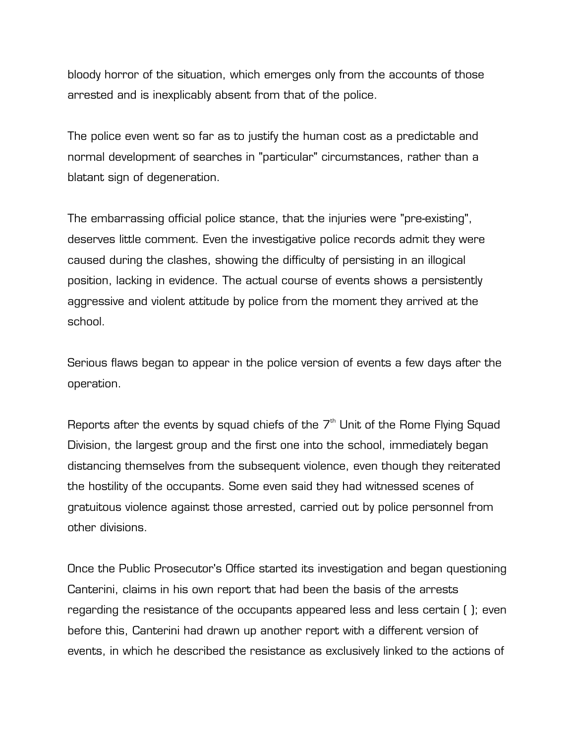bloody horror of the situation, which emerges only from the accounts of those arrested and is inexplicably absent from that of the police.

The police even went so far as to justify the human cost as a predictable and normal development of searches in "particular" circumstances, rather than a blatant sign of degeneration.

The embarrassing official police stance, that the injuries were "pre-existing", deserves little comment. Even the investigative police records admit they were caused during the clashes, showing the difficulty of persisting in an illogical position, lacking in evidence. The actual course of events shows a persistently aggressive and violent attitude by police from the moment they arrived at the school.

Serious flaws began to appear in the police version of events a few days after the operation.

Reports after the events by squad chiefs of the 7th Unit of the Rome Flying Squad Division, the largest group and the first one into the school, immediately began distancing themselves from the subsequent violence, even though they reiterated the hostility of the occupants. Some even said they had witnessed scenes of gratuitous violence against those arrested, carried out by police personnel from other divisions.

Once the Public Prosecutor's Office started its investigation and began questioning Canterini, claims in his own report that had been the basis of the arrests regarding the resistance of the occupants appeared less and less certain ( ); even before this, Canterini had drawn up another report with a different version of events, in which he described the resistance as exclusively linked to the actions of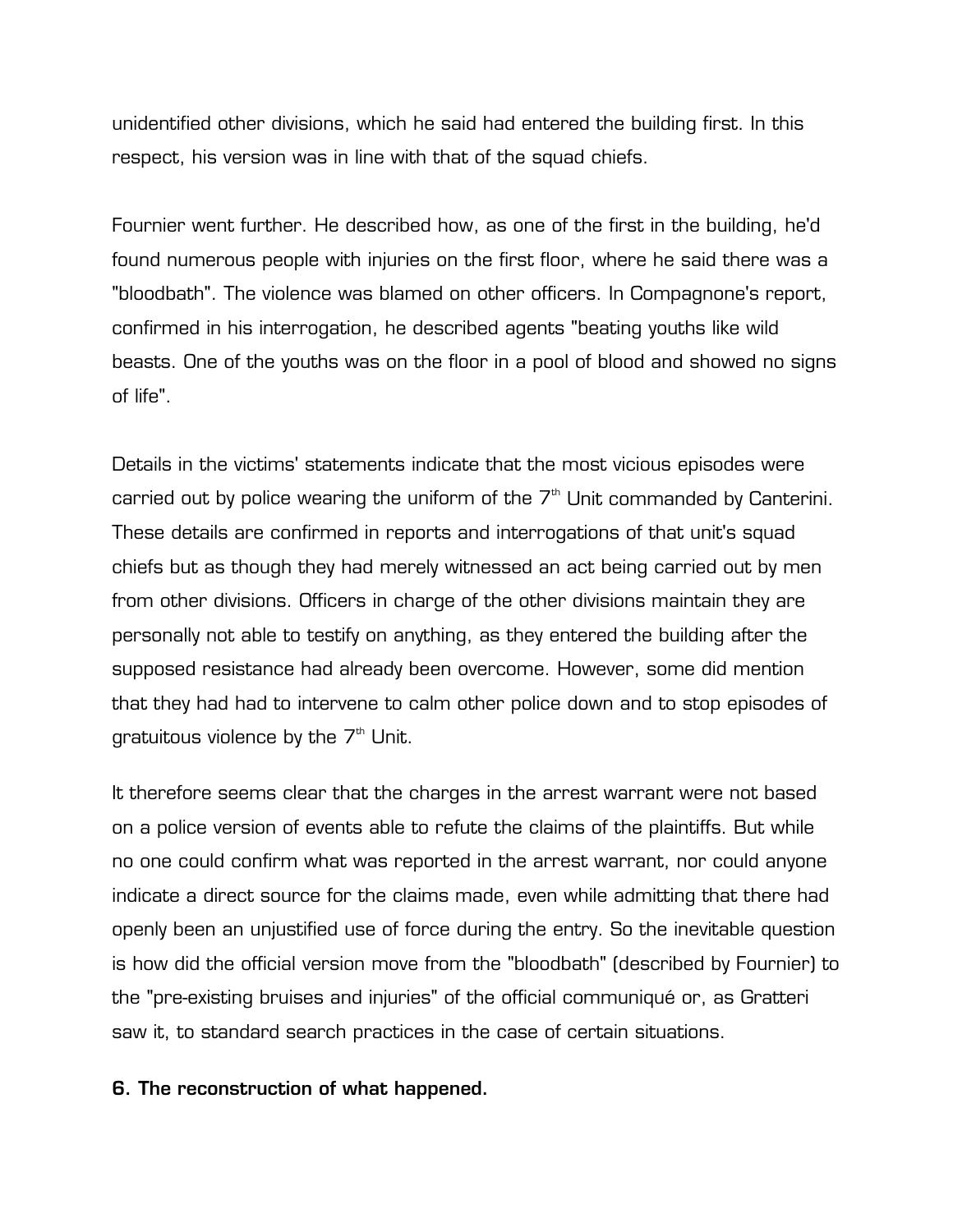unidentified other divisions, which he said had entered the building first. In this respect, his version was in line with that of the squad chiefs.

Fournier went further. He described how, as one of the first in the building, he'd found numerous people with injuries on the first floor, where he said there was a "bloodbath". The violence was blamed on other officers. In Compagnone's report, confirmed in his interrogation, he described agents "beating youths like wild beasts. One of the youths was on the floor in a pool of blood and showed no signs of life".

Details in the victims' statements indicate that the most vicious episodes were carried out by police wearing the uniform of the 7th Unit commanded by Canterini. These details are confirmed in reports and interrogations of that unit's squad chiefs but as though they had merely witnessed an act being carried out by men from other divisions. Officers in charge of the other divisions maintain they are personally not able to testify on anything, as they entered the building after the supposed resistance had already been overcome. However, some did mention that they had had to intervene to calm other police down and to stop episodes of gratuitous violence by the 7th Unit.

It therefore seems clear that the charges in the arrest warrant were not based on a police version of events able to refute the claims of the plaintiffs. But while no one could confirm what was reported in the arrest warrant, nor could anyone indicate a direct source for the claims made, even while admitting that there had openly been an unjustified use of force during the entry. So the inevitable question is how did the official version move from the "bloodbath" (described by Fournier) to the "pre-existing bruises and injuries" of the official communiqué or, as Gratteri saw it, to standard search practices in the case of certain situations.

**6. The reconstruction of what happened.**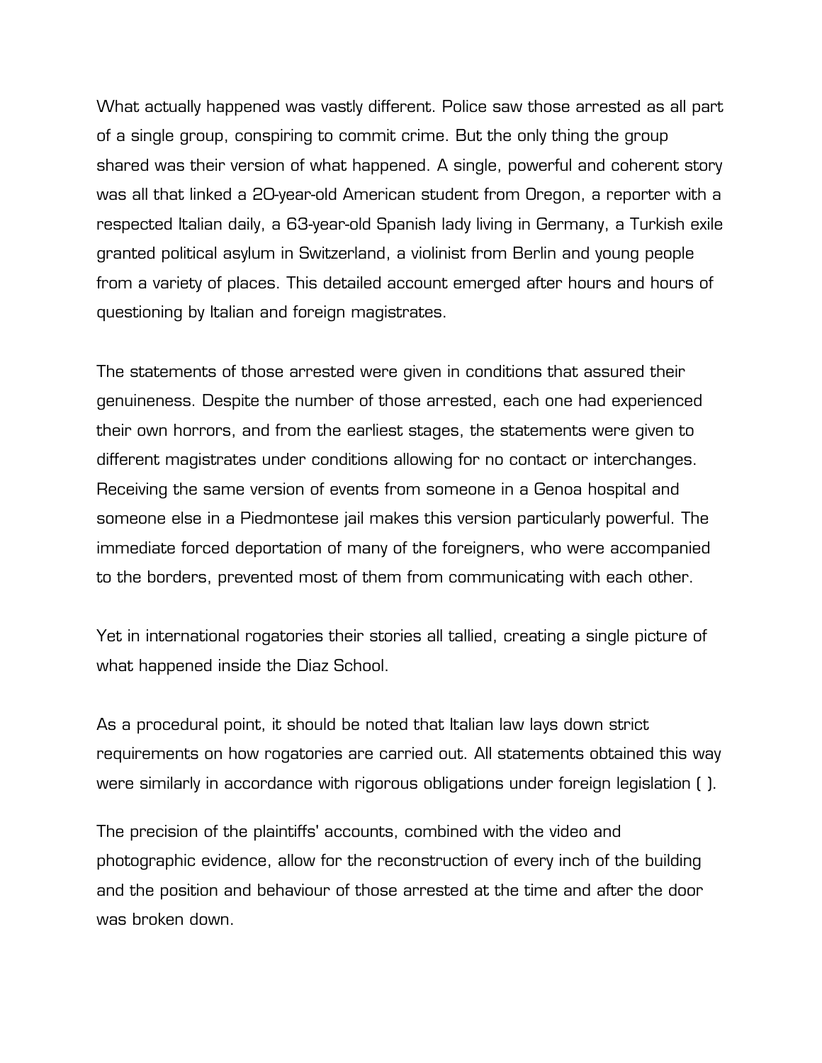What actually happened was vastly different. Police saw those arrested as all part of a single group, conspiring to commit crime. But the only thing the group shared was their version of what happened. A single, powerful and coherent story was all that linked a 20-year-old American student from Oregon, a reporter with a respected Italian daily, a 63-year-old Spanish lady living in Germany, a Turkish exile granted political asylum in Switzerland, a violinist from Berlin and young people from a variety of places. This detailed account emerged after hours and hours of questioning by Italian and foreign magistrates.

The statements of those arrested were given in conditions that assured their genuineness. Despite the number of those arrested, each one had experienced their own horrors, and from the earliest stages, the statements were given to different magistrates under conditions allowing for no contact or interchanges. Receiving the same version of events from someone in a Genoa hospital and someone else in a Piedmontese jail makes this version particularly powerful. The immediate forced deportation of many of the foreigners, who were accompanied to the borders, prevented most of them from communicating with each other.

Yet in international rogatories their stories all tallied, creating a single picture of what happened inside the Diaz School.

As a procedural point, it should be noted that Italian law lays down strict requirements on how rogatories are carried out. All statements obtained this way were similarly in accordance with rigorous obligations under foreign legislation ( ).

The precision of the plaintiffs' accounts, combined with the video and photographic evidence, allow for the reconstruction of every inch of the building and the position and behaviour of those arrested at the time and after the door was broken down.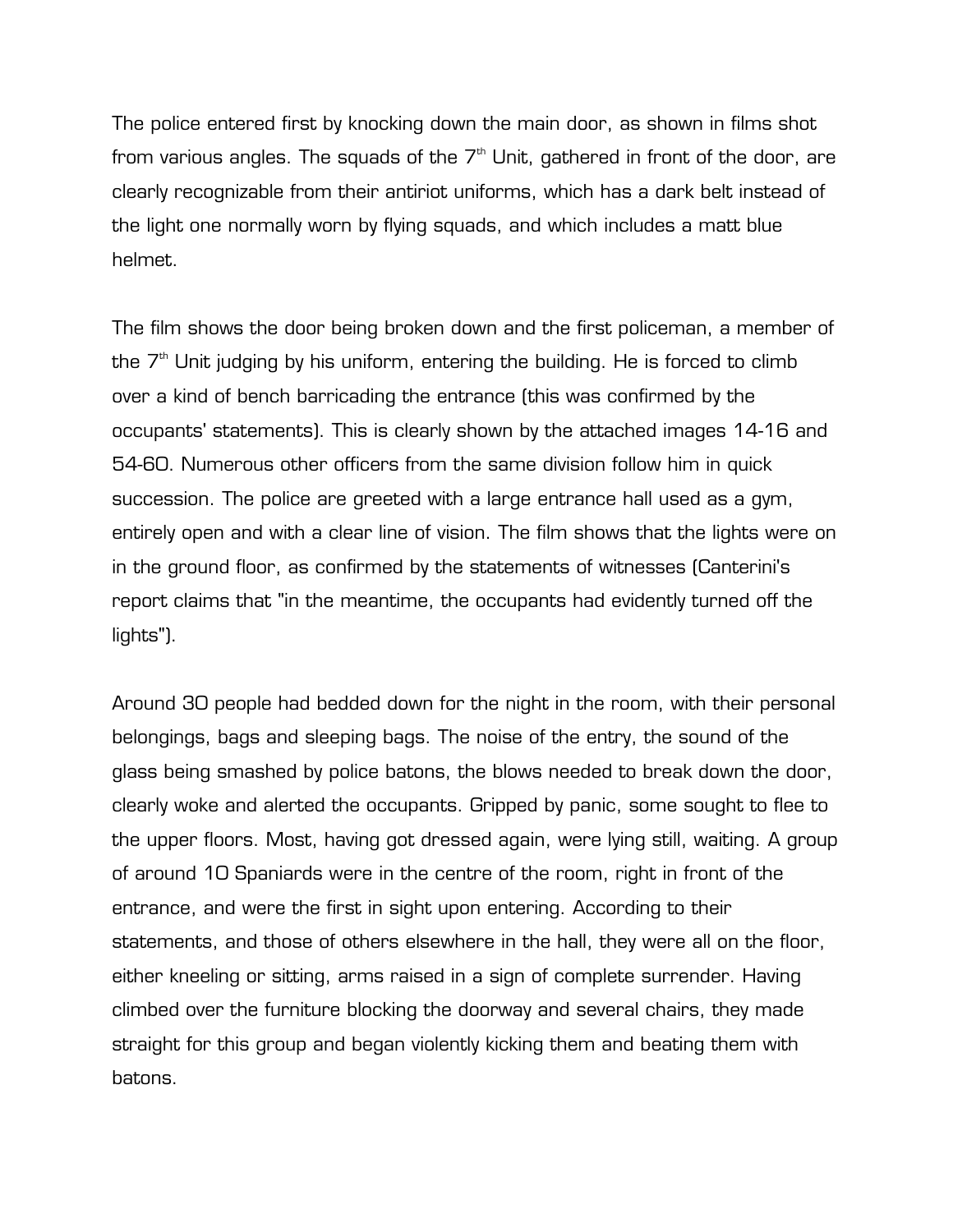The police entered first by knocking down the main door, as shown in films shot from various angles. The squads of the 7th Unit, gathered in front of the door, are clearly recognizable from their antiriot uniforms, which has a dark belt instead of the light one normally worn by flying squads, and which includes a matt blue helmet.

The film shows the door being broken down and the first policeman, a member of the 7th Unit judging by his uniform, entering the building. He is forced to climb over a kind of bench barricading the entrance (this was confirmed by the occupants' statements). This is clearly shown by the attached images 14-16 and 54-60. Numerous other officers from the same division follow him in quick succession. The police are greeted with a large entrance hall used as a gym, entirely open and with a clear line of vision. The film shows that the lights were on in the ground floor, as confirmed by the statements of witnesses (Canterini's report claims that "in the meantime, the occupants had evidently turned off the lights").

Around 30 people had bedded down for the night in the room, with their personal belongings, bags and sleeping bags. The noise of the entry, the sound of the glass being smashed by police batons, the blows needed to break down the door, clearly woke and alerted the occupants. Gripped by panic, some sought to flee to the upper floors. Most, having got dressed again, were lying still, waiting. A group of around 10 Spaniards were in the centre of the room, right in front of the entrance, and were the first in sight upon entering. According to their statements, and those of others elsewhere in the hall, they were all on the floor, either kneeling or sitting, arms raised in a sign of complete surrender. Having climbed over the furniture blocking the doorway and several chairs, they made straight for this group and began violently kicking them and beating them with batons.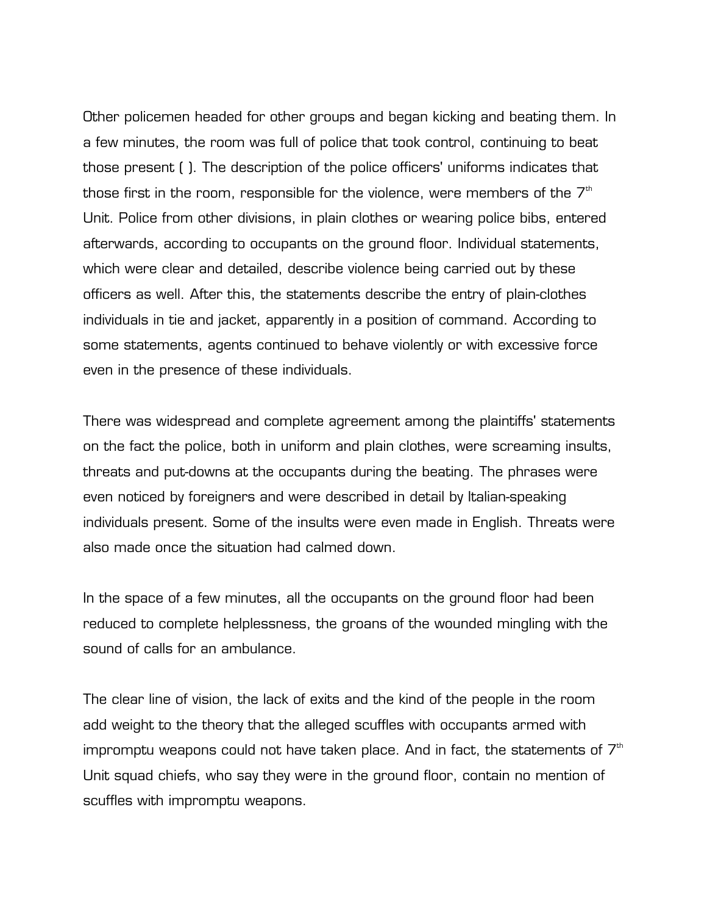Other policemen headed for other groups and began kicking and beating them. In a few minutes, the room was full of police that took control, continuing to beat those present ( ). The description of the police officers' uniforms indicates that those first in the room, responsible for the violence, were members of the 7th Unit. Police from other divisions, in plain clothes or wearing police bibs, entered afterwards, according to occupants on the ground floor. Individual statements, which were clear and detailed, describe violence being carried out by these officers as well. After this, the statements describe the entry of plain-clothes individuals in tie and jacket, apparently in a position of command. According to some statements, agents continued to behave violently or with excessive force even in the presence of these individuals.

There was widespread and complete agreement among the plaintiffs' statements on the fact the police, both in uniform and plain clothes, were screaming insults, threats and put-downs at the occupants during the beating. The phrases were even noticed by foreigners and were described in detail by Italian-speaking individuals present. Some of the insults were even made in English. Threats were also made once the situation had calmed down.

In the space of a few minutes, all the occupants on the ground floor had been reduced to complete helplessness, the groans of the wounded mingling with the sound of calls for an ambulance.

The clear line of vision, the lack of exits and the kind of the people in the room add weight to the theory that the alleged scuffles with occupants armed with impromptu weapons could not have taken place. And in fact, the statements of 7th Unit squad chiefs, who say they were in the ground floor, contain no mention of scuffles with impromptu weapons.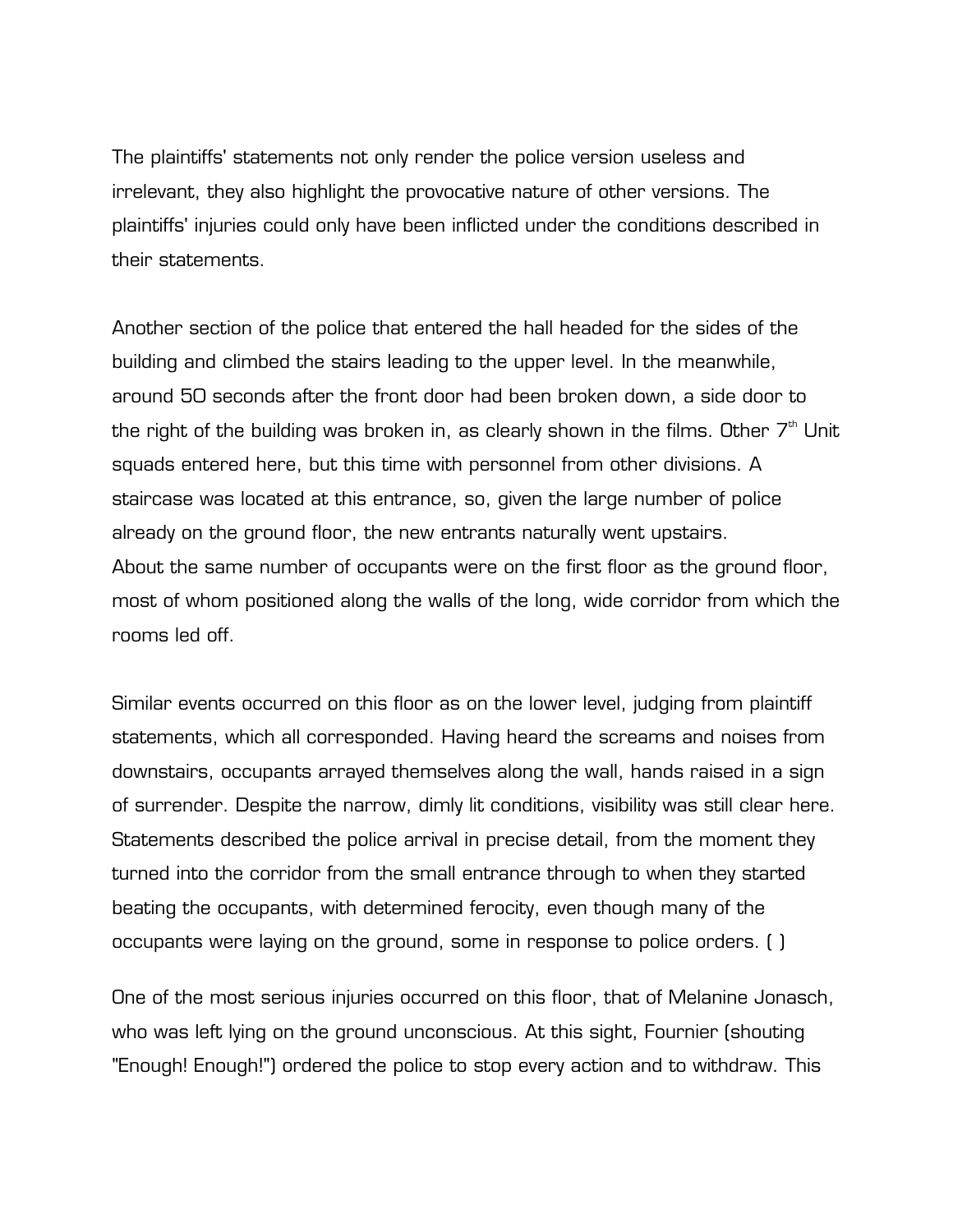The plaintiffs' statements not only render the police version useless and irrelevant, they also highlight the provocative nature of other versions. The plaintiffs' injuries could only have been inflicted under the conditions described in their statements.

Another section of the police that entered the hall headed for the sides of the building and climbed the stairs leading to the upper level. In the meanwhile, around 50 seconds after the front door had been broken down, a side door to the right of the building was broken in, as clearly shown in the films. Other 7th Unit squads entered here, but this time with personnel from other divisions. A staircase was located at this entrance, so, given the large number of police already on the ground floor, the new entrants naturally went upstairs.
About the same number of occupants were on the first floor as the ground floor, most of whom positioned along the walls of the long, wide corridor from which the rooms led off.

Similar events occurred on this floor as on the lower level, judging from plaintiff statements, which all corresponded. Having heard the screams and noises from downstairs, occupants arrayed themselves along the wall, hands raised in a sign of surrender. Despite the narrow, dimly lit conditions, visibility was still clear here. Statements described the police arrival in precise detail, from the moment they turned into the corridor from the small entrance through to when they started beating the occupants, with determined ferocity, even though many of the occupants were laying on the ground, some in response to police orders. ( )

One of the most serious injuries occurred on this floor, that of Melanine Jonasch, who was left lying on the ground unconscious. At this sight, Fournier (shouting "Enough! Enough!") ordered the police to stop every action and to withdraw. This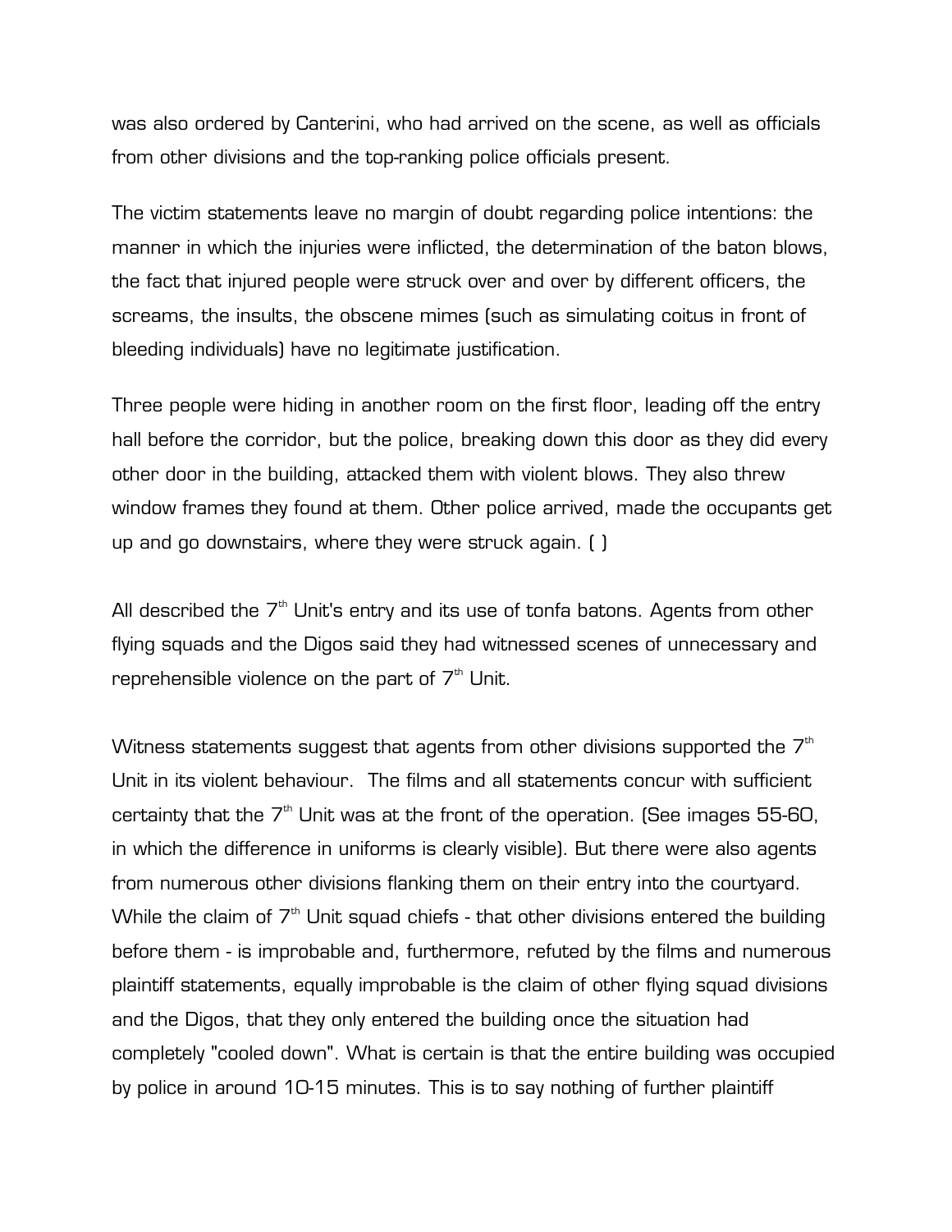was also ordered by Canterini, who had arrived on the scene, as well as officials from other divisions and the top-ranking police officials present.

The victim statements leave no margin of doubt regarding police intentions: the manner in which the injuries were inflicted, the determination of the baton blows, the fact that injured people were struck over and over by different officers, the screams, the insults, the obscene mimes (such as simulating coitus in front of bleeding individuals) have no legitimate justification.

Three people were hiding in another room on the first floor, leading off the entry hall before the corridor, but the police, breaking down this door as they did every other door in the building, attacked them with violent blows. They also threw window frames they found at them. Other police arrived, made the occupants get up and go downstairs, where they were struck again. ( )

All described the 7th Unit's entry and its use of tonfa batons. Agents from other flying squads and the Digos said they had witnessed scenes of unnecessary and reprehensible violence on the part of 7th Unit.

Witness statements suggest that agents from other divisions supported the 7th Unit in its violent behaviour. The films and all statements concur with sufficient certainty that the 7th Unit was at the front of the operation. (See images 55-60, in which the difference in uniforms is clearly visible). But there were also agents from numerous other divisions flanking them on their entry into the courtyard. While the claim of 7th Unit squad chiefs - that other divisions entered the building before them - is improbable and, furthermore, refuted by the films and numerous plaintiff statements, equally improbable is the claim of other flying squad divisions and the Digos, that they only entered the building once the situation had completely "cooled down". What is certain is that the entire building was occupied by police in around 10-15 minutes. This is to say nothing of further plaintiff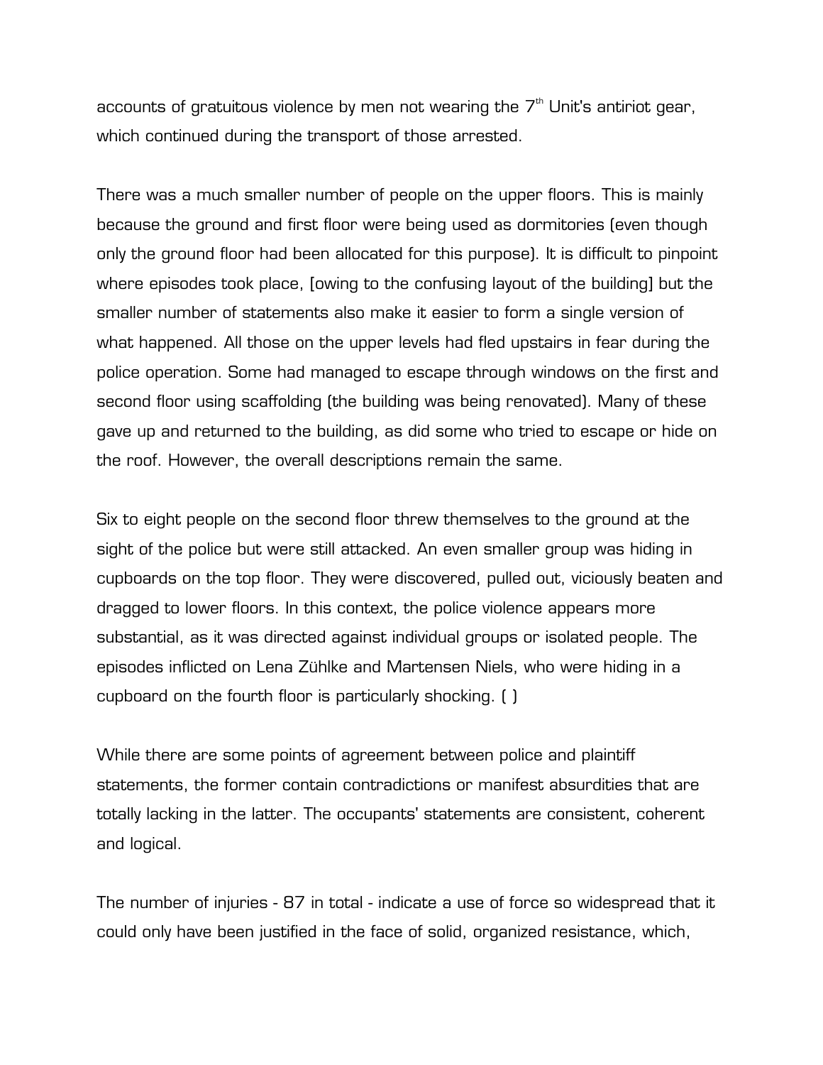accounts of gratuitous violence by men not wearing the 7th Unit's antiriot gear, which continued during the transport of those arrested.

There was a much smaller number of people on the upper floors. This is mainly because the ground and first floor were being used as dormitories (even though only the ground floor had been allocated for this purpose). It is difficult to pinpoint where episodes took place, [owing to the confusing layout of the building] but the smaller number of statements also make it easier to form a single version of what happened. All those on the upper levels had fled upstairs in fear during the police operation. Some had managed to escape through windows on the first and second floor using scaffolding (the building was being renovated). Many of these gave up and returned to the building, as did some who tried to escape or hide on the roof. However, the overall descriptions remain the same.

Six to eight people on the second floor threw themselves to the ground at the sight of the police but were still attacked. An even smaller group was hiding in cupboards on the top floor. They were discovered, pulled out, viciously beaten and dragged to lower floors. In this context, the police violence appears more substantial, as it was directed against individual groups or isolated people. The episodes inflicted on Lena Zühlke and Martensen Niels, who were hiding in a cupboard on the fourth floor is particularly shocking. ( )

While there are some points of agreement between police and plaintiff statements, the former contain contradictions or manifest absurdities that are totally lacking in the latter. The occupants' statements are consistent, coherent and logical.

The number of injuries - 87 in total - indicate a use of force so widespread that it could only have been justified in the face of solid, organized resistance, which,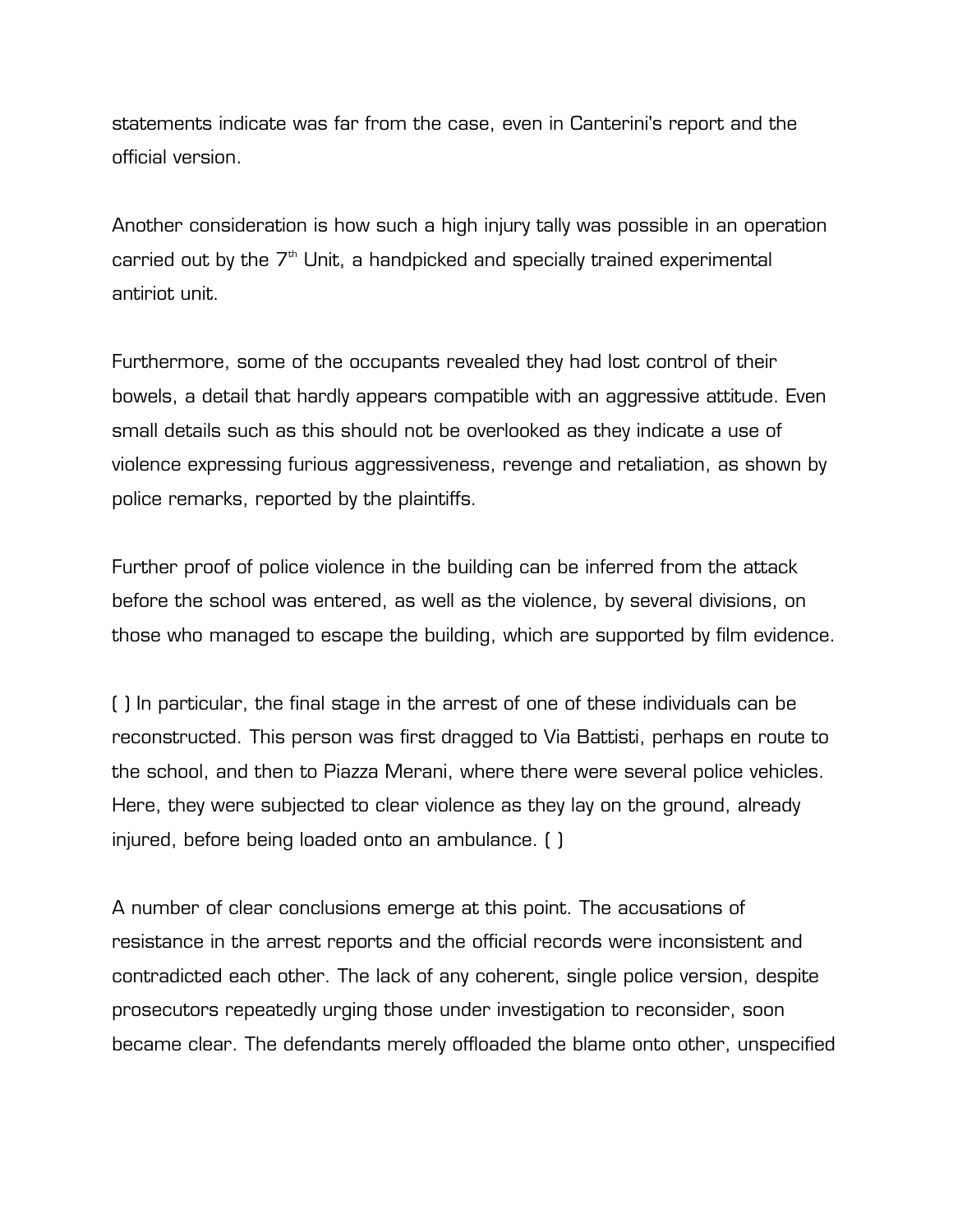statements indicate was far from the case, even in Canterini's report and the official version.

Another consideration is how such a high injury tally was possible in an operation carried out by the 7th Unit, a handpicked and specially trained experimental antiriot unit.

Furthermore, some of the occupants revealed they had lost control of their bowels, a detail that hardly appears compatible with an aggressive attitude. Even small details such as this should not be overlooked as they indicate a use of violence expressing furious aggressiveness, revenge and retaliation, as shown by police remarks, reported by the plaintiffs.

Further proof of police violence in the building can be inferred from the attack before the school was entered, as well as the violence, by several divisions, on those who managed to escape the building, which are supported by film evidence.

( ) In particular, the final stage in the arrest of one of these individuals can be reconstructed. This person was first dragged to Via Battisti, perhaps en route to the school, and then to Piazza Merani, where there were several police vehicles. Here, they were subjected to clear violence as they lay on the ground, already injured, before being loaded onto an ambulance. ( )

A number of clear conclusions emerge at this point. The accusations of resistance in the arrest reports and the official records were inconsistent and contradicted each other. The lack of any coherent, single police version, despite prosecutors repeatedly urging those under investigation to reconsider, soon became clear. The defendants merely offloaded the blame onto other, unspecified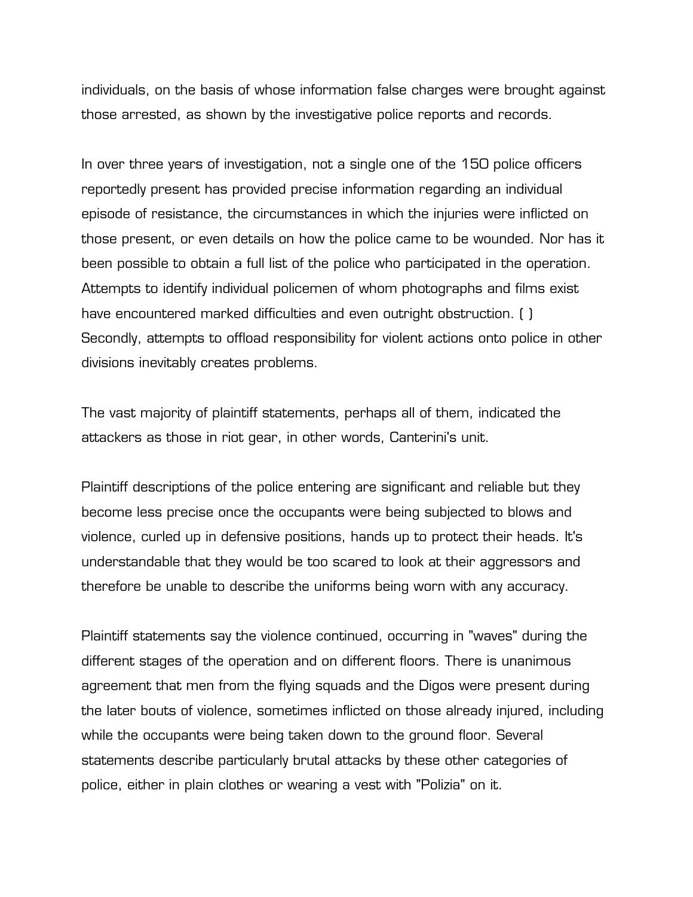individuals, on the basis of whose information false charges were brought against those arrested, as shown by the investigative police reports and records.

In over three years of investigation, not a single one of the 150 police officers reportedly present has provided precise information regarding an individual episode of resistance, the circumstances in which the injuries were inflicted on those present, or even details on how the police came to be wounded. Nor has it been possible to obtain a full list of the police who participated in the operation. Attempts to identify individual policemen of whom photographs and films exist have encountered marked difficulties and even outright obstruction. ( ) Secondly, attempts to offload responsibility for violent actions onto police in other divisions inevitably creates problems.

The vast majority of plaintiff statements, perhaps all of them, indicated the attackers as those in riot gear, in other words, Canterini's unit.

Plaintiff descriptions of the police entering are significant and reliable but they become less precise once the occupants were being subjected to blows and violence, curled up in defensive positions, hands up to protect their heads. It's understandable that they would be too scared to look at their aggressors and therefore be unable to describe the uniforms being worn with any accuracy.

Plaintiff statements say the violence continued, occurring in "waves" during the different stages of the operation and on different floors. There is unanimous agreement that men from the flying squads and the Digos were present during the later bouts of violence, sometimes inflicted on those already injured, including while the occupants were being taken down to the ground floor. Several statements describe particularly brutal attacks by these other categories of police, either in plain clothes or wearing a vest with "Polizia" on it.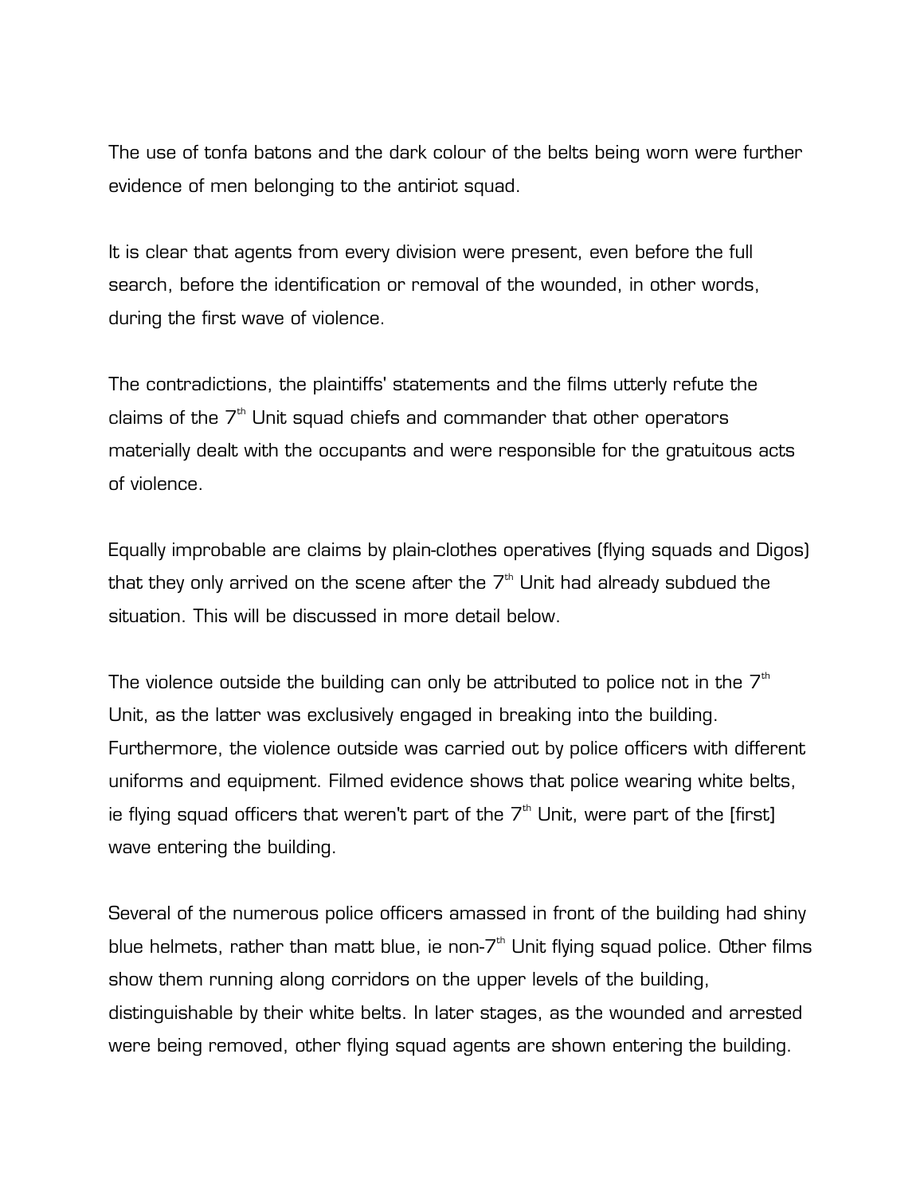The use of tonfa batons and the dark colour of the belts being worn were further evidence of men belonging to the antiriot squad.

It is clear that agents from every division were present, even before the full search, before the identification or removal of the wounded, in other words, during the first wave of violence.

The contradictions, the plaintiffs' statements and the films utterly refute the claims of the 7th Unit squad chiefs and commander that other operators materially dealt with the occupants and were responsible for the gratuitous acts of violence.

Equally improbable are claims by plain-clothes operatives (flying squads and Digos) that they only arrived on the scene after the 7th Unit had already subdued the situation. This will be discussed in more detail below.

The violence outside the building can only be attributed to police not in the 7th Unit, as the latter was exclusively engaged in breaking into the building. Furthermore, the violence outside was carried out by police officers with different uniforms and equipment. Filmed evidence shows that police wearing white belts, ie flying squad officers that weren't part of the 7th Unit, were part of the [first] wave entering the building.

Several of the numerous police officers amassed in front of the building had shiny blue helmets, rather than matt blue, ie non-7th Unit flying squad police. Other films show them running along corridors on the upper levels of the building, distinguishable by their white belts. In later stages, as the wounded and arrested were being removed, other flying squad agents are shown entering the building.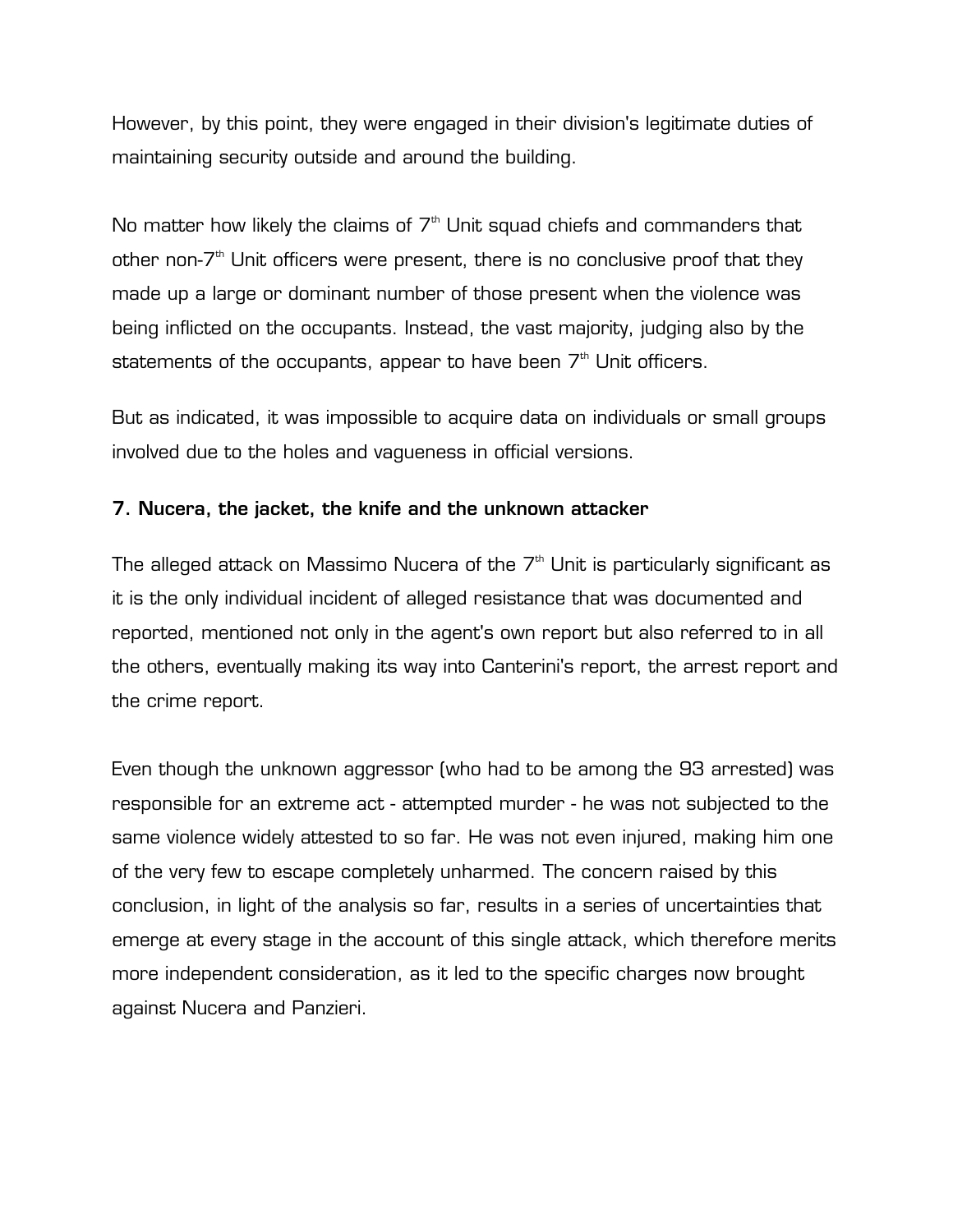However, by this point, they were engaged in their division's legitimate duties of maintaining security outside and around the building.

No matter how likely the claims of 7th Unit squad chiefs and commanders that other non-7th Unit officers were present, there is no conclusive proof that they made up a large or dominant number of those present when the violence was being inflicted on the occupants. Instead, the vast majority, judging also by the statements of the occupants, appear to have been 7th Unit officers.

But as indicated, it was impossible to acquire data on individuals or small groups involved due to the holes and vagueness in official versions.

### 7. Nucera, the jacket, the knife and the unknown attacker

The alleged attack on Massimo Nucera of the 7th Unit is particularly significant as it is the only individual incident of alleged resistance that was documented and reported, mentioned not only in the agent's own report but also referred to in all the others, eventually making its way into Canterini's report, the arrest report and the crime report.

Even though the unknown aggressor (who had to be among the 93 arrested) was responsible for an extreme act - attempted murder - he was not subjected to the same violence widely attested to so far. He was not even injured, making him one of the very few to escape completely unharmed. The concern raised by this conclusion, in light of the analysis so far, results in a series of uncertainties that emerge at every stage in the account of this single attack, which therefore merits more independent consideration, as it led to the specific charges now brought against Nucera and Panzieri.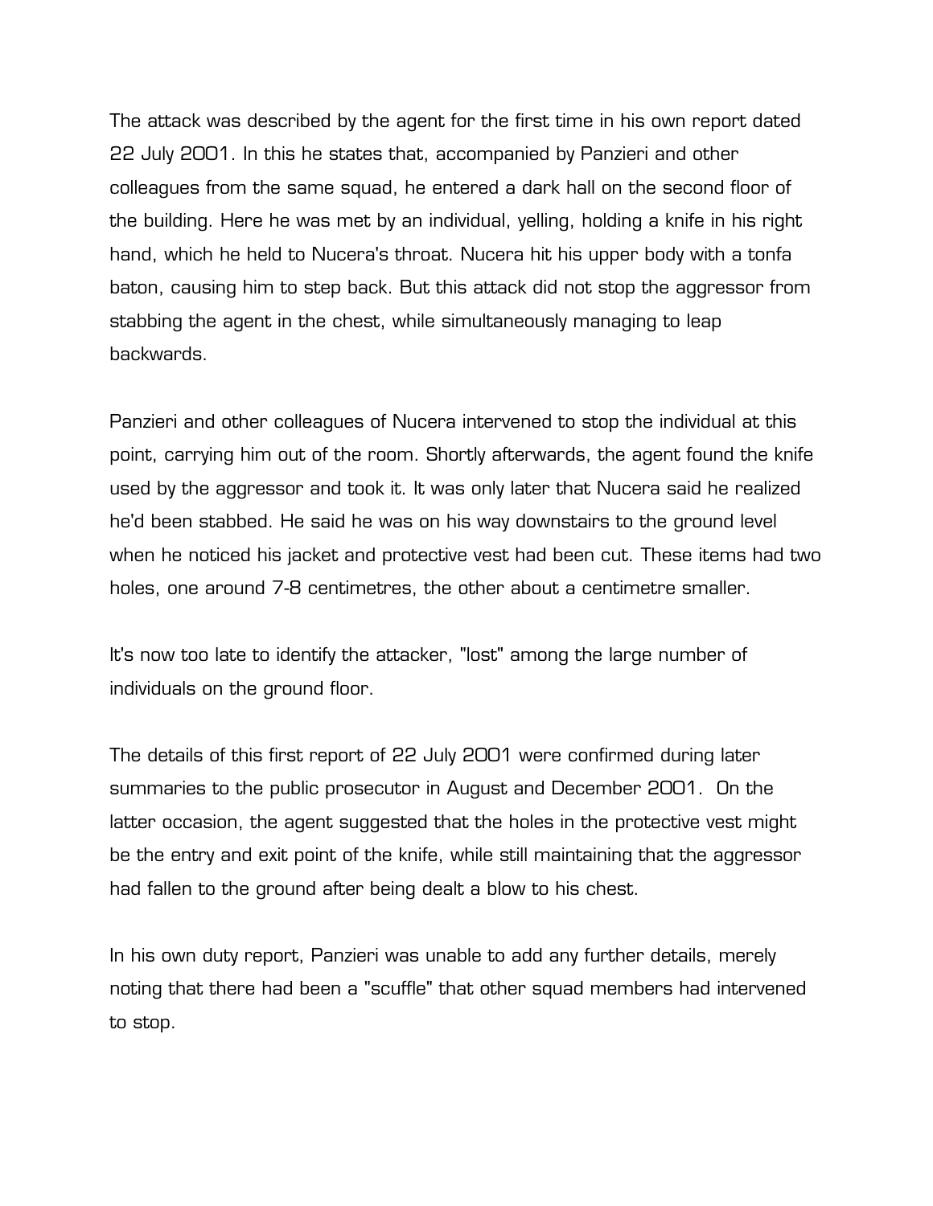The attack was described by the agent for the first time in his own report dated 22 July 2001. In this he states that, accompanied by Panzieri and other colleagues from the same squad, he entered a dark hall on the second floor of the building. Here he was met by an individual, yelling, holding a knife in his right hand, which he held to Nucera's throat. Nucera hit his upper body with a tonfa baton, causing him to step back. But this attack did not stop the aggressor from stabbing the agent in the chest, while simultaneously managing to leap backwards.

Panzieri and other colleagues of Nucera intervened to stop the individual at this point, carrying him out of the room. Shortly afterwards, the agent found the knife used by the aggressor and took it. It was only later that Nucera said he realized he'd been stabbed. He said he was on his way downstairs to the ground level when he noticed his jacket and protective vest had been cut. These items had two holes, one around 7-8 centimetres, the other about a centimetre smaller.

It's now too late to identify the attacker, "lost" among the large number of individuals on the ground floor.

The details of this first report of 22 July 2001 were confirmed during later summaries to the public prosecutor in August and December 2001. On the latter occasion, the agent suggested that the holes in the protective vest might be the entry and exit point of the knife, while still maintaining that the aggressor had fallen to the ground after being dealt a blow to his chest.

In his own duty report, Panzieri was unable to add any further details, merely noting that there had been a "scuffle" that other squad members had intervened to stop.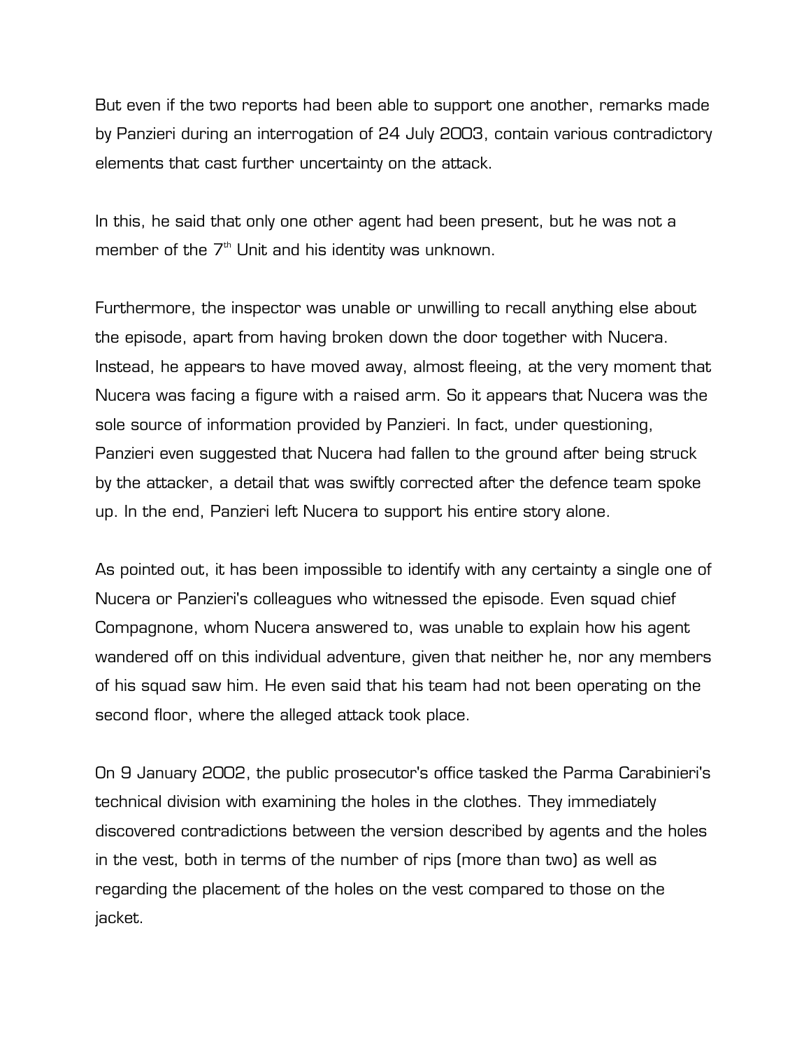But even if the two reports had been able to support one another, remarks made by Panzieri during an interrogation of 24 July 2003, contain various contradictory elements that cast further uncertainty on the attack.

In this, he said that only one other agent had been present, but he was not a member of the 7th Unit and his identity was unknown.

Furthermore, the inspector was unable or unwilling to recall anything else about the episode, apart from having broken down the door together with Nucera. Instead, he appears to have moved away, almost fleeing, at the very moment that Nucera was facing a figure with a raised arm. So it appears that Nucera was the sole source of information provided by Panzieri. In fact, under questioning, Panzieri even suggested that Nucera had fallen to the ground after being struck by the attacker, a detail that was swiftly corrected after the defence team spoke up. In the end, Panzieri left Nucera to support his entire story alone.

As pointed out, it has been impossible to identify with any certainty a single one of Nucera or Panzieri's colleagues who witnessed the episode. Even squad chief Compagnone, whom Nucera answered to, was unable to explain how his agent wandered off on this individual adventure, given that neither he, nor any members of his squad saw him. He even said that his team had not been operating on the second floor, where the alleged attack took place.

On 9 January 2002, the public prosecutor's office tasked the Parma Carabinieri's technical division with examining the holes in the clothes. They immediately discovered contradictions between the version described by agents and the holes in the vest, both in terms of the number of rips (more than two) as well as regarding the placement of the holes on the vest compared to those on the jacket.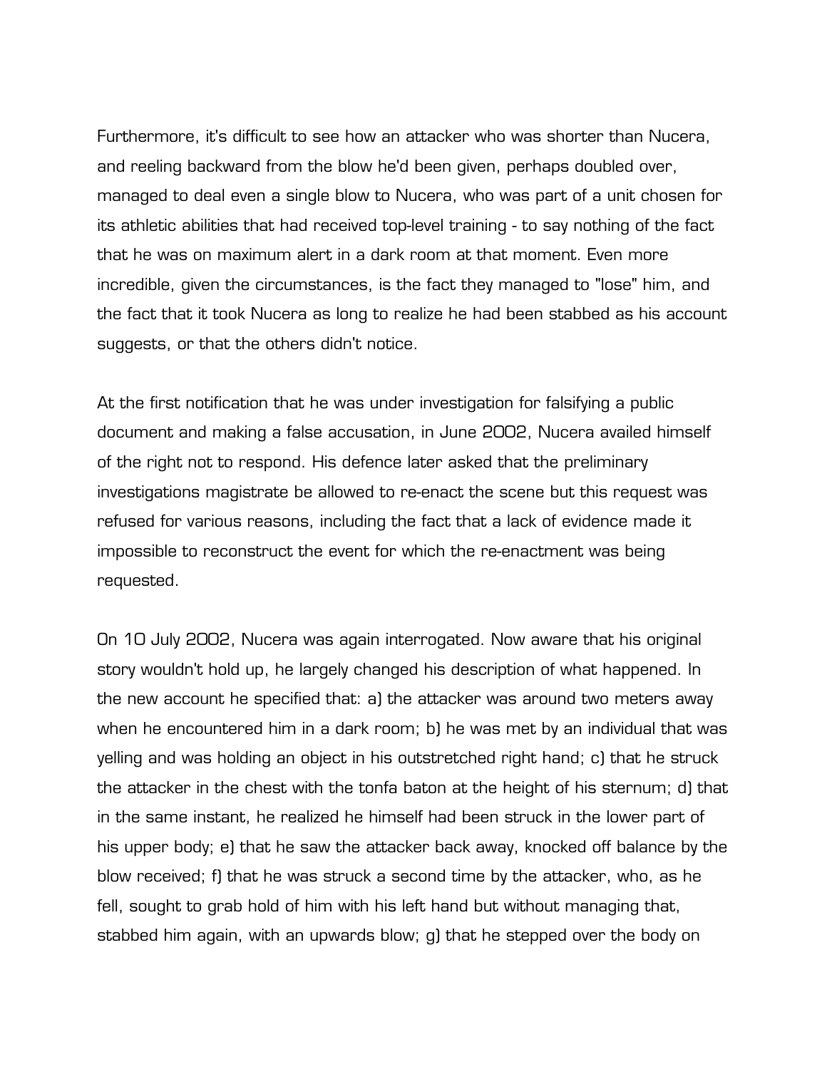Furthermore, it's difficult to see how an attacker who was shorter than Nucera, and reeling backward from the blow he'd been given, perhaps doubled over, managed to deal even a single blow to Nucera, who was part of a unit chosen for its athletic abilities that had received top-level training - to say nothing of the fact that he was on maximum alert in a dark room at that moment. Even more incredible, given the circumstances, is the fact they managed to "lose" him, and the fact that it took Nucera as long to realize he had been stabbed as his account suggests, or that the others didn't notice.

At the first notification that he was under investigation for falsifying a public document and making a false accusation, in June 2002, Nucera availed himself of the right not to respond. His defence later asked that the preliminary investigations magistrate be allowed to re-enact the scene but this request was refused for various reasons, including the fact that a lack of evidence made it impossible to reconstruct the event for which the re-enactment was being requested.

On 10 July 2002, Nucera was again interrogated. Now aware that his original story wouldn't hold up, he largely changed his description of what happened. In the new account he specified that: a) the attacker was around two meters away when he encountered him in a dark room; b) he was met by an individual that was yelling and was holding an object in his outstretched right hand; c) that he struck the attacker in the chest with the tonfa baton at the height of his sternum; d) that in the same instant, he realized he himself had been struck in the lower part of his upper body; e) that he saw the attacker back away, knocked off balance by the blow received; f) that he was struck a second time by the attacker, who, as he fell, sought to grab hold of him with his left hand but without managing that, stabbed him again, with an upwards blow; g) that he stepped over the body on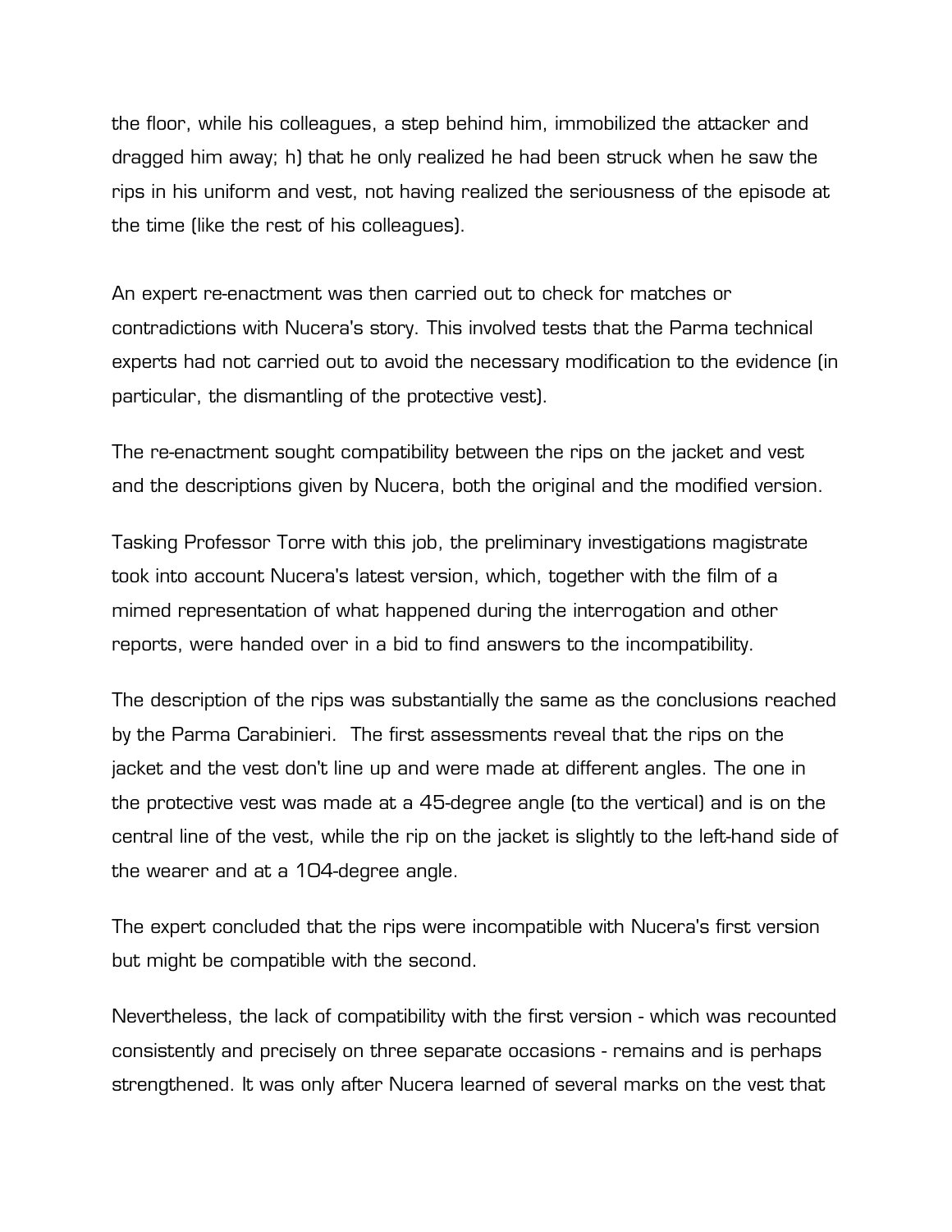the floor, while his colleagues, a step behind him, immobilized the attacker and dragged him away; h) that he only realized he had been struck when he saw the rips in his uniform and vest, not having realized the seriousness of the episode at the time (like the rest of his colleagues).

An expert re-enactment was then carried out to check for matches or contradictions with Nucera's story. This involved tests that the Parma technical experts had not carried out to avoid the necessary modification to the evidence (in particular, the dismantling of the protective vest).

The re-enactment sought compatibility between the rips on the jacket and vest and the descriptions given by Nucera, both the original and the modified version.

Tasking Professor Torre with this job, the preliminary investigations magistrate took into account Nucera's latest version, which, together with the film of a mimed representation of what happened during the interrogation and other reports, were handed over in a bid to find answers to the incompatibility.

The description of the rips was substantially the same as the conclusions reached by the Parma Carabinieri. The first assessments reveal that the rips on the jacket and the vest don't line up and were made at different angles. The one in the protective vest was made at a 45-degree angle (to the vertical) and is on the central line of the vest, while the rip on the jacket is slightly to the left-hand side of the wearer and at a 104-degree angle.

The expert concluded that the rips were incompatible with Nucera's first version but might be compatible with the second.

Nevertheless, the lack of compatibility with the first version - which was recounted consistently and precisely on three separate occasions - remains and is perhaps strengthened. It was only after Nucera learned of several marks on the vest that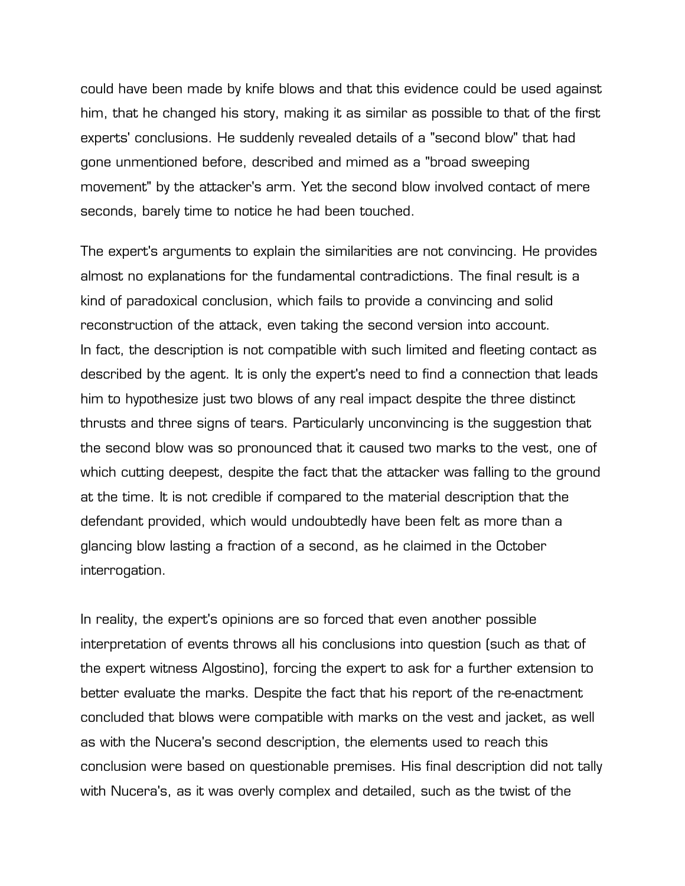could have been made by knife blows and that this evidence could be used against him, that he changed his story, making it as similar as possible to that of the first experts' conclusions. He suddenly revealed details of a "second blow" that had gone unmentioned before, described and mimed as a "broad sweeping movement" by the attacker's arm. Yet the second blow involved contact of mere seconds, barely time to notice he had been touched.

The expert's arguments to explain the similarities are not convincing. He provides almost no explanations for the fundamental contradictions. The final result is a kind of paradoxical conclusion, which fails to provide a convincing and solid reconstruction of the attack, even taking the second version into account.
In fact, the description is not compatible with such limited and fleeting contact as described by the agent. It is only the expert's need to find a connection that leads him to hypothesize just two blows of any real impact despite the three distinct thrusts and three signs of tears. Particularly unconvincing is the suggestion that the second blow was so pronounced that it caused two marks to the vest, one of which cutting deepest, despite the fact that the attacker was falling to the ground at the time. It is not credible if compared to the material description that the defendant provided, which would undoubtedly have been felt as more than a glancing blow lasting a fraction of a second, as he claimed in the October interrogation.

In reality, the expert's opinions are so forced that even another possible interpretation of events throws all his conclusions into question (such as that of the expert witness Algostino), forcing the expert to ask for a further extension to better evaluate the marks. Despite the fact that his report of the re-enactment concluded that blows were compatible with marks on the vest and jacket, as well as with the Nucera's second description, the elements used to reach this conclusion were based on questionable premises. His final description did not tally with Nucera's, as it was overly complex and detailed, such as the twist of the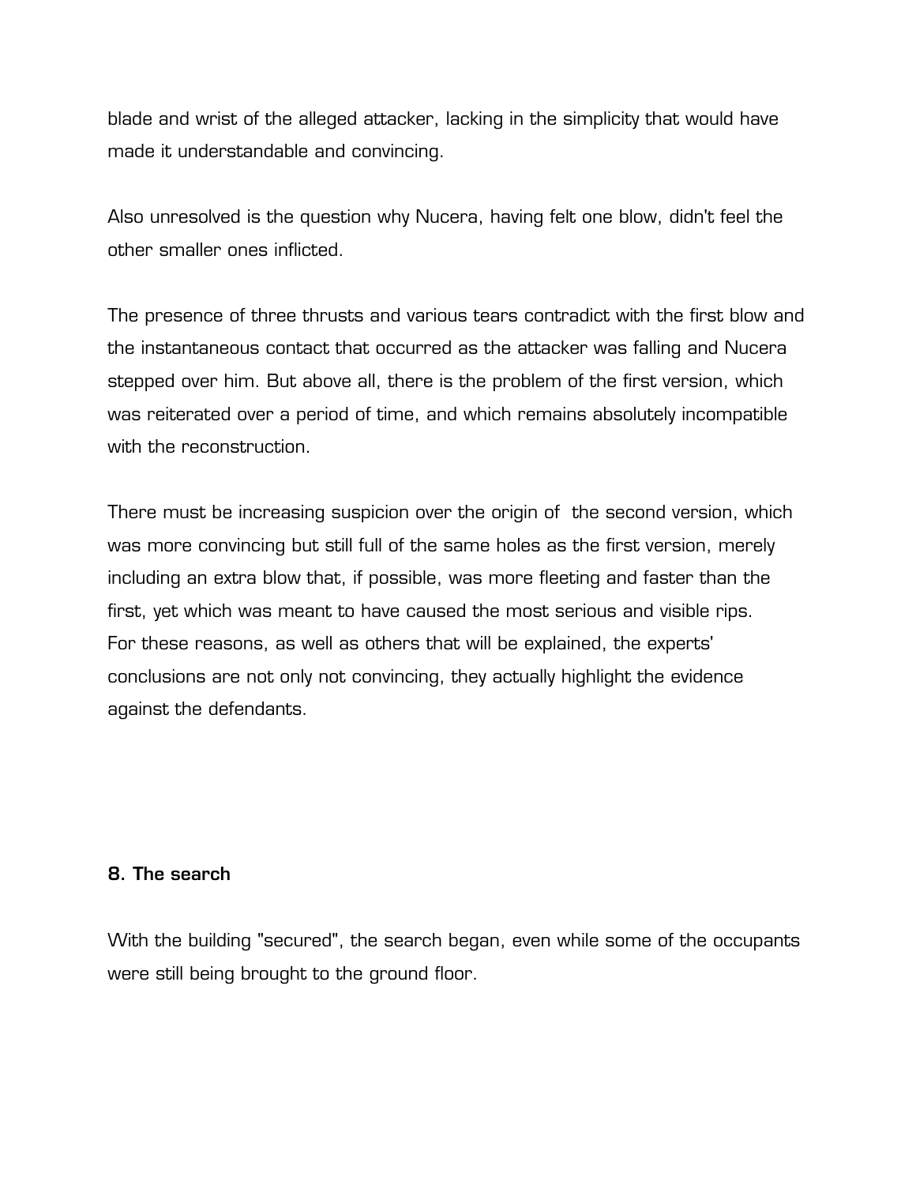blade and wrist of the alleged attacker, lacking in the simplicity that would have made it understandable and convincing.

Also unresolved is the question why Nucera, having felt one blow, didn't feel the other smaller ones inflicted.

The presence of three thrusts and various tears contradict with the first blow and the instantaneous contact that occurred as the attacker was falling and Nucera stepped over him. But above all, there is the problem of the first version, which was reiterated over a period of time, and which remains absolutely incompatible with the reconstruction.

There must be increasing suspicion over the origin of the second version, which was more convincing but still full of the same holes as the first version, merely including an extra blow that, if possible, was more fleeting and faster than the first, yet which was meant to have caused the most serious and visible rips. For these reasons, as well as others that will be explained, the experts' conclusions are not only not convincing, they actually highlight the evidence against the defendants.

#### 8. The search

With the building "secured", the search began, even while some of the occupants were still being brought to the ground floor.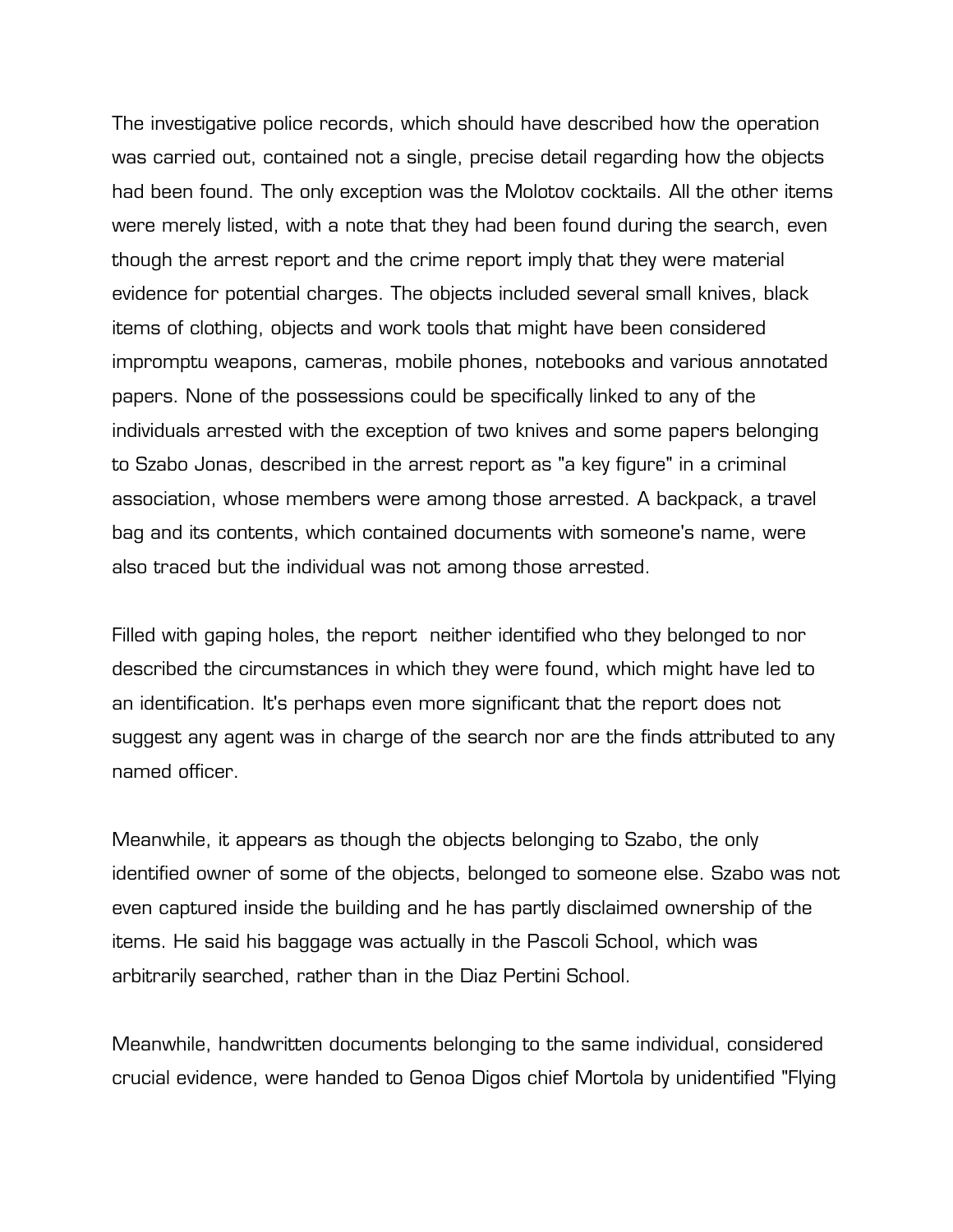The investigative police records, which should have described how the operation was carried out, contained not a single, precise detail regarding how the objects had been found. The only exception was the Molotov cocktails. All the other items were merely listed, with a note that they had been found during the search, even though the arrest report and the crime report imply that they were material evidence for potential charges. The objects included several small knives, black items of clothing, objects and work tools that might have been considered impromptu weapons, cameras, mobile phones, notebooks and various annotated papers. None of the possessions could be specifically linked to any of the individuals arrested with the exception of two knives and some papers belonging to Szabo Jonas, described in the arrest report as "a key figure" in a criminal association, whose members were among those arrested. A backpack, a travel bag and its contents, which contained documents with someone's name, were also traced but the individual was not among those arrested.

Filled with gaping holes, the report neither identified who they belonged to nor described the circumstances in which they were found, which might have led to an identification. It's perhaps even more significant that the report does not suggest any agent was in charge of the search nor are the finds attributed to any named officer.

Meanwhile, it appears as though the objects belonging to Szabo, the only identified owner of some of the objects, belonged to someone else. Szabo was not even captured inside the building and he has partly disclaimed ownership of the items. He said his baggage was actually in the Pascoli School, which was arbitrarily searched, rather than in the Diaz Pertini School.

Meanwhile, handwritten documents belonging to the same individual, considered crucial evidence, were handed to Genoa Digos chief Mortola by unidentified "Flying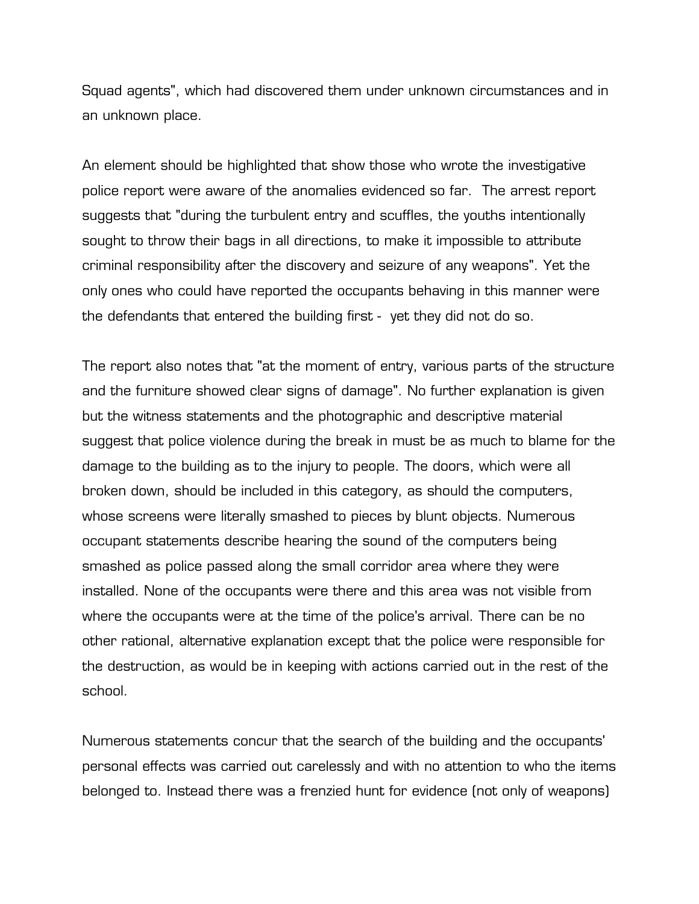Squad agents", which had discovered them under unknown circumstances and in an unknown place.

An element should be highlighted that show those who wrote the investigative police report were aware of the anomalies evidenced so far. The arrest report suggests that "during the turbulent entry and scuffles, the youths intentionally sought to throw their bags in all directions, to make it impossible to attribute criminal responsibility after the discovery and seizure of any weapons". Yet the only ones who could have reported the occupants behaving in this manner were the defendants that entered the building first - yet they did not do so.

The report also notes that "at the moment of entry, various parts of the structure and the furniture showed clear signs of damage". No further explanation is given but the witness statements and the photographic and descriptive material suggest that police violence during the break in must be as much to blame for the damage to the building as to the injury to people. The doors, which were all broken down, should be included in this category, as should the computers, whose screens were literally smashed to pieces by blunt objects. Numerous occupant statements describe hearing the sound of the computers being smashed as police passed along the small corridor area where they were installed. None of the occupants were there and this area was not visible from where the occupants were at the time of the police's arrival. There can be no other rational, alternative explanation except that the police were responsible for the destruction, as would be in keeping with actions carried out in the rest of the school.

Numerous statements concur that the search of the building and the occupants' personal effects was carried out carelessly and with no attention to who the items belonged to. Instead there was a frenzied hunt for evidence (not only of weapons)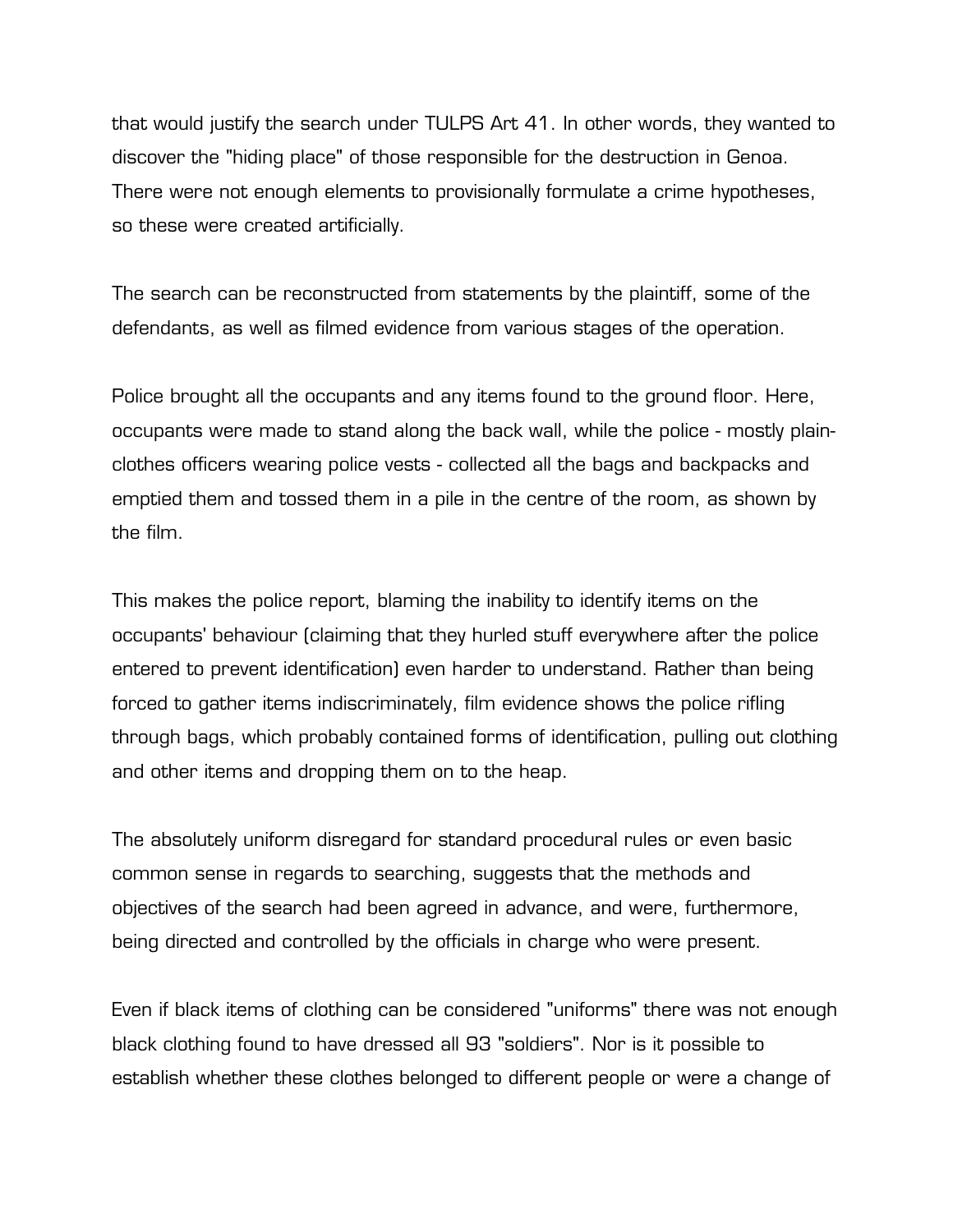that would justify the search under TULPS Art 41. In other words, they wanted to discover the "hiding place" of those responsible for the destruction in Genoa. There were not enough elements to provisionally formulate a crime hypotheses, so these were created artificially.

The search can be reconstructed from statements by the plaintiff, some of the defendants, as well as filmed evidence from various stages of the operation.

Police brought all the occupants and any items found to the ground floor. Here, occupants were made to stand along the back wall, while the police - mostly plain-clothes officers wearing police vests - collected all the bags and backpacks and emptied them and tossed them in a pile in the centre of the room, as shown by the film.

This makes the police report, blaming the inability to identify items on the occupants' behaviour (claiming that they hurled stuff everywhere after the police entered to prevent identification) even harder to understand. Rather than being forced to gather items indiscriminately, film evidence shows the police rifling through bags, which probably contained forms of identification, pulling out clothing and other items and dropping them on to the heap.

The absolutely uniform disregard for standard procedural rules or even basic common sense in regards to searching, suggests that the methods and objectives of the search had been agreed in advance, and were, furthermore, being directed and controlled by the officials in charge who were present.

Even if black items of clothing can be considered "uniforms" there was not enough black clothing found to have dressed all 93 "soldiers". Nor is it possible to establish whether these clothes belonged to different people or were a change of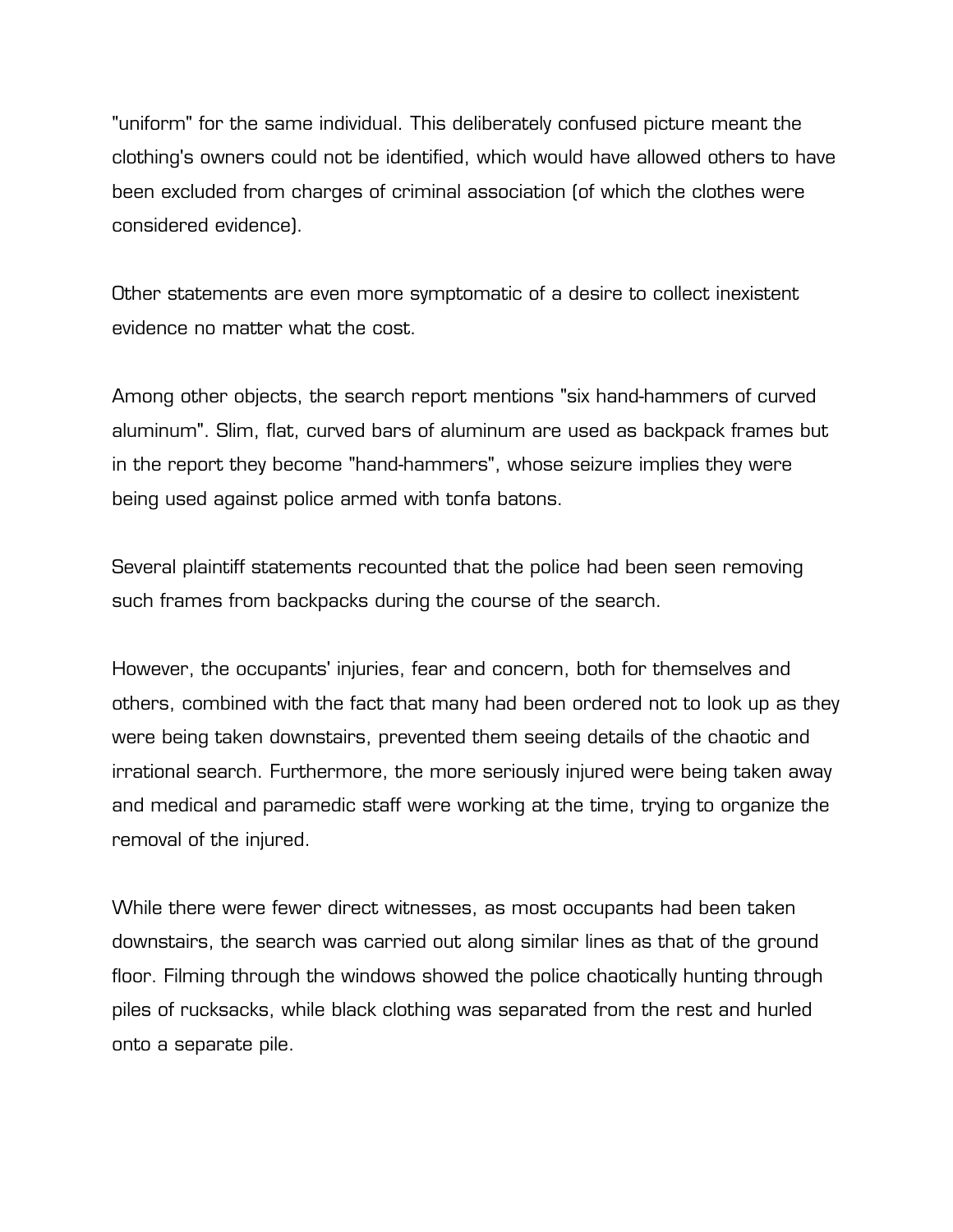"uniform" for the same individual. This deliberately confused picture meant the clothing's owners could not be identified, which would have allowed others to have been excluded from charges of criminal association (of which the clothes were considered evidence).

Other statements are even more symptomatic of a desire to collect inexistent evidence no matter what the cost.

Among other objects, the search report mentions "six hand-hammers of curved aluminum". Slim, flat, curved bars of aluminum are used as backpack frames but in the report they become "hand-hammers", whose seizure implies they were being used against police armed with tonfa batons.

Several plaintiff statements recounted that the police had been seen removing such frames from backpacks during the course of the search.

However, the occupants' injuries, fear and concern, both for themselves and others, combined with the fact that many had been ordered not to look up as they were being taken downstairs, prevented them seeing details of the chaotic and irrational search. Furthermore, the more seriously injured were being taken away and medical and paramedic staff were working at the time, trying to organize the removal of the injured.

While there were fewer direct witnesses, as most occupants had been taken downstairs, the search was carried out along similar lines as that of the ground floor. Filming through the windows showed the police chaotically hunting through piles of rucksacks, while black clothing was separated from the rest and hurled onto a separate pile.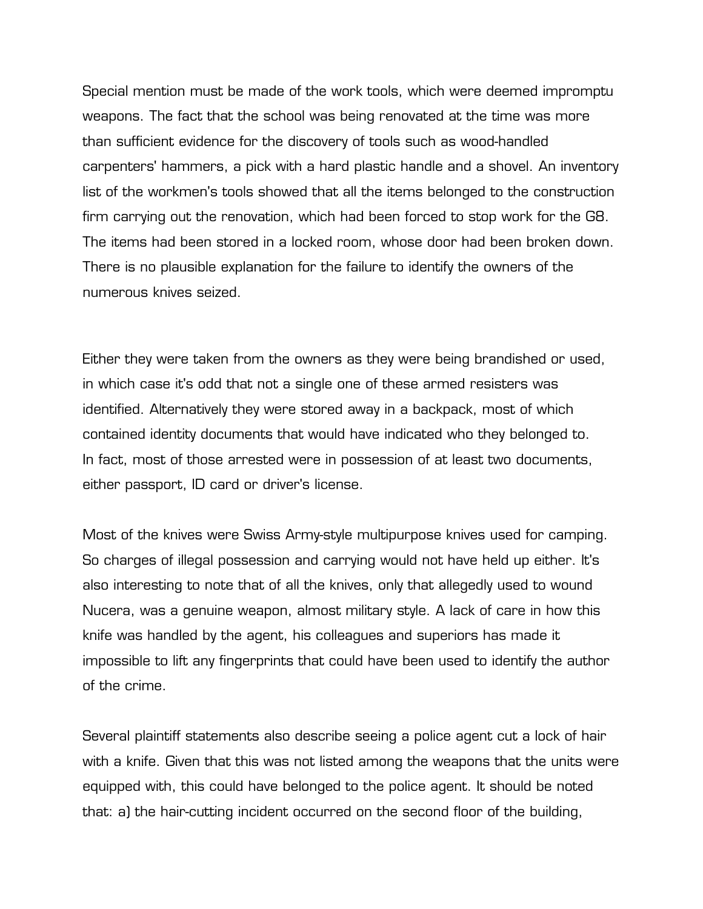Special mention must be made of the work tools, which were deemed impromptu weapons. The fact that the school was being renovated at the time was more than sufficient evidence for the discovery of tools such as wood-handled carpenters' hammers, a pick with a hard plastic handle and a shovel. An inventory list of the workmen's tools showed that all the items belonged to the construction firm carrying out the renovation, which had been forced to stop work for the G8. The items had been stored in a locked room, whose door had been broken down. There is no plausible explanation for the failure to identify the owners of the numerous knives seized.

Either they were taken from the owners as they were being brandished or used, in which case it's odd that not a single one of these armed resisters was identified. Alternatively they were stored away in a backpack, most of which contained identity documents that would have indicated who they belonged to. In fact, most of those arrested were in possession of at least two documents, either passport, ID card or driver's license.

Most of the knives were Swiss Army-style multipurpose knives used for camping. So charges of illegal possession and carrying would not have held up either. It's also interesting to note that of all the knives, only that allegedly used to wound Nucera, was a genuine weapon, almost military style. A lack of care in how this knife was handled by the agent, his colleagues and superiors has made it impossible to lift any fingerprints that could have been used to identify the author of the crime.

Several plaintiff statements also describe seeing a police agent cut a lock of hair with a knife. Given that this was not listed among the weapons that the units were equipped with, this could have belonged to the police agent. It should be noted that: a) the hair-cutting incident occurred on the second floor of the building,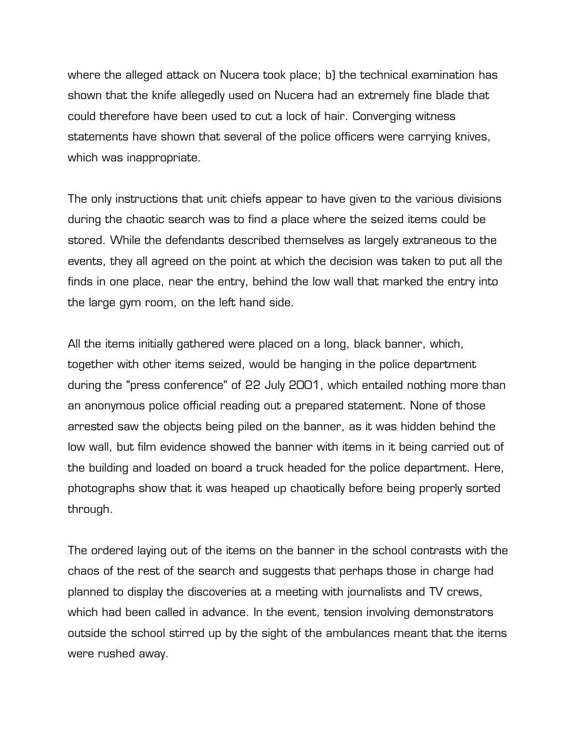where the alleged attack on Nucera took place; b) the technical examination has shown that the knife allegedly used on Nucera had an extremely fine blade that could therefore have been used to cut a lock of hair. Converging witness statements have shown that several of the police officers were carrying knives, which was inappropriate.

The only instructions that unit chiefs appear to have given to the various divisions during the chaotic search was to find a place where the seized items could be stored. While the defendants described themselves as largely extraneous to the events, they all agreed on the point at which the decision was taken to put all the finds in one place, near the entry, behind the low wall that marked the entry into the large gym room, on the left hand side.

All the items initially gathered were placed on a long, black banner, which, together with other items seized, would be hanging in the police department during the "press conference" of 22 July 2001, which entailed nothing more than an anonymous police official reading out a prepared statement. None of those arrested saw the objects being piled on the banner, as it was hidden behind the low wall, but film evidence showed the banner with items in it being carried out of the building and loaded on board a truck headed for the police department. Here, photographs show that it was heaped up chaotically before being properly sorted through.

The ordered laying out of the items on the banner in the school contrasts with the chaos of the rest of the search and suggests that perhaps those in charge had planned to display the discoveries at a meeting with journalists and TV crews, which had been called in advance. In the event, tension involving demonstrators outside the school stirred up by the sight of the ambulances meant that the items were rushed away.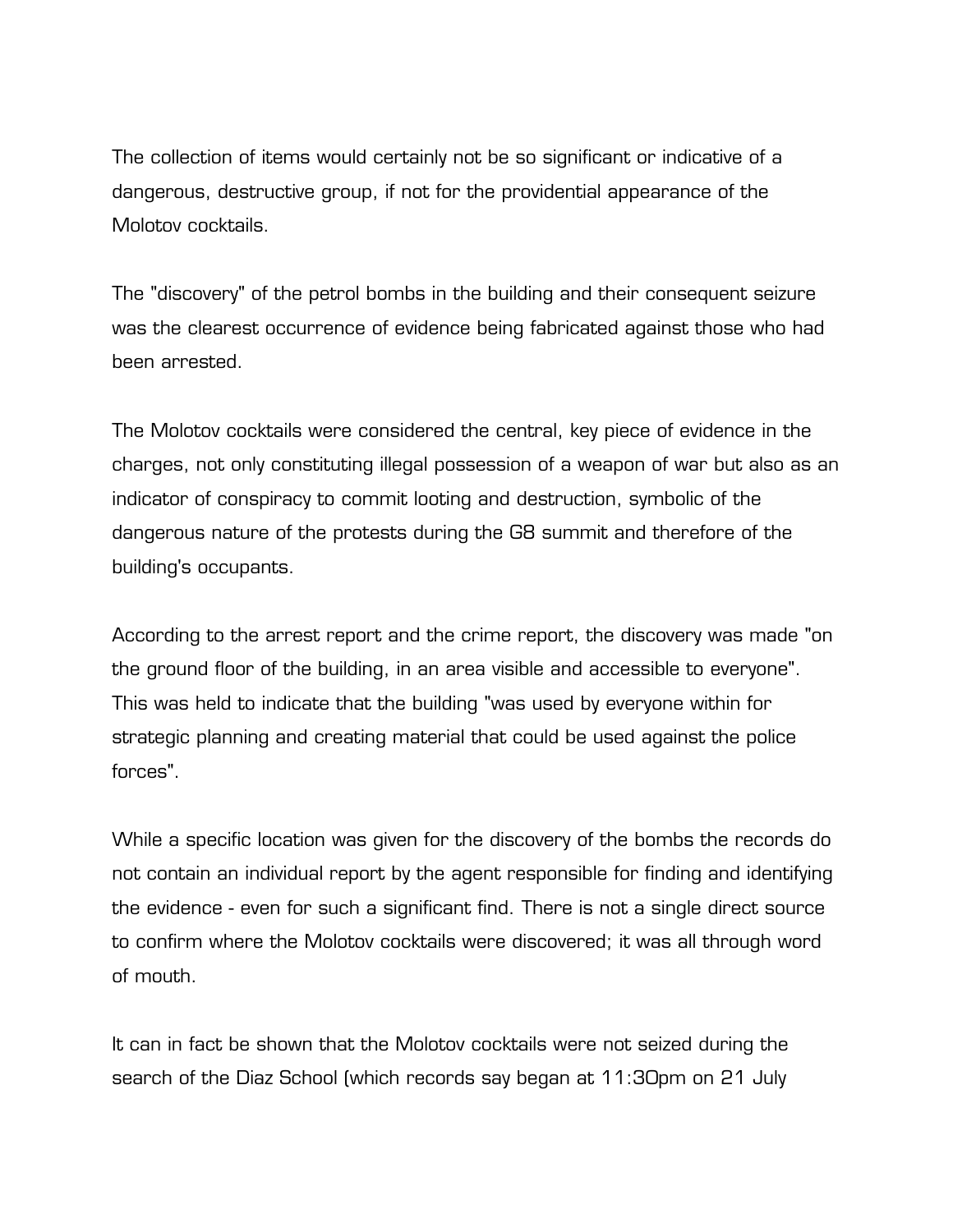The collection of items would certainly not be so significant or indicative of a dangerous, destructive group, if not for the providential appearance of the Molotov cocktails.

The "discovery" of the petrol bombs in the building and their consequent seizure was the clearest occurrence of evidence being fabricated against those who had been arrested.

The Molotov cocktails were considered the central, key piece of evidence in the charges, not only constituting illegal possession of a weapon of war but also as an indicator of conspiracy to commit looting and destruction, symbolic of the dangerous nature of the protests during the G8 summit and therefore of the building's occupants.

According to the arrest report and the crime report, the discovery was made "on the ground floor of the building, in an area visible and accessible to everyone". This was held to indicate that the building "was used by everyone within for strategic planning and creating material that could be used against the police forces".

While a specific location was given for the discovery of the bombs the records do not contain an individual report by the agent responsible for finding and identifying the evidence - even for such a significant find. There is not a single direct source to confirm where the Molotov cocktails were discovered; it was all through word of mouth.

It can in fact be shown that the Molotov cocktails were not seized during the search of the Diaz School (which records say began at 11:30pm on 21 July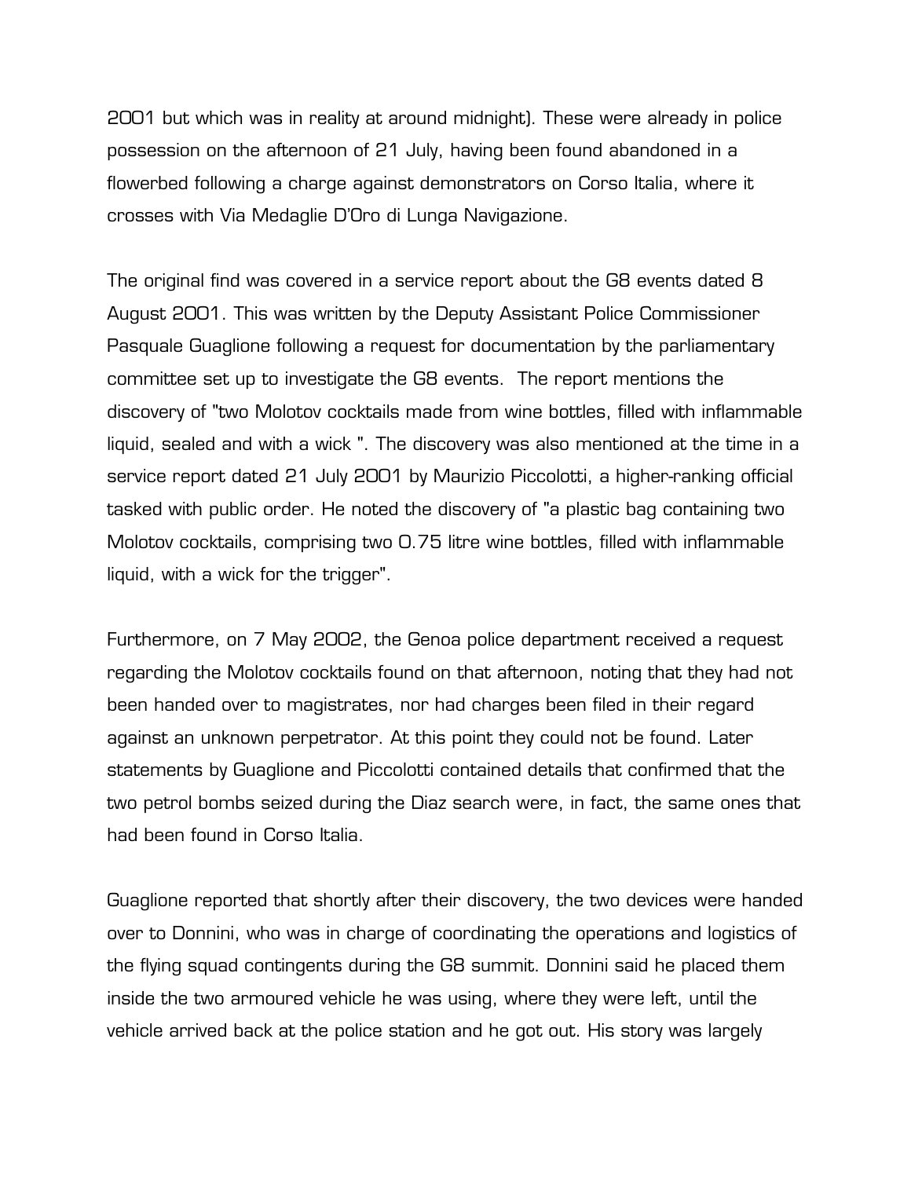2001 but which was in reality at around midnight). These were already in police possession on the afternoon of 21 July, having been found abandoned in a flowerbed following a charge against demonstrators on Corso Italia, where it crosses with Via Medaglie D'Oro di Lunga Navigazione.

The original find was covered in a service report about the G8 events dated 8 August 2001. This was written by the Deputy Assistant Police Commissioner Pasquale Guaglione following a request for documentation by the parliamentary committee set up to investigate the G8 events. The report mentions the discovery of "two Molotov cocktails made from wine bottles, filled with inflammable liquid, sealed and with a wick ". The discovery was also mentioned at the time in a service report dated 21 July 2001 by Maurizio Piccolotti, a higher-ranking official tasked with public order. He noted the discovery of "a plastic bag containing two Molotov cocktails, comprising two 0.75 litre wine bottles, filled with inflammable liquid, with a wick for the trigger".

Furthermore, on 7 May 2002, the Genoa police department received a request regarding the Molotov cocktails found on that afternoon, noting that they had not been handed over to magistrates, nor had charges been filed in their regard against an unknown perpetrator. At this point they could not be found. Later statements by Guaglione and Piccolotti contained details that confirmed that the two petrol bombs seized during the Diaz search were, in fact, the same ones that had been found in Corso Italia.

Guaglione reported that shortly after their discovery, the two devices were handed over to Donnini, who was in charge of coordinating the operations and logistics of the flying squad contingents during the G8 summit. Donnini said he placed them inside the two armoured vehicle he was using, where they were left, until the vehicle arrived back at the police station and he got out. His story was largely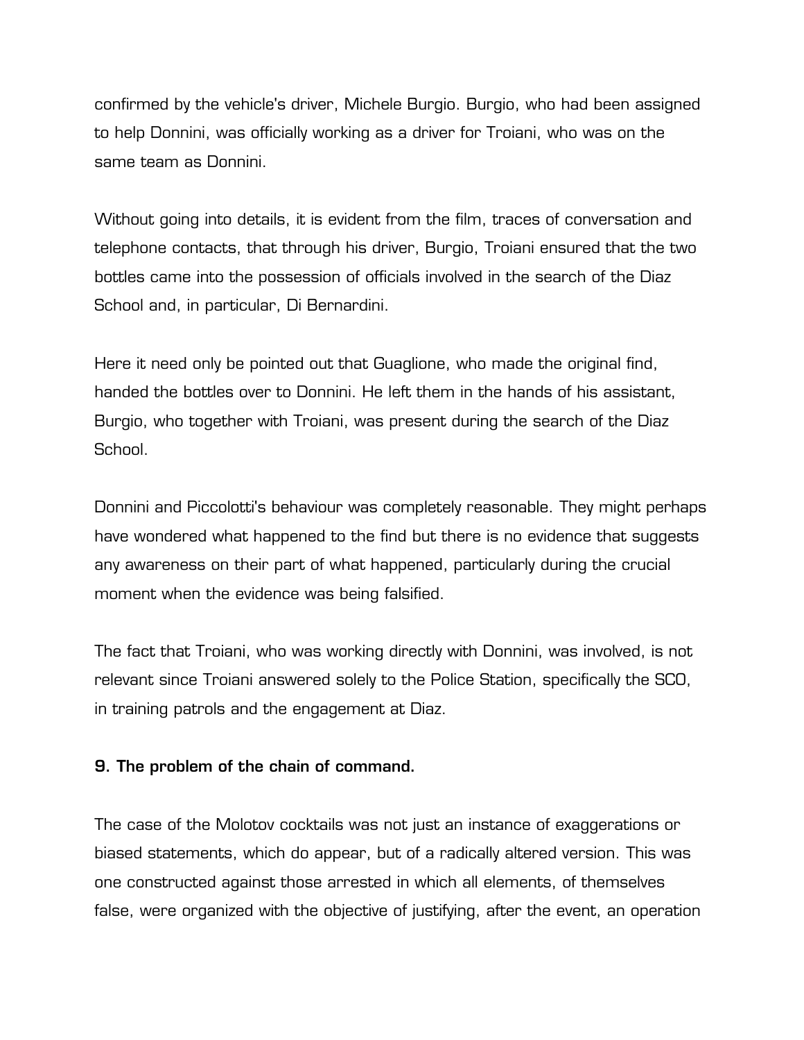confirmed by the vehicle's driver, Michele Burgio. Burgio, who had been assigned to help Donnini, was officially working as a driver for Troiani, who was on the same team as Donnini.

Without going into details, it is evident from the film, traces of conversation and telephone contacts, that through his driver, Burgio, Troiani ensured that the two bottles came into the possession of officials involved in the search of the Diaz School and, in particular, Di Bernardini.

Here it need only be pointed out that Guaglione, who made the original find, handed the bottles over to Donnini. He left them in the hands of his assistant, Burgio, who together with Troiani, was present during the search of the Diaz School.

Donnini and Piccolotti's behaviour was completely reasonable. They might perhaps have wondered what happened to the find but there is no evidence that suggests any awareness on their part of what happened, particularly during the crucial moment when the evidence was being falsified.

The fact that Troiani, who was working directly with Donnini, was involved, is not relevant since Troiani answered solely to the Police Station, specifically the SCO, in training patrols and the engagement at Diaz.

### 9. The problem of the chain of command.

The case of the Molotov cocktails was not just an instance of exaggerations or biased statements, which do appear, but of a radically altered version. This was one constructed against those arrested in which all elements, of themselves false, were organized with the objective of justifying, after the event, an operation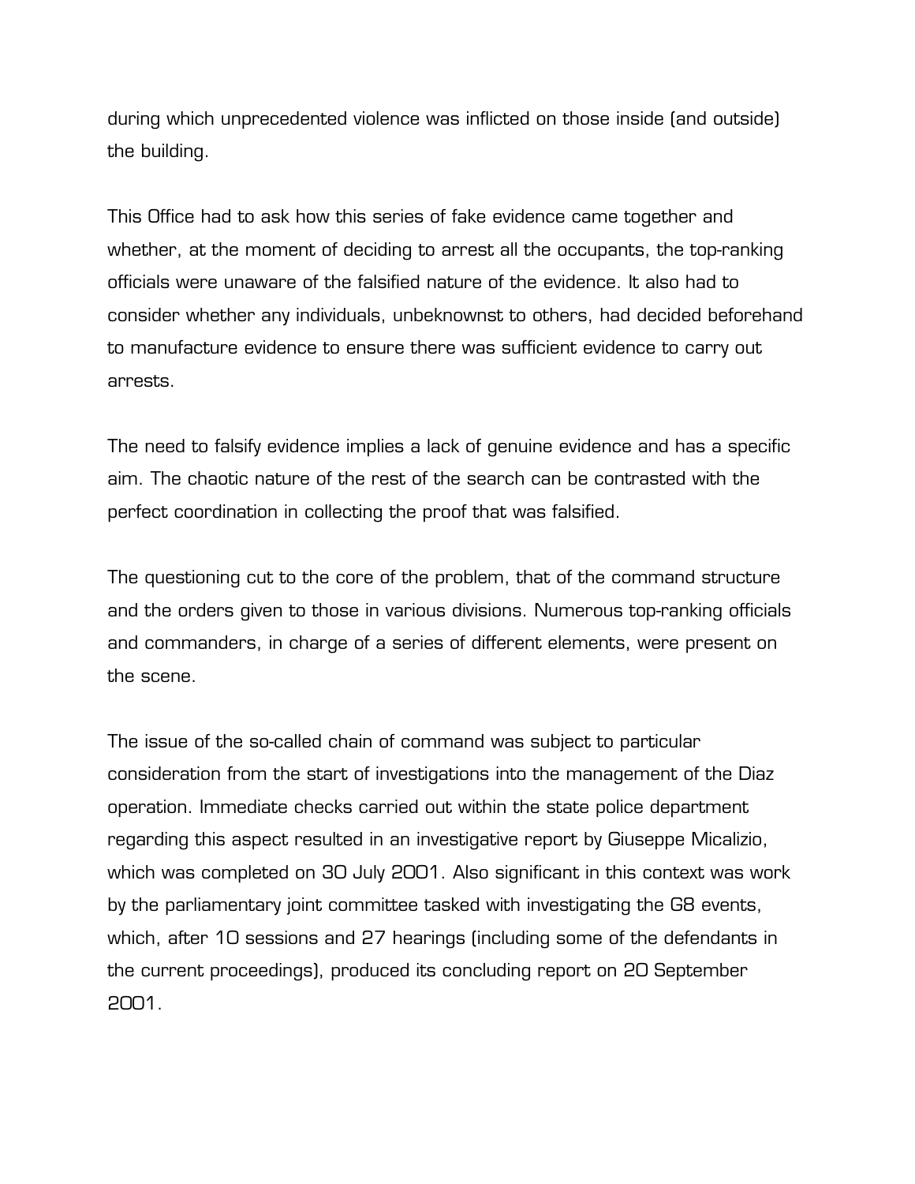during which unprecedented violence was inflicted on those inside (and outside) the building.

This Office had to ask how this series of fake evidence came together and whether, at the moment of deciding to arrest all the occupants, the top-ranking officials were unaware of the falsified nature of the evidence. It also had to consider whether any individuals, unbeknownst to others, had decided beforehand to manufacture evidence to ensure there was sufficient evidence to carry out arrests.

The need to falsify evidence implies a lack of genuine evidence and has a specific aim. The chaotic nature of the rest of the search can be contrasted with the perfect coordination in collecting the proof that was falsified.

The questioning cut to the core of the problem, that of the command structure and the orders given to those in various divisions. Numerous top-ranking officials and commanders, in charge of a series of different elements, were present on the scene.

The issue of the so-called chain of command was subject to particular consideration from the start of investigations into the management of the Diaz operation. Immediate checks carried out within the state police department regarding this aspect resulted in an investigative report by Giuseppe Micalizio, which was completed on 30 July 2001. Also significant in this context was work by the parliamentary joint committee tasked with investigating the G8 events, which, after 10 sessions and 27 hearings (including some of the defendants in the current proceedings), produced its concluding report on 20 September 2001.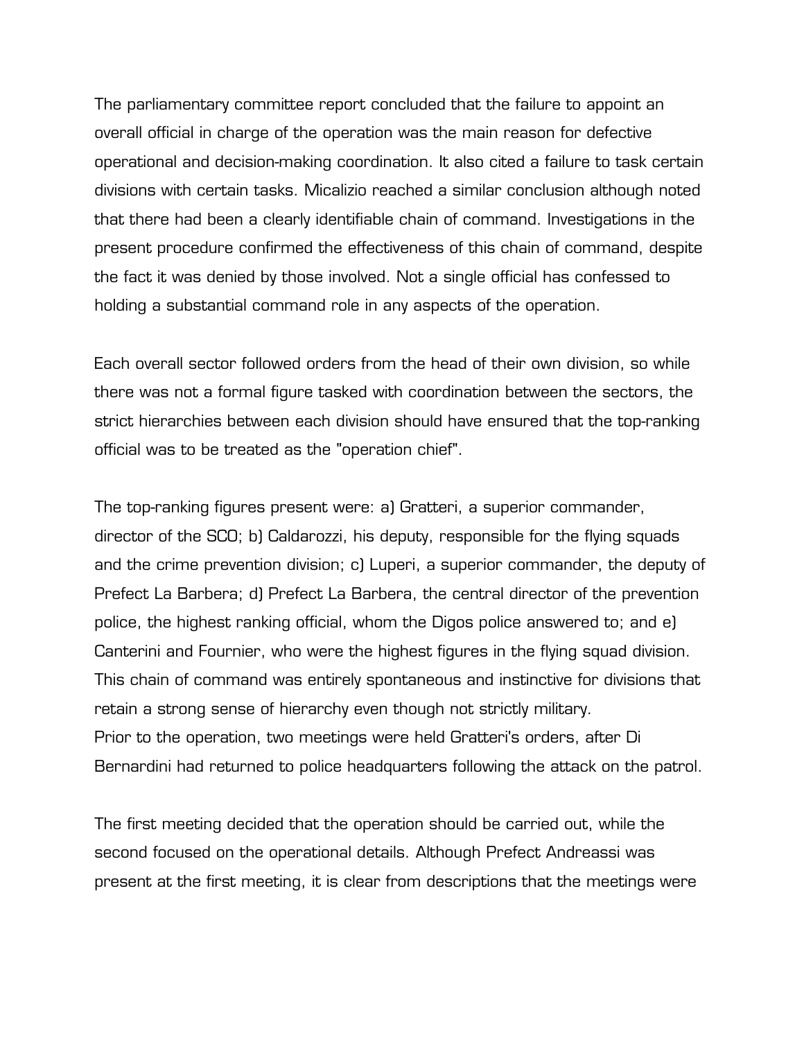The parliamentary committee report concluded that the failure to appoint an overall official in charge of the operation was the main reason for defective operational and decision-making coordination. It also cited a failure to task certain divisions with certain tasks. Micalizio reached a similar conclusion although noted that there had been a clearly identifiable chain of command. Investigations in the present procedure confirmed the effectiveness of this chain of command, despite the fact it was denied by those involved. Not a single official has confessed to holding a substantial command role in any aspects of the operation.

Each overall sector followed orders from the head of their own division, so while there was not a formal figure tasked with coordination between the sectors, the strict hierarchies between each division should have ensured that the top-ranking official was to be treated as the "operation chief".

The top-ranking figures present were: a) Gratteri, a superior commander, director of the SCO; b) Caldarozzi, his deputy, responsible for the flying squads and the crime prevention division; c) Luperi, a superior commander, the deputy of Prefect La Barbera; d) Prefect La Barbera, the central director of the prevention police, the highest ranking official, whom the Digos police answered to; and e) Canterini and Fournier, who were the highest figures in the flying squad division. This chain of command was entirely spontaneous and instinctive for divisions that retain a strong sense of hierarchy even though not strictly military.
Prior to the operation, two meetings were held Gratteri's orders, after Di Bernardini had returned to police headquarters following the attack on the patrol.

The first meeting decided that the operation should be carried out, while the second focused on the operational details. Although Prefect Andreassi was present at the first meeting, it is clear from descriptions that the meetings were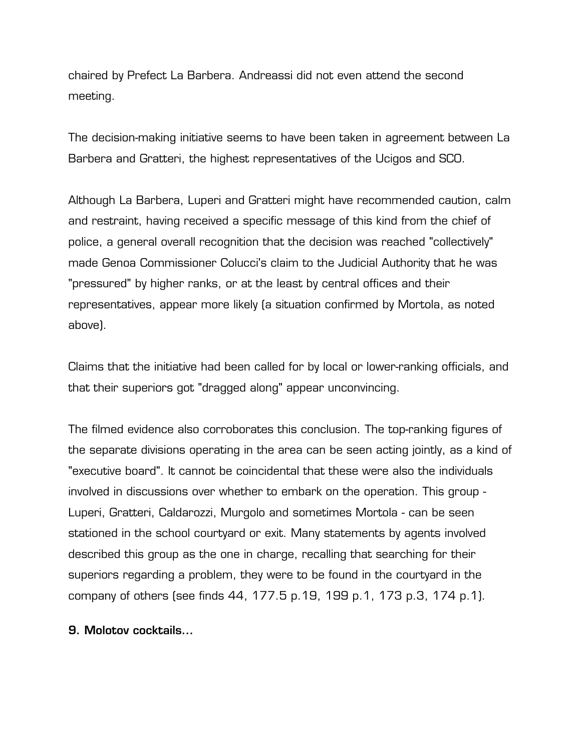chaired by Prefect La Barbera. Andreassi did not even attend the second meeting.

The decision-making initiative seems to have been taken in agreement between La Barbera and Gratteri, the highest representatives of the Ucigos and SCO.

Although La Barbera, Luperi and Gratteri might have recommended caution, calm and restraint, having received a specific message of this kind from the chief of police, a general overall recognition that the decision was reached "collectively" made Genoa Commissioner Colucci's claim to the Judicial Authority that he was "pressured" by higher ranks, or at the least by central offices and their representatives, appear more likely (a situation confirmed by Mortola, as noted above).

Claims that the initiative had been called for by local or lower-ranking officials, and that their superiors got "dragged along" appear unconvincing.

The filmed evidence also corroborates this conclusion. The top-ranking figures of the separate divisions operating in the area can be seen acting jointly, as a kind of "executive board". It cannot be coincidental that these were also the individuals involved in discussions over whether to embark on the operation. This group - Luperi, Gratteri, Caldarozzi, Murgolo and sometimes Mortola - can be seen stationed in the school courtyard or exit. Many statements by agents involved described this group as the one in charge, recalling that searching for their superiors regarding a problem, they were to be found in the courtyard in the company of others (see finds 44, 177.5 p.19, 199 p.1, 173 p.3, 174 p.1).

**9. Molotov cocktails...**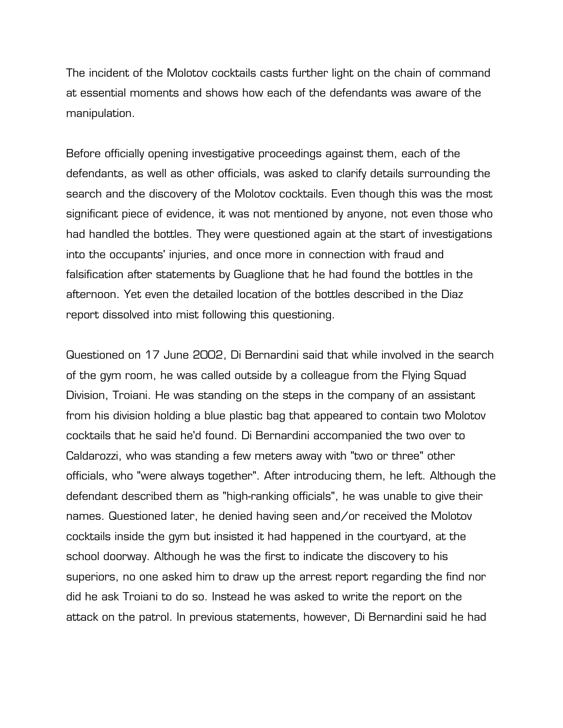The incident of the Molotov cocktails casts further light on the chain of command at essential moments and shows how each of the defendants was aware of the manipulation.

Before officially opening investigative proceedings against them, each of the defendants, as well as other officials, was asked to clarify details surrounding the search and the discovery of the Molotov cocktails. Even though this was the most significant piece of evidence, it was not mentioned by anyone, not even those who had handled the bottles. They were questioned again at the start of investigations into the occupants' injuries, and once more in connection with fraud and falsification after statements by Guaglione that he had found the bottles in the afternoon. Yet even the detailed location of the bottles described in the Diaz report dissolved into mist following this questioning.

Questioned on 17 June 2002, Di Bernardini said that while involved in the search of the gym room, he was called outside by a colleague from the Flying Squad Division, Troiani. He was standing on the steps in the company of an assistant from his division holding a blue plastic bag that appeared to contain two Molotov cocktails that he said he'd found. Di Bernardini accompanied the two over to Caldarozzi, who was standing a few meters away with "two or three" other officials, who "were always together". After introducing them, he left. Although the defendant described them as "high-ranking officials", he was unable to give their names. Questioned later, he denied having seen and/or received the Molotov cocktails inside the gym but insisted it had happened in the courtyard, at the school doorway. Although he was the first to indicate the discovery to his superiors, no one asked him to draw up the arrest report regarding the find nor did he ask Troiani to do so. Instead he was asked to write the report on the attack on the patrol. In previous statements, however, Di Bernardini said he had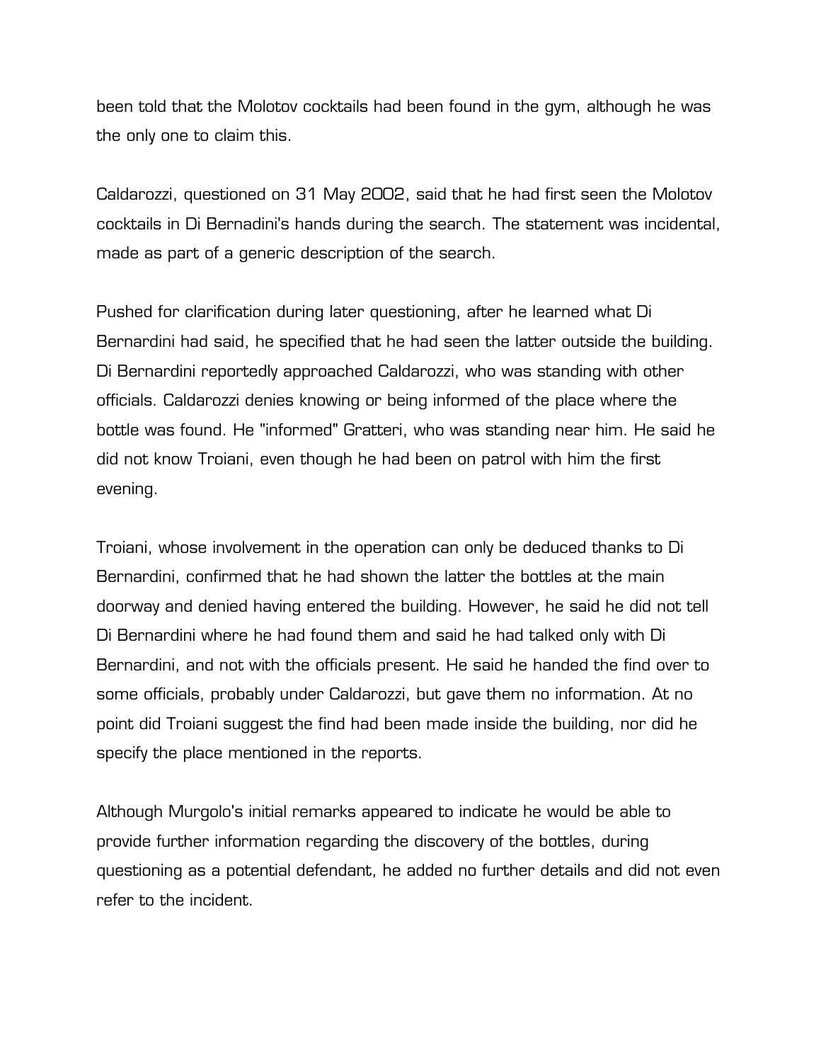been told that the Molotov cocktails had been found in the gym, although he was the only one to claim this.

Caldarozzi, questioned on 31 May 2002, said that he had first seen the Molotov cocktails in Di Bernadini's hands during the search. The statement was incidental, made as part of a generic description of the search.

Pushed for clarification during later questioning, after he learned what Di Bernardini had said, he specified that he had seen the latter outside the building. Di Bernardini reportedly approached Caldarozzi, who was standing with other officials. Caldarozzi denies knowing or being informed of the place where the bottle was found. He "informed" Gratteri, who was standing near him. He said he did not know Troiani, even though he had been on patrol with him the first evening.

Troiani, whose involvement in the operation can only be deduced thanks to Di Bernardini, confirmed that he had shown the latter the bottles at the main doorway and denied having entered the building. However, he said he did not tell Di Bernardini where he had found them and said he had talked only with Di Bernardini, and not with the officials present. He said he handed the find over to some officials, probably under Caldarozzi, but gave them no information. At no point did Troiani suggest the find had been made inside the building, nor did he specify the place mentioned in the reports.

Although Murgolo's initial remarks appeared to indicate he would be able to provide further information regarding the discovery of the bottles, during questioning as a potential defendant, he added no further details and did not even refer to the incident.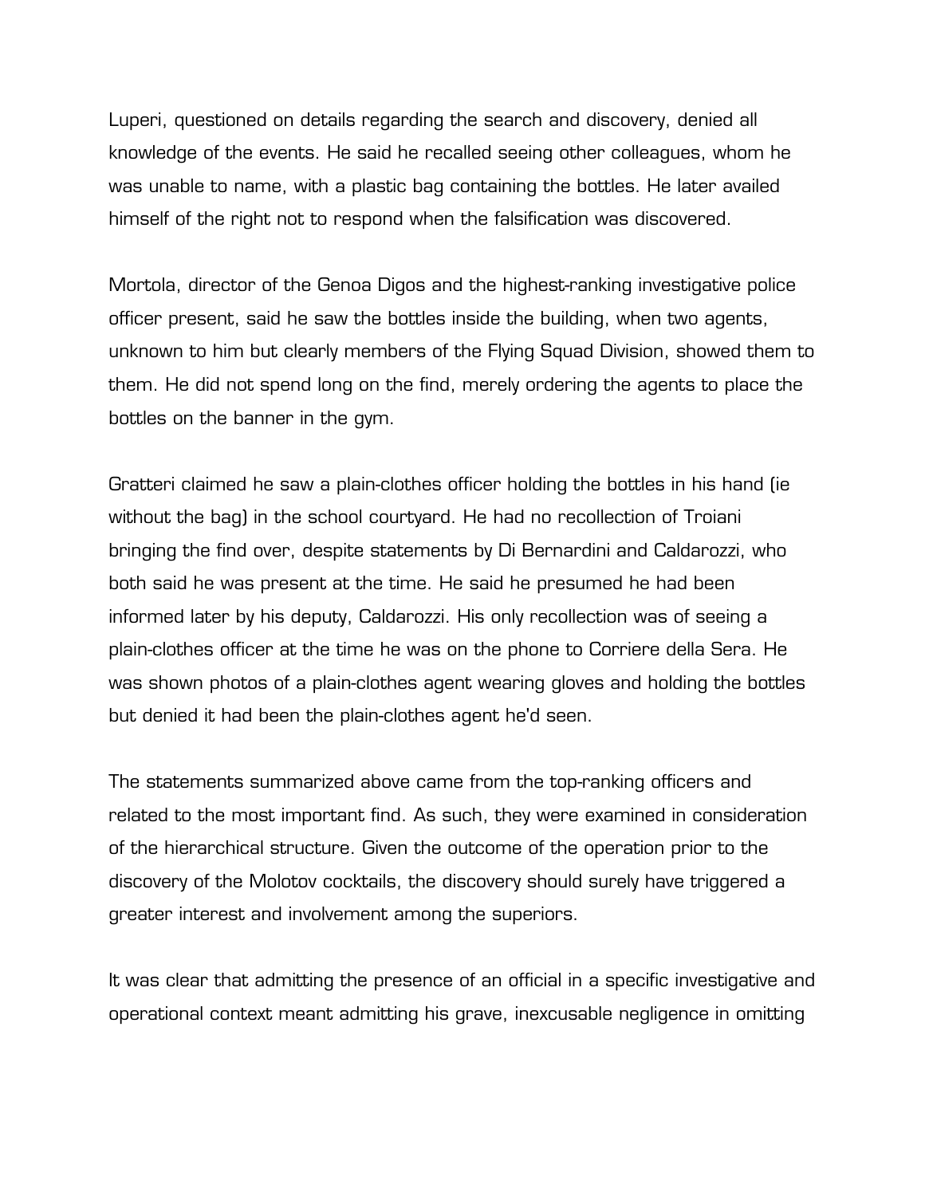Luperi, questioned on details regarding the search and discovery, denied all knowledge of the events. He said he recalled seeing other colleagues, whom he was unable to name, with a plastic bag containing the bottles. He later availed himself of the right not to respond when the falsification was discovered.

Mortola, director of the Genoa Digos and the highest-ranking investigative police officer present, said he saw the bottles inside the building, when two agents, unknown to him but clearly members of the Flying Squad Division, showed them to them. He did not spend long on the find, merely ordering the agents to place the bottles on the banner in the gym.

Gratteri claimed he saw a plain-clothes officer holding the bottles in his hand (ie without the bag) in the school courtyard. He had no recollection of Troiani bringing the find over, despite statements by Di Bernardini and Caldarozzi, who both said he was present at the time. He said he presumed he had been informed later by his deputy, Caldarozzi. His only recollection was of seeing a plain-clothes officer at the time he was on the phone to Corriere della Sera. He was shown photos of a plain-clothes agent wearing gloves and holding the bottles but denied it had been the plain-clothes agent he'd seen.

The statements summarized above came from the top-ranking officers and related to the most important find. As such, they were examined in consideration of the hierarchical structure. Given the outcome of the operation prior to the discovery of the Molotov cocktails, the discovery should surely have triggered a greater interest and involvement among the superiors.

It was clear that admitting the presence of an official in a specific investigative and operational context meant admitting his grave, inexcusable negligence in omitting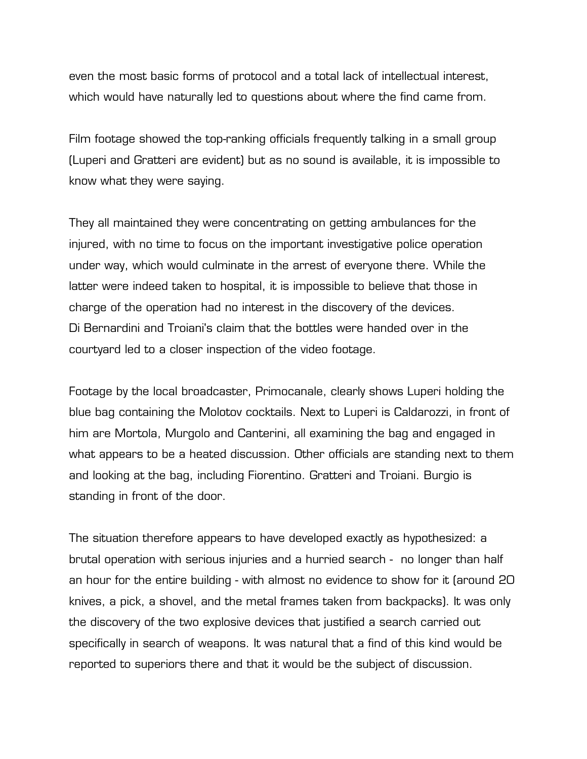even the most basic forms of protocol and a total lack of intellectual interest, which would have naturally led to questions about where the find came from.

Film footage showed the top-ranking officials frequently talking in a small group (Luperi and Gratteri are evident) but as no sound is available, it is impossible to know what they were saying.

They all maintained they were concentrating on getting ambulances for the injured, with no time to focus on the important investigative police operation under way, which would culminate in the arrest of everyone there. While the latter were indeed taken to hospital, it is impossible to believe that those in charge of the operation had no interest in the discovery of the devices. Di Bernardini and Troiani's claim that the bottles were handed over in the courtyard led to a closer inspection of the video footage.

Footage by the local broadcaster, Primocanale, clearly shows Luperi holding the blue bag containing the Molotov cocktails. Next to Luperi is Caldarozzi, in front of him are Mortola, Murgolo and Canterini, all examining the bag and engaged in what appears to be a heated discussion. Other officials are standing next to them and looking at the bag, including Fiorentino. Gratteri and Troiani. Burgio is standing in front of the door.

The situation therefore appears to have developed exactly as hypothesized: a brutal operation with serious injuries and a hurried search - no longer than half an hour for the entire building - with almost no evidence to show for it (around 20 knives, a pick, a shovel, and the metal frames taken from backpacks). It was only the discovery of the two explosive devices that justified a search carried out specifically in search of weapons. It was natural that a find of this kind would be reported to superiors there and that it would be the subject of discussion.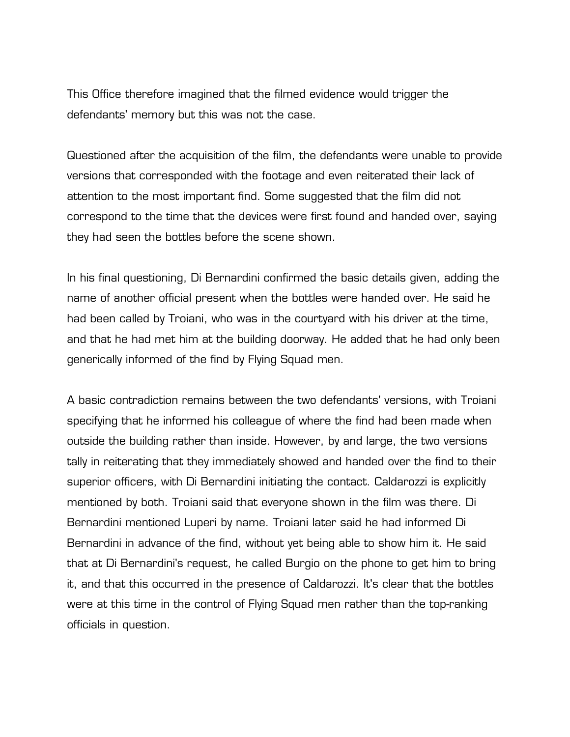This Office therefore imagined that the filmed evidence would trigger the defendants' memory but this was not the case.

Questioned after the acquisition of the film, the defendants were unable to provide versions that corresponded with the footage and even reiterated their lack of attention to the most important find. Some suggested that the film did not correspond to the time that the devices were first found and handed over, saying they had seen the bottles before the scene shown.

In his final questioning, Di Bernardini confirmed the basic details given, adding the name of another official present when the bottles were handed over. He said he had been called by Troiani, who was in the courtyard with his driver at the time, and that he had met him at the building doorway. He added that he had only been generically informed of the find by Flying Squad men.

A basic contradiction remains between the two defendants' versions, with Troiani specifying that he informed his colleague of where the find had been made when outside the building rather than inside. However, by and large, the two versions tally in reiterating that they immediately showed and handed over the find to their superior officers, with Di Bernardini initiating the contact. Caldarozzi is explicitly mentioned by both. Troiani said that everyone shown in the film was there. Di Bernardini mentioned Luperi by name. Troiani later said he had informed Di Bernardini in advance of the find, without yet being able to show him it. He said that at Di Bernardini's request, he called Burgio on the phone to get him to bring it, and that this occurred in the presence of Caldarozzi. It's clear that the bottles were at this time in the control of Flying Squad men rather than the top-ranking officials in question.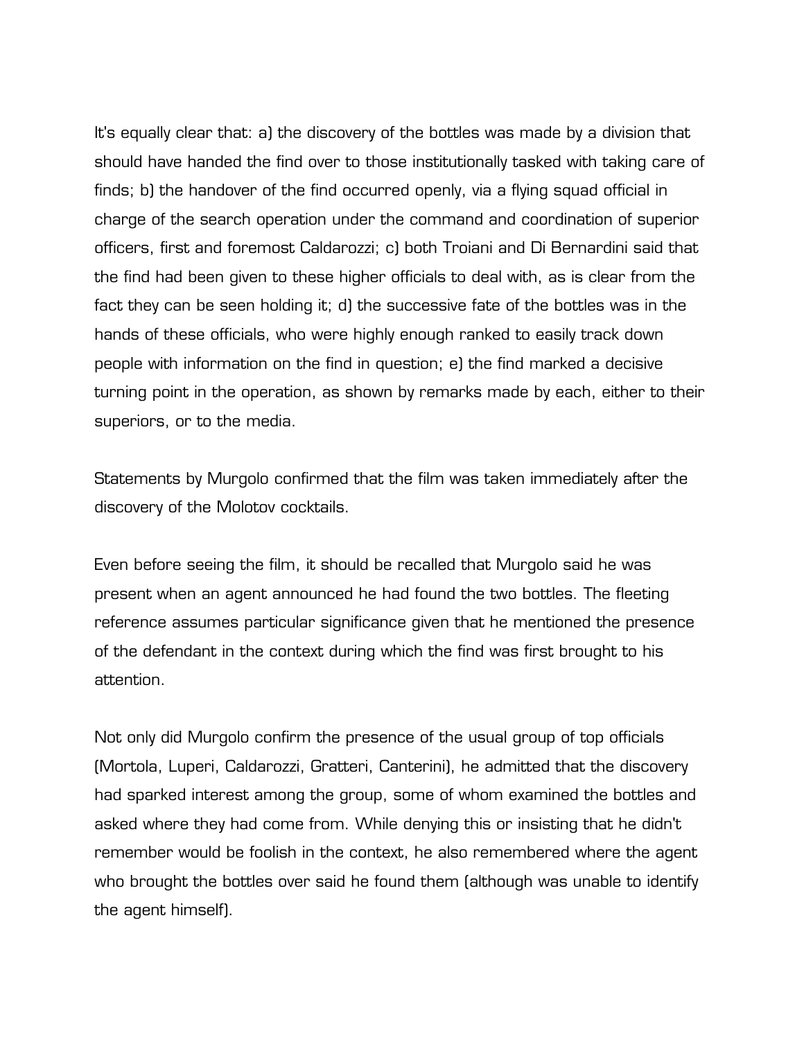It's equally clear that: a) the discovery of the bottles was made by a division that should have handed the find over to those institutionally tasked with taking care of finds; b) the handover of the find occurred openly, via a flying squad official in charge of the search operation under the command and coordination of superior officers, first and foremost Caldarozzi; c) both Troiani and Di Bernardini said that the find had been given to these higher officials to deal with, as is clear from the fact they can be seen holding it; d) the successive fate of the bottles was in the hands of these officials, who were highly enough ranked to easily track down people with information on the find in question; e) the find marked a decisive turning point in the operation, as shown by remarks made by each, either to their superiors, or to the media.

Statements by Murgolo confirmed that the film was taken immediately after the discovery of the Molotov cocktails.

Even before seeing the film, it should be recalled that Murgolo said he was present when an agent announced he had found the two bottles. The fleeting reference assumes particular significance given that he mentioned the presence of the defendant in the context during which the find was first brought to his attention.

Not only did Murgolo confirm the presence of the usual group of top officials (Mortola, Luperi, Caldarozzi, Gratteri, Canterini), he admitted that the discovery had sparked interest among the group, some of whom examined the bottles and asked where they had come from. While denying this or insisting that he didn't remember would be foolish in the context, he also remembered where the agent who brought the bottles over said he found them (although was unable to identify the agent himself).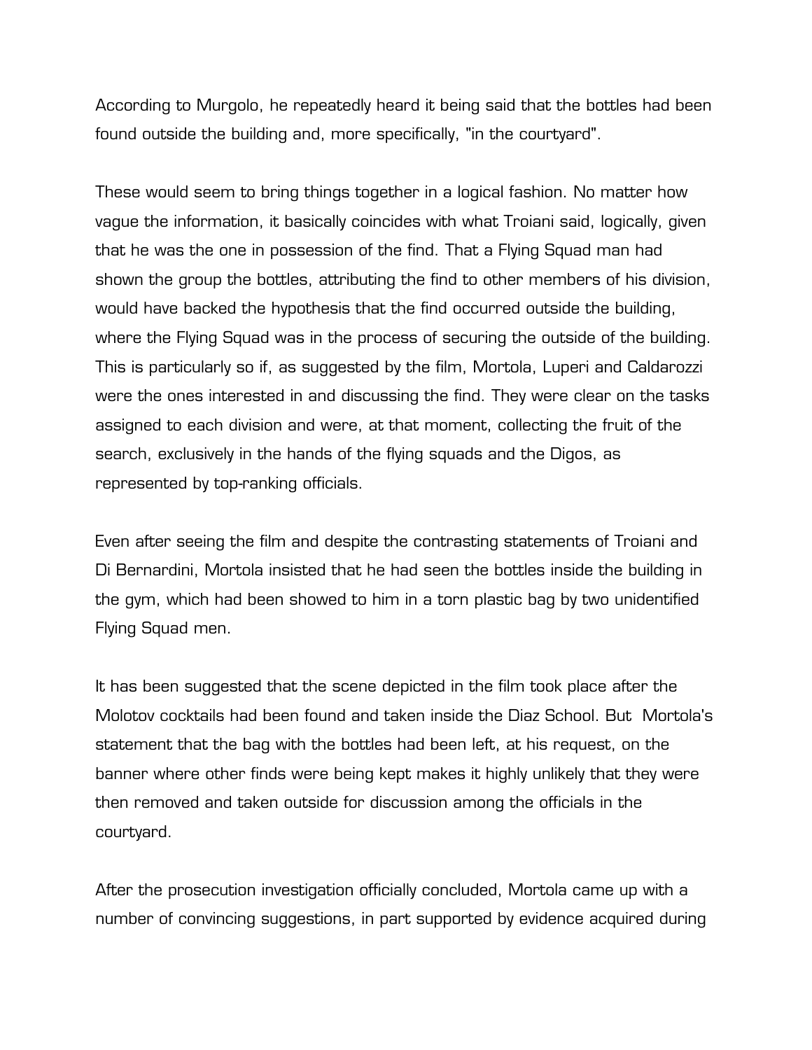According to Murgolo, he repeatedly heard it being said that the bottles had been found outside the building and, more specifically, "in the courtyard".

These would seem to bring things together in a logical fashion. No matter how vague the information, it basically coincides with what Troiani said, logically, given that he was the one in possession of the find. That a Flying Squad man had shown the group the bottles, attributing the find to other members of his division, would have backed the hypothesis that the find occurred outside the building, where the Flying Squad was in the process of securing the outside of the building. This is particularly so if, as suggested by the film, Mortola, Luperi and Caldarozzi were the ones interested in and discussing the find. They were clear on the tasks assigned to each division and were, at that moment, collecting the fruit of the search, exclusively in the hands of the flying squads and the Digos, as represented by top-ranking officials.

Even after seeing the film and despite the contrasting statements of Troiani and Di Bernardini, Mortola insisted that he had seen the bottles inside the building in the gym, which had been showed to him in a torn plastic bag by two unidentified Flying Squad men.

It has been suggested that the scene depicted in the film took place after the Molotov cocktails had been found and taken inside the Diaz School. But Mortola's statement that the bag with the bottles had been left, at his request, on the banner where other finds were being kept makes it highly unlikely that they were then removed and taken outside for discussion among the officials in the courtyard.

After the prosecution investigation officially concluded, Mortola came up with a number of convincing suggestions, in part supported by evidence acquired during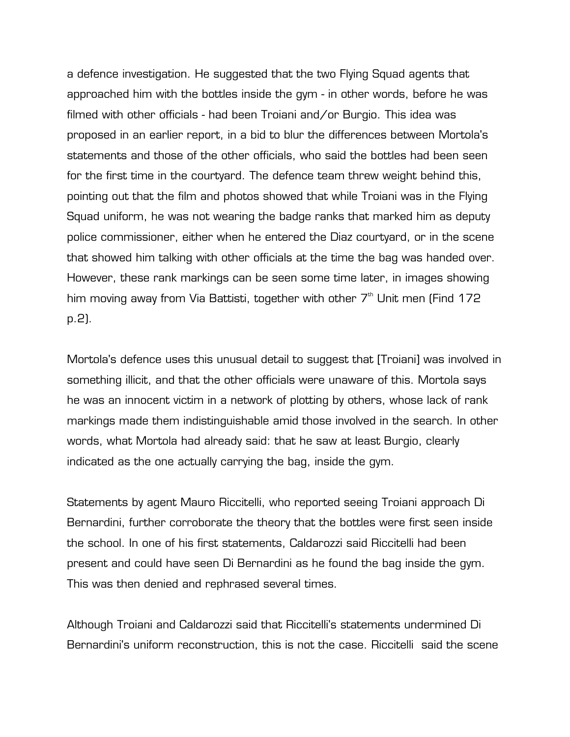a defence investigation. He suggested that the two Flying Squad agents that approached him with the bottles inside the gym - in other words, before he was filmed with other officials - had been Troiani and/or Burgio. This idea was proposed in an earlier report, in a bid to blur the differences between Mortola's statements and those of the other officials, who said the bottles had been seen for the first time in the courtyard. The defence team threw weight behind this, pointing out that the film and photos showed that while Troiani was in the Flying Squad uniform, he was not wearing the badge ranks that marked him as deputy police commissioner, either when he entered the Diaz courtyard, or in the scene that showed him talking with other officials at the time the bag was handed over. However, these rank markings can be seen some time later, in images showing him moving away from Via Battisti, together with other 7th Unit men (Find 172 p.2).

Mortola's defence uses this unusual detail to suggest that [Troiani] was involved in something illicit, and that the other officials were unaware of this. Mortola says he was an innocent victim in a network of plotting by others, whose lack of rank markings made them indistinguishable amid those involved in the search. In other words, what Mortola had already said: that he saw at least Burgio, clearly indicated as the one actually carrying the bag, inside the gym.

Statements by agent Mauro Riccitelli, who reported seeing Troiani approach Di Bernardini, further corroborate the theory that the bottles were first seen inside the school. In one of his first statements, Caldarozzi said Riccitelli had been present and could have seen Di Bernardini as he found the bag inside the gym. This was then denied and rephrased several times.

Although Troiani and Caldarozzi said that Riccitelli's statements undermined Di Bernardini's uniform reconstruction, this is not the case. Riccitelli said the scene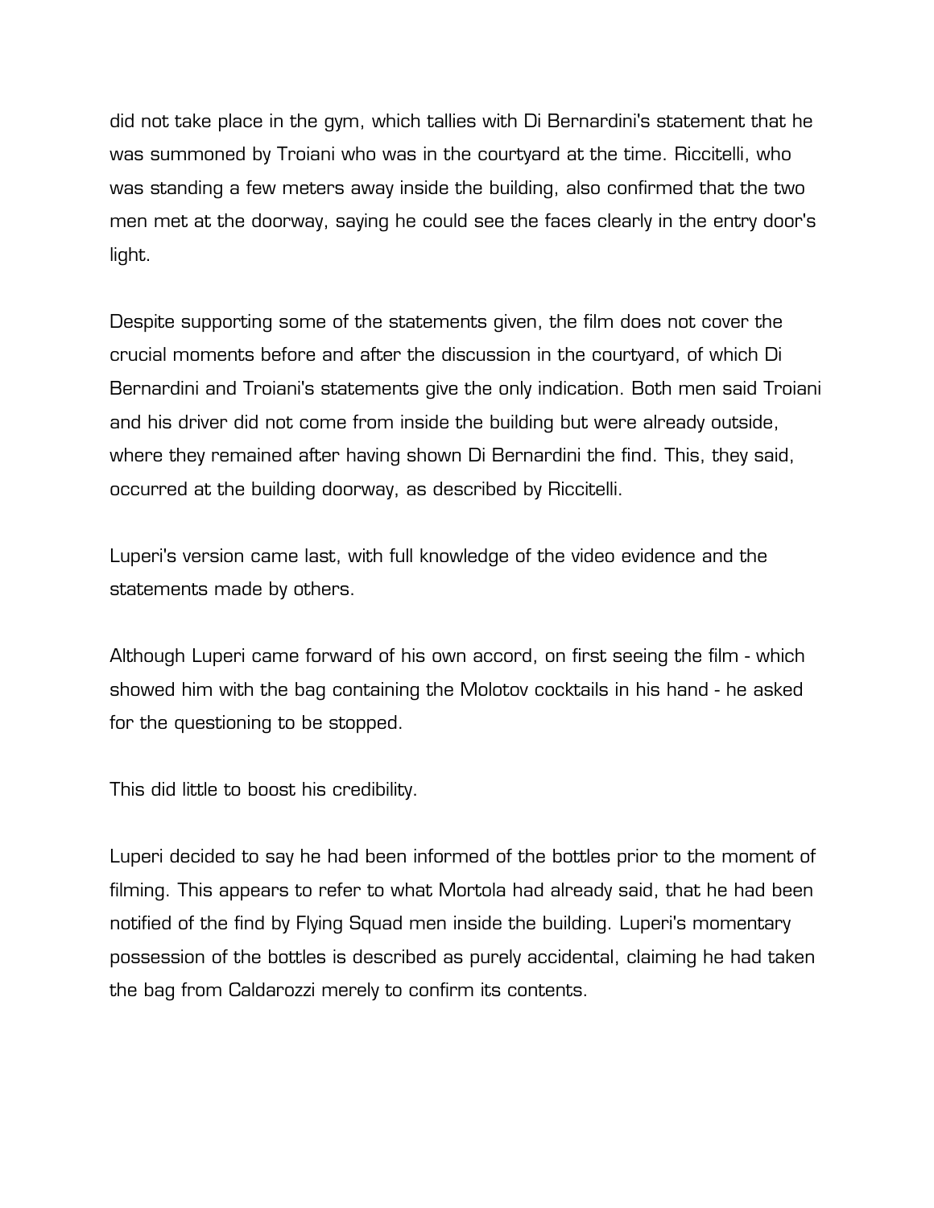did not take place in the gym, which tallies with Di Bernardini's statement that he was summoned by Troiani who was in the courtyard at the time. Riccitelli, who was standing a few meters away inside the building, also confirmed that the two men met at the doorway, saying he could see the faces clearly in the entry door's light.

Despite supporting some of the statements given, the film does not cover the crucial moments before and after the discussion in the courtyard, of which Di Bernardini and Troiani's statements give the only indication. Both men said Troiani and his driver did not come from inside the building but were already outside, where they remained after having shown Di Bernardini the find. This, they said, occurred at the building doorway, as described by Riccitelli.

Luperi's version came last, with full knowledge of the video evidence and the statements made by others.

Although Luperi came forward of his own accord, on first seeing the film - which showed him with the bag containing the Molotov cocktails in his hand - he asked for the questioning to be stopped.

This did little to boost his credibility.

Luperi decided to say he had been informed of the bottles prior to the moment of filming. This appears to refer to what Mortola had already said, that he had been notified of the find by Flying Squad men inside the building. Luperi's momentary possession of the bottles is described as purely accidental, claiming he had taken the bag from Caldarozzi merely to confirm its contents.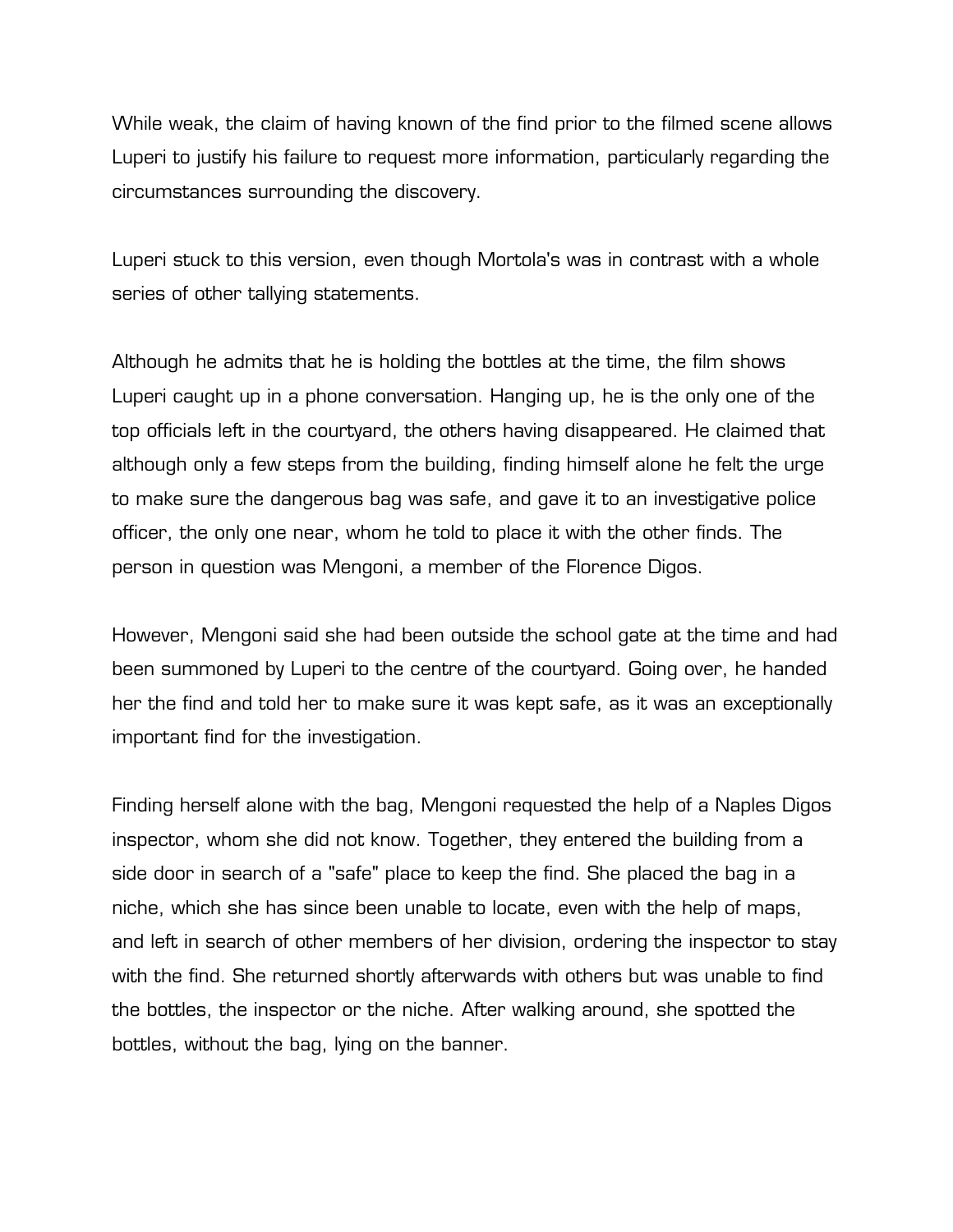While weak, the claim of having known of the find prior to the filmed scene allows Luperi to justify his failure to request more information, particularly regarding the circumstances surrounding the discovery.

Luperi stuck to this version, even though Mortola's was in contrast with a whole series of other tallying statements.

Although he admits that he is holding the bottles at the time, the film shows Luperi caught up in a phone conversation. Hanging up, he is the only one of the top officials left in the courtyard, the others having disappeared. He claimed that although only a few steps from the building, finding himself alone he felt the urge to make sure the dangerous bag was safe, and gave it to an investigative police officer, the only one near, whom he told to place it with the other finds. The person in question was Mengoni, a member of the Florence Digos.

However, Mengoni said she had been outside the school gate at the time and had been summoned by Luperi to the centre of the courtyard. Going over, he handed her the find and told her to make sure it was kept safe, as it was an exceptionally important find for the investigation.

Finding herself alone with the bag, Mengoni requested the help of a Naples Digos inspector, whom she did not know. Together, they entered the building from a side door in search of a "safe" place to keep the find. She placed the bag in a niche, which she has since been unable to locate, even with the help of maps, and left in search of other members of her division, ordering the inspector to stay with the find. She returned shortly afterwards with others but was unable to find the bottles, the inspector or the niche. After walking around, she spotted the bottles, without the bag, lying on the banner.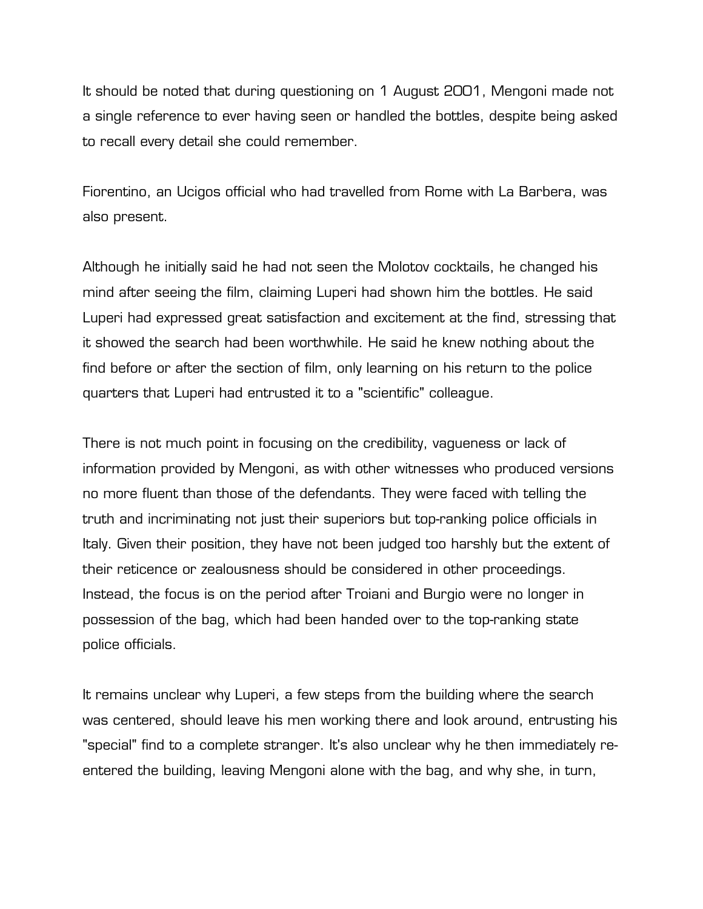It should be noted that during questioning on 1 August 2001, Mengoni made not a single reference to ever having seen or handled the bottles, despite being asked to recall every detail she could remember.

Fiorentino, an Ucigos official who had travelled from Rome with La Barbera, was also present.

Although he initially said he had not seen the Molotov cocktails, he changed his mind after seeing the film, claiming Luperi had shown him the bottles. He said Luperi had expressed great satisfaction and excitement at the find, stressing that it showed the search had been worthwhile. He said he knew nothing about the find before or after the section of film, only learning on his return to the police quarters that Luperi had entrusted it to a "scientific" colleague.

There is not much point in focusing on the credibility, vagueness or lack of information provided by Mengoni, as with other witnesses who produced versions no more fluent than those of the defendants. They were faced with telling the truth and incriminating not just their superiors but top-ranking police officials in Italy. Given their position, they have not been judged too harshly but the extent of their reticence or zealousness should be considered in other proceedings. Instead, the focus is on the period after Troiani and Burgio were no longer in possession of the bag, which had been handed over to the top-ranking state police officials.

It remains unclear why Luperi, a few steps from the building where the search was centered, should leave his men working there and look around, entrusting his "special" find to a complete stranger. It's also unclear why he then immediately re-entered the building, leaving Mengoni alone with the bag, and why she, in turn,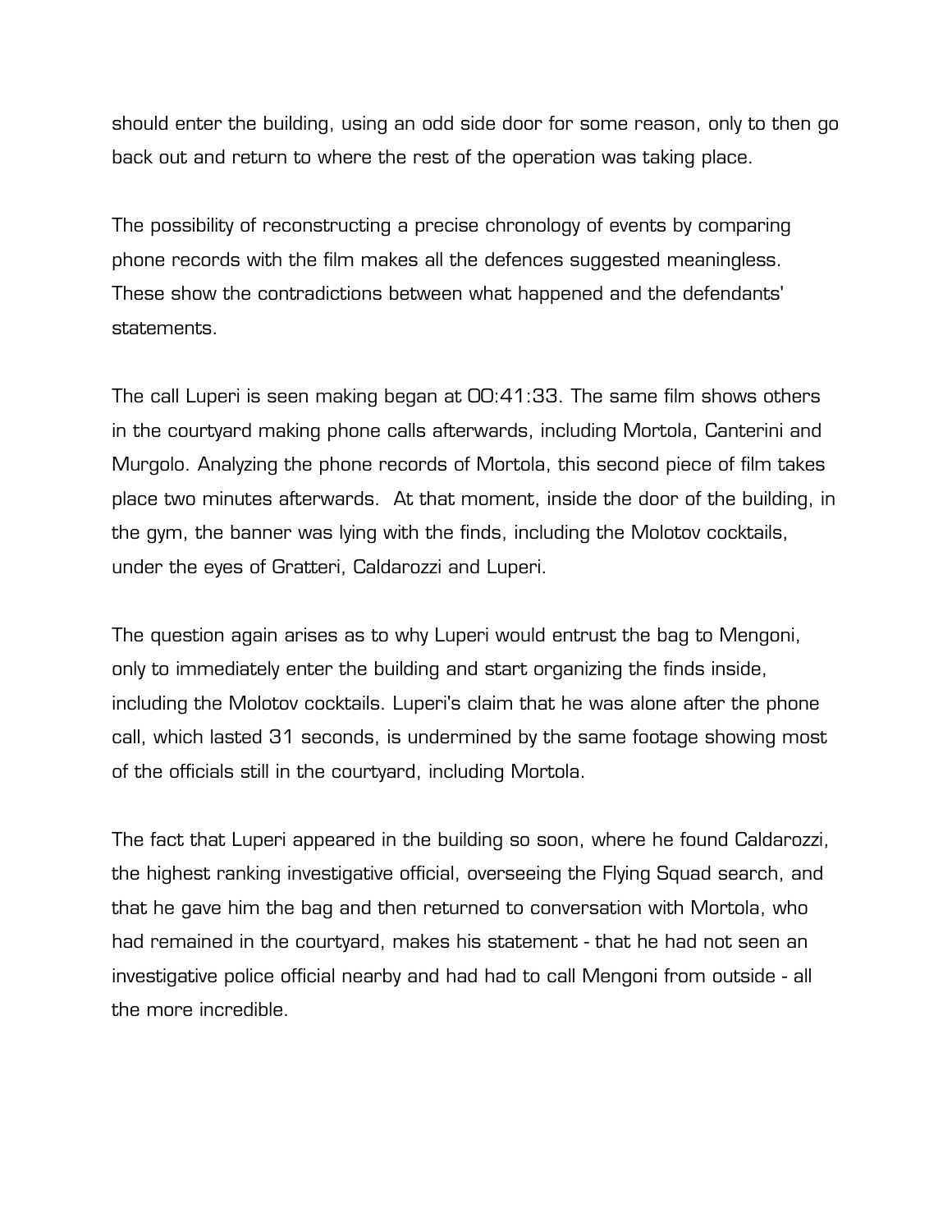should enter the building, using an odd side door for some reason, only to then go back out and return to where the rest of the operation was taking place.

The possibility of reconstructing a precise chronology of events by comparing phone records with the film makes all the defences suggested meaningless. These show the contradictions between what happened and the defendants' statements.

The call Luperi is seen making began at 00:41:33. The same film shows others in the courtyard making phone calls afterwards, including Mortola, Canterini and Murgolo. Analyzing the phone records of Mortola, this second piece of film takes place two minutes afterwards. At that moment, inside the door of the building, in the gym, the banner was lying with the finds, including the Molotov cocktails, under the eyes of Gratteri, Caldarozzi and Luperi.

The question again arises as to why Luperi would entrust the bag to Mengoni, only to immediately enter the building and start organizing the finds inside, including the Molotov cocktails. Luperi's claim that he was alone after the phone call, which lasted 31 seconds, is undermined by the same footage showing most of the officials still in the courtyard, including Mortola.

The fact that Luperi appeared in the building so soon, where he found Caldarozzi, the highest ranking investigative official, overseeing the Flying Squad search, and that he gave him the bag and then returned to conversation with Mortola, who had remained in the courtyard, makes his statement - that he had not seen an investigative police official nearby and had had to call Mengoni from outside - all the more incredible.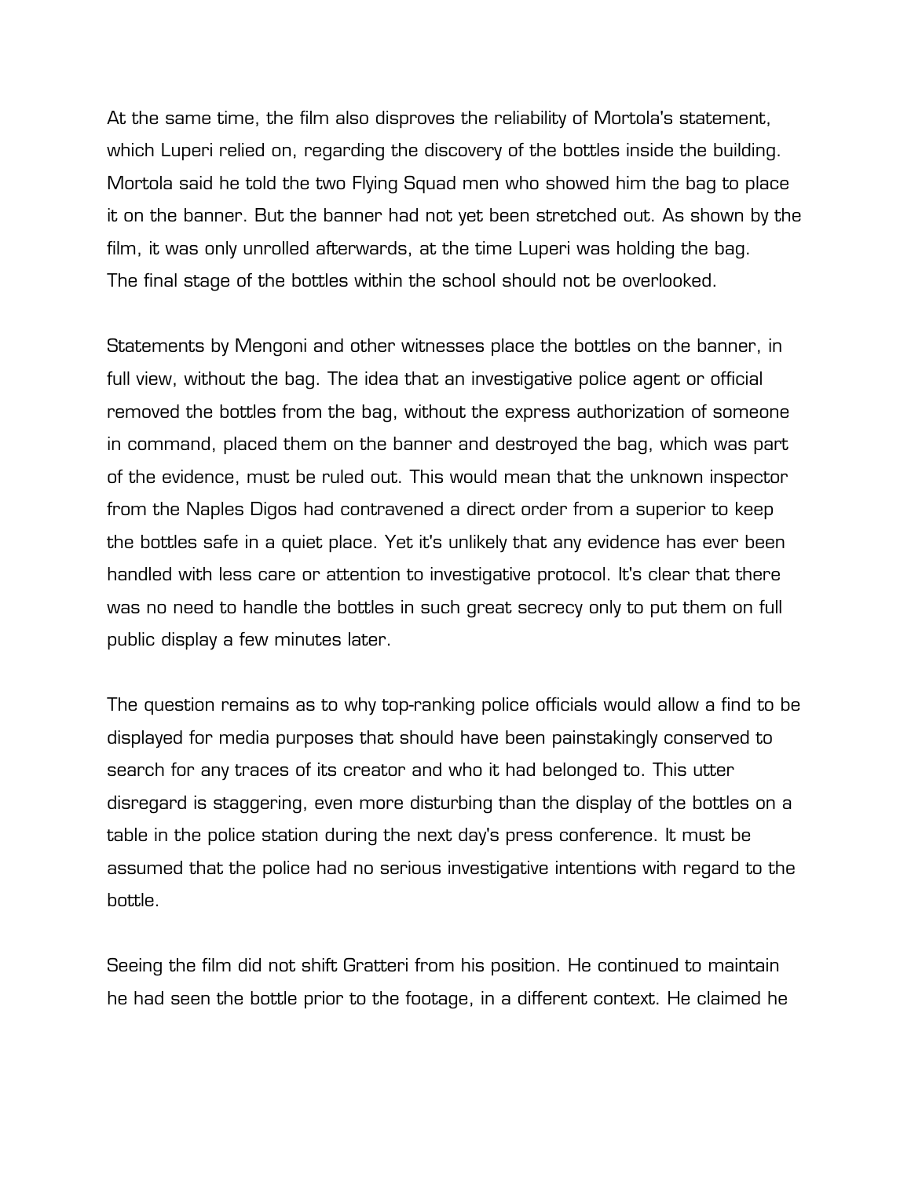At the same time, the film also disproves the reliability of Mortola's statement, which Luperi relied on, regarding the discovery of the bottles inside the building. Mortola said he told the two Flying Squad men who showed him the bag to place it on the banner. But the banner had not yet been stretched out. As shown by the film, it was only unrolled afterwards, at the time Luperi was holding the bag. The final stage of the bottles within the school should not be overlooked.

Statements by Mengoni and other witnesses place the bottles on the banner, in full view, without the bag. The idea that an investigative police agent or official removed the bottles from the bag, without the express authorization of someone in command, placed them on the banner and destroyed the bag, which was part of the evidence, must be ruled out. This would mean that the unknown inspector from the Naples Digos had contravened a direct order from a superior to keep the bottles safe in a quiet place. Yet it's unlikely that any evidence has ever been handled with less care or attention to investigative protocol. It's clear that there was no need to handle the bottles in such great secrecy only to put them on full public display a few minutes later.

The question remains as to why top-ranking police officials would allow a find to be displayed for media purposes that should have been painstakingly conserved to search for any traces of its creator and who it had belonged to. This utter disregard is staggering, even more disturbing than the display of the bottles on a table in the police station during the next day's press conference. It must be assumed that the police had no serious investigative intentions with regard to the bottle.

Seeing the film did not shift Gratteri from his position. He continued to maintain he had seen the bottle prior to the footage, in a different context. He claimed he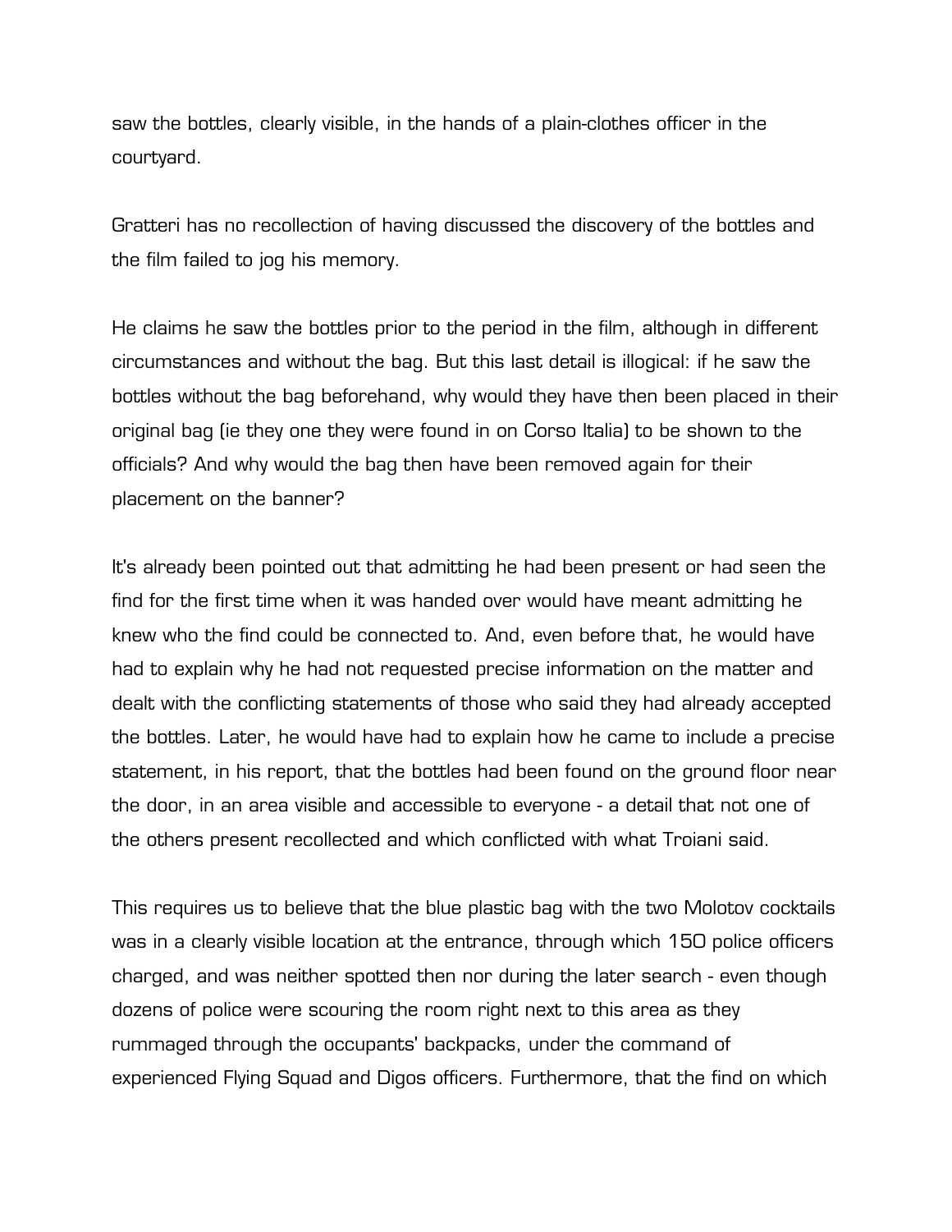saw the bottles, clearly visible, in the hands of a plain-clothes officer in the courtyard.

Gratteri has no recollection of having discussed the discovery of the bottles and the film failed to jog his memory.

He claims he saw the bottles prior to the period in the film, although in different circumstances and without the bag. But this last detail is illogical: if he saw the bottles without the bag beforehand, why would they have then been placed in their original bag (ie they one they were found in on Corso Italia) to be shown to the officials? And why would the bag then have been removed again for their placement on the banner?

It's already been pointed out that admitting he had been present or had seen the find for the first time when it was handed over would have meant admitting he knew who the find could be connected to. And, even before that, he would have had to explain why he had not requested precise information on the matter and dealt with the conflicting statements of those who said they had already accepted the bottles. Later, he would have had to explain how he came to include a precise statement, in his report, that the bottles had been found on the ground floor near the door, in an area visible and accessible to everyone - a detail that not one of the others present recollected and which conflicted with what Troiani said.

This requires us to believe that the blue plastic bag with the two Molotov cocktails was in a clearly visible location at the entrance, through which 150 police officers charged, and was neither spotted then nor during the later search - even though dozens of police were scouring the room right next to this area as they rummaged through the occupants' backpacks, under the command of experienced Flying Squad and Digos officers. Furthermore, that the find on which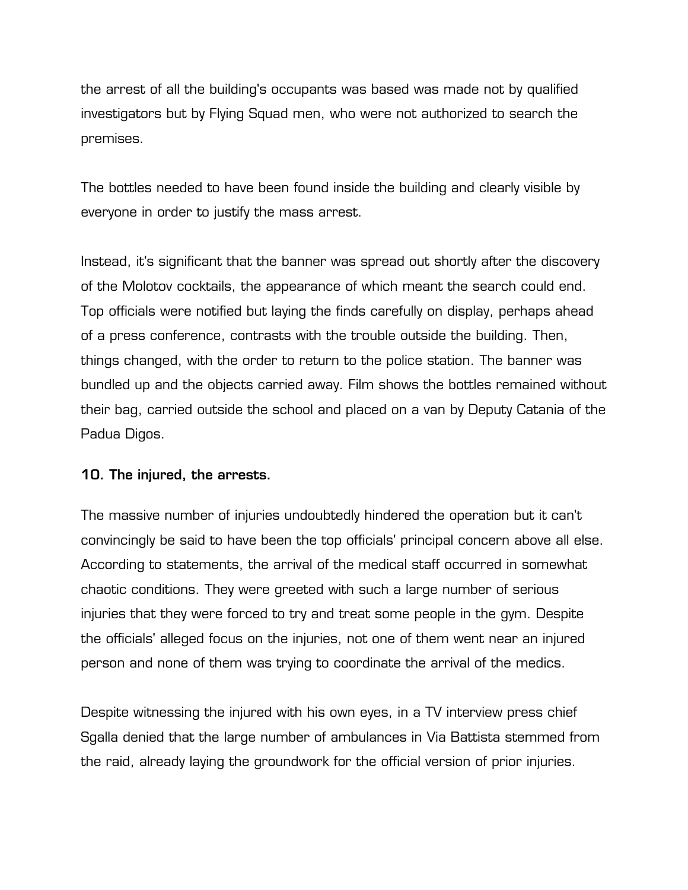the arrest of all the building's occupants was based was made not by qualified investigators but by Flying Squad men, who were not authorized to search the premises.

The bottles needed to have been found inside the building and clearly visible by everyone in order to justify the mass arrest.

Instead, it's significant that the banner was spread out shortly after the discovery of the Molotov cocktails, the appearance of which meant the search could end. Top officials were notified but laying the finds carefully on display, perhaps ahead of a press conference, contrasts with the trouble outside the building. Then, things changed, with the order to return to the police station. The banner was bundled up and the objects carried away. Film shows the bottles remained without their bag, carried outside the school and placed on a van by Deputy Catania of the Padua Digos.

**10. The injured, the arrests.**

The massive number of injuries undoubtedly hindered the operation but it can't convincingly be said to have been the top officials' principal concern above all else. According to statements, the arrival of the medical staff occurred in somewhat chaotic conditions. They were greeted with such a large number of serious injuries that they were forced to try and treat some people in the gym. Despite the officials' alleged focus on the injuries, not one of them went near an injured person and none of them was trying to coordinate the arrival of the medics.

Despite witnessing the injured with his own eyes, in a TV interview press chief Sgalla denied that the large number of ambulances in Via Battista stemmed from the raid, already laying the groundwork for the official version of prior injuries.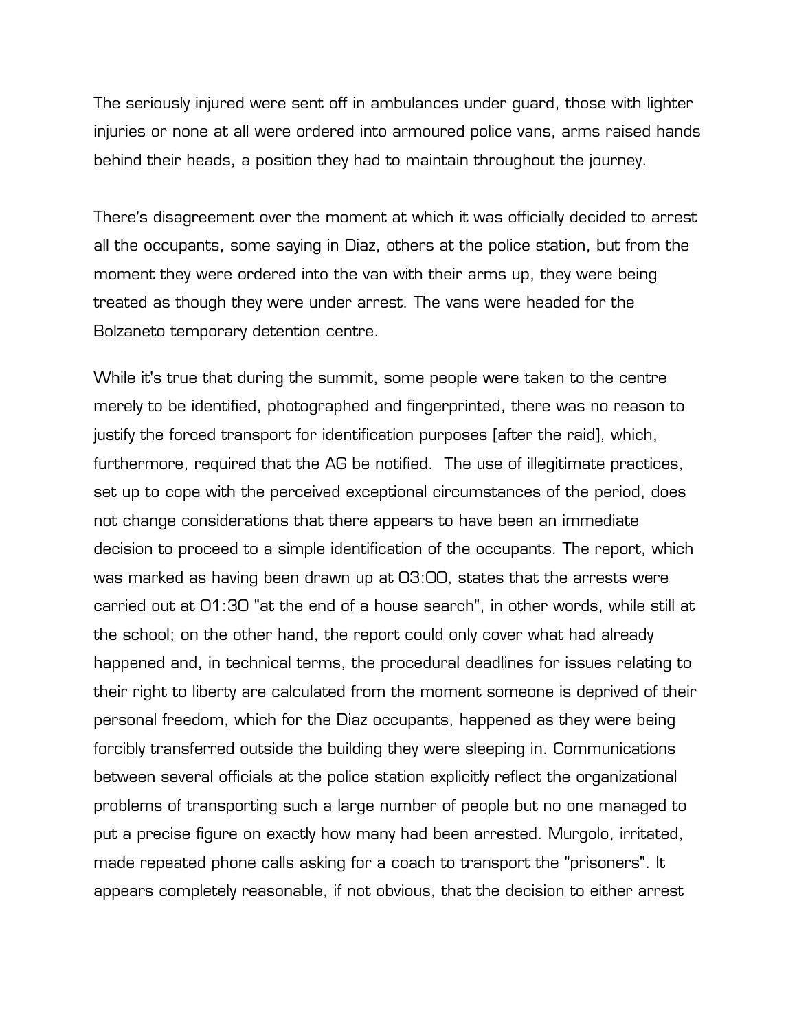The seriously injured were sent off in ambulances under guard, those with lighter injuries or none at all were ordered into armoured police vans, arms raised hands behind their heads, a position they had to maintain throughout the journey.

There's disagreement over the moment at which it was officially decided to arrest all the occupants, some saying in Diaz, others at the police station, but from the moment they were ordered into the van with their arms up, they were being treated as though they were under arrest. The vans were headed for the Bolzaneto temporary detention centre.

While it's true that during the summit, some people were taken to the centre merely to be identified, photographed and fingerprinted, there was no reason to justify the forced transport for identification purposes [after the raid], which, furthermore, required that the AG be notified. The use of illegitimate practices, set up to cope with the perceived exceptional circumstances of the period, does not change considerations that there appears to have been an immediate decision to proceed to a simple identification of the occupants. The report, which was marked as having been drawn up at 03:00, states that the arrests were carried out at 01:30 "at the end of a house search", in other words, while still at the school; on the other hand, the report could only cover what had already happened and, in technical terms, the procedural deadlines for issues relating to their right to liberty are calculated from the moment someone is deprived of their personal freedom, which for the Diaz occupants, happened as they were being forcibly transferred outside the building they were sleeping in. Communications between several officials at the police station explicitly reflect the organizational problems of transporting such a large number of people but no one managed to put a precise figure on exactly how many had been arrested. Murgolo, irritated, made repeated phone calls asking for a coach to transport the "prisoners". It appears completely reasonable, if not obvious, that the decision to either arrest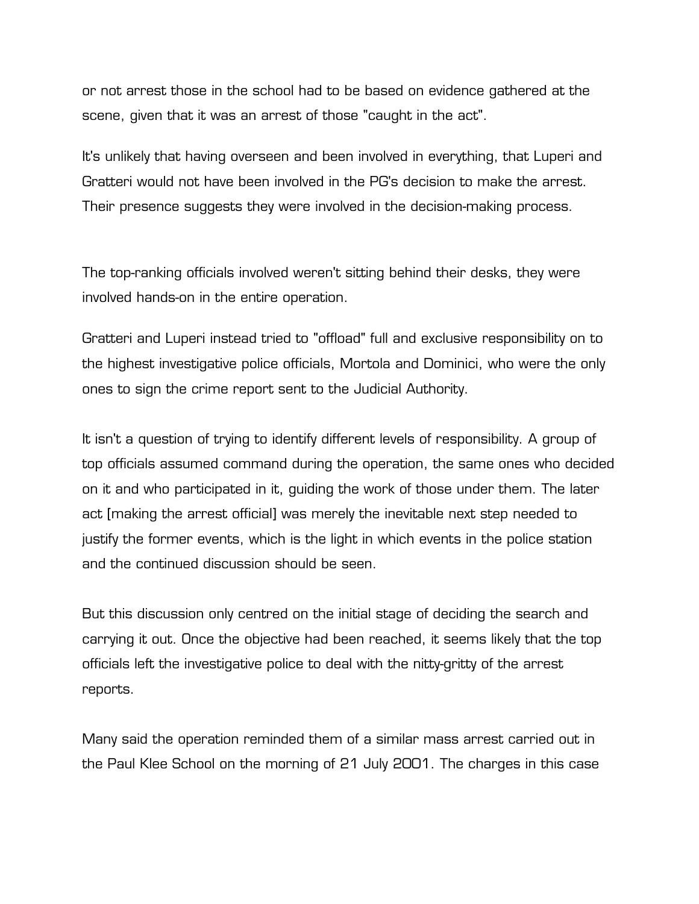or not arrest those in the school had to be based on evidence gathered at the scene, given that it was an arrest of those "caught in the act".

It's unlikely that having overseen and been involved in everything, that Luperi and Gratteri would not have been involved in the PG's decision to make the arrest. Their presence suggests they were involved in the decision-making process.

The top-ranking officials involved weren't sitting behind their desks, they were involved hands-on in the entire operation.

Gratteri and Luperi instead tried to "offload" full and exclusive responsibility on to the highest investigative police officials, Mortola and Dominici, who were the only ones to sign the crime report sent to the Judicial Authority.

It isn't a question of trying to identify different levels of responsibility. A group of top officials assumed command during the operation, the same ones who decided on it and who participated in it, guiding the work of those under them. The later act [making the arrest official] was merely the inevitable next step needed to justify the former events, which is the light in which events in the police station and the continued discussion should be seen.

But this discussion only centred on the initial stage of deciding the search and carrying it out. Once the objective had been reached, it seems likely that the top officials left the investigative police to deal with the nitty-gritty of the arrest reports.

Many said the operation reminded them of a similar mass arrest carried out in the Paul Klee School on the morning of 21 July 2001. The charges in this case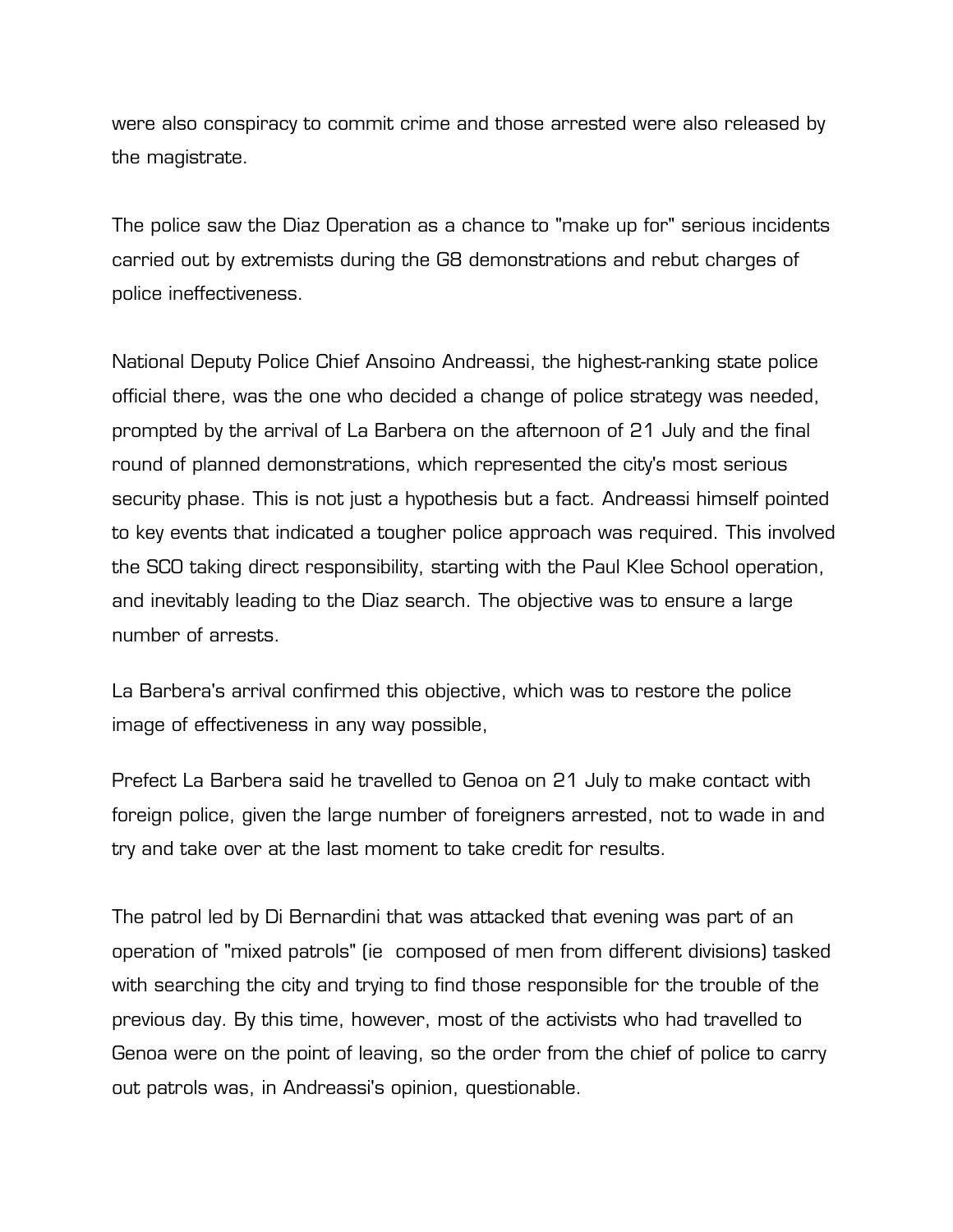were also conspiracy to commit crime and those arrested were also released by the magistrate.

The police saw the Diaz Operation as a chance to "make up for" serious incidents carried out by extremists during the G8 demonstrations and rebut charges of police ineffectiveness.

National Deputy Police Chief Ansoino Andreassi, the highest-ranking state police official there, was the one who decided a change of police strategy was needed, prompted by the arrival of La Barbera on the afternoon of 21 July and the final round of planned demonstrations, which represented the city's most serious security phase. This is not just a hypothesis but a fact. Andreassi himself pointed to key events that indicated a tougher police approach was required. This involved the SCO taking direct responsibility, starting with the Paul Klee School operation, and inevitably leading to the Diaz search. The objective was to ensure a large number of arrests.

La Barbera's arrival confirmed this objective, which was to restore the police image of effectiveness in any way possible,

Prefect La Barbera said he travelled to Genoa on 21 July to make contact with foreign police, given the large number of foreigners arrested, not to wade in and try and take over at the last moment to take credit for results.

The patrol led by Di Bernardini that was attacked that evening was part of an operation of "mixed patrols" (ie  composed of men from different divisions) tasked with searching the city and trying to find those responsible for the trouble of the previous day. By this time, however, most of the activists who had travelled to Genoa were on the point of leaving, so the order from the chief of police to carry out patrols was, in Andreassi's opinion, questionable.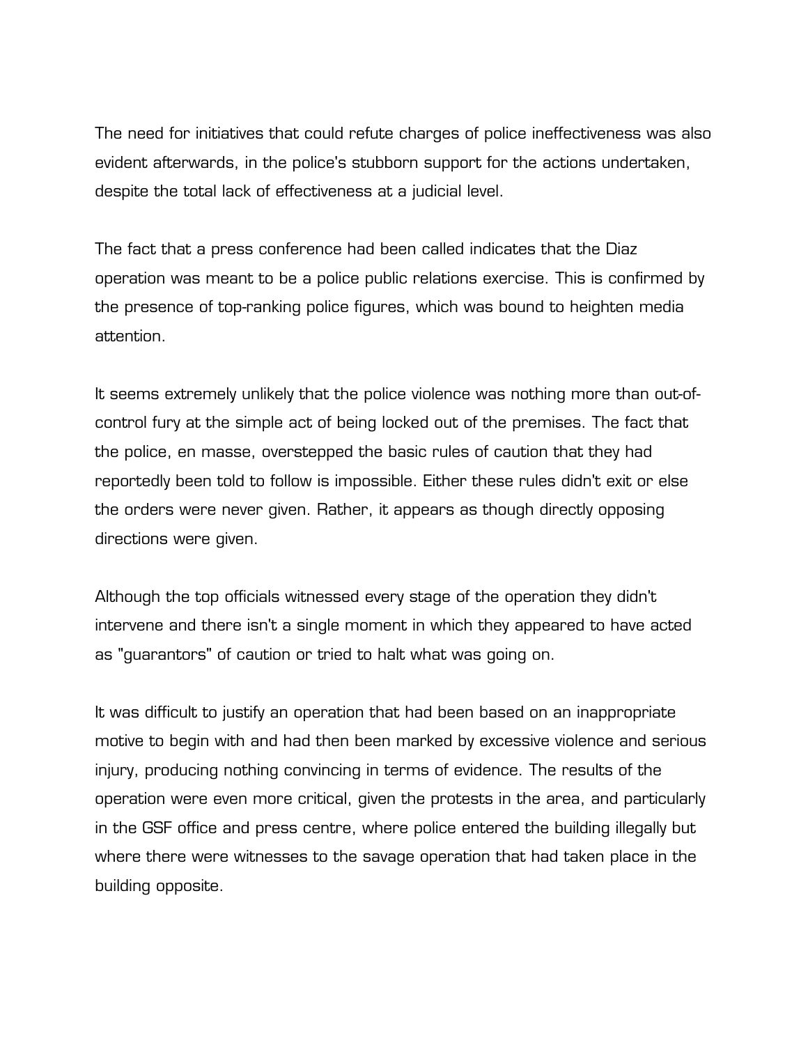The need for initiatives that could refute charges of police ineffectiveness was also evident afterwards, in the police's stubborn support for the actions undertaken, despite the total lack of effectiveness at a judicial level.

The fact that a press conference had been called indicates that the Diaz operation was meant to be a police public relations exercise. This is confirmed by the presence of top-ranking police figures, which was bound to heighten media attention.

It seems extremely unlikely that the police violence was nothing more than out-of-control fury at the simple act of being locked out of the premises. The fact that the police, en masse, overstepped the basic rules of caution that they had reportedly been told to follow is impossible. Either these rules didn't exit or else the orders were never given. Rather, it appears as though directly opposing directions were given.

Although the top officials witnessed every stage of the operation they didn't intervene and there isn't a single moment in which they appeared to have acted as "guarantors" of caution or tried to halt what was going on.

It was difficult to justify an operation that had been based on an inappropriate motive to begin with and had then been marked by excessive violence and serious injury, producing nothing convincing in terms of evidence. The results of the operation were even more critical, given the protests in the area, and particularly in the GSF office and press centre, where police entered the building illegally but where there were witnesses to the savage operation that had taken place in the building opposite.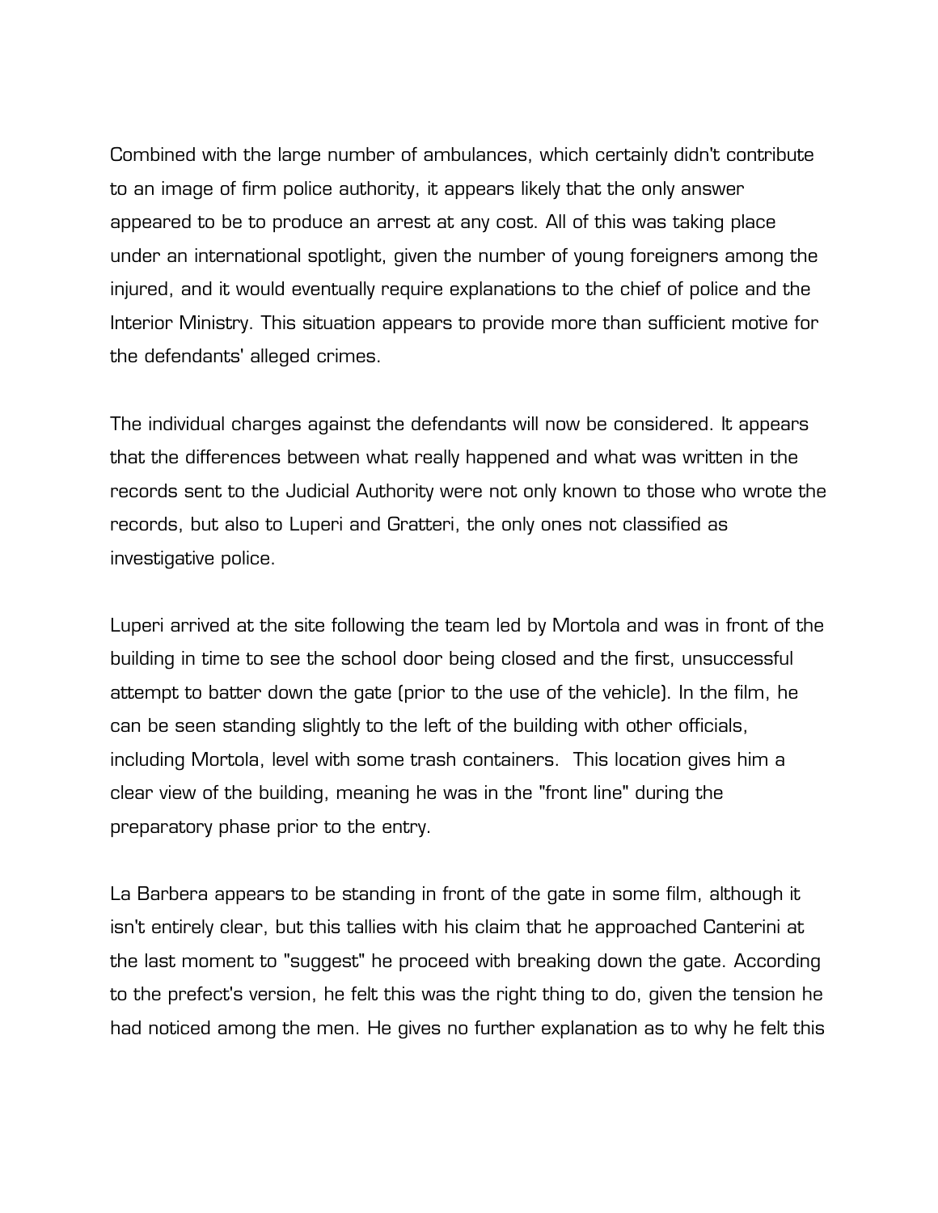Combined with the large number of ambulances, which certainly didn't contribute to an image of firm police authority, it appears likely that the only answer appeared to be to produce an arrest at any cost. All of this was taking place under an international spotlight, given the number of young foreigners among the injured, and it would eventually require explanations to the chief of police and the Interior Ministry. This situation appears to provide more than sufficient motive for the defendants' alleged crimes.

The individual charges against the defendants will now be considered. It appears that the differences between what really happened and what was written in the records sent to the Judicial Authority were not only known to those who wrote the records, but also to Luperi and Gratteri, the only ones not classified as investigative police.

Luperi arrived at the site following the team led by Mortola and was in front of the building in time to see the school door being closed and the first, unsuccessful attempt to batter down the gate (prior to the use of the vehicle). In the film, he can be seen standing slightly to the left of the building with other officials, including Mortola, level with some trash containers. This location gives him a clear view of the building, meaning he was in the "front line" during the preparatory phase prior to the entry.

La Barbera appears to be standing in front of the gate in some film, although it isn't entirely clear, but this tallies with his claim that he approached Canterini at the last moment to "suggest" he proceed with breaking down the gate. According to the prefect's version, he felt this was the right thing to do, given the tension he had noticed among the men. He gives no further explanation as to why he felt this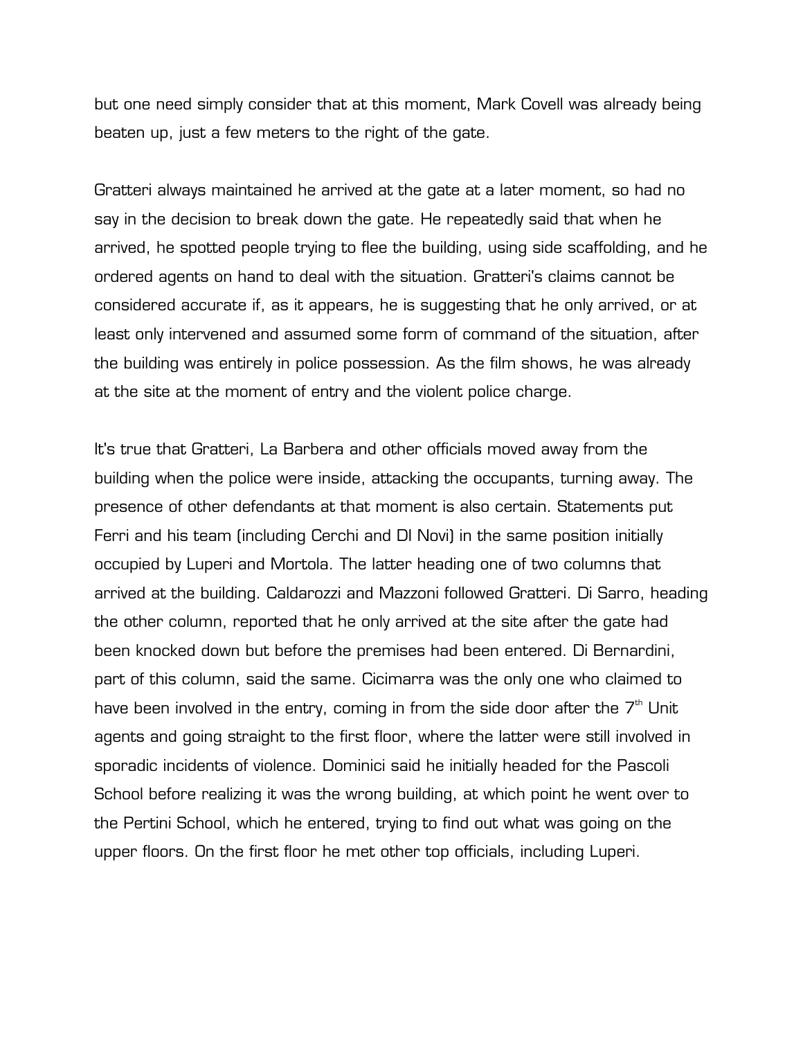but one need simply consider that at this moment, Mark Covell was already being beaten up, just a few meters to the right of the gate.

Gratteri always maintained he arrived at the gate at a later moment, so had no say in the decision to break down the gate. He repeatedly said that when he arrived, he spotted people trying to flee the building, using side scaffolding, and he ordered agents on hand to deal with the situation. Gratteri's claims cannot be considered accurate if, as it appears, he is suggesting that he only arrived, or at least only intervened and assumed some form of command of the situation, after the building was entirely in police possession. As the film shows, he was already at the site at the moment of entry and the violent police charge.

It's true that Gratteri, La Barbera and other officials moved away from the building when the police were inside, attacking the occupants, turning away. The presence of other defendants at that moment is also certain. Statements put Ferri and his team (including Cerchi and DI Novi) in the same position initially occupied by Luperi and Mortola. The latter heading one of two columns that arrived at the building. Caldarozzi and Mazzoni followed Gratteri. Di Sarro, heading the other column, reported that he only arrived at the site after the gate had been knocked down but before the premises had been entered. Di Bernardini, part of this column, said the same. Cicimarra was the only one who claimed to have been involved in the entry, coming in from the side door after the 7th Unit agents and going straight to the first floor, where the latter were still involved in sporadic incidents of violence. Dominici said he initially headed for the Pascoli School before realizing it was the wrong building, at which point he went over to the Pertini School, which he entered, trying to find out what was going on the upper floors. On the first floor he met other top officials, including Luperi.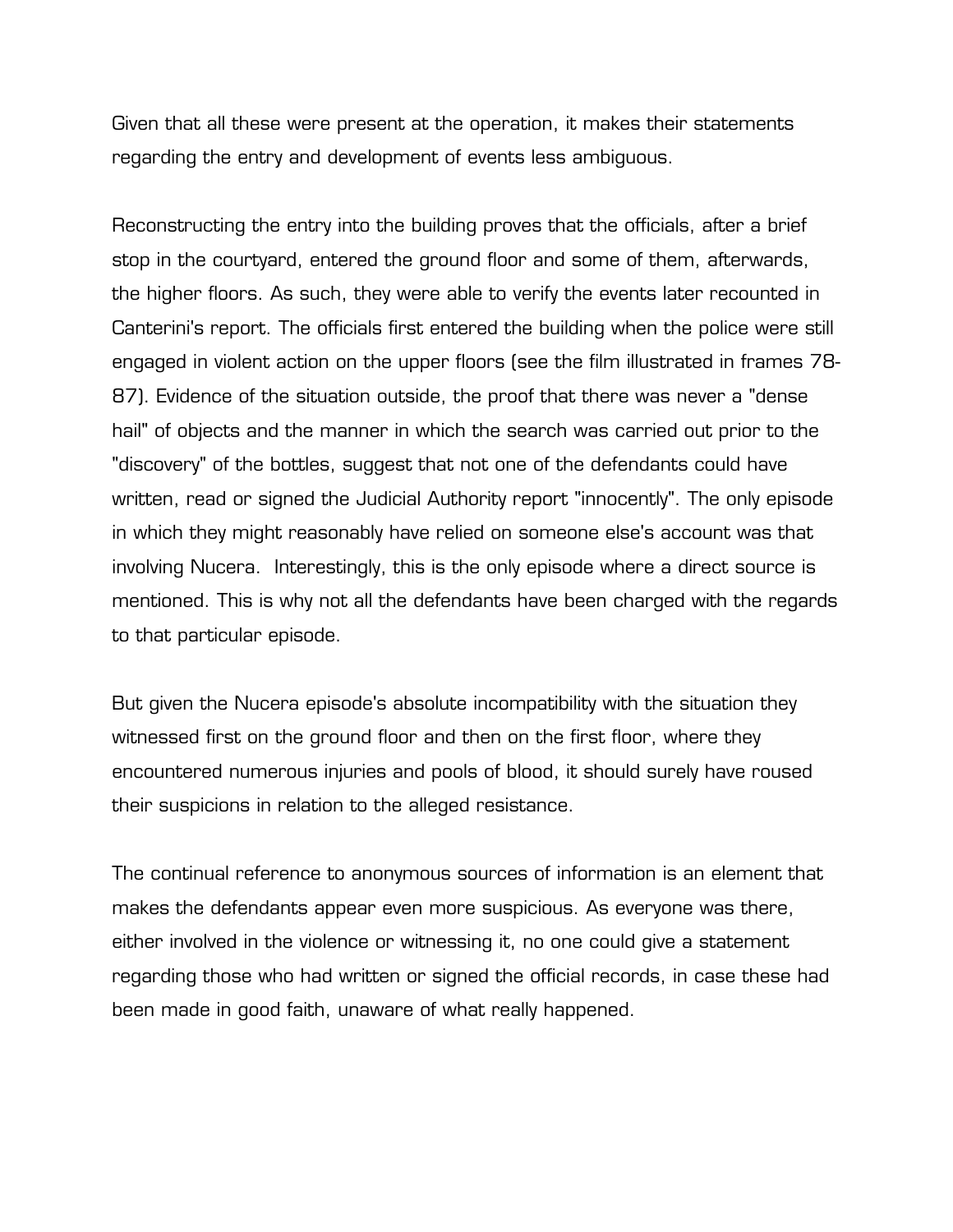Given that all these were present at the operation, it makes their statements regarding the entry and development of events less ambiguous.

Reconstructing the entry into the building proves that the officials, after a brief stop in the courtyard, entered the ground floor and some of them, afterwards, the higher floors. As such, they were able to verify the events later recounted in Canterini's report. The officials first entered the building when the police were still engaged in violent action on the upper floors (see the film illustrated in frames 78-87). Evidence of the situation outside, the proof that there was never a "dense hail" of objects and the manner in which the search was carried out prior to the "discovery" of the bottles, suggest that not one of the defendants could have written, read or signed the Judicial Authority report "innocently". The only episode in which they might reasonably have relied on someone else's account was that involving Nucera. Interestingly, this is the only episode where a direct source is mentioned. This is why not all the defendants have been charged with the regards to that particular episode.

But given the Nucera episode's absolute incompatibility with the situation they witnessed first on the ground floor and then on the first floor, where they encountered numerous injuries and pools of blood, it should surely have roused their suspicions in relation to the alleged resistance.

The continual reference to anonymous sources of information is an element that makes the defendants appear even more suspicious. As everyone was there, either involved in the violence or witnessing it, no one could give a statement regarding those who had written or signed the official records, in case these had been made in good faith, unaware of what really happened.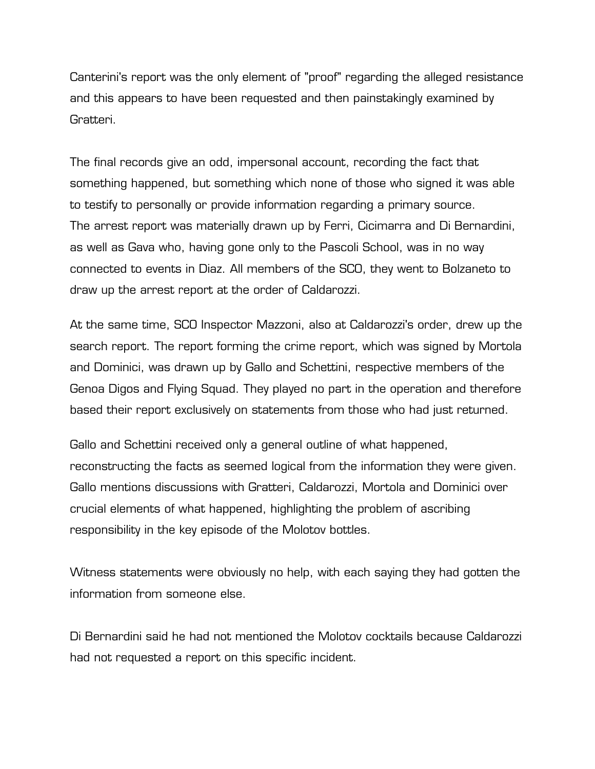Canterini's report was the only element of "proof" regarding the alleged resistance and this appears to have been requested and then painstakingly examined by Gratteri.

The final records give an odd, impersonal account, recording the fact that something happened, but something which none of those who signed it was able to testify to personally or provide information regarding a primary source.
The arrest report was materially drawn up by Ferri, Cicimarra and Di Bernardini, as well as Gava who, having gone only to the Pascoli School, was in no way connected to events in Diaz. All members of the SCO, they went to Bolzaneto to draw up the arrest report at the order of Caldarozzi.

At the same time, SCO Inspector Mazzoni, also at Caldarozzi's order, drew up the search report. The report forming the crime report, which was signed by Mortola and Dominici, was drawn up by Gallo and Schettini, respective members of the Genoa Digos and Flying Squad. They played no part in the operation and therefore based their report exclusively on statements from those who had just returned.

Gallo and Schettini received only a general outline of what happened, reconstructing the facts as seemed logical from the information they were given. Gallo mentions discussions with Gratteri, Caldarozzi, Mortola and Dominici over crucial elements of what happened, highlighting the problem of ascribing responsibility in the key episode of the Molotov bottles.

Witness statements were obviously no help, with each saying they had gotten the information from someone else.

Di Bernardini said he had not mentioned the Molotov cocktails because Caldarozzi had not requested a report on this specific incident.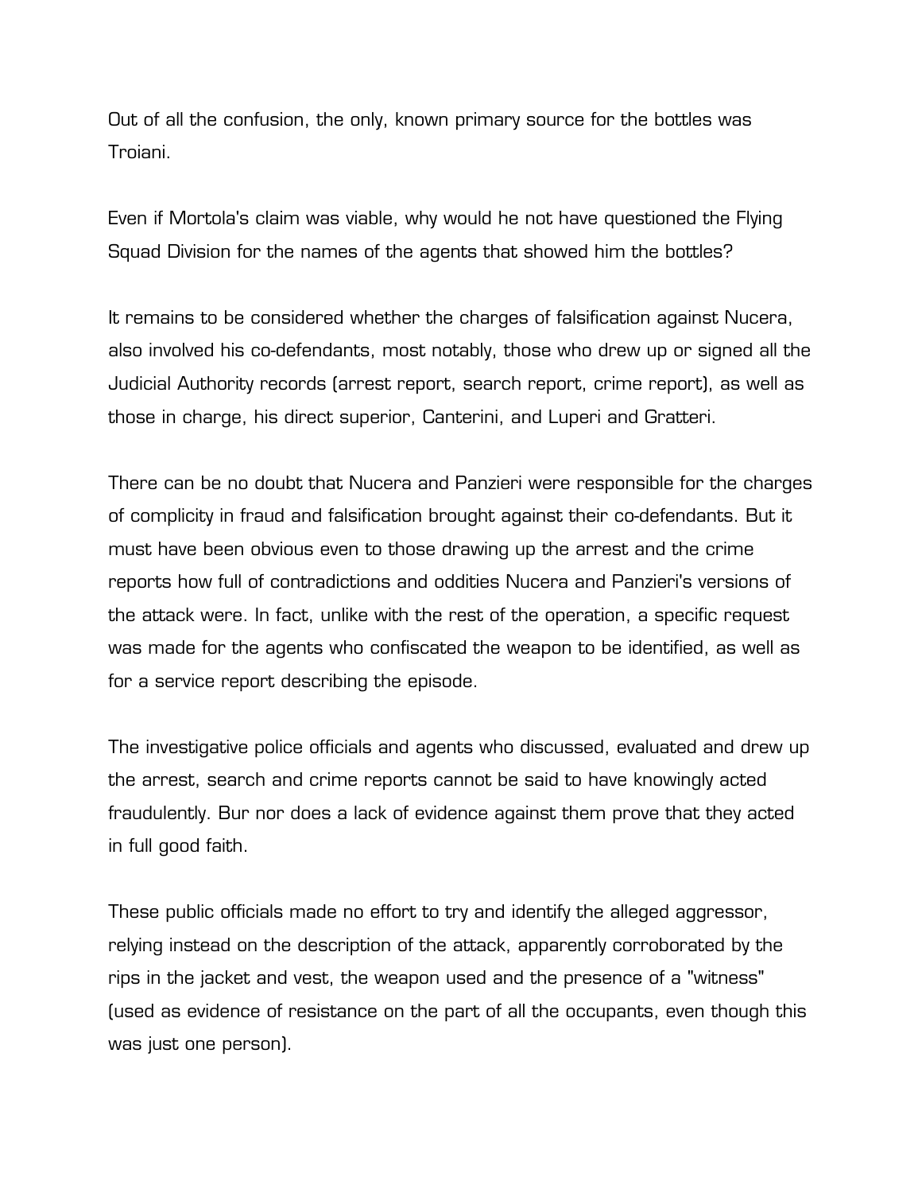Out of all the confusion, the only, known primary source for the bottles was Troiani.

Even if Mortola's claim was viable, why would he not have questioned the Flying Squad Division for the names of the agents that showed him the bottles?

It remains to be considered whether the charges of falsification against Nucera, also involved his co-defendants, most notably, those who drew up or signed all the Judicial Authority records (arrest report, search report, crime report), as well as those in charge, his direct superior, Canterini, and Luperi and Gratteri.

There can be no doubt that Nucera and Panzieri were responsible for the charges of complicity in fraud and falsification brought against their co-defendants. But it must have been obvious even to those drawing up the arrest and the crime reports how full of contradictions and oddities Nucera and Panzieri's versions of the attack were. In fact, unlike with the rest of the operation, a specific request was made for the agents who confiscated the weapon to be identified, as well as for a service report describing the episode.

The investigative police officials and agents who discussed, evaluated and drew up the arrest, search and crime reports cannot be said to have knowingly acted fraudulently. Bur nor does a lack of evidence against them prove that they acted in full good faith.

These public officials made no effort to try and identify the alleged aggressor, relying instead on the description of the attack, apparently corroborated by the rips in the jacket and vest, the weapon used and the presence of a "witness" (used as evidence of resistance on the part of all the occupants, even though this was just one person).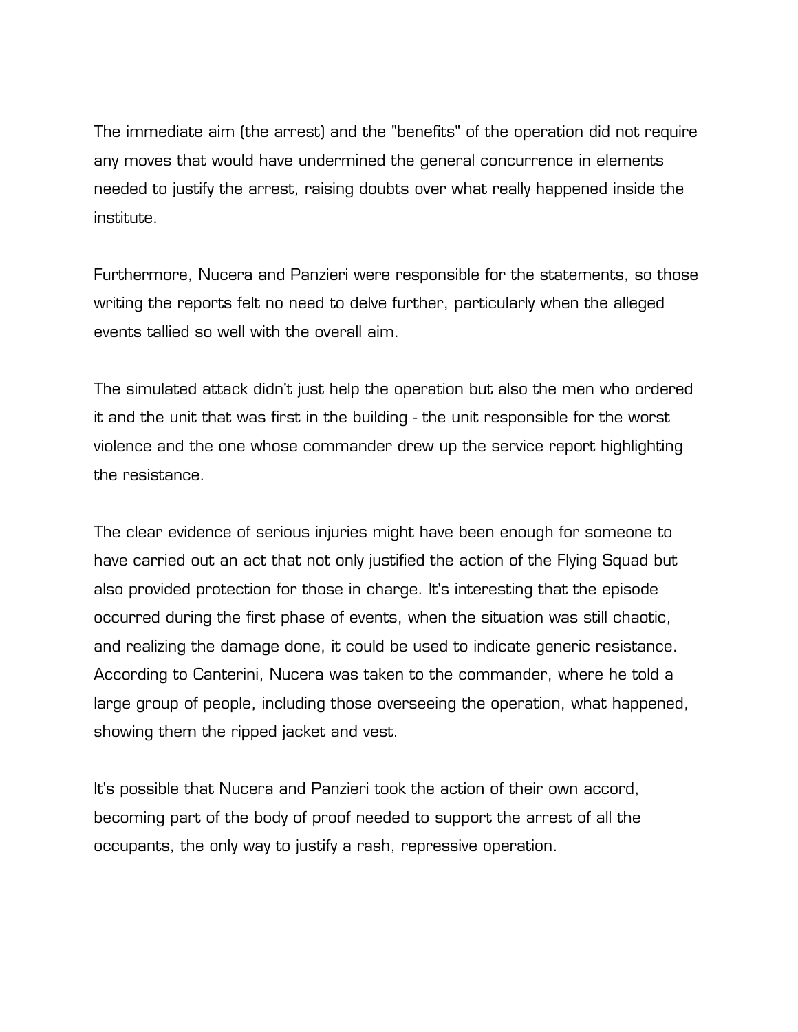The immediate aim (the arrest) and the "benefits" of the operation did not require any moves that would have undermined the general concurrence in elements needed to justify the arrest, raising doubts over what really happened inside the institute.

Furthermore, Nucera and Panzieri were responsible for the statements, so those writing the reports felt no need to delve further, particularly when the alleged events tallied so well with the overall aim.

The simulated attack didn't just help the operation but also the men who ordered it and the unit that was first in the building - the unit responsible for the worst violence and the one whose commander drew up the service report highlighting the resistance.

The clear evidence of serious injuries might have been enough for someone to have carried out an act that not only justified the action of the Flying Squad but also provided protection for those in charge. It's interesting that the episode occurred during the first phase of events, when the situation was still chaotic, and realizing the damage done, it could be used to indicate generic resistance. According to Canterini, Nucera was taken to the commander, where he told a large group of people, including those overseeing the operation, what happened, showing them the ripped jacket and vest.

It's possible that Nucera and Panzieri took the action of their own accord, becoming part of the body of proof needed to support the arrest of all the occupants, the only way to justify a rash, repressive operation.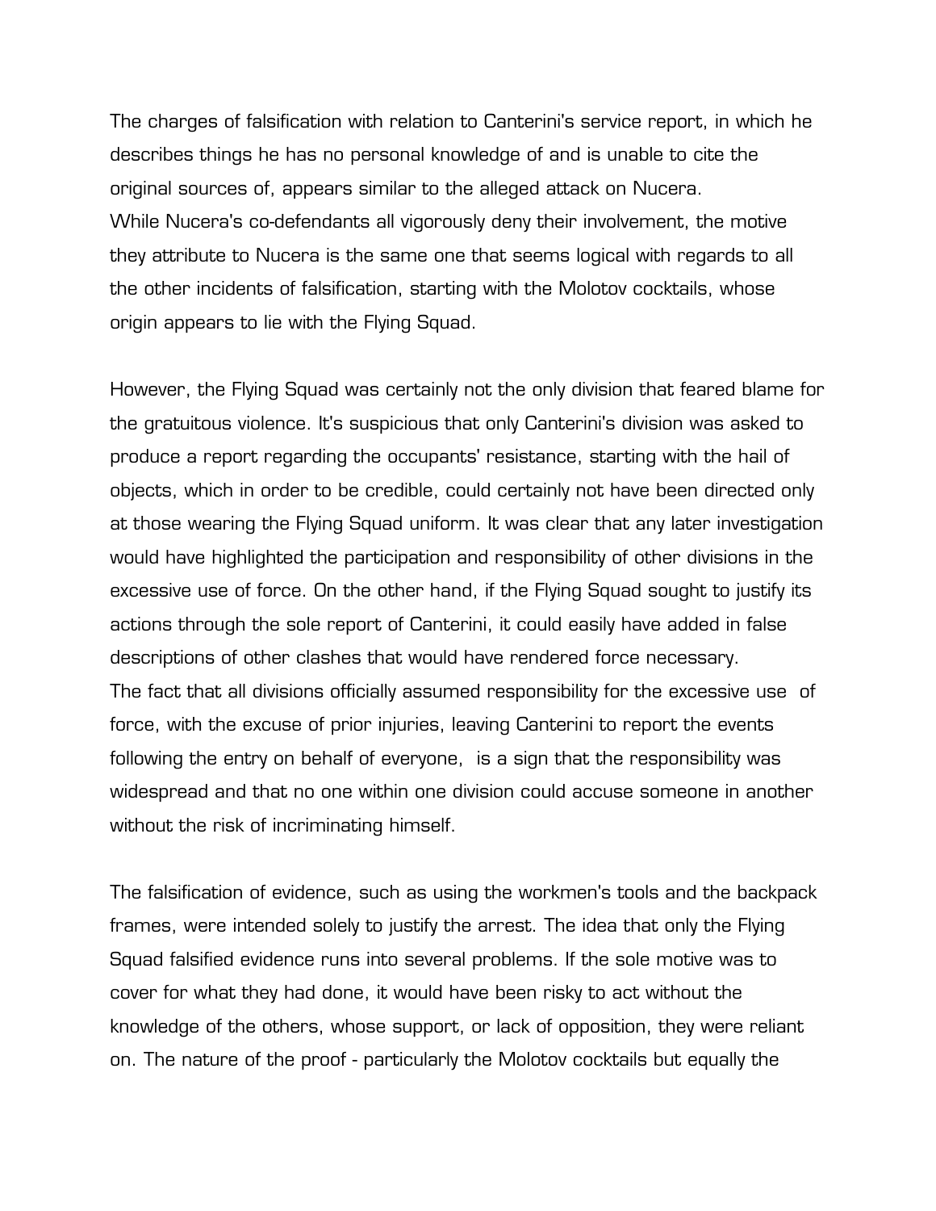The charges of falsification with relation to Canterini's service report, in which he describes things he has no personal knowledge of and is unable to cite the original sources of, appears similar to the alleged attack on Nucera.
While Nucera's co-defendants all vigorously deny their involvement, the motive they attribute to Nucera is the same one that seems logical with regards to all the other incidents of falsification, starting with the Molotov cocktails, whose origin appears to lie with the Flying Squad.

However, the Flying Squad was certainly not the only division that feared blame for the gratuitous violence. It's suspicious that only Canterini's division was asked to produce a report regarding the occupants' resistance, starting with the hail of objects, which in order to be credible, could certainly not have been directed only at those wearing the Flying Squad uniform. It was clear that any later investigation would have highlighted the participation and responsibility of other divisions in the excessive use of force. On the other hand, if the Flying Squad sought to justify its actions through the sole report of Canterini, it could easily have added in false descriptions of other clashes that would have rendered force necessary.
The fact that all divisions officially assumed responsibility for the excessive use of force, with the excuse of prior injuries, leaving Canterini to report the events following the entry on behalf of everyone, is a sign that the responsibility was widespread and that no one within one division could accuse someone in another without the risk of incriminating himself.

The falsification of evidence, such as using the workmen's tools and the backpack frames, were intended solely to justify the arrest. The idea that only the Flying Squad falsified evidence runs into several problems. If the sole motive was to cover for what they had done, it would have been risky to act without the knowledge of the others, whose support, or lack of opposition, they were reliant on. The nature of the proof - particularly the Molotov cocktails but equally the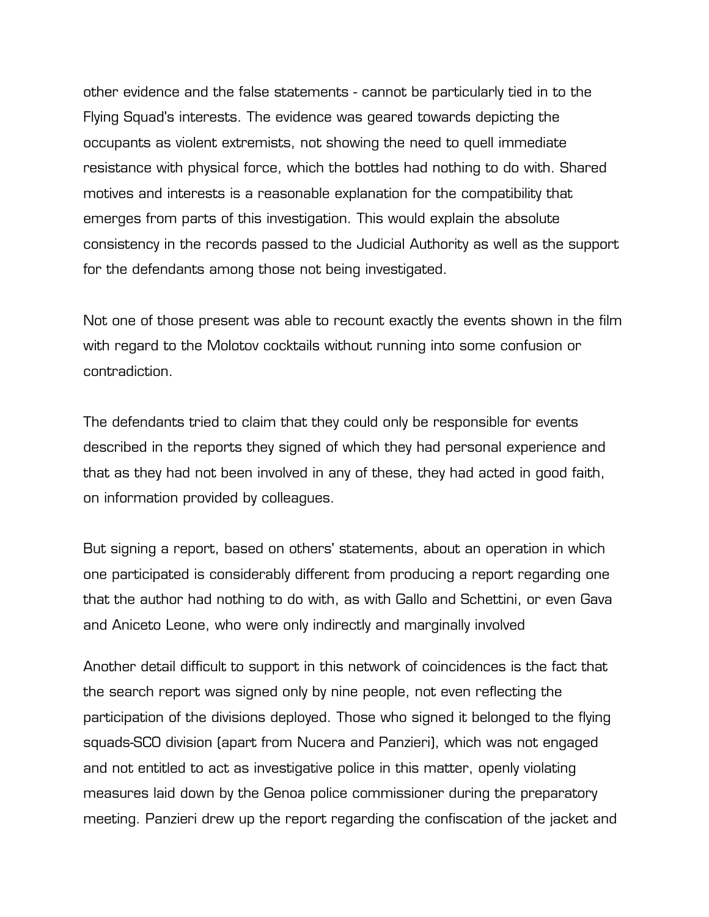other evidence and the false statements - cannot be particularly tied in to the Flying Squad's interests. The evidence was geared towards depicting the occupants as violent extremists, not showing the need to quell immediate resistance with physical force, which the bottles had nothing to do with. Shared motives and interests is a reasonable explanation for the compatibility that emerges from parts of this investigation. This would explain the absolute consistency in the records passed to the Judicial Authority as well as the support for the defendants among those not being investigated.

Not one of those present was able to recount exactly the events shown in the film with regard to the Molotov cocktails without running into some confusion or contradiction.

The defendants tried to claim that they could only be responsible for events described in the reports they signed of which they had personal experience and that as they had not been involved in any of these, they had acted in good faith, on information provided by colleagues.

But signing a report, based on others' statements, about an operation in which one participated is considerably different from producing a report regarding one that the author had nothing to do with, as with Gallo and Schettini, or even Gava and Aniceto Leone, who were only indirectly and marginally involved

Another detail difficult to support in this network of coincidences is the fact that the search report was signed only by nine people, not even reflecting the participation of the divisions deployed. Those who signed it belonged to the flying squads-SCO division (apart from Nucera and Panzieri), which was not engaged and not entitled to act as investigative police in this matter, openly violating measures laid down by the Genoa police commissioner during the preparatory meeting. Panzieri drew up the report regarding the confiscation of the jacket and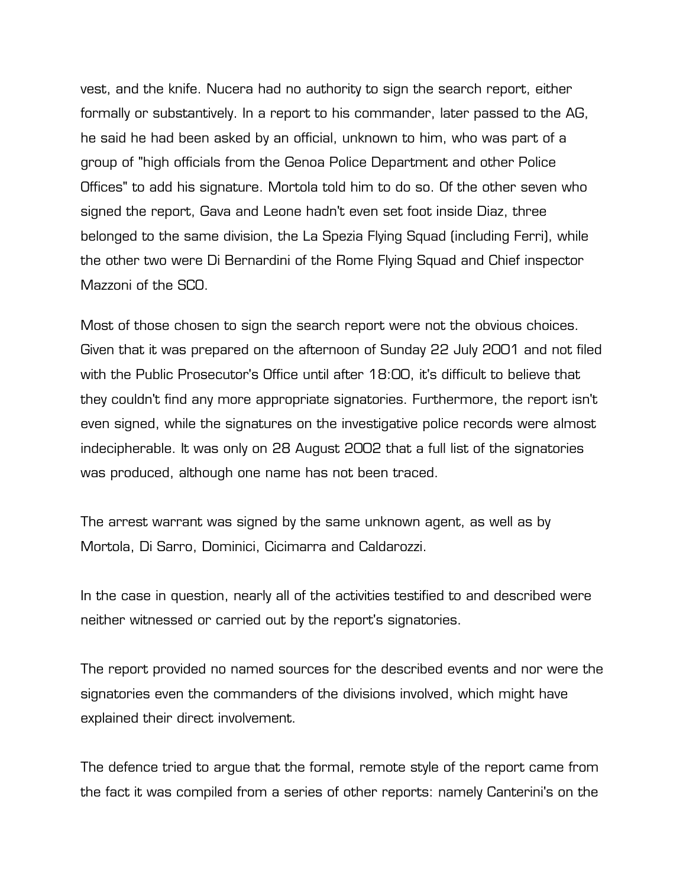vest, and the knife. Nucera had no authority to sign the search report, either formally or substantively. In a report to his commander, later passed to the AG, he said he had been asked by an official, unknown to him, who was part of a group of "high officials from the Genoa Police Department and other Police Offices" to add his signature. Mortola told him to do so. Of the other seven who signed the report, Gava and Leone hadn't even set foot inside Diaz, three belonged to the same division, the La Spezia Flying Squad (including Ferri), while the other two were Di Bernardini of the Rome Flying Squad and Chief inspector Mazzoni of the SCO.

Most of those chosen to sign the search report were not the obvious choices. Given that it was prepared on the afternoon of Sunday 22 July 2001 and not filed with the Public Prosecutor's Office until after 18:00, it's difficult to believe that they couldn't find any more appropriate signatories. Furthermore, the report isn't even signed, while the signatures on the investigative police records were almost indecipherable. It was only on 28 August 2002 that a full list of the signatories was produced, although one name has not been traced.

The arrest warrant was signed by the same unknown agent, as well as by Mortola, Di Sarro, Dominici, Cicimarra and Caldarozzi.

In the case in question, nearly all of the activities testified to and described were neither witnessed or carried out by the report's signatories.

The report provided no named sources for the described events and nor were the signatories even the commanders of the divisions involved, which might have explained their direct involvement.

The defence tried to argue that the formal, remote style of the report came from the fact it was compiled from a series of other reports: namely Canterini's on the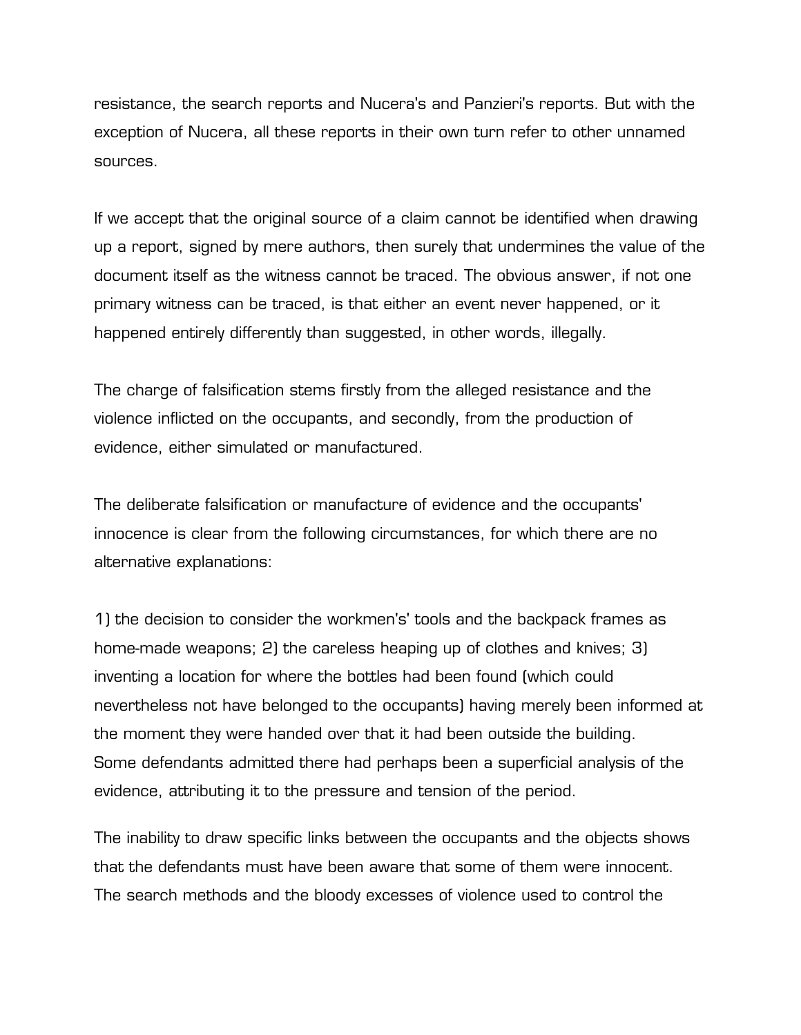resistance, the search reports and Nucera's and Panzieri's reports. But with the exception of Nucera, all these reports in their own turn refer to other unnamed sources.

If we accept that the original source of a claim cannot be identified when drawing up a report, signed by mere authors, then surely that undermines the value of the document itself as the witness cannot be traced. The obvious answer, if not one primary witness can be traced, is that either an event never happened, or it happened entirely differently than suggested, in other words, illegally.

The charge of falsification stems firstly from the alleged resistance and the violence inflicted on the occupants, and secondly, from the production of evidence, either simulated or manufactured.

The deliberate falsification or manufacture of evidence and the occupants' innocence is clear from the following circumstances, for which there are no alternative explanations:

1) the decision to consider the workmen's' tools and the backpack frames as home-made weapons; 2) the careless heaping up of clothes and knives; 3) inventing a location for where the bottles had been found (which could nevertheless not have belonged to the occupants) having merely been informed at the moment they were handed over that it had been outside the building.
Some defendants admitted there had perhaps been a superficial analysis of the evidence, attributing it to the pressure and tension of the period.

The inability to draw specific links between the occupants and the objects shows that the defendants must have been aware that some of them were innocent.
The search methods and the bloody excesses of violence used to control the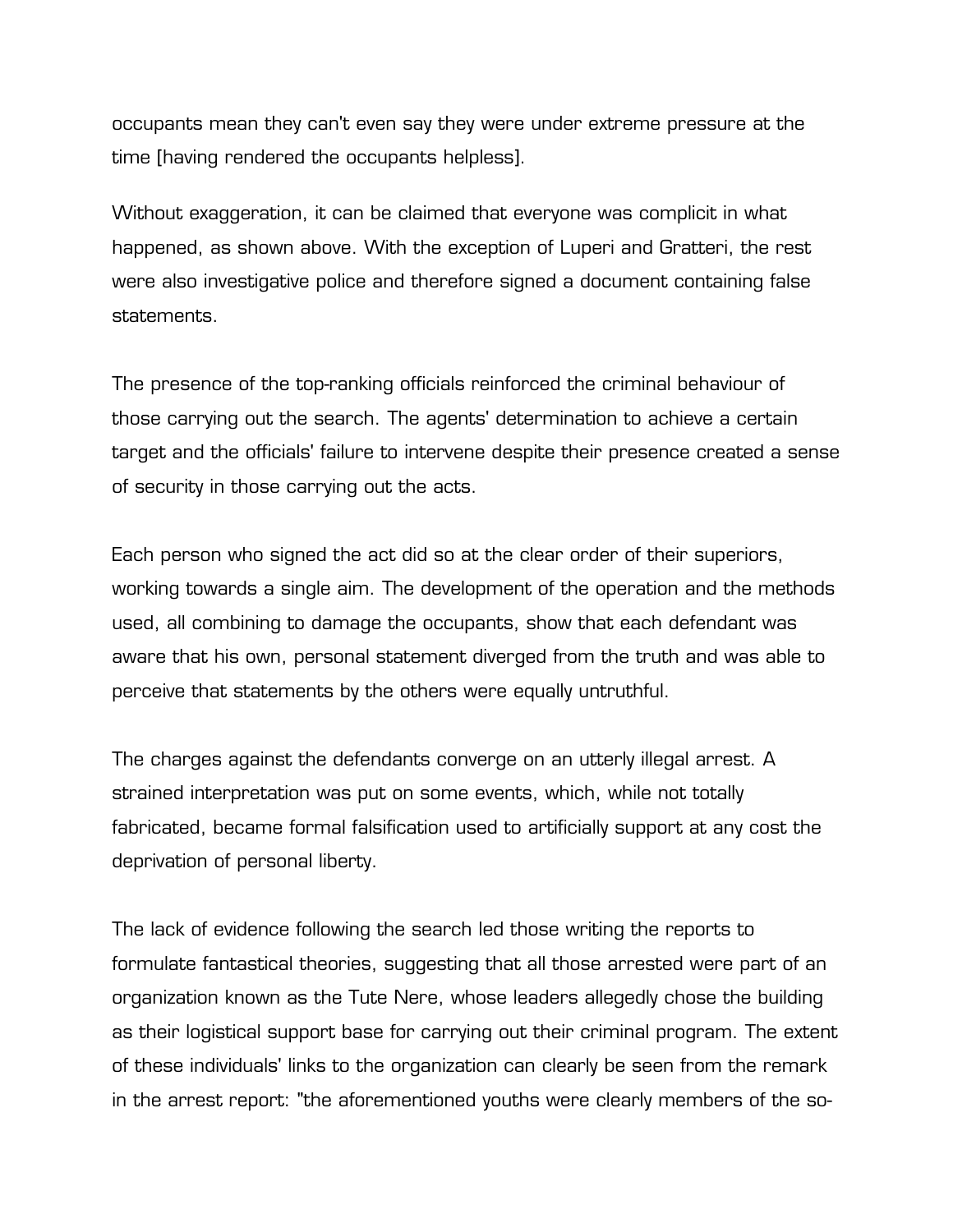occupants mean they can't even say they were under extreme pressure at the time [having rendered the occupants helpless].

Without exaggeration, it can be claimed that everyone was complicit in what happened, as shown above. With the exception of Luperi and Gratteri, the rest were also investigative police and therefore signed a document containing false statements.

The presence of the top-ranking officials reinforced the criminal behaviour of those carrying out the search. The agents' determination to achieve a certain target and the officials' failure to intervene despite their presence created a sense of security in those carrying out the acts.

Each person who signed the act did so at the clear order of their superiors, working towards a single aim. The development of the operation and the methods used, all combining to damage the occupants, show that each defendant was aware that his own, personal statement diverged from the truth and was able to perceive that statements by the others were equally untruthful.

The charges against the defendants converge on an utterly illegal arrest. A strained interpretation was put on some events, which, while not totally fabricated, became formal falsification used to artificially support at any cost the deprivation of personal liberty.

The lack of evidence following the search led those writing the reports to formulate fantastical theories, suggesting that all those arrested were part of an organization known as the Tute Nere, whose leaders allegedly chose the building as their logistical support base for carrying out their criminal program. The extent of these individuals' links to the organization can clearly be seen from the remark in the arrest report: "the aforementioned youths were clearly members of the so-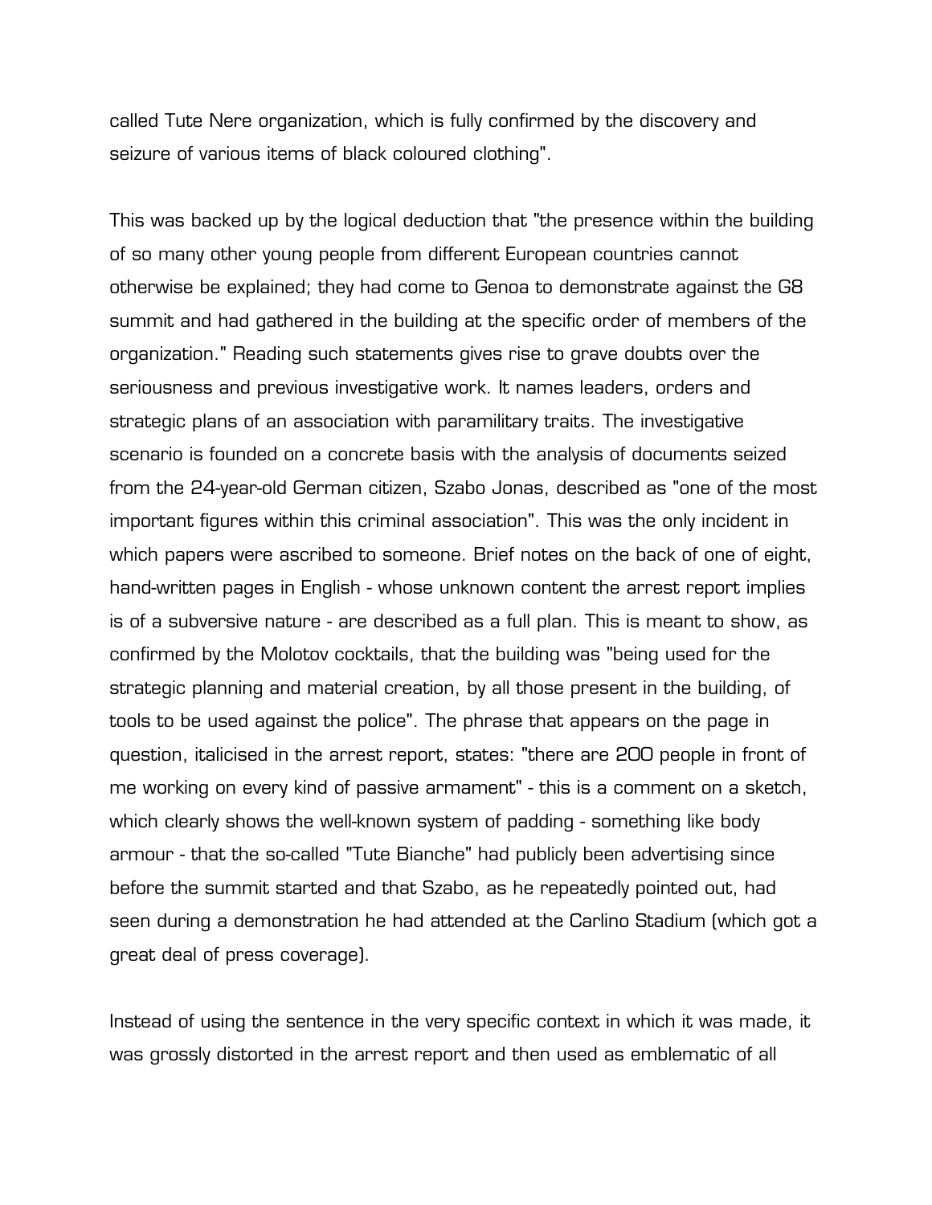called Tute Nere organization, which is fully confirmed by the discovery and seizure of various items of black coloured clothing".

This was backed up by the logical deduction that "the presence within the building of so many other young people from different European countries cannot otherwise be explained; they had come to Genoa to demonstrate against the G8 summit and had gathered in the building at the specific order of members of the organization." Reading such statements gives rise to grave doubts over the seriousness and previous investigative work. It names leaders, orders and strategic plans of an association with paramilitary traits. The investigative scenario is founded on a concrete basis with the analysis of documents seized from the 24-year-old German citizen, Szabo Jonas, described as "one of the most important figures within this criminal association". This was the only incident in which papers were ascribed to someone. Brief notes on the back of one of eight, hand-written pages in English - whose unknown content the arrest report implies is of a subversive nature - are described as a full plan. This is meant to show, as confirmed by the Molotov cocktails, that the building was "being used for the strategic planning and material creation, by all those present in the building, of tools to be used against the police". The phrase that appears on the page in question, italicised in the arrest report, states: "there are 200 people in front of me working on every kind of passive armament" - this is a comment on a sketch, which clearly shows the well-known system of padding - something like body armour - that the so-called "Tute Bianche" had publicly been advertising since before the summit started and that Szabo, as he repeatedly pointed out, had seen during a demonstration he had attended at the Carlino Stadium (which got a great deal of press coverage).

Instead of using the sentence in the very specific context in which it was made, it was grossly distorted in the arrest report and then used as emblematic of all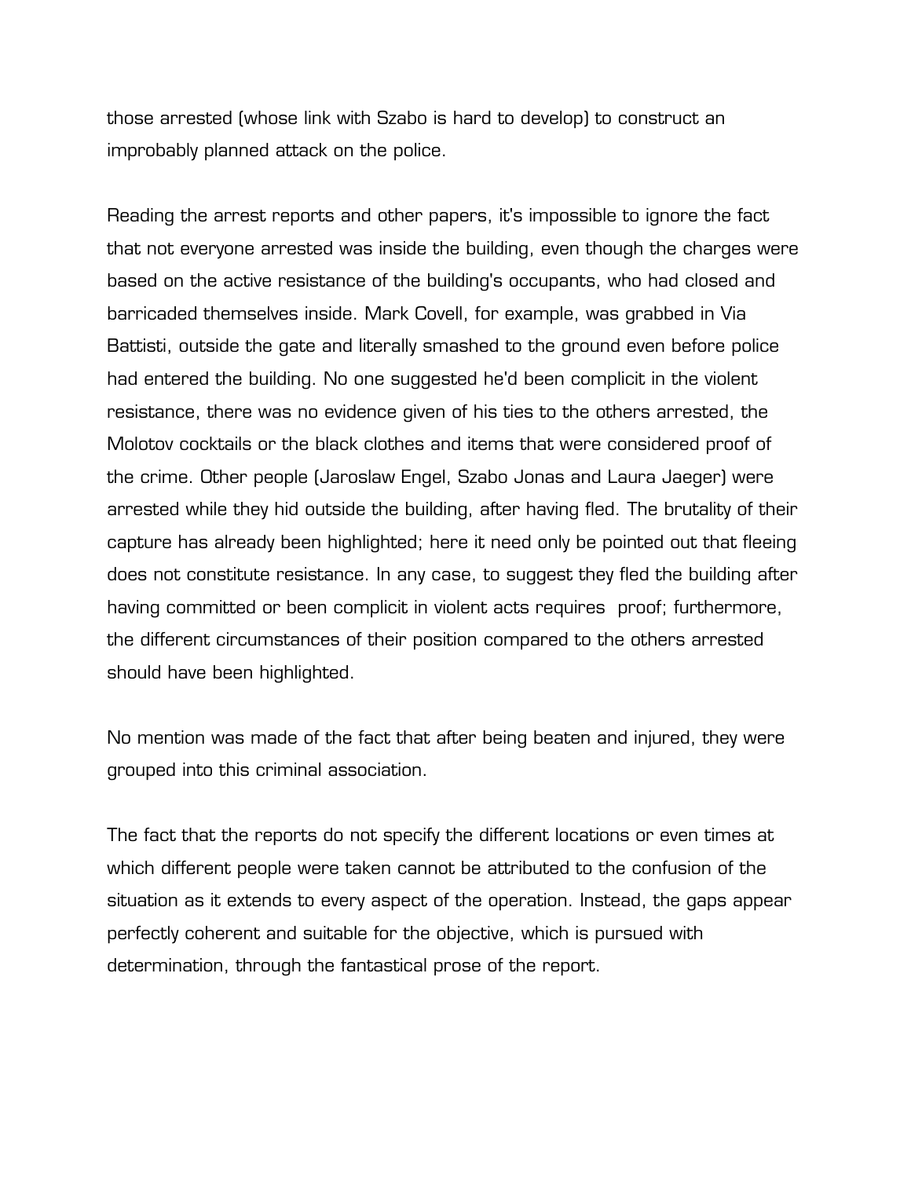those arrested (whose link with Szabo is hard to develop) to construct an improbably planned attack on the police.

Reading the arrest reports and other papers, it's impossible to ignore the fact that not everyone arrested was inside the building, even though the charges were based on the active resistance of the building's occupants, who had closed and barricaded themselves inside. Mark Covell, for example, was grabbed in Via Battisti, outside the gate and literally smashed to the ground even before police had entered the building. No one suggested he'd been complicit in the violent resistance, there was no evidence given of his ties to the others arrested, the Molotov cocktails or the black clothes and items that were considered proof of the crime. Other people (Jaroslaw Engel, Szabo Jonas and Laura Jaeger) were arrested while they hid outside the building, after having fled. The brutality of their capture has already been highlighted; here it need only be pointed out that fleeing does not constitute resistance. In any case, to suggest they fled the building after having committed or been complicit in violent acts requires proof; furthermore, the different circumstances of their position compared to the others arrested should have been highlighted.

No mention was made of the fact that after being beaten and injured, they were grouped into this criminal association.

The fact that the reports do not specify the different locations or even times at which different people were taken cannot be attributed to the confusion of the situation as it extends to every aspect of the operation. Instead, the gaps appear perfectly coherent and suitable for the objective, which is pursued with determination, through the fantastical prose of the report.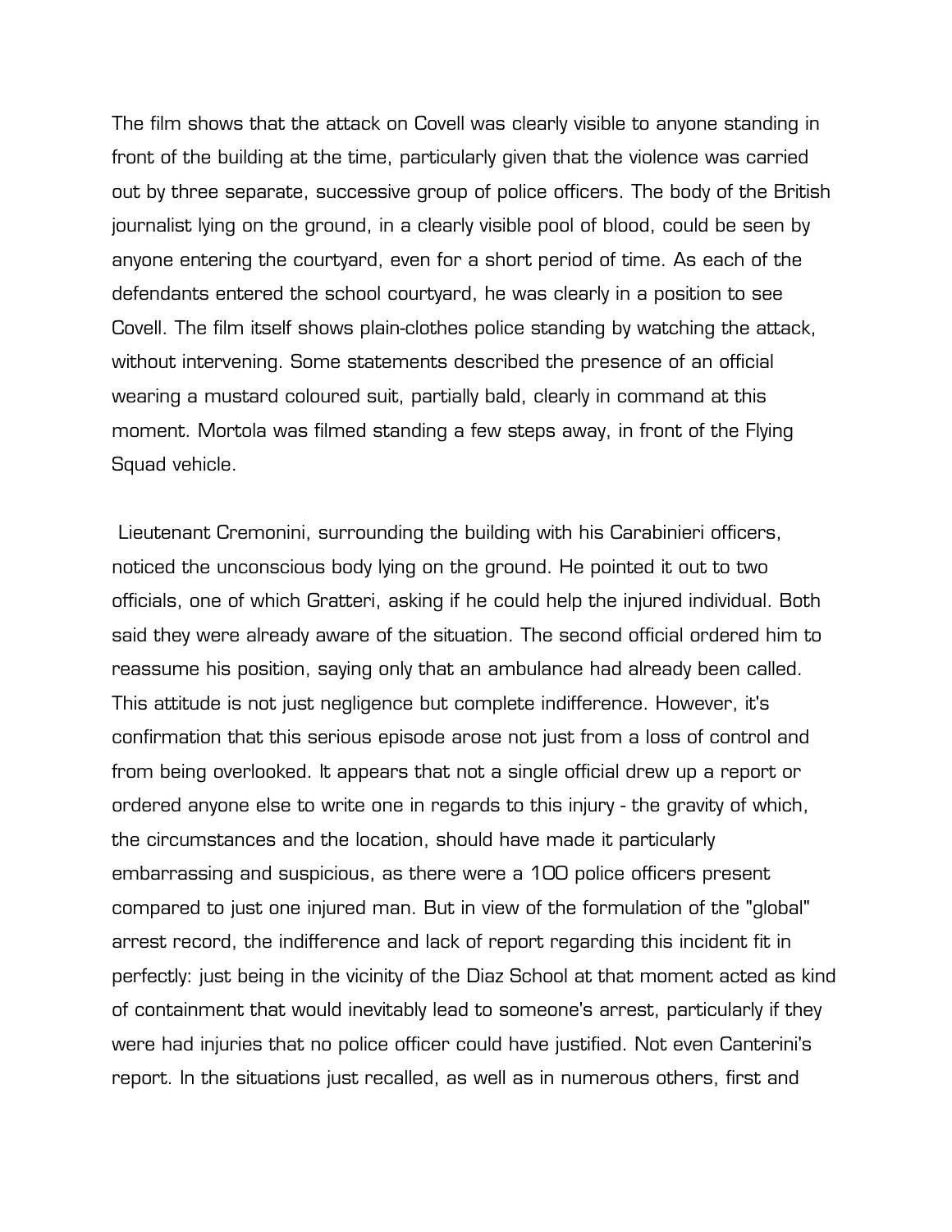The film shows that the attack on Covell was clearly visible to anyone standing in front of the building at the time, particularly given that the violence was carried out by three separate, successive group of police officers. The body of the British journalist lying on the ground, in a clearly visible pool of blood, could be seen by anyone entering the courtyard, even for a short period of time. As each of the defendants entered the school courtyard, he was clearly in a position to see Covell. The film itself shows plain-clothes police standing by watching the attack, without intervening. Some statements described the presence of an official wearing a mustard coloured suit, partially bald, clearly in command at this moment. Mortola was filmed standing a few steps away, in front of the Flying Squad vehicle.

Lieutenant Cremonini, surrounding the building with his Carabinieri officers, noticed the unconscious body lying on the ground. He pointed it out to two officials, one of which Gratteri, asking if he could help the injured individual. Both said they were already aware of the situation. The second official ordered him to reassume his position, saying only that an ambulance had already been called. This attitude is not just negligence but complete indifference. However, it's confirmation that this serious episode arose not just from a loss of control and from being overlooked. It appears that not a single official drew up a report or ordered anyone else to write one in regards to this injury - the gravity of which, the circumstances and the location, should have made it particularly embarrassing and suspicious, as there were a 100 police officers present compared to just one injured man. But in view of the formulation of the "global" arrest record, the indifference and lack of report regarding this incident fit in perfectly: just being in the vicinity of the Diaz School at that moment acted as kind of containment that would inevitably lead to someone's arrest, particularly if they were had injuries that no police officer could have justified. Not even Canterini's report. In the situations just recalled, as well as in numerous others, first and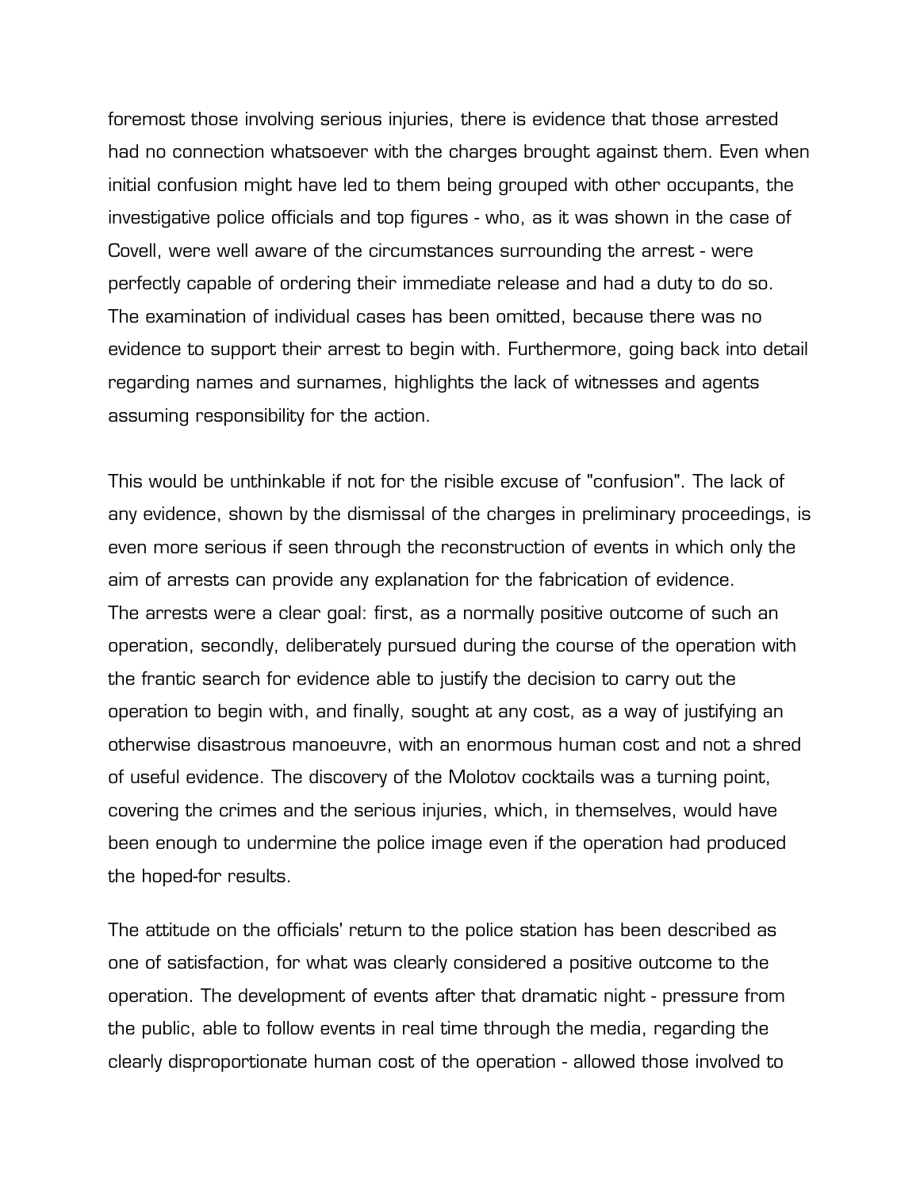foremost those involving serious injuries, there is evidence that those arrested had no connection whatsoever with the charges brought against them. Even when initial confusion might have led to them being grouped with other occupants, the investigative police officials and top figures - who, as it was shown in the case of Covell, were well aware of the circumstances surrounding the arrest - were perfectly capable of ordering their immediate release and had a duty to do so. The examination of individual cases has been omitted, because there was no evidence to support their arrest to begin with. Furthermore, going back into detail regarding names and surnames, highlights the lack of witnesses and agents assuming responsibility for the action.

This would be unthinkable if not for the risible excuse of "confusion". The lack of any evidence, shown by the dismissal of the charges in preliminary proceedings, is even more serious if seen through the reconstruction of events in which only the aim of arrests can provide any explanation for the fabrication of evidence.
The arrests were a clear goal: first, as a normally positive outcome of such an operation, secondly, deliberately pursued during the course of the operation with the frantic search for evidence able to justify the decision to carry out the operation to begin with, and finally, sought at any cost, as a way of justifying an otherwise disastrous manoeuvre, with an enormous human cost and not a shred of useful evidence. The discovery of the Molotov cocktails was a turning point, covering the crimes and the serious injuries, which, in themselves, would have been enough to undermine the police image even if the operation had produced the hoped-for results.

The attitude on the officials' return to the police station has been described as one of satisfaction, for what was clearly considered a positive outcome to the operation. The development of events after that dramatic night - pressure from the public, able to follow events in real time through the media, regarding the clearly disproportionate human cost of the operation - allowed those involved to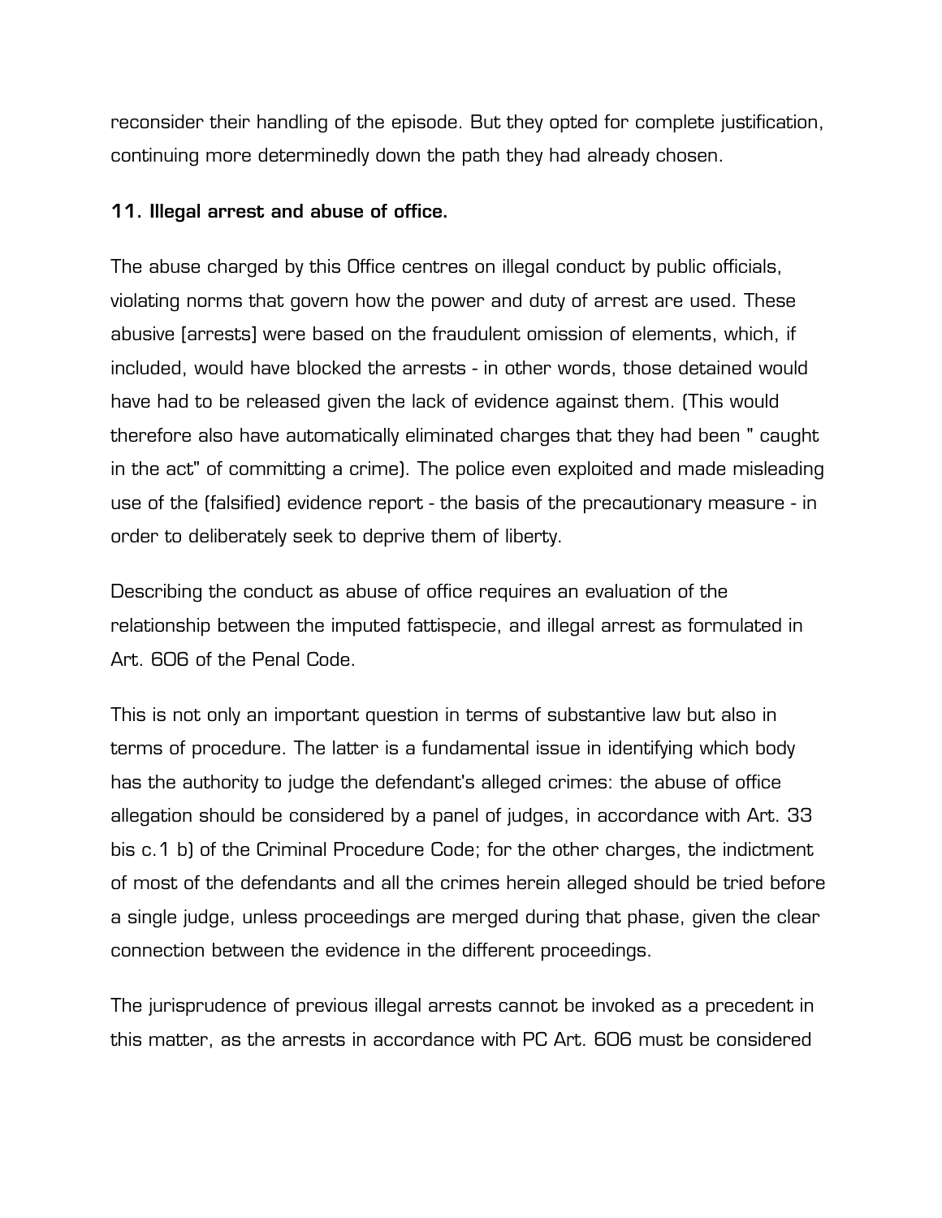reconsider their handling of the episode. But they opted for complete justification, continuing more determinedly down the path they had already chosen.

### 11. Illegal arrest and abuse of office.

The abuse charged by this Office centres on illegal conduct by public officials, violating norms that govern how the power and duty of arrest are used. These abusive [arrests] were based on the fraudulent omission of elements, which, if included, would have blocked the arrests - in other words, those detained would have had to be released given the lack of evidence against them. (This would therefore also have automatically eliminated charges that they had been " caught in the act" of committing a crime). The police even exploited and made misleading use of the (falsified) evidence report - the basis of the precautionary measure - in order to deliberately seek to deprive them of liberty.

Describing the conduct as abuse of office requires an evaluation of the relationship between the imputed fattispecie, and illegal arrest as formulated in Art. 606 of the Penal Code.

This is not only an important question in terms of substantive law but also in terms of procedure. The latter is a fundamental issue in identifying which body has the authority to judge the defendant's alleged crimes: the abuse of office allegation should be considered by a panel of judges, in accordance with Art. 33 bis c.1 b) of the Criminal Procedure Code; for the other charges, the indictment of most of the defendants and all the crimes herein alleged should be tried before a single judge, unless proceedings are merged during that phase, given the clear connection between the evidence in the different proceedings.

The jurisprudence of previous illegal arrests cannot be invoked as a precedent in this matter, as the arrests in accordance with PC Art. 606 must be considered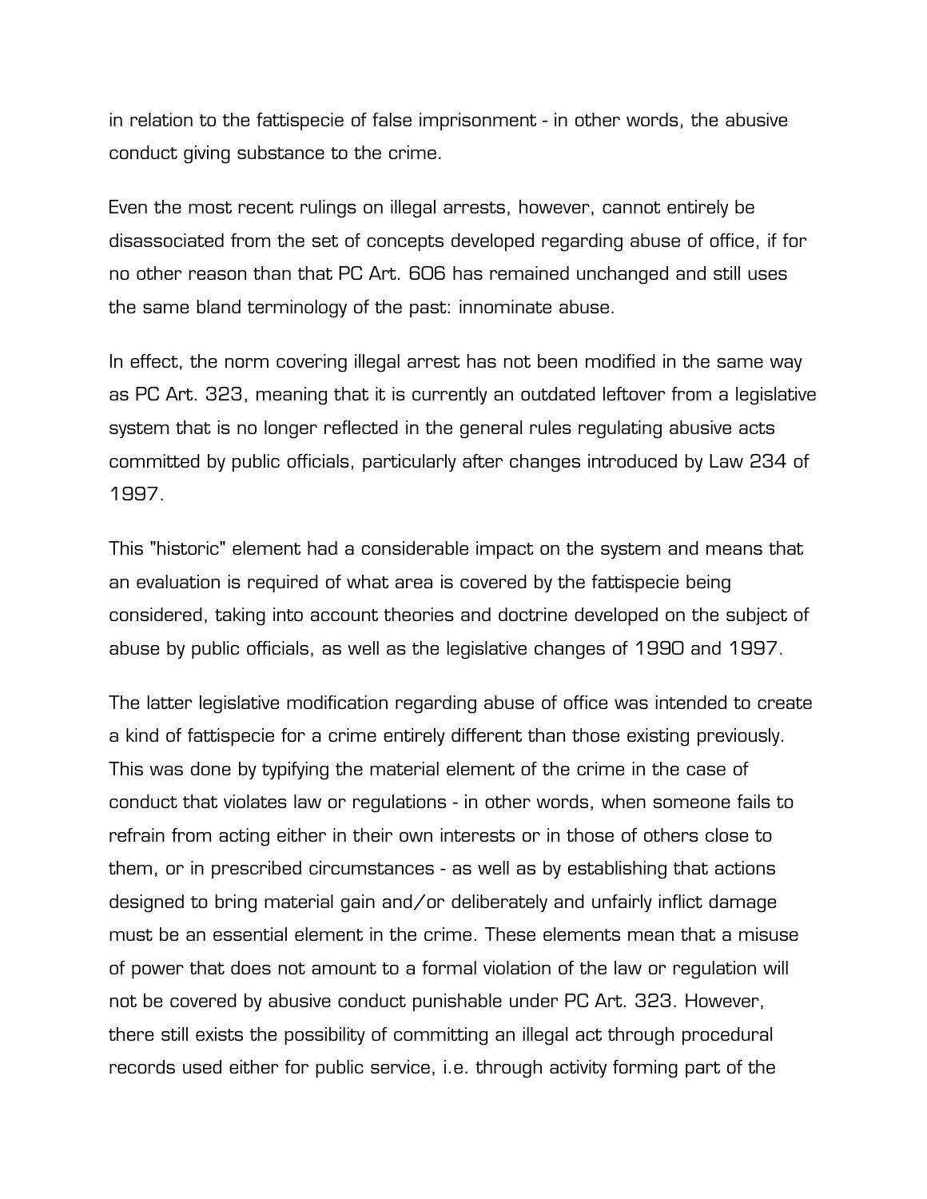in relation to the fattispecie of false imprisonment - in other words, the abusive conduct giving substance to the crime.

Even the most recent rulings on illegal arrests, however, cannot entirely be disassociated from the set of concepts developed regarding abuse of office, if for no other reason than that PC Art. 606 has remained unchanged and still uses the same bland terminology of the past: innominate abuse.

In effect, the norm covering illegal arrest has not been modified in the same way as PC Art. 323, meaning that it is currently an outdated leftover from a legislative system that is no longer reflected in the general rules regulating abusive acts committed by public officials, particularly after changes introduced by Law 234 of 1997.

This "historic" element had a considerable impact on the system and means that an evaluation is required of what area is covered by the fattispecie being considered, taking into account theories and doctrine developed on the subject of abuse by public officials, as well as the legislative changes of 1990 and 1997.

The latter legislative modification regarding abuse of office was intended to create a kind of fattispecie for a crime entirely different than those existing previously. This was done by typifying the material element of the crime in the case of conduct that violates law or regulations - in other words, when someone fails to refrain from acting either in their own interests or in those of others close to them, or in prescribed circumstances - as well as by establishing that actions designed to bring material gain and/or deliberately and unfairly inflict damage must be an essential element in the crime. These elements mean that a misuse of power that does not amount to a formal violation of the law or regulation will not be covered by abusive conduct punishable under PC Art. 323. However, there still exists the possibility of committing an illegal act through procedural records used either for public service, i.e. through activity forming part of the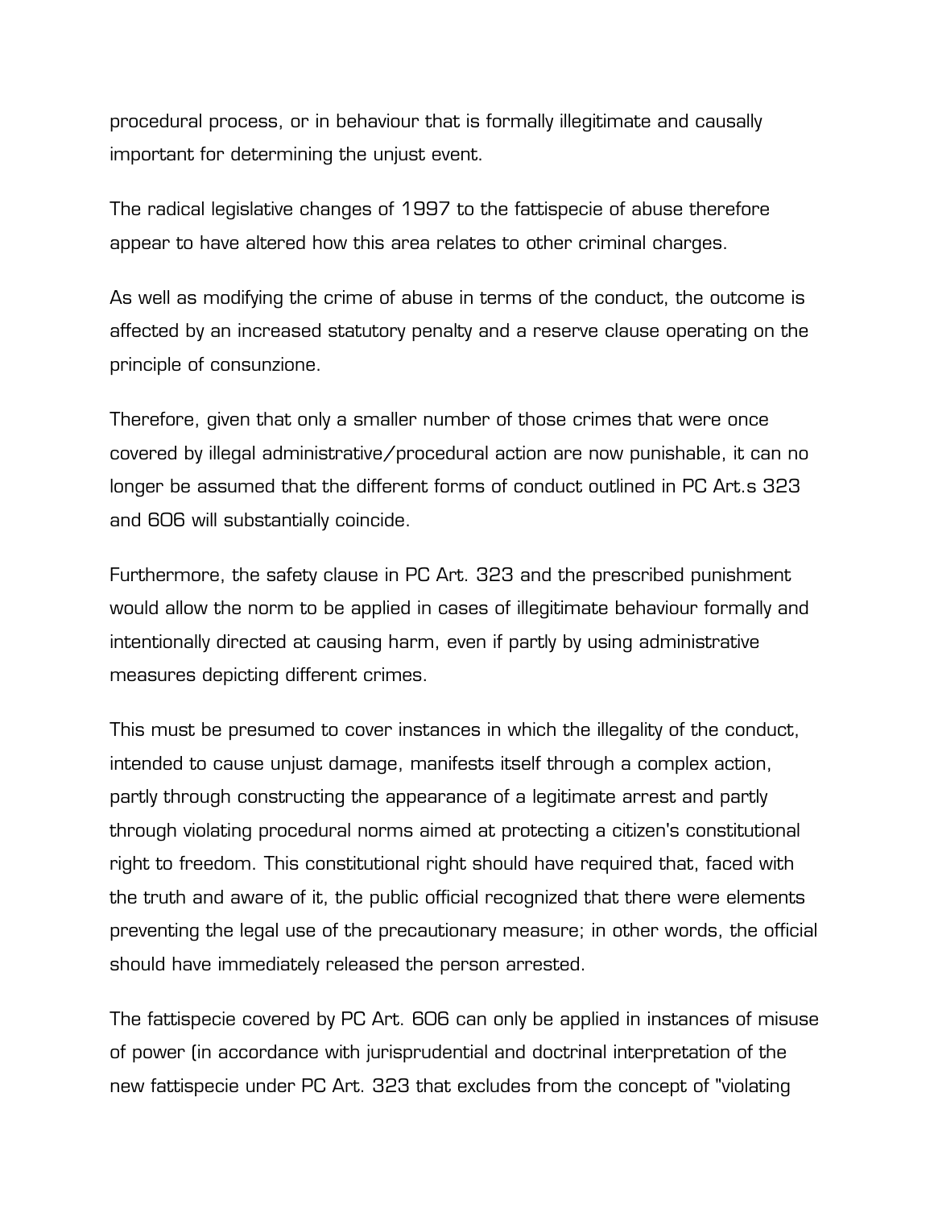procedural process, or in behaviour that is formally illegitimate and causally important for determining the unjust event.

The radical legislative changes of 1997 to the fattispecie of abuse therefore appear to have altered how this area relates to other criminal charges.

As well as modifying the crime of abuse in terms of the conduct, the outcome is affected by an increased statutory penalty and a reserve clause operating on the principle of consunzione.

Therefore, given that only a smaller number of those crimes that were once covered by illegal administrative/procedural action are now punishable, it can no longer be assumed that the different forms of conduct outlined in PC Art.s 323 and 606 will substantially coincide.

Furthermore, the safety clause in PC Art. 323 and the prescribed punishment would allow the norm to be applied in cases of illegitimate behaviour formally and intentionally directed at causing harm, even if partly by using administrative measures depicting different crimes.

This must be presumed to cover instances in which the illegality of the conduct, intended to cause unjust damage, manifests itself through a complex action, partly through constructing the appearance of a legitimate arrest and partly through violating procedural norms aimed at protecting a citizen's constitutional right to freedom. This constitutional right should have required that, faced with the truth and aware of it, the public official recognized that there were elements preventing the legal use of the precautionary measure; in other words, the official should have immediately released the person arrested.

The fattispecie covered by PC Art. 606 can only be applied in instances of misuse of power (in accordance with jurisprudential and doctrinal interpretation of the new fattispecie under PC Art. 323 that excludes from the concept of "violating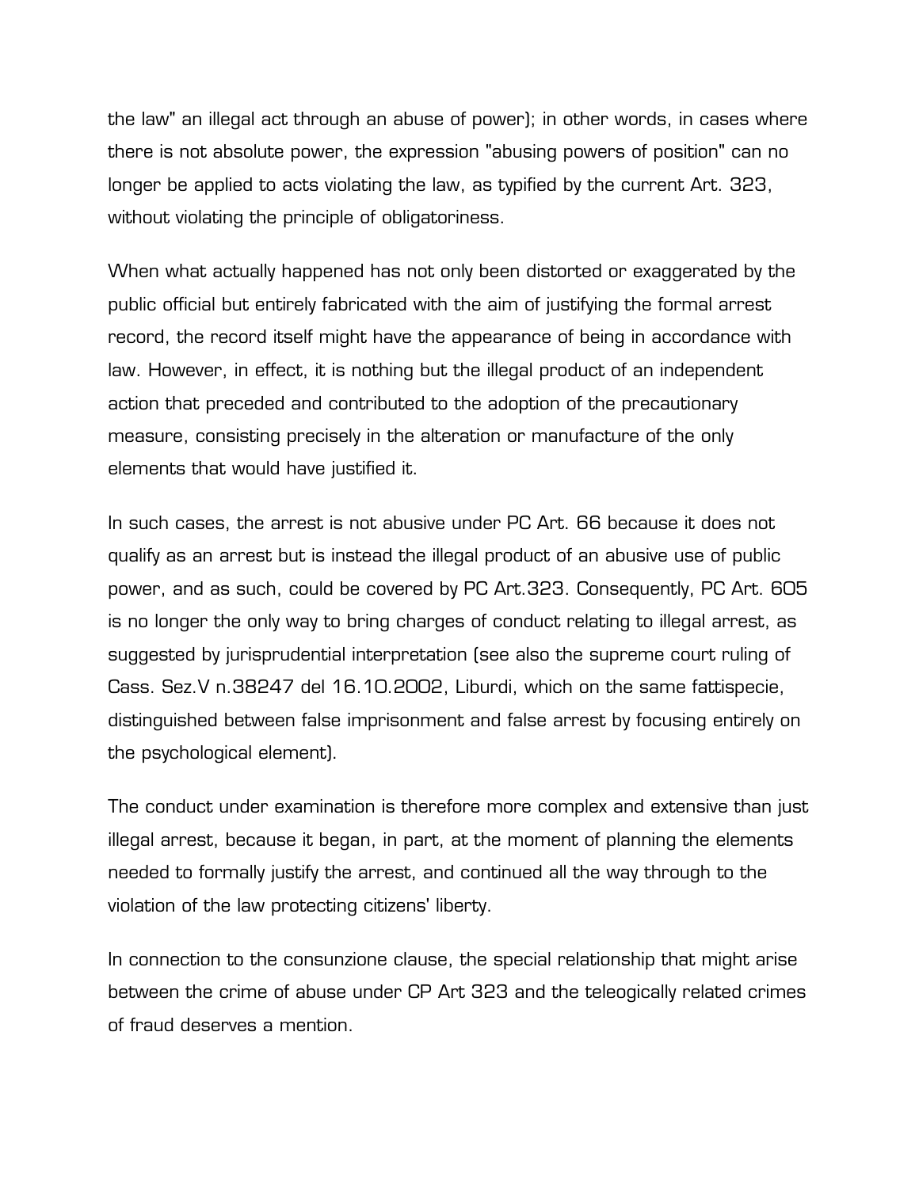the law" an illegal act through an abuse of power); in other words, in cases where there is not absolute power, the expression "abusing powers of position" can no longer be applied to acts violating the law, as typified by the current Art. 323, without violating the principle of obligatoriness.

When what actually happened has not only been distorted or exaggerated by the public official but entirely fabricated with the aim of justifying the formal arrest record, the record itself might have the appearance of being in accordance with law. However, in effect, it is nothing but the illegal product of an independent action that preceded and contributed to the adoption of the precautionary measure, consisting precisely in the alteration or manufacture of the only elements that would have justified it.

In such cases, the arrest is not abusive under PC Art. 66 because it does not qualify as an arrest but is instead the illegal product of an abusive use of public power, and as such, could be covered by PC Art.323. Consequently, PC Art. 605 is no longer the only way to bring charges of conduct relating to illegal arrest, as suggested by jurisprudential interpretation (see also the supreme court ruling of Cass. Sez.V n.38247 del 16.10.2002, Liburdi, which on the same fattispecie, distinguished between false imprisonment and false arrest by focusing entirely on the psychological element).

The conduct under examination is therefore more complex and extensive than just illegal arrest, because it began, in part, at the moment of planning the elements needed to formally justify the arrest, and continued all the way through to the violation of the law protecting citizens' liberty.

In connection to the consunzione clause, the special relationship that might arise between the crime of abuse under CP Art 323 and the teleogically related crimes of fraud deserves a mention.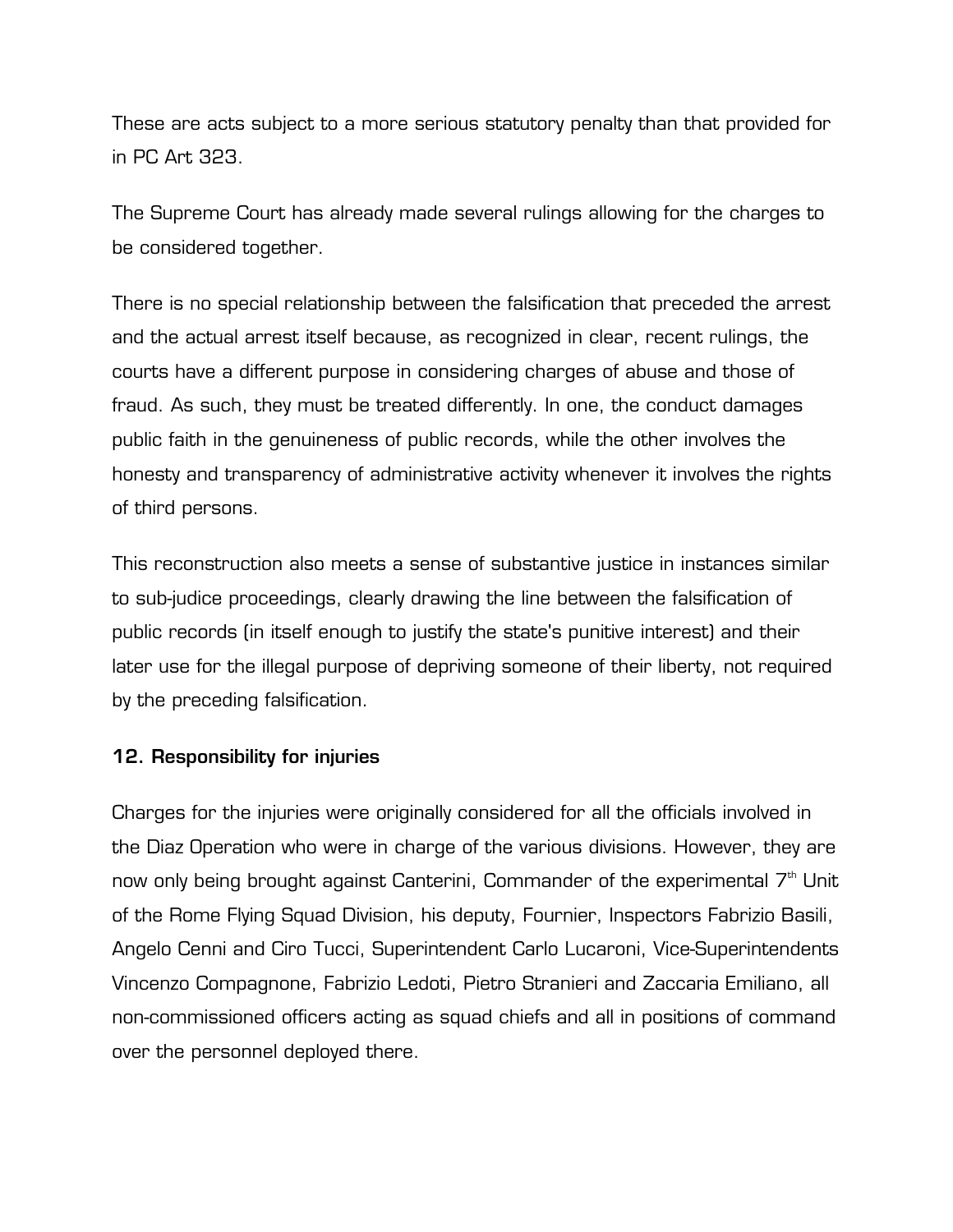These are acts subject to a more serious statutory penalty than that provided for in PC Art 323.

The Supreme Court has already made several rulings allowing for the charges to be considered together.

There is no special relationship between the falsification that preceded the arrest and the actual arrest itself because, as recognized in clear, recent rulings, the courts have a different purpose in considering charges of abuse and those of fraud. As such, they must be treated differently. In one, the conduct damages public faith in the genuineness of public records, while the other involves the honesty and transparency of administrative activity whenever it involves the rights of third persons.

This reconstruction also meets a sense of substantive justice in instances similar to sub-judice proceedings, clearly drawing the line between the falsification of public records (in itself enough to justify the state's punitive interest) and their later use for the illegal purpose of depriving someone of their liberty, not required by the preceding falsification.

## 12. Responsibility for injuries

Charges for the injuries were originally considered for all the officials involved in the Diaz Operation who were in charge of the various divisions. However, they are now only being brought against Canterini, Commander of the experimental 7th Unit of the Rome Flying Squad Division, his deputy, Fournier, Inspectors Fabrizio Basili, Angelo Cenni and Ciro Tucci, Superintendent Carlo Lucaroni, Vice-Superintendents Vincenzo Compagnone, Fabrizio Ledoti, Pietro Stranieri and Zaccaria Emiliano, all non-commissioned officers acting as squad chiefs and all in positions of command over the personnel deployed there.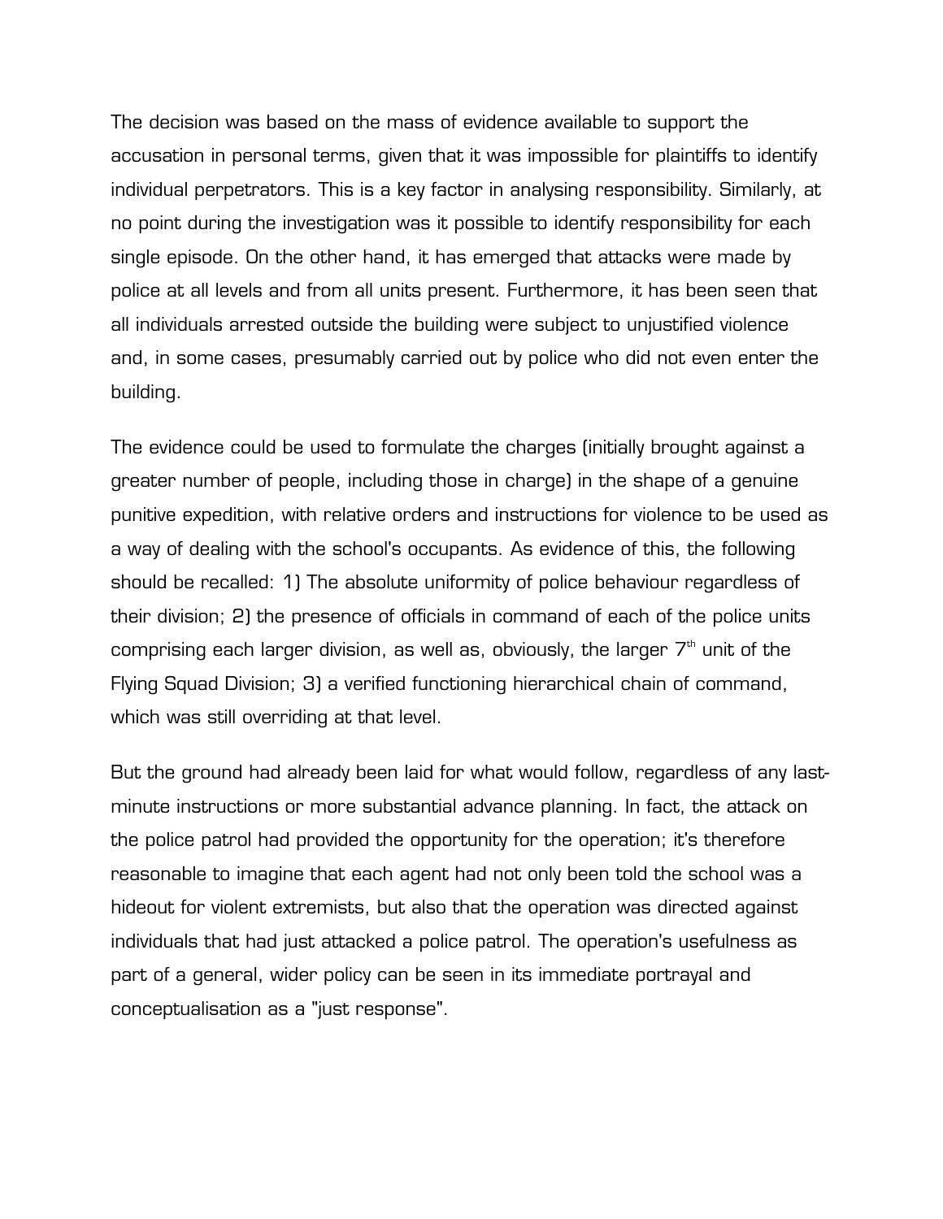The decision was based on the mass of evidence available to support the accusation in personal terms, given that it was impossible for plaintiffs to identify individual perpetrators. This is a key factor in analysing responsibility. Similarly, at no point during the investigation was it possible to identify responsibility for each single episode. On the other hand, it has emerged that attacks were made by police at all levels and from all units present. Furthermore, it has been seen that all individuals arrested outside the building were subject to unjustified violence and, in some cases, presumably carried out by police who did not even enter the building.

The evidence could be used to formulate the charges (initially brought against a greater number of people, including those in charge) in the shape of a genuine punitive expedition, with relative orders and instructions for violence to be used as a way of dealing with the school's occupants. As evidence of this, the following should be recalled: 1) The absolute uniformity of police behaviour regardless of their division; 2) the presence of officials in command of each of the police units comprising each larger division, as well as, obviously, the larger 7th unit of the Flying Squad Division; 3) a verified functioning hierarchical chain of command, which was still overriding at that level.

But the ground had already been laid for what would follow, regardless of any last-minute instructions or more substantial advance planning. In fact, the attack on the police patrol had provided the opportunity for the operation; it's therefore reasonable to imagine that each agent had not only been told the school was a hideout for violent extremists, but also that the operation was directed against individuals that had just attacked a police patrol. The operation's usefulness as part of a general, wider policy can be seen in its immediate portrayal and conceptualisation as a "just response".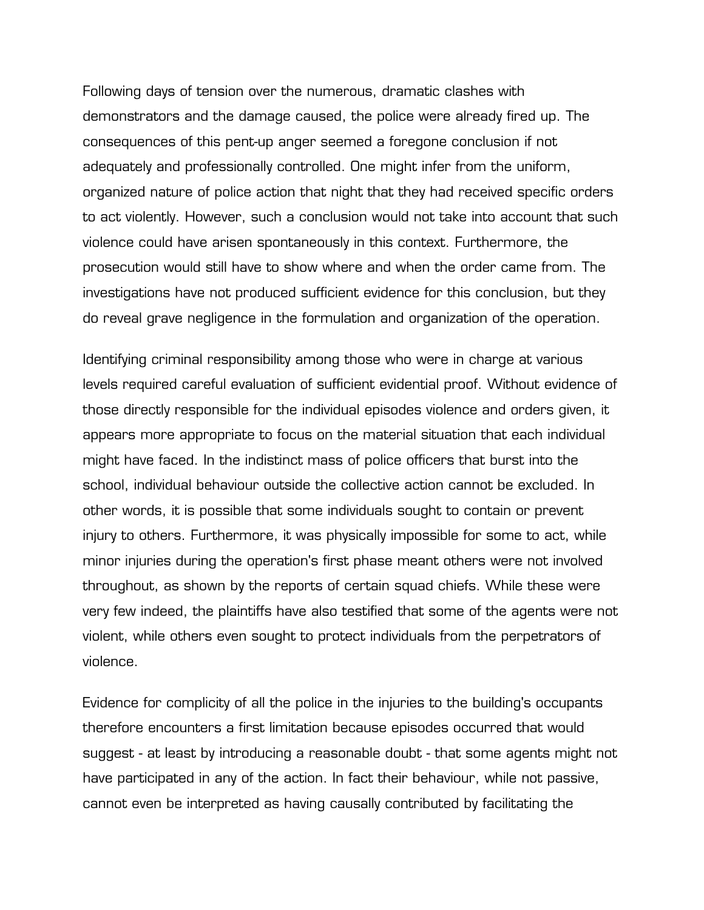Following days of tension over the numerous, dramatic clashes with demonstrators and the damage caused, the police were already fired up. The consequences of this pent-up anger seemed a foregone conclusion if not adequately and professionally controlled. One might infer from the uniform, organized nature of police action that night that they had received specific orders to act violently. However, such a conclusion would not take into account that such violence could have arisen spontaneously in this context. Furthermore, the prosecution would still have to show where and when the order came from. The investigations have not produced sufficient evidence for this conclusion, but they do reveal grave negligence in the formulation and organization of the operation.

Identifying criminal responsibility among those who were in charge at various levels required careful evaluation of sufficient evidential proof. Without evidence of those directly responsible for the individual episodes violence and orders given, it appears more appropriate to focus on the material situation that each individual might have faced. In the indistinct mass of police officers that burst into the school, individual behaviour outside the collective action cannot be excluded. In other words, it is possible that some individuals sought to contain or prevent injury to others. Furthermore, it was physically impossible for some to act, while minor injuries during the operation's first phase meant others were not involved throughout, as shown by the reports of certain squad chiefs. While these were very few indeed, the plaintiffs have also testified that some of the agents were not violent, while others even sought to protect individuals from the perpetrators of violence.

Evidence for complicity of all the police in the injuries to the building's occupants therefore encounters a first limitation because episodes occurred that would suggest - at least by introducing a reasonable doubt - that some agents might not have participated in any of the action. In fact their behaviour, while not passive, cannot even be interpreted as having causally contributed by facilitating the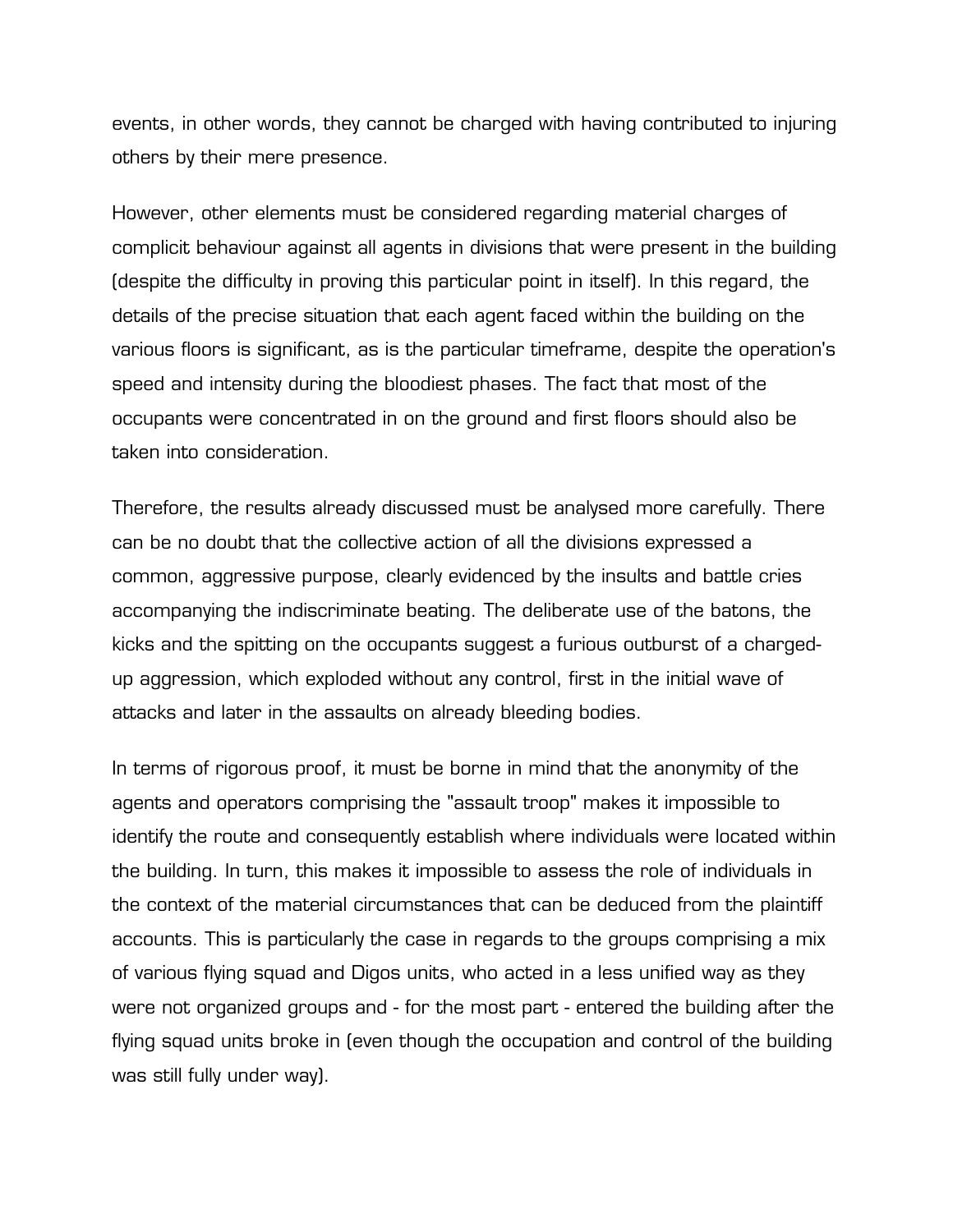events, in other words, they cannot be charged with having contributed to injuring others by their mere presence.

However, other elements must be considered regarding material charges of complicit behaviour against all agents in divisions that were present in the building (despite the difficulty in proving this particular point in itself). In this regard, the details of the precise situation that each agent faced within the building on the various floors is significant, as is the particular timeframe, despite the operation's speed and intensity during the bloodiest phases. The fact that most of the occupants were concentrated in on the ground and first floors should also be taken into consideration.

Therefore, the results already discussed must be analysed more carefully. There can be no doubt that the collective action of all the divisions expressed a common, aggressive purpose, clearly evidenced by the insults and battle cries accompanying the indiscriminate beating. The deliberate use of the batons, the kicks and the spitting on the occupants suggest a furious outburst of a charged-up aggression, which exploded without any control, first in the initial wave of attacks and later in the assaults on already bleeding bodies.

In terms of rigorous proof, it must be borne in mind that the anonymity of the agents and operators comprising the "assault troop" makes it impossible to identify the route and consequently establish where individuals were located within the building. In turn, this makes it impossible to assess the role of individuals in the context of the material circumstances that can be deduced from the plaintiff accounts. This is particularly the case in regards to the groups comprising a mix of various flying squad and Digos units, who acted in a less unified way as they were not organized groups and - for the most part - entered the building after the flying squad units broke in (even though the occupation and control of the building was still fully under way).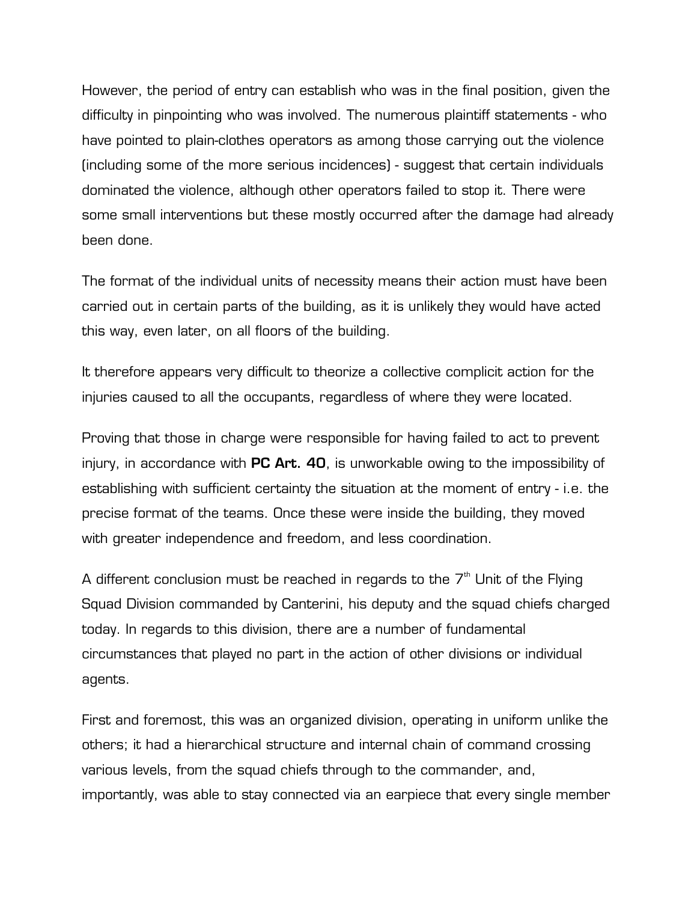However, the period of entry can establish who was in the final position, given the difficulty in pinpointing who was involved. The numerous plaintiff statements - who have pointed to plain-clothes operators as among those carrying out the violence (including some of the more serious incidences) - suggest that certain individuals dominated the violence, although other operators failed to stop it. There were some small interventions but these mostly occurred after the damage had already been done.

The format of the individual units of necessity means their action must have been carried out in certain parts of the building, as it is unlikely they would have acted this way, even later, on all floors of the building.

It therefore appears very difficult to theorize a collective complicit action for the injuries caused to all the occupants, regardless of where they were located.

Proving that those in charge were responsible for having failed to act to prevent injury, in accordance with **PC Art. 40**, is unworkable owing to the impossibility of establishing with sufficient certainty the situation at the moment of entry - i.e. the precise format of the teams. Once these were inside the building, they moved with greater independence and freedom, and less coordination.

A different conclusion must be reached in regards to the 7th Unit of the Flying Squad Division commanded by Canterini, his deputy and the squad chiefs charged today. In regards to this division, there are a number of fundamental circumstances that played no part in the action of other divisions or individual agents.

First and foremost, this was an organized division, operating in uniform unlike the others; it had a hierarchical structure and internal chain of command crossing various levels, from the squad chiefs through to the commander, and, importantly, was able to stay connected via an earpiece that every single member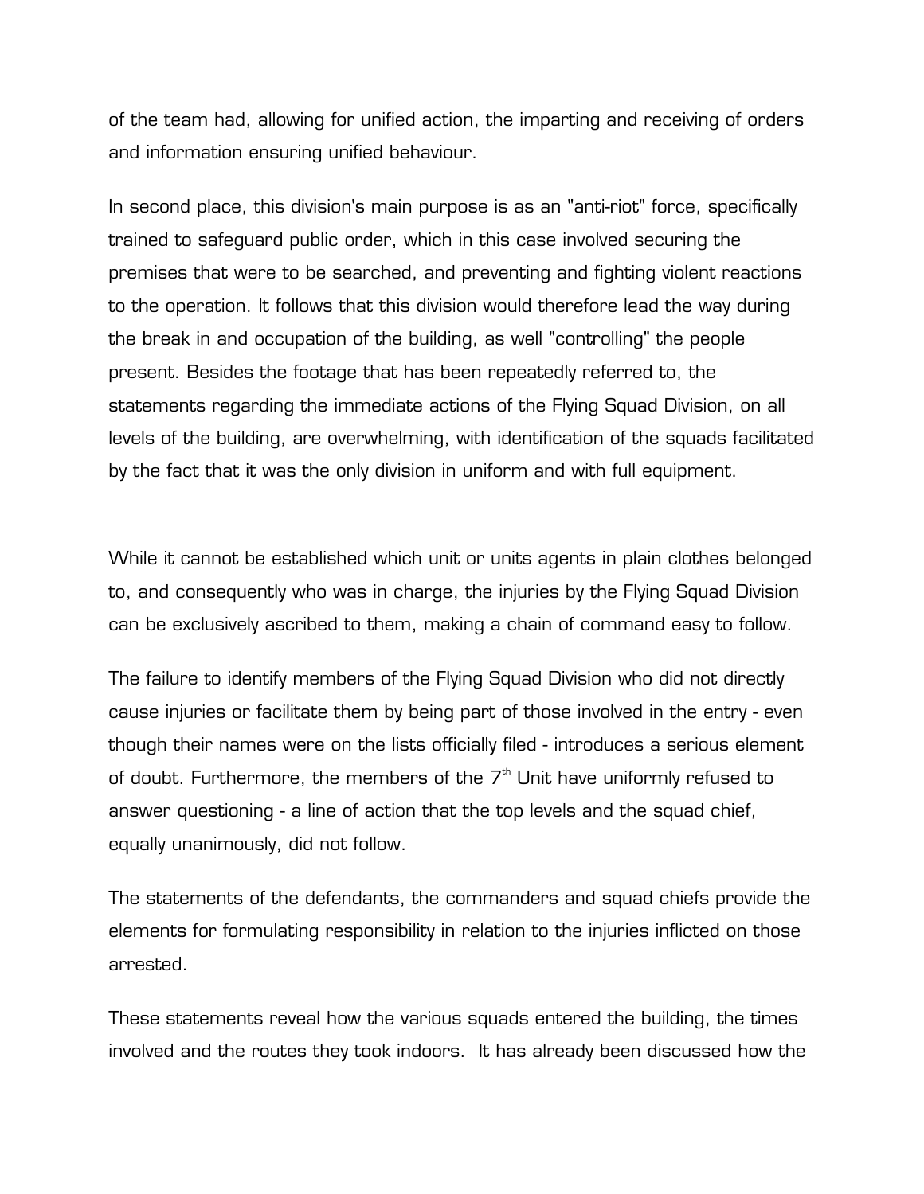of the team had, allowing for unified action, the imparting and receiving of orders and information ensuring unified behaviour.

In second place, this division's main purpose is as an "anti-riot" force, specifically trained to safeguard public order, which in this case involved securing the premises that were to be searched, and preventing and fighting violent reactions to the operation. It follows that this division would therefore lead the way during the break in and occupation of the building, as well "controlling" the people present. Besides the footage that has been repeatedly referred to, the statements regarding the immediate actions of the Flying Squad Division, on all levels of the building, are overwhelming, with identification of the squads facilitated by the fact that it was the only division in uniform and with full equipment.

While it cannot be established which unit or units agents in plain clothes belonged to, and consequently who was in charge, the injuries by the Flying Squad Division can be exclusively ascribed to them, making a chain of command easy to follow.

The failure to identify members of the Flying Squad Division who did not directly cause injuries or facilitate them by being part of those involved in the entry - even though their names were on the lists officially filed - introduces a serious element of doubt. Furthermore, the members of the 7th Unit have uniformly refused to answer questioning - a line of action that the top levels and the squad chief, equally unanimously, did not follow.

The statements of the defendants, the commanders and squad chiefs provide the elements for formulating responsibility in relation to the injuries inflicted on those arrested.

These statements reveal how the various squads entered the building, the times involved and the routes they took indoors. It has already been discussed how the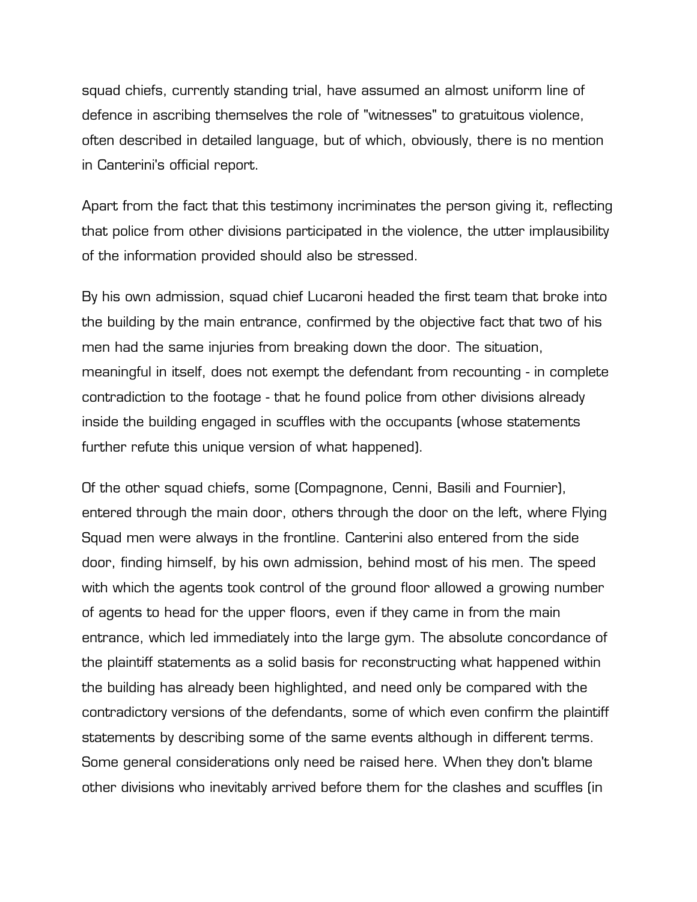squad chiefs, currently standing trial, have assumed an almost uniform line of defence in ascribing themselves the role of "witnesses" to gratuitous violence, often described in detailed language, but of which, obviously, there is no mention in Canterini's official report.

Apart from the fact that this testimony incriminates the person giving it, reflecting that police from other divisions participated in the violence, the utter implausibility of the information provided should also be stressed.

By his own admission, squad chief Lucaroni headed the first team that broke into the building by the main entrance, confirmed by the objective fact that two of his men had the same injuries from breaking down the door. The situation, meaningful in itself, does not exempt the defendant from recounting - in complete contradiction to the footage - that he found police from other divisions already inside the building engaged in scuffles with the occupants (whose statements further refute this unique version of what happened).

Of the other squad chiefs, some (Compagnone, Cenni, Basili and Fournier), entered through the main door, others through the door on the left, where Flying Squad men were always in the frontline. Canterini also entered from the side door, finding himself, by his own admission, behind most of his men. The speed with which the agents took control of the ground floor allowed a growing number of agents to head for the upper floors, even if they came in from the main entrance, which led immediately into the large gym. The absolute concordance of the plaintiff statements as a solid basis for reconstructing what happened within the building has already been highlighted, and need only be compared with the contradictory versions of the defendants, some of which even confirm the plaintiff statements by describing some of the same events although in different terms. Some general considerations only need be raised here. When they don't blame other divisions who inevitably arrived before them for the clashes and scuffles (in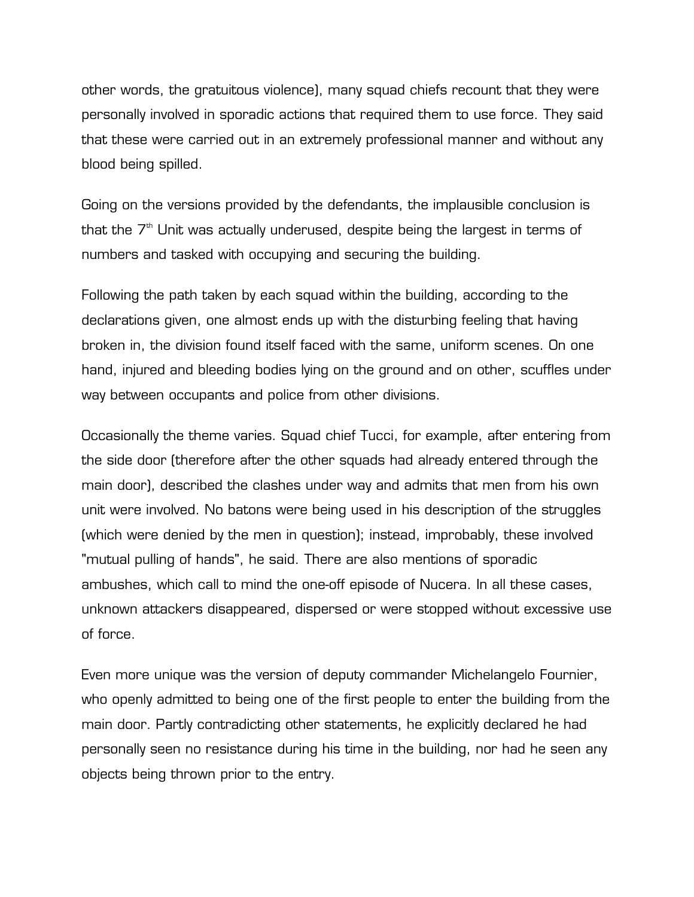other words, the gratuitous violence), many squad chiefs recount that they were personally involved in sporadic actions that required them to use force. They said that these were carried out in an extremely professional manner and without any blood being spilled.

Going on the versions provided by the defendants, the implausible conclusion is that the 7th Unit was actually underused, despite being the largest in terms of numbers and tasked with occupying and securing the building.

Following the path taken by each squad within the building, according to the declarations given, one almost ends up with the disturbing feeling that having broken in, the division found itself faced with the same, uniform scenes. On one hand, injured and bleeding bodies lying on the ground and on other, scuffles under way between occupants and police from other divisions.

Occasionally the theme varies. Squad chief Tucci, for example, after entering from the side door (therefore after the other squads had already entered through the main door), described the clashes under way and admits that men from his own unit were involved. No batons were being used in his description of the struggles (which were denied by the men in question); instead, improbably, these involved "mutual pulling of hands", he said. There are also mentions of sporadic ambushes, which call to mind the one-off episode of Nucera. In all these cases, unknown attackers disappeared, dispersed or were stopped without excessive use of force.

Even more unique was the version of deputy commander Michelangelo Fournier, who openly admitted to being one of the first people to enter the building from the main door. Partly contradicting other statements, he explicitly declared he had personally seen no resistance during his time in the building, nor had he seen any objects being thrown prior to the entry.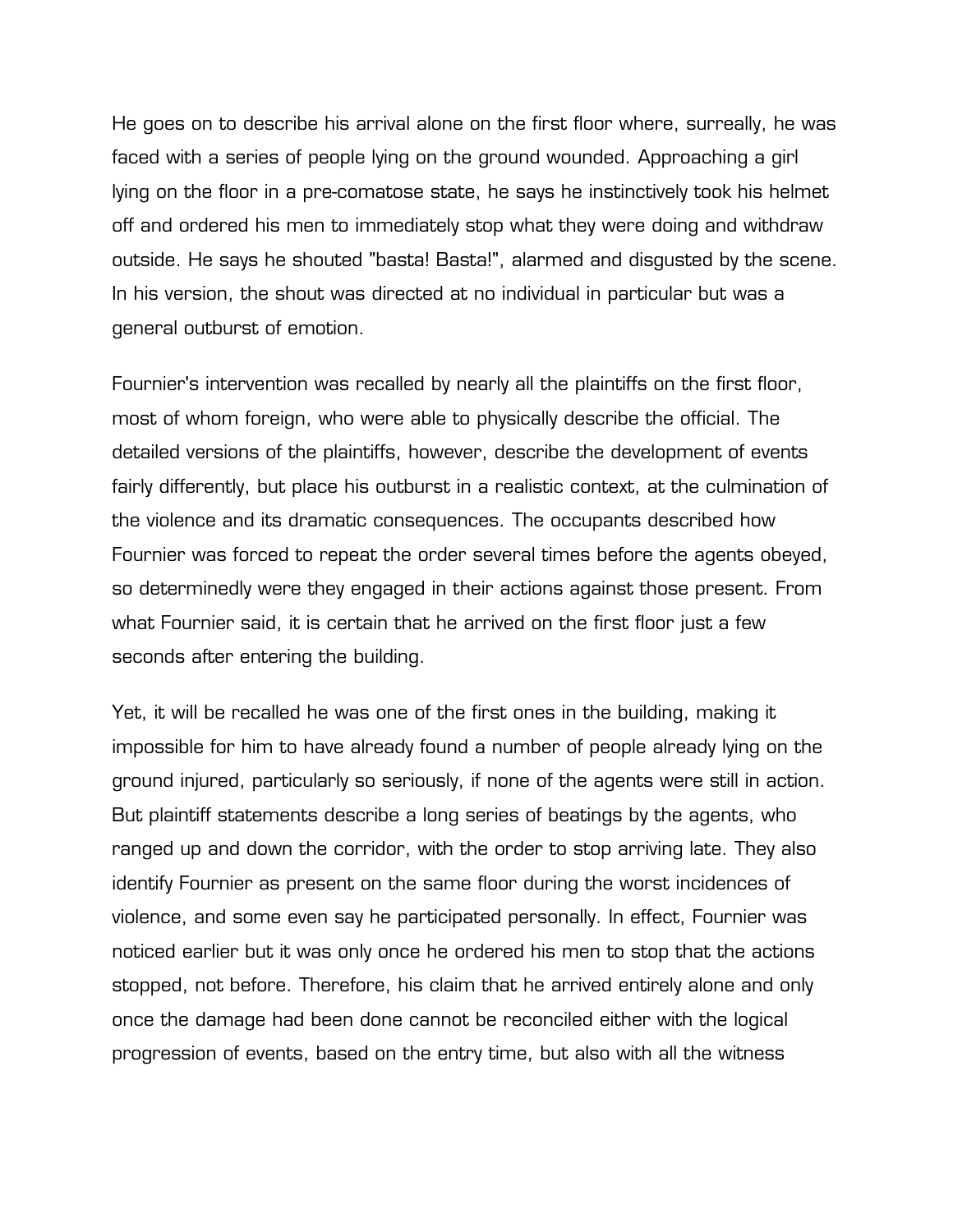He goes on to describe his arrival alone on the first floor where, surreally, he was faced with a series of people lying on the ground wounded. Approaching a girl lying on the floor in a pre-comatose state, he says he instinctively took his helmet off and ordered his men to immediately stop what they were doing and withdraw outside. He says he shouted "basta! Basta!", alarmed and disgusted by the scene. In his version, the shout was directed at no individual in particular but was a general outburst of emotion.

Fournier's intervention was recalled by nearly all the plaintiffs on the first floor, most of whom foreign, who were able to physically describe the official. The detailed versions of the plaintiffs, however, describe the development of events fairly differently, but place his outburst in a realistic context, at the culmination of the violence and its dramatic consequences. The occupants described how Fournier was forced to repeat the order several times before the agents obeyed, so determinedly were they engaged in their actions against those present. From what Fournier said, it is certain that he arrived on the first floor just a few seconds after entering the building.

Yet, it will be recalled he was one of the first ones in the building, making it impossible for him to have already found a number of people already lying on the ground injured, particularly so seriously, if none of the agents were still in action. But plaintiff statements describe a long series of beatings by the agents, who ranged up and down the corridor, with the order to stop arriving late. They also identify Fournier as present on the same floor during the worst incidences of violence, and some even say he participated personally. In effect, Fournier was noticed earlier but it was only once he ordered his men to stop that the actions stopped, not before. Therefore, his claim that he arrived entirely alone and only once the damage had been done cannot be reconciled either with the logical progression of events, based on the entry time, but also with all the witness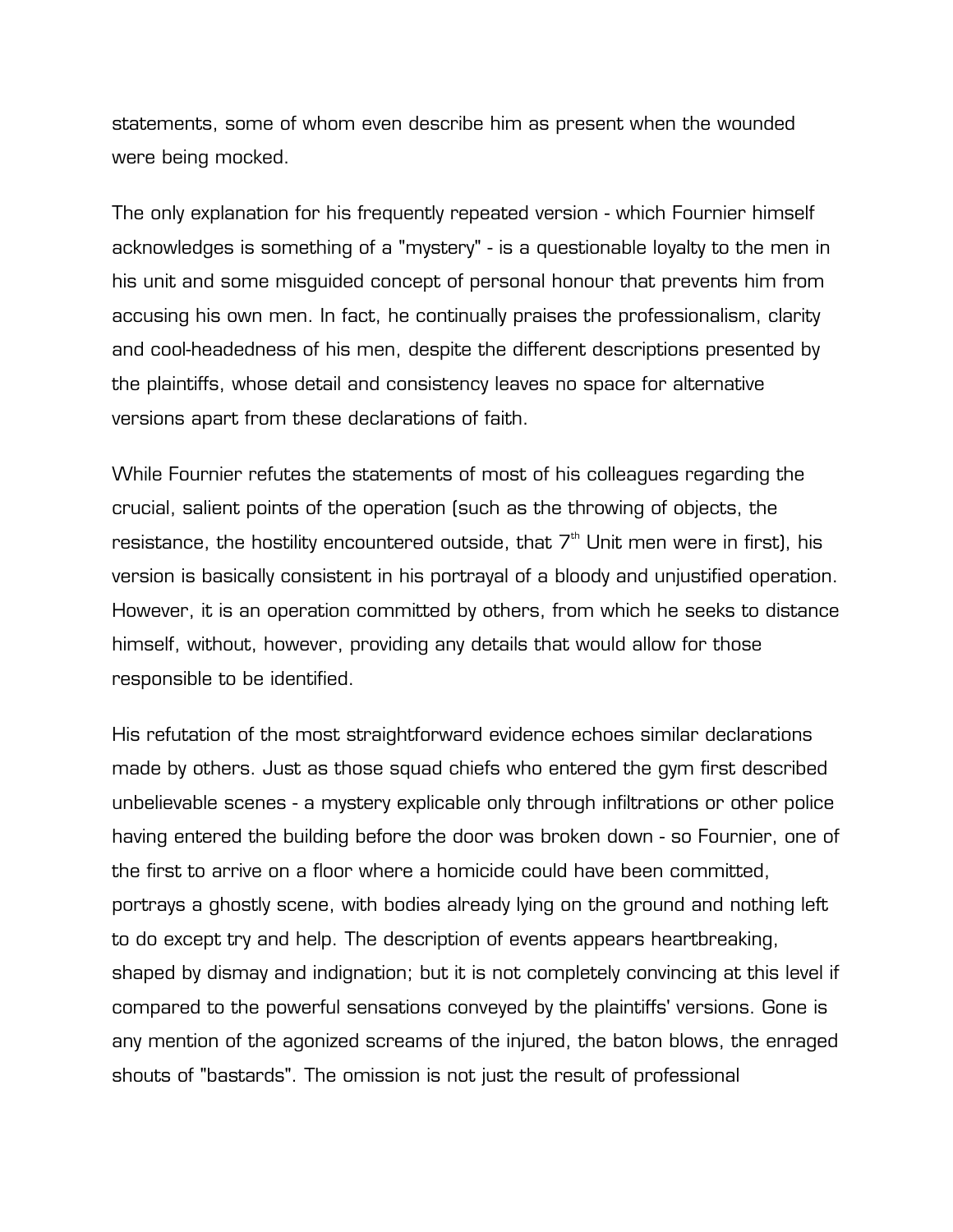statements, some of whom even describe him as present when the wounded were being mocked.

The only explanation for his frequently repeated version - which Fournier himself acknowledges is something of a "mystery" - is a questionable loyalty to the men in his unit and some misguided concept of personal honour that prevents him from accusing his own men. In fact, he continually praises the professionalism, clarity and cool-headedness of his men, despite the different descriptions presented by the plaintiffs, whose detail and consistency leaves no space for alternative versions apart from these declarations of faith.

While Fournier refutes the statements of most of his colleagues regarding the crucial, salient points of the operation (such as the throwing of objects, the resistance, the hostility encountered outside, that 7th Unit men were in first), his version is basically consistent in his portrayal of a bloody and unjustified operation. However, it is an operation committed by others, from which he seeks to distance himself, without, however, providing any details that would allow for those responsible to be identified.

His refutation of the most straightforward evidence echoes similar declarations made by others. Just as those squad chiefs who entered the gym first described unbelievable scenes - a mystery explicable only through infiltrations or other police having entered the building before the door was broken down - so Fournier, one of the first to arrive on a floor where a homicide could have been committed, portrays a ghostly scene, with bodies already lying on the ground and nothing left to do except try and help. The description of events appears heartbreaking, shaped by dismay and indignation; but it is not completely convincing at this level if compared to the powerful sensations conveyed by the plaintiffs' versions. Gone is any mention of the agonized screams of the injured, the baton blows, the enraged shouts of "bastards". The omission is not just the result of professional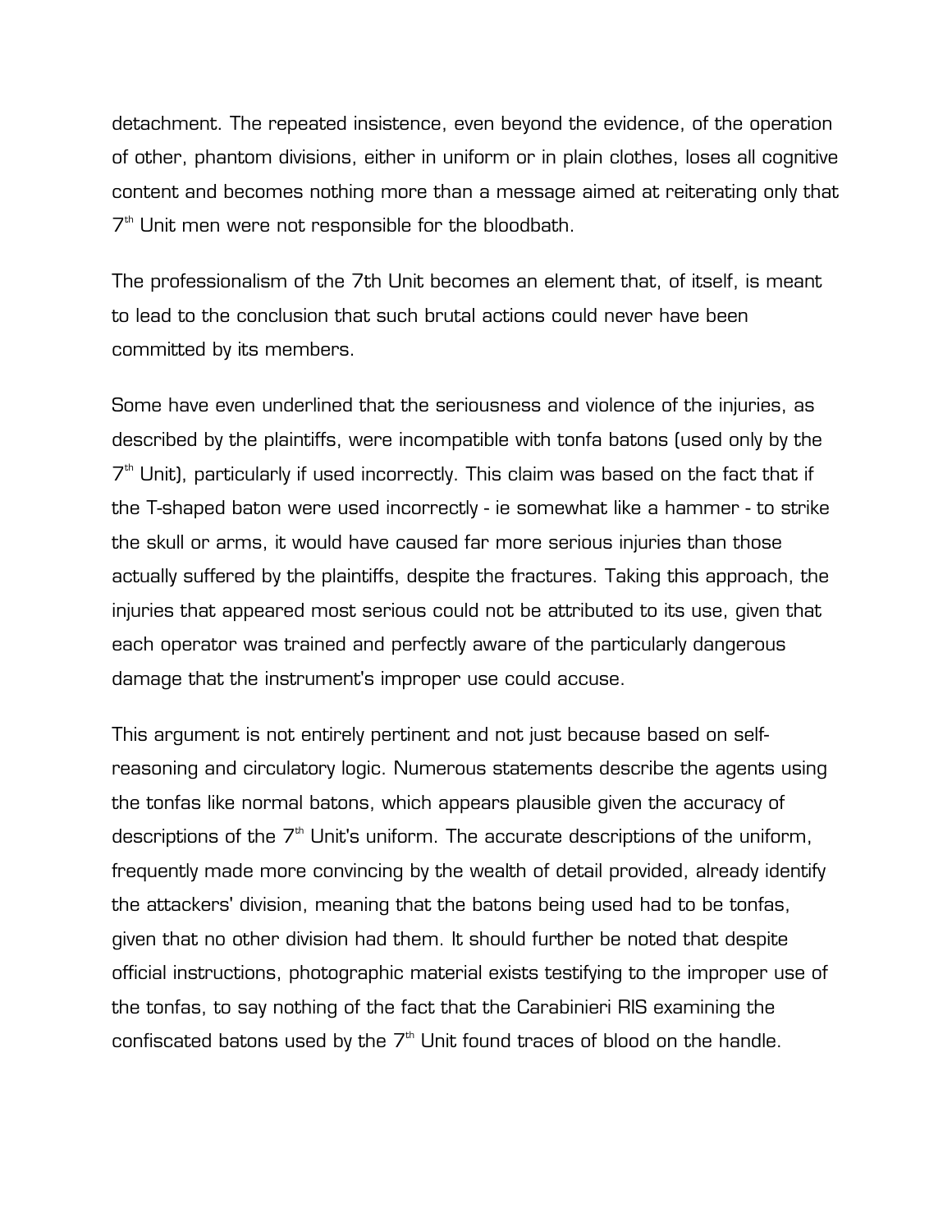detachment. The repeated insistence, even beyond the evidence, of the operation of other, phantom divisions, either in uniform or in plain clothes, loses all cognitive content and becomes nothing more than a message aimed at reiterating only that 7th Unit men were not responsible for the bloodbath.

The professionalism of the 7th Unit becomes an element that, of itself, is meant to lead to the conclusion that such brutal actions could never have been committed by its members.

Some have even underlined that the seriousness and violence of the injuries, as described by the plaintiffs, were incompatible with tonfa batons (used only by the 7th Unit), particularly if used incorrectly. This claim was based on the fact that if the T-shaped baton were used incorrectly - ie somewhat like a hammer - to strike the skull or arms, it would have caused far more serious injuries than those actually suffered by the plaintiffs, despite the fractures. Taking this approach, the injuries that appeared most serious could not be attributed to its use, given that each operator was trained and perfectly aware of the particularly dangerous damage that the instrument's improper use could accuse.

This argument is not entirely pertinent and not just because based on self-reasoning and circulatory logic. Numerous statements describe the agents using the tonfas like normal batons, which appears plausible given the accuracy of descriptions of the 7th Unit's uniform. The accurate descriptions of the uniform, frequently made more convincing by the wealth of detail provided, already identify the attackers' division, meaning that the batons being used had to be tonfas, given that no other division had them. It should further be noted that despite official instructions, photographic material exists testifying to the improper use of the tonfas, to say nothing of the fact that the Carabinieri RIS examining the confiscated batons used by the 7th Unit found traces of blood on the handle.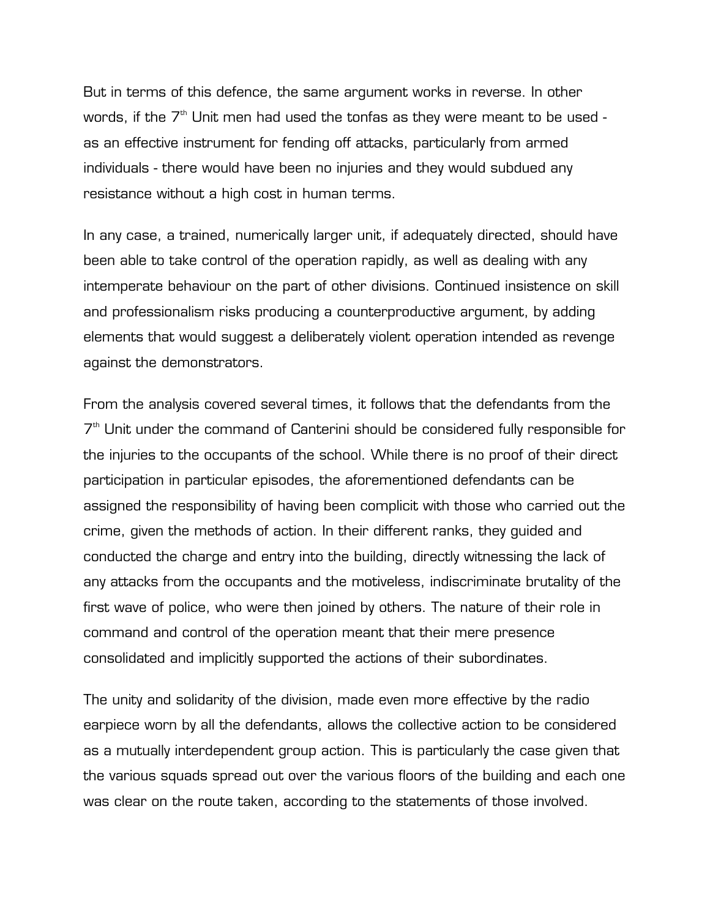But in terms of this defence, the same argument works in reverse. In other words, if the 7th Unit men had used the tonfas as they were meant to be used - as an effective instrument for fending off attacks, particularly from armed individuals - there would have been no injuries and they would subdued any resistance without a high cost in human terms.

In any case, a trained, numerically larger unit, if adequately directed, should have been able to take control of the operation rapidly, as well as dealing with any intemperate behaviour on the part of other divisions. Continued insistence on skill and professionalism risks producing a counterproductive argument, by adding elements that would suggest a deliberately violent operation intended as revenge against the demonstrators.

From the analysis covered several times, it follows that the defendants from the 7th Unit under the command of Canterini should be considered fully responsible for the injuries to the occupants of the school. While there is no proof of their direct participation in particular episodes, the aforementioned defendants can be assigned the responsibility of having been complicit with those who carried out the crime, given the methods of action. In their different ranks, they guided and conducted the charge and entry into the building, directly witnessing the lack of any attacks from the occupants and the motiveless, indiscriminate brutality of the first wave of police, who were then joined by others. The nature of their role in command and control of the operation meant that their mere presence consolidated and implicitly supported the actions of their subordinates.

The unity and solidarity of the division, made even more effective by the radio earpiece worn by all the defendants, allows the collective action to be considered as a mutually interdependent group action. This is particularly the case given that the various squads spread out over the various floors of the building and each one was clear on the route taken, according to the statements of those involved.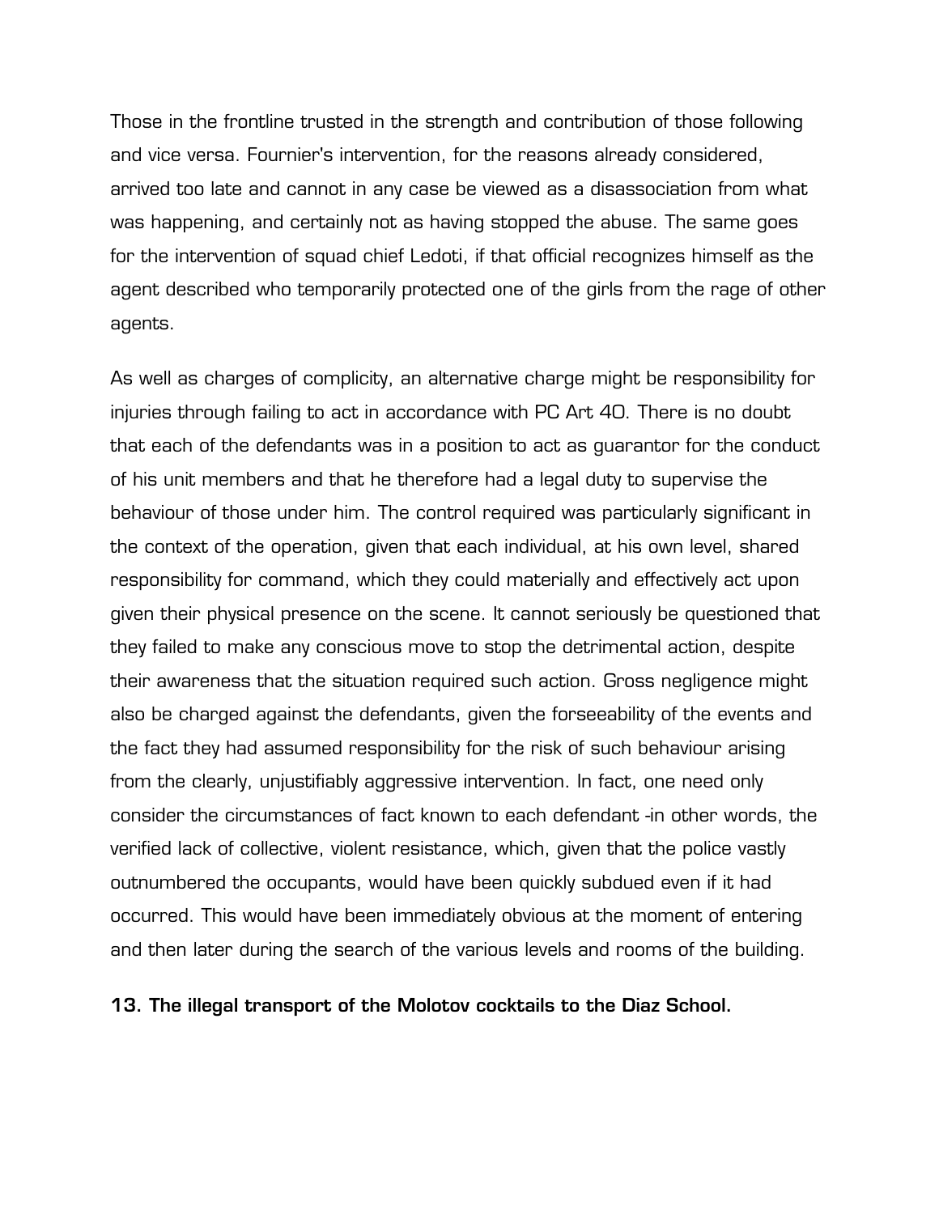Those in the frontline trusted in the strength and contribution of those following and vice versa. Fournier's intervention, for the reasons already considered, arrived too late and cannot in any case be viewed as a disassociation from what was happening, and certainly not as having stopped the abuse. The same goes for the intervention of squad chief Ledoti, if that official recognizes himself as the agent described who temporarily protected one of the girls from the rage of other agents.

As well as charges of complicity, an alternative charge might be responsibility for injuries through failing to act in accordance with PC Art 40. There is no doubt that each of the defendants was in a position to act as guarantor for the conduct of his unit members and that he therefore had a legal duty to supervise the behaviour of those under him. The control required was particularly significant in the context of the operation, given that each individual, at his own level, shared responsibility for command, which they could materially and effectively act upon given their physical presence on the scene. It cannot seriously be questioned that they failed to make any conscious move to stop the detrimental action, despite their awareness that the situation required such action. Gross negligence might also be charged against the defendants, given the forseeability of the events and the fact they had assumed responsibility for the risk of such behaviour arising from the clearly, unjustifiably aggressive intervention. In fact, one need only consider the circumstances of fact known to each defendant -in other words, the verified lack of collective, violent resistance, which, given that the police vastly outnumbered the occupants, would have been quickly subdued even if it had occurred. This would have been immediately obvious at the moment of entering and then later during the search of the various levels and rooms of the building.

**13. The illegal transport of the Molotov cocktails to the Diaz School.**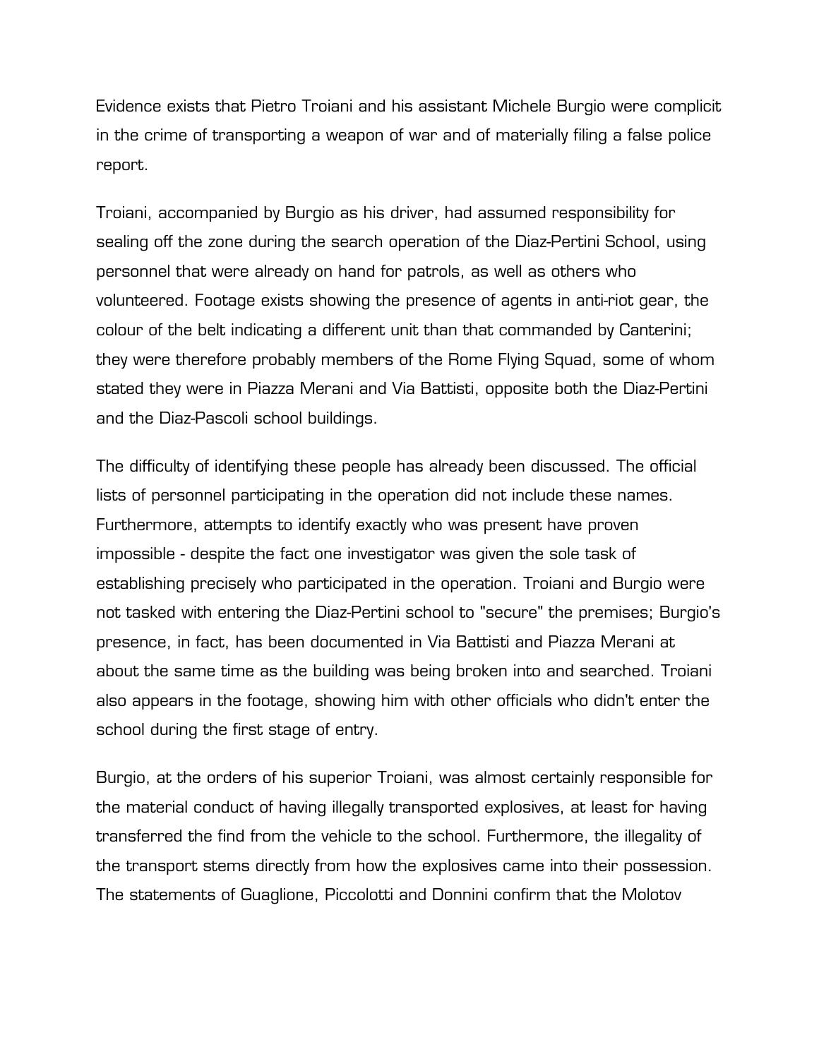Evidence exists that Pietro Troiani and his assistant Michele Burgio were complicit in the crime of transporting a weapon of war and of materially filing a false police report.

Troiani, accompanied by Burgio as his driver, had assumed responsibility for sealing off the zone during the search operation of the Diaz-Pertini School, using personnel that were already on hand for patrols, as well as others who volunteered. Footage exists showing the presence of agents in anti-riot gear, the colour of the belt indicating a different unit than that commanded by Canterini; they were therefore probably members of the Rome Flying Squad, some of whom stated they were in Piazza Merani and Via Battisti, opposite both the Diaz-Pertini and the Diaz-Pascoli school buildings.

The difficulty of identifying these people has already been discussed. The official lists of personnel participating in the operation did not include these names. Furthermore, attempts to identify exactly who was present have proven impossible - despite the fact one investigator was given the sole task of establishing precisely who participated in the operation. Troiani and Burgio were not tasked with entering the Diaz-Pertini school to "secure" the premises; Burgio's presence, in fact, has been documented in Via Battisti and Piazza Merani at about the same time as the building was being broken into and searched. Troiani also appears in the footage, showing him with other officials who didn't enter the school during the first stage of entry.

Burgio, at the orders of his superior Troiani, was almost certainly responsible for the material conduct of having illegally transported explosives, at least for having transferred the find from the vehicle to the school. Furthermore, the illegality of the transport stems directly from how the explosives came into their possession. The statements of Guaglione, Piccolotti and Donnini confirm that the Molotov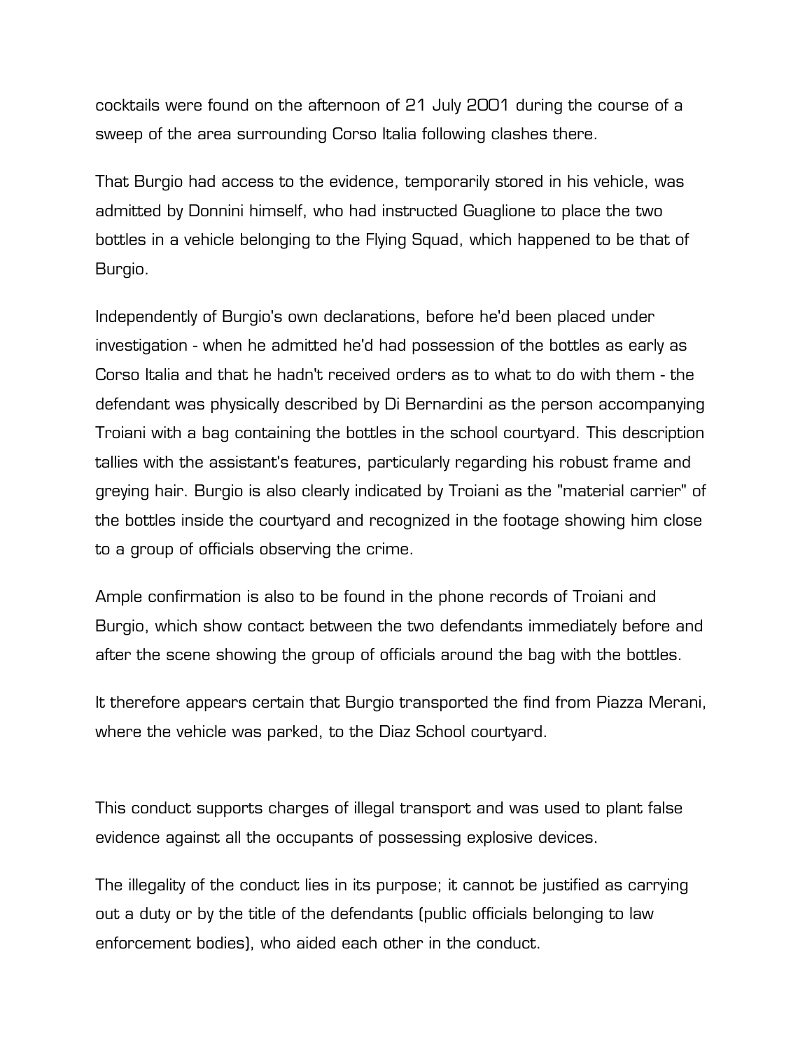cocktails were found on the afternoon of 21 July 2001 during the course of a sweep of the area surrounding Corso Italia following clashes there.

That Burgio had access to the evidence, temporarily stored in his vehicle, was admitted by Donnini himself, who had instructed Guaglione to place the two bottles in a vehicle belonging to the Flying Squad, which happened to be that of Burgio.

Independently of Burgio's own declarations, before he'd been placed under investigation - when he admitted he'd had possession of the bottles as early as Corso Italia and that he hadn't received orders as to what to do with them - the defendant was physically described by Di Bernardini as the person accompanying Troiani with a bag containing the bottles in the school courtyard. This description tallies with the assistant's features, particularly regarding his robust frame and greying hair. Burgio is also clearly indicated by Troiani as the "material carrier" of the bottles inside the courtyard and recognized in the footage showing him close to a group of officials observing the crime.

Ample confirmation is also to be found in the phone records of Troiani and Burgio, which show contact between the two defendants immediately before and after the scene showing the group of officials around the bag with the bottles.

It therefore appears certain that Burgio transported the find from Piazza Merani, where the vehicle was parked, to the Diaz School courtyard.

This conduct supports charges of illegal transport and was used to plant false evidence against all the occupants of possessing explosive devices.

The illegality of the conduct lies in its purpose; it cannot be justified as carrying out a duty or by the title of the defendants (public officials belonging to law enforcement bodies), who aided each other in the conduct.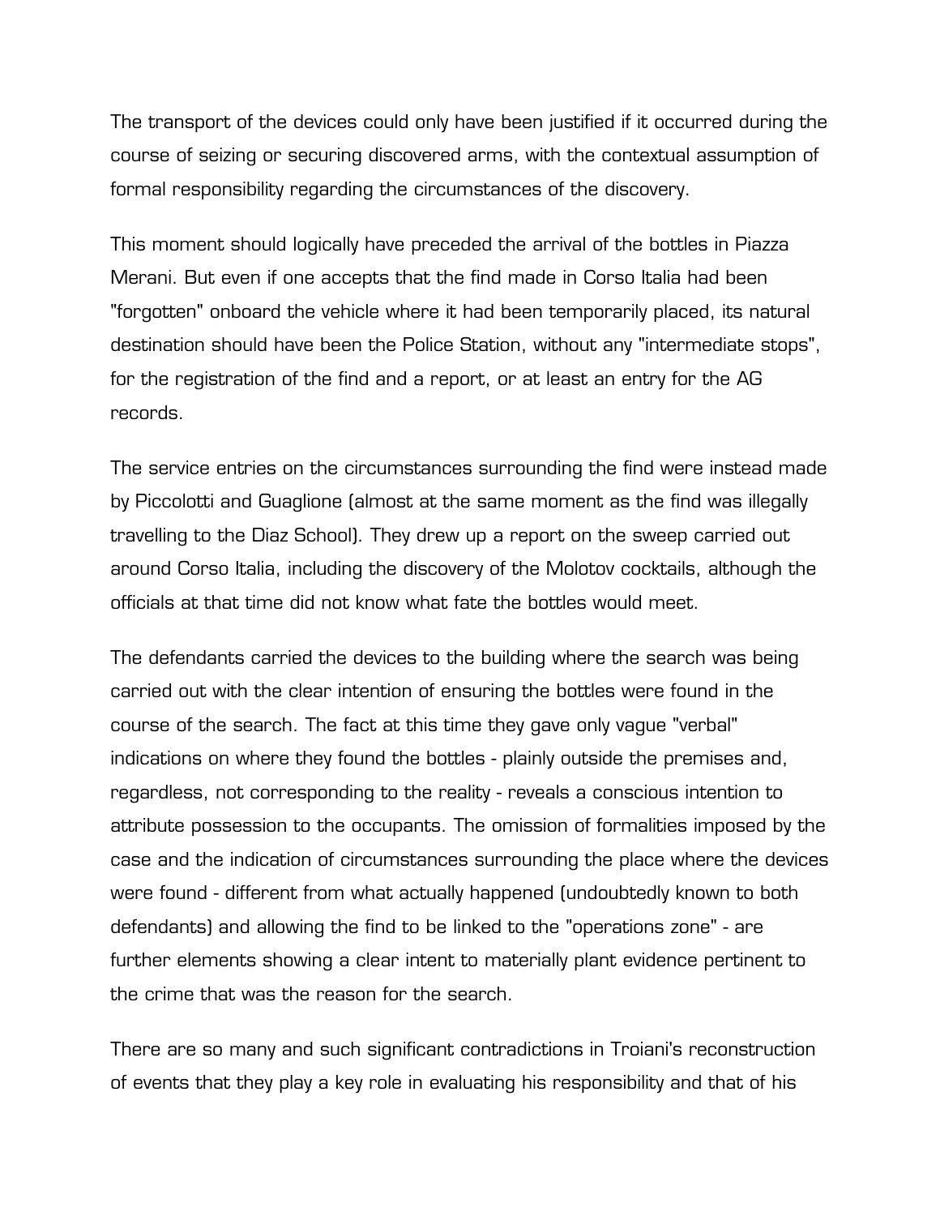The transport of the devices could only have been justified if it occurred during the course of seizing or securing discovered arms, with the contextual assumption of formal responsibility regarding the circumstances of the discovery.

This moment should logically have preceded the arrival of the bottles in Piazza Merani. But even if one accepts that the find made in Corso Italia had been "forgotten" onboard the vehicle where it had been temporarily placed, its natural destination should have been the Police Station, without any "intermediate stops", for the registration of the find and a report, or at least an entry for the AG records.

The service entries on the circumstances surrounding the find were instead made by Piccolotti and Guaglione (almost at the same moment as the find was illegally travelling to the Diaz School). They drew up a report on the sweep carried out around Corso Italia, including the discovery of the Molotov cocktails, although the officials at that time did not know what fate the bottles would meet.

The defendants carried the devices to the building where the search was being carried out with the clear intention of ensuring the bottles were found in the course of the search. The fact at this time they gave only vague "verbal" indications on where they found the bottles - plainly outside the premises and, regardless, not corresponding to the reality - reveals a conscious intention to attribute possession to the occupants. The omission of formalities imposed by the case and the indication of circumstances surrounding the place where the devices were found - different from what actually happened (undoubtedly known to both defendants) and allowing the find to be linked to the "operations zone" - are further elements showing a clear intent to materially plant evidence pertinent to the crime that was the reason for the search.

There are so many and such significant contradictions in Troiani's reconstruction of events that they play a key role in evaluating his responsibility and that of his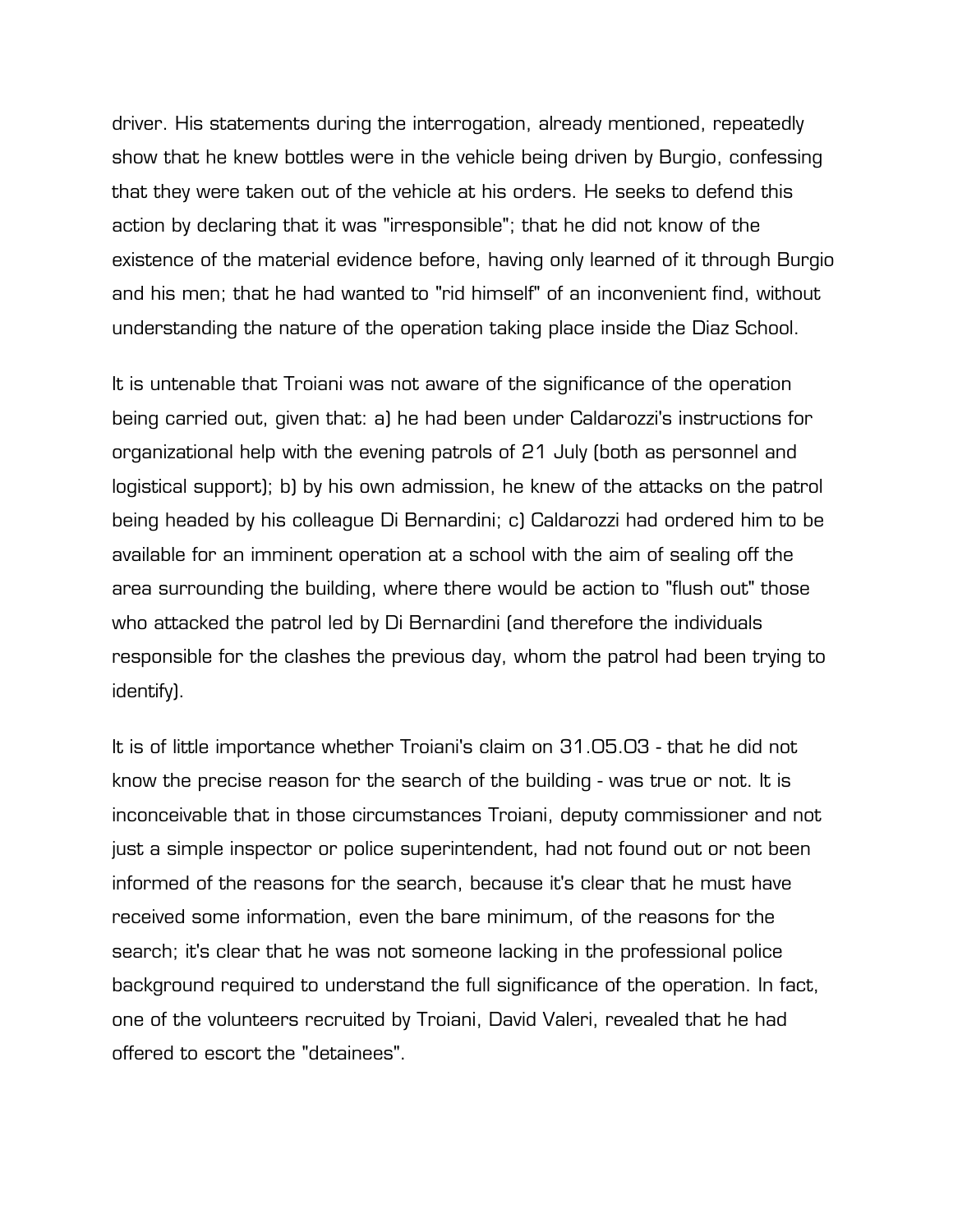driver. His statements during the interrogation, already mentioned, repeatedly show that he knew bottles were in the vehicle being driven by Burgio, confessing that they were taken out of the vehicle at his orders. He seeks to defend this action by declaring that it was "irresponsible"; that he did not know of the existence of the material evidence before, having only learned of it through Burgio and his men; that he had wanted to "rid himself" of an inconvenient find, without understanding the nature of the operation taking place inside the Diaz School.

It is untenable that Troiani was not aware of the significance of the operation being carried out, given that: a) he had been under Caldarozzi's instructions for organizational help with the evening patrols of 21 July (both as personnel and logistical support); b) by his own admission, he knew of the attacks on the patrol being headed by his colleague Di Bernardini; c) Caldarozzi had ordered him to be available for an imminent operation at a school with the aim of sealing off the area surrounding the building, where there would be action to "flush out" those who attacked the patrol led by Di Bernardini (and therefore the individuals responsible for the clashes the previous day, whom the patrol had been trying to identify).

It is of little importance whether Troiani's claim on 31.05.03 - that he did not know the precise reason for the search of the building - was true or not. It is inconceivable that in those circumstances Troiani, deputy commissioner and not just a simple inspector or police superintendent, had not found out or not been informed of the reasons for the search, because it's clear that he must have received some information, even the bare minimum, of the reasons for the search; it's clear that he was not someone lacking in the professional police background required to understand the full significance of the operation. In fact, one of the volunteers recruited by Troiani, David Valeri, revealed that he had offered to escort the "detainees".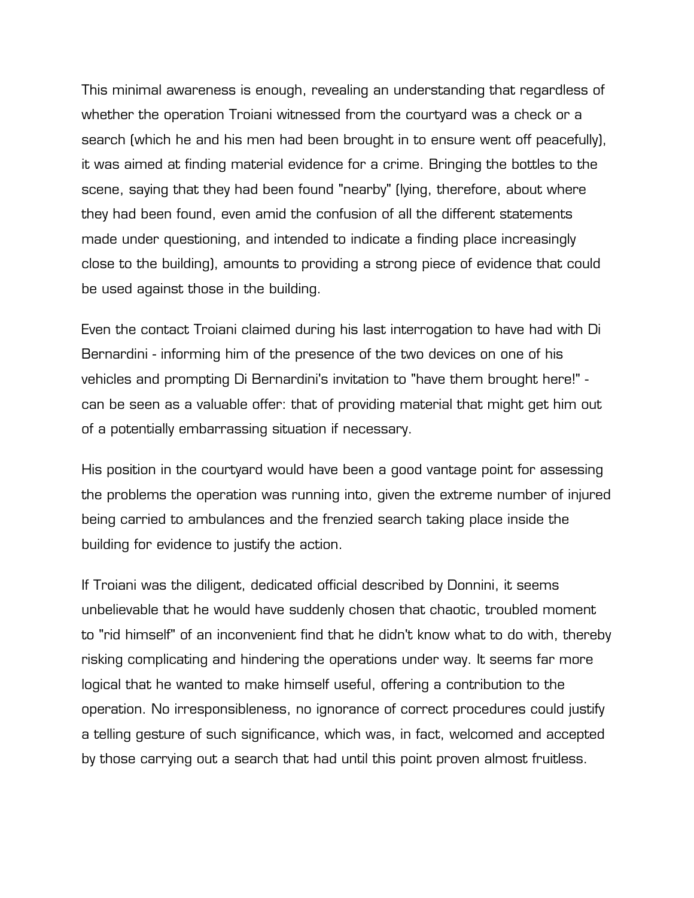This minimal awareness is enough, revealing an understanding that regardless of whether the operation Troiani witnessed from the courtyard was a check or a search (which he and his men had been brought in to ensure went off peacefully), it was aimed at finding material evidence for a crime. Bringing the bottles to the scene, saying that they had been found "nearby" (lying, therefore, about where they had been found, even amid the confusion of all the different statements made under questioning, and intended to indicate a finding place increasingly close to the building), amounts to providing a strong piece of evidence that could be used against those in the building.

Even the contact Troiani claimed during his last interrogation to have had with Di Bernardini - informing him of the presence of the two devices on one of his vehicles and prompting Di Bernardini's invitation to "have them brought here!" - can be seen as a valuable offer: that of providing material that might get him out of a potentially embarrassing situation if necessary.

His position in the courtyard would have been a good vantage point for assessing the problems the operation was running into, given the extreme number of injured being carried to ambulances and the frenzied search taking place inside the building for evidence to justify the action.

If Troiani was the diligent, dedicated official described by Donnini, it seems unbelievable that he would have suddenly chosen that chaotic, troubled moment to "rid himself" of an inconvenient find that he didn't know what to do with, thereby risking complicating and hindering the operations under way. It seems far more logical that he wanted to make himself useful, offering a contribution to the operation. No irresponsibleness, no ignorance of correct procedures could justify a telling gesture of such significance, which was, in fact, welcomed and accepted by those carrying out a search that had until this point proven almost fruitless.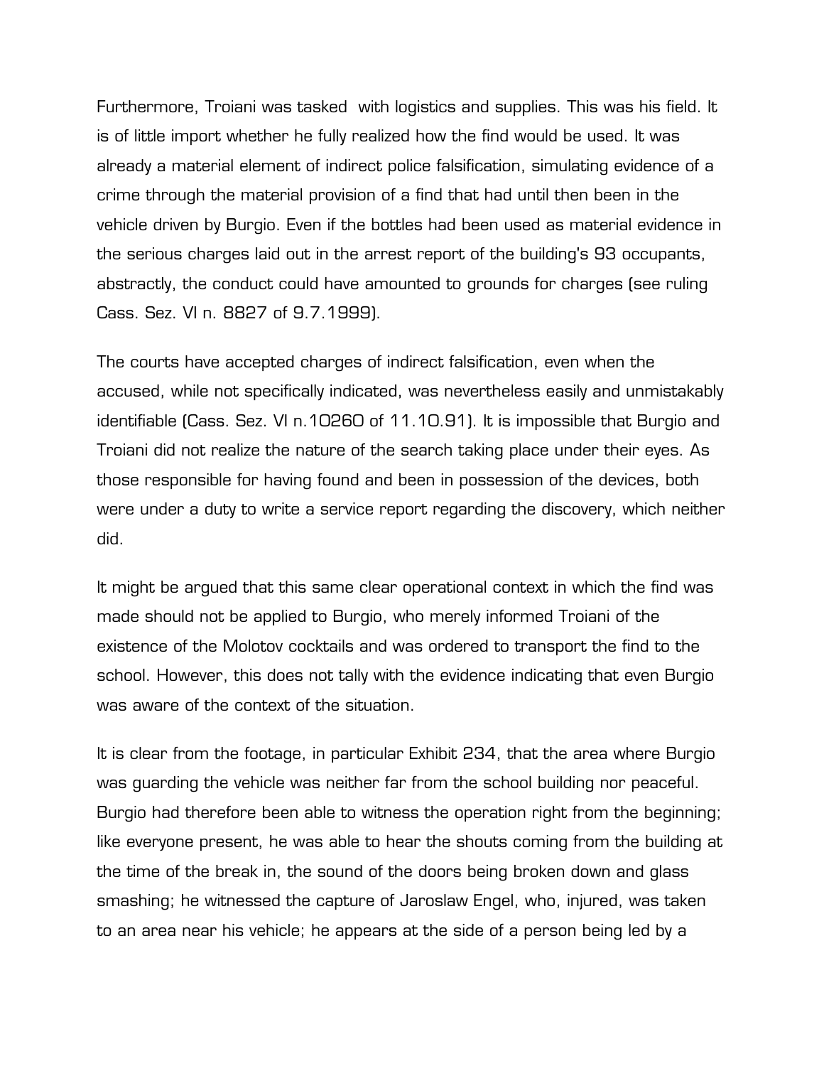Furthermore, Troiani was tasked  with logistics and supplies. This was his field. It is of little import whether he fully realized how the find would be used. It was already a material element of indirect police falsification, simulating evidence of a crime through the material provision of a find that had until then been in the vehicle driven by Burgio. Even if the bottles had been used as material evidence in the serious charges laid out in the arrest report of the building's 93 occupants, abstractly, the conduct could have amounted to grounds for charges (see ruling Cass. Sez. VI n. 8827 of 9.7.1999).

The courts have accepted charges of indirect falsification, even when the accused, while not specifically indicated, was nevertheless easily and unmistakably identifiable (Cass. Sez. VI n.10260 of 11.10.91). It is impossible that Burgio and Troiani did not realize the nature of the search taking place under their eyes. As those responsible for having found and been in possession of the devices, both were under a duty to write a service report regarding the discovery, which neither did.

It might be argued that this same clear operational context in which the find was made should not be applied to Burgio, who merely informed Troiani of the existence of the Molotov cocktails and was ordered to transport the find to the school. However, this does not tally with the evidence indicating that even Burgio was aware of the context of the situation.

It is clear from the footage, in particular Exhibit 234, that the area where Burgio was guarding the vehicle was neither far from the school building nor peaceful. Burgio had therefore been able to witness the operation right from the beginning; like everyone present, he was able to hear the shouts coming from the building at the time of the break in, the sound of the doors being broken down and glass smashing; he witnessed the capture of Jaroslaw Engel, who, injured, was taken to an area near his vehicle; he appears at the side of a person being led by a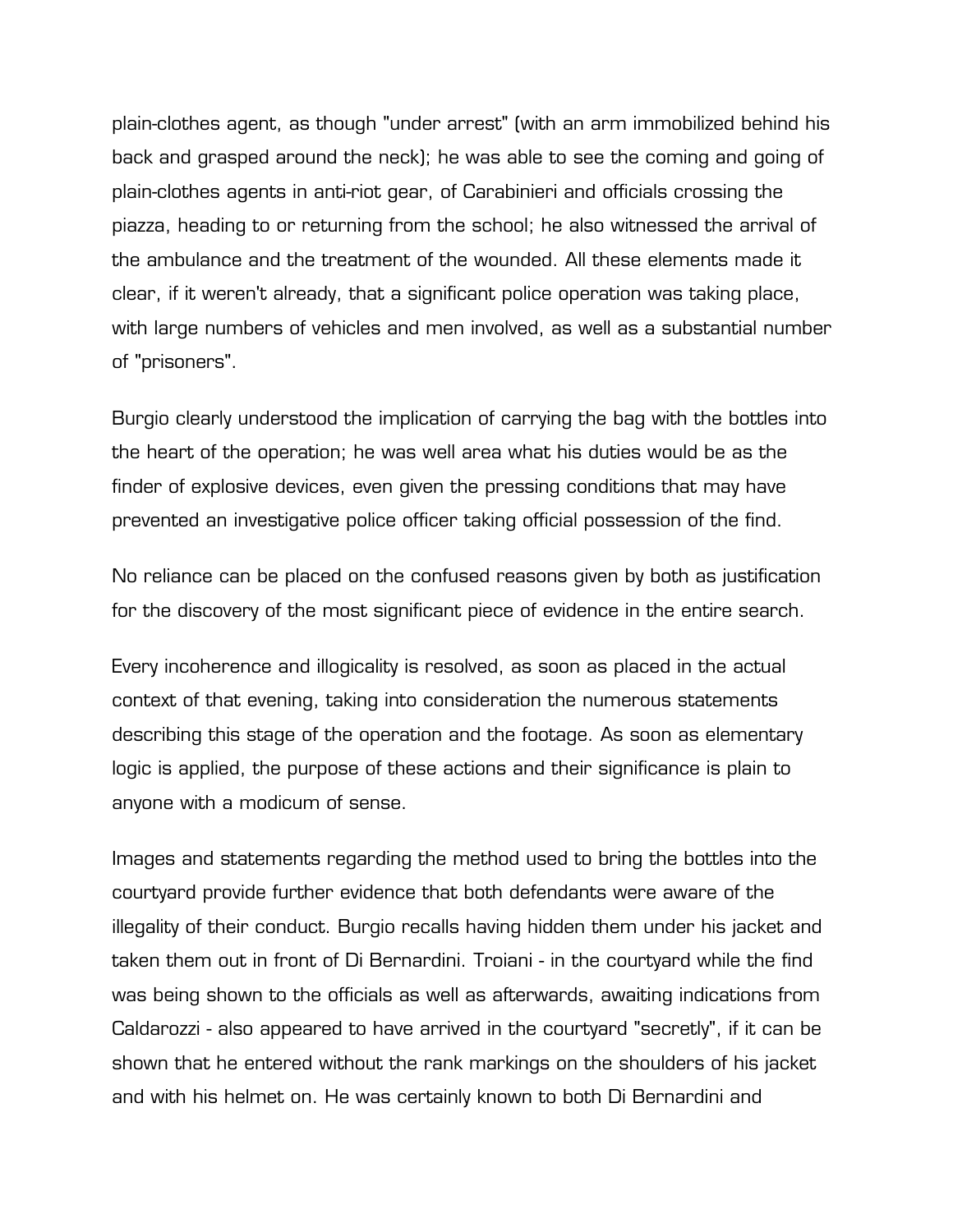plain-clothes agent, as though "under arrest" (with an arm immobilized behind his back and grasped around the neck); he was able to see the coming and going of plain-clothes agents in anti-riot gear, of Carabinieri and officials crossing the piazza, heading to or returning from the school; he also witnessed the arrival of the ambulance and the treatment of the wounded. All these elements made it clear, if it weren't already, that a significant police operation was taking place, with large numbers of vehicles and men involved, as well as a substantial number of "prisoners".

Burgio clearly understood the implication of carrying the bag with the bottles into the heart of the operation; he was well area what his duties would be as the finder of explosive devices, even given the pressing conditions that may have prevented an investigative police officer taking official possession of the find.

No reliance can be placed on the confused reasons given by both as justification for the discovery of the most significant piece of evidence in the entire search.

Every incoherence and illogicality is resolved, as soon as placed in the actual context of that evening, taking into consideration the numerous statements describing this stage of the operation and the footage. As soon as elementary logic is applied, the purpose of these actions and their significance is plain to anyone with a modicum of sense.

Images and statements regarding the method used to bring the bottles into the courtyard provide further evidence that both defendants were aware of the illegality of their conduct. Burgio recalls having hidden them under his jacket and taken them out in front of Di Bernardini. Troiani - in the courtyard while the find was being shown to the officials as well as afterwards, awaiting indications from Caldarozzi - also appeared to have arrived in the courtyard "secretly", if it can be shown that he entered without the rank markings on the shoulders of his jacket and with his helmet on. He was certainly known to both Di Bernardini and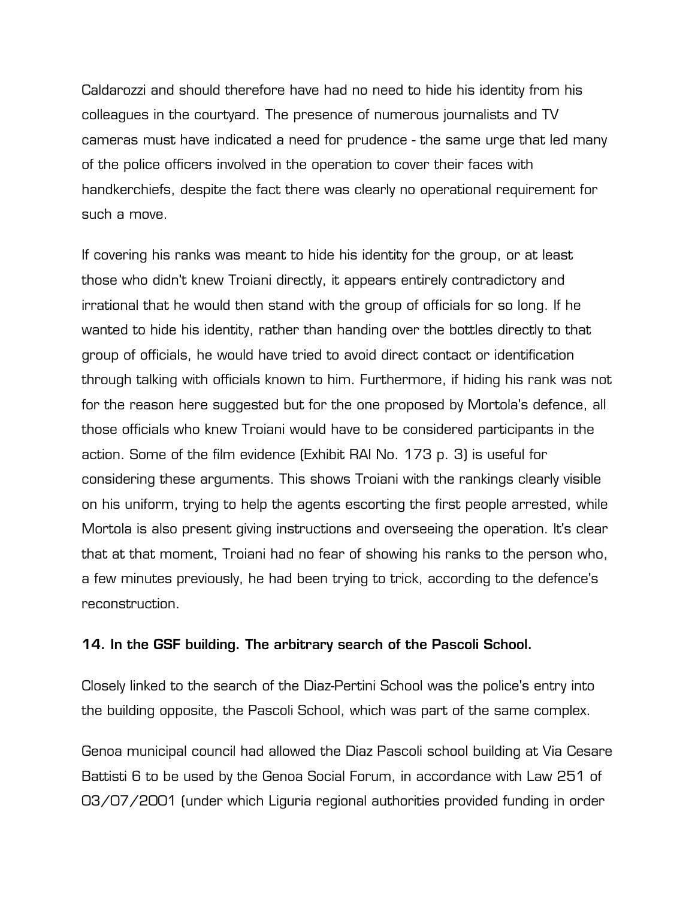Caldarozzi and should therefore have had no need to hide his identity from his colleagues in the courtyard. The presence of numerous journalists and TV cameras must have indicated a need for prudence - the same urge that led many of the police officers involved in the operation to cover their faces with handkerchiefs, despite the fact there was clearly no operational requirement for such a move.

If covering his ranks was meant to hide his identity for the group, or at least those who didn't knew Troiani directly, it appears entirely contradictory and irrational that he would then stand with the group of officials for so long. If he wanted to hide his identity, rather than handing over the bottles directly to that group of officials, he would have tried to avoid direct contact or identification through talking with officials known to him. Furthermore, if hiding his rank was not for the reason here suggested but for the one proposed by Mortola's defence, all those officials who knew Troiani would have to be considered participants in the action. Some of the film evidence (Exhibit RAI No. 173 p. 3) is useful for considering these arguments. This shows Troiani with the rankings clearly visible on his uniform, trying to help the agents escorting the first people arrested, while Mortola is also present giving instructions and overseeing the operation. It's clear that at that moment, Troiani had no fear of showing his ranks to the person who, a few minutes previously, he had been trying to trick, according to the defence's reconstruction.

### 14. In the GSF building. The arbitrary search of the Pascoli School.

Closely linked to the search of the Diaz-Pertini School was the police's entry into the building opposite, the Pascoli School, which was part of the same complex.

Genoa municipal council had allowed the Diaz Pascoli school building at Via Cesare Battisti 6 to be used by the Genoa Social Forum, in accordance with Law 251 of 03/07/2001 (under which Liguria regional authorities provided funding in order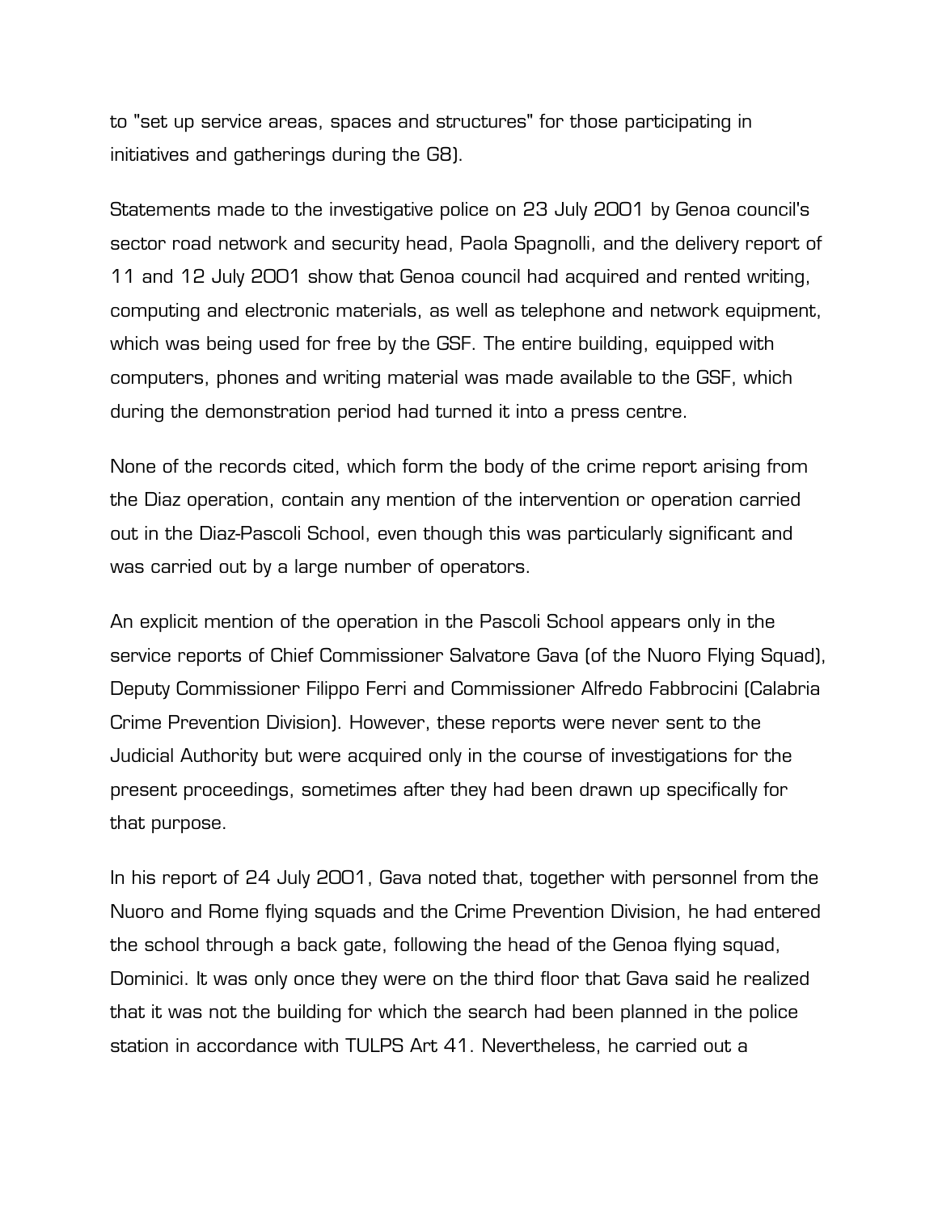to "set up service areas, spaces and structures" for those participating in initiatives and gatherings during the G8).

Statements made to the investigative police on 23 July 2001 by Genoa council's sector road network and security head, Paola Spagnolli, and the delivery report of 11 and 12 July 2001 show that Genoa council had acquired and rented writing, computing and electronic materials, as well as telephone and network equipment, which was being used for free by the GSF. The entire building, equipped with computers, phones and writing material was made available to the GSF, which during the demonstration period had turned it into a press centre.

None of the records cited, which form the body of the crime report arising from the Diaz operation, contain any mention of the intervention or operation carried out in the Diaz-Pascoli School, even though this was particularly significant and was carried out by a large number of operators.

An explicit mention of the operation in the Pascoli School appears only in the service reports of Chief Commissioner Salvatore Gava (of the Nuoro Flying Squad), Deputy Commissioner Filippo Ferri and Commissioner Alfredo Fabbrocini (Calabria Crime Prevention Division). However, these reports were never sent to the Judicial Authority but were acquired only in the course of investigations for the present proceedings, sometimes after they had been drawn up specifically for that purpose.

In his report of 24 July 2001, Gava noted that, together with personnel from the Nuoro and Rome flying squads and the Crime Prevention Division, he had entered the school through a back gate, following the head of the Genoa flying squad, Dominici. It was only once they were on the third floor that Gava said he realized that it was not the building for which the search had been planned in the police station in accordance with TULPS Art 41. Nevertheless, he carried out a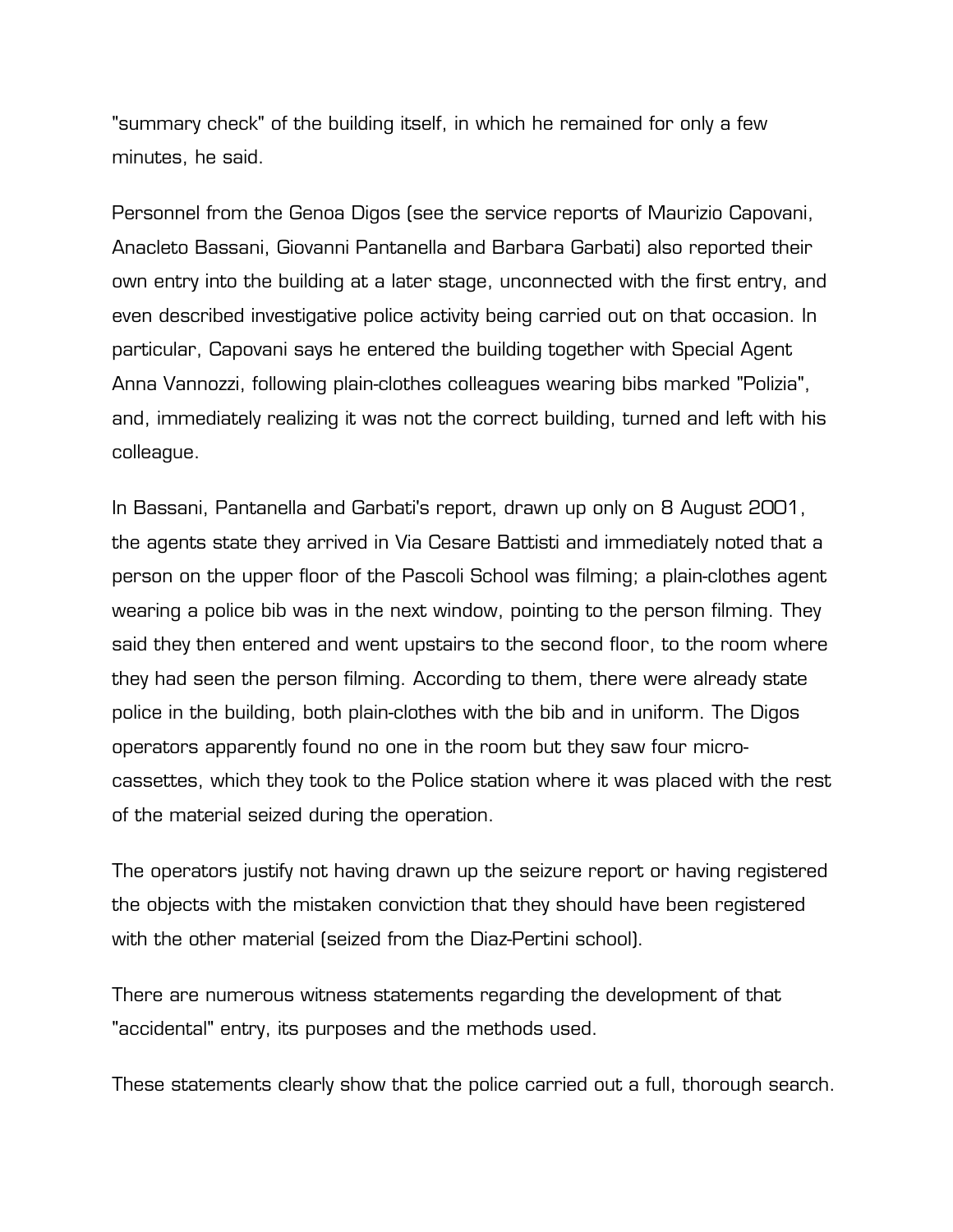"summary check" of the building itself, in which he remained for only a few minutes, he said.

Personnel from the Genoa Digos (see the service reports of Maurizio Capovani, Anacleto Bassani, Giovanni Pantanella and Barbara Garbati) also reported their own entry into the building at a later stage, unconnected with the first entry, and even described investigative police activity being carried out on that occasion. In particular, Capovani says he entered the building together with Special Agent Anna Vannozzi, following plain-clothes colleagues wearing bibs marked "Polizia", and, immediately realizing it was not the correct building, turned and left with his colleague.

In Bassani, Pantanella and Garbati's report, drawn up only on 8 August 2001, the agents state they arrived in Via Cesare Battisti and immediately noted that a person on the upper floor of the Pascoli School was filming; a plain-clothes agent wearing a police bib was in the next window, pointing to the person filming. They said they then entered and went upstairs to the second floor, to the room where they had seen the person filming. According to them, there were already state police in the building, both plain-clothes with the bib and in uniform. The Digos operators apparently found no one in the room but they saw four micro-cassettes, which they took to the Police station where it was placed with the rest of the material seized during the operation.

The operators justify not having drawn up the seizure report or having registered the objects with the mistaken conviction that they should have been registered with the other material (seized from the Diaz-Pertini school).

There are numerous witness statements regarding the development of that "accidental" entry, its purposes and the methods used.

These statements clearly show that the police carried out a full, thorough search.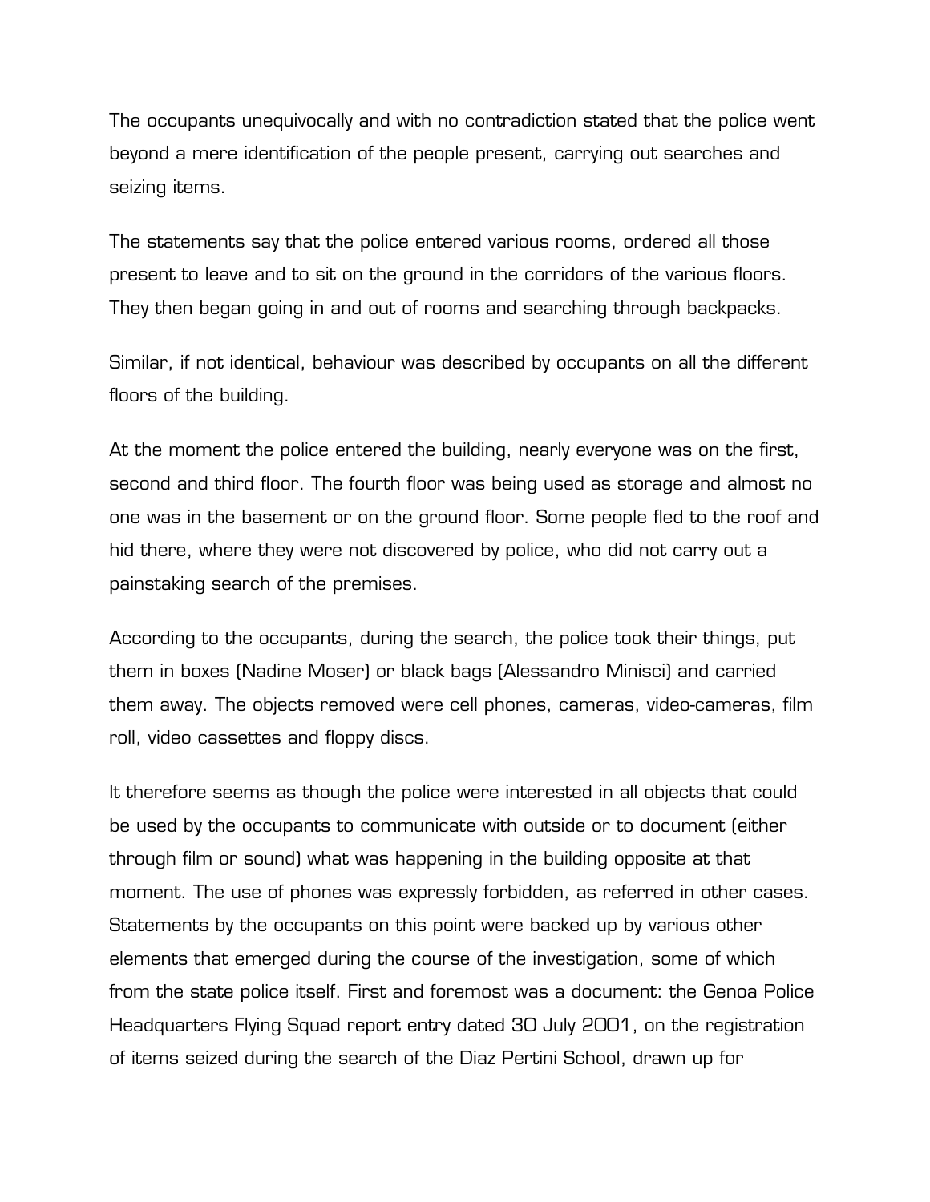The occupants unequivocally and with no contradiction stated that the police went beyond a mere identification of the people present, carrying out searches and seizing items.

The statements say that the police entered various rooms, ordered all those present to leave and to sit on the ground in the corridors of the various floors. They then began going in and out of rooms and searching through backpacks.

Similar, if not identical, behaviour was described by occupants on all the different floors of the building.

At the moment the police entered the building, nearly everyone was on the first, second and third floor. The fourth floor was being used as storage and almost no one was in the basement or on the ground floor. Some people fled to the roof and hid there, where they were not discovered by police, who did not carry out a painstaking search of the premises.

According to the occupants, during the search, the police took their things, put them in boxes (Nadine Moser) or black bags (Alessandro Minisci) and carried them away. The objects removed were cell phones, cameras, video-cameras, film roll, video cassettes and floppy discs.

It therefore seems as though the police were interested in all objects that could be used by the occupants to communicate with outside or to document (either through film or sound) what was happening in the building opposite at that moment. The use of phones was expressly forbidden, as referred in other cases. Statements by the occupants on this point were backed up by various other elements that emerged during the course of the investigation, some of which from the state police itself. First and foremost was a document: the Genoa Police Headquarters Flying Squad report entry dated 30 July 2001, on the registration of items seized during the search of the Diaz Pertini School, drawn up for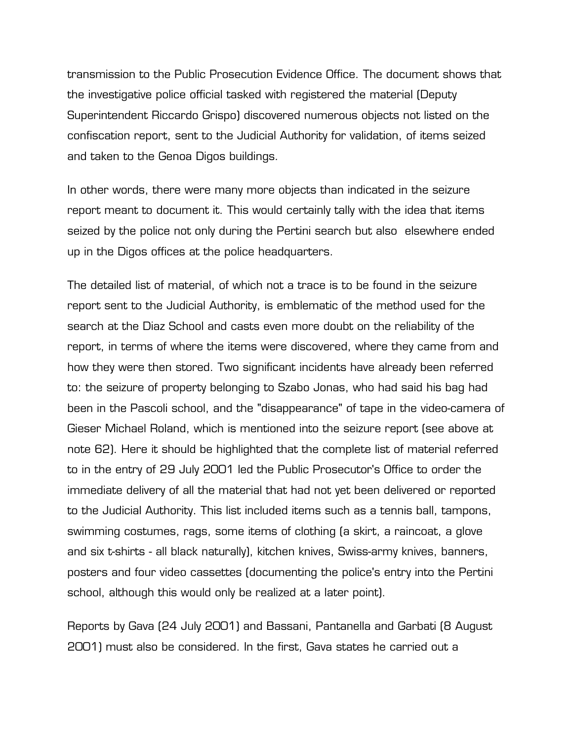transmission to the Public Prosecution Evidence Office. The document shows that the investigative police official tasked with registered the material (Deputy Superintendent Riccardo Grispo) discovered numerous objects not listed on the confiscation report, sent to the Judicial Authority for validation, of items seized and taken to the Genoa Digos buildings.

In other words, there were many more objects than indicated in the seizure report meant to document it. This would certainly tally with the idea that items seized by the police not only during the Pertini search but also elsewhere ended up in the Digos offices at the police headquarters.

The detailed list of material, of which not a trace is to be found in the seizure report sent to the Judicial Authority, is emblematic of the method used for the search at the Diaz School and casts even more doubt on the reliability of the report, in terms of where the items were discovered, where they came from and how they were then stored. Two significant incidents have already been referred to: the seizure of property belonging to Szabo Jonas, who had said his bag had been in the Pascoli school, and the "disappearance" of tape in the video-camera of Gieser Michael Roland, which is mentioned into the seizure report (see above at note 62). Here it should be highlighted that the complete list of material referred to in the entry of 29 July 2001 led the Public Prosecutor's Office to order the immediate delivery of all the material that had not yet been delivered or reported to the Judicial Authority. This list included items such as a tennis ball, tampons, swimming costumes, rags, some items of clothing (a skirt, a raincoat, a glove and six t-shirts - all black naturally), kitchen knives, Swiss-army knives, banners, posters and four video cassettes (documenting the police's entry into the Pertini school, although this would only be realized at a later point).

Reports by Gava (24 July 2001) and Bassani, Pantanella and Garbati (8 August 2001) must also be considered. In the first, Gava states he carried out a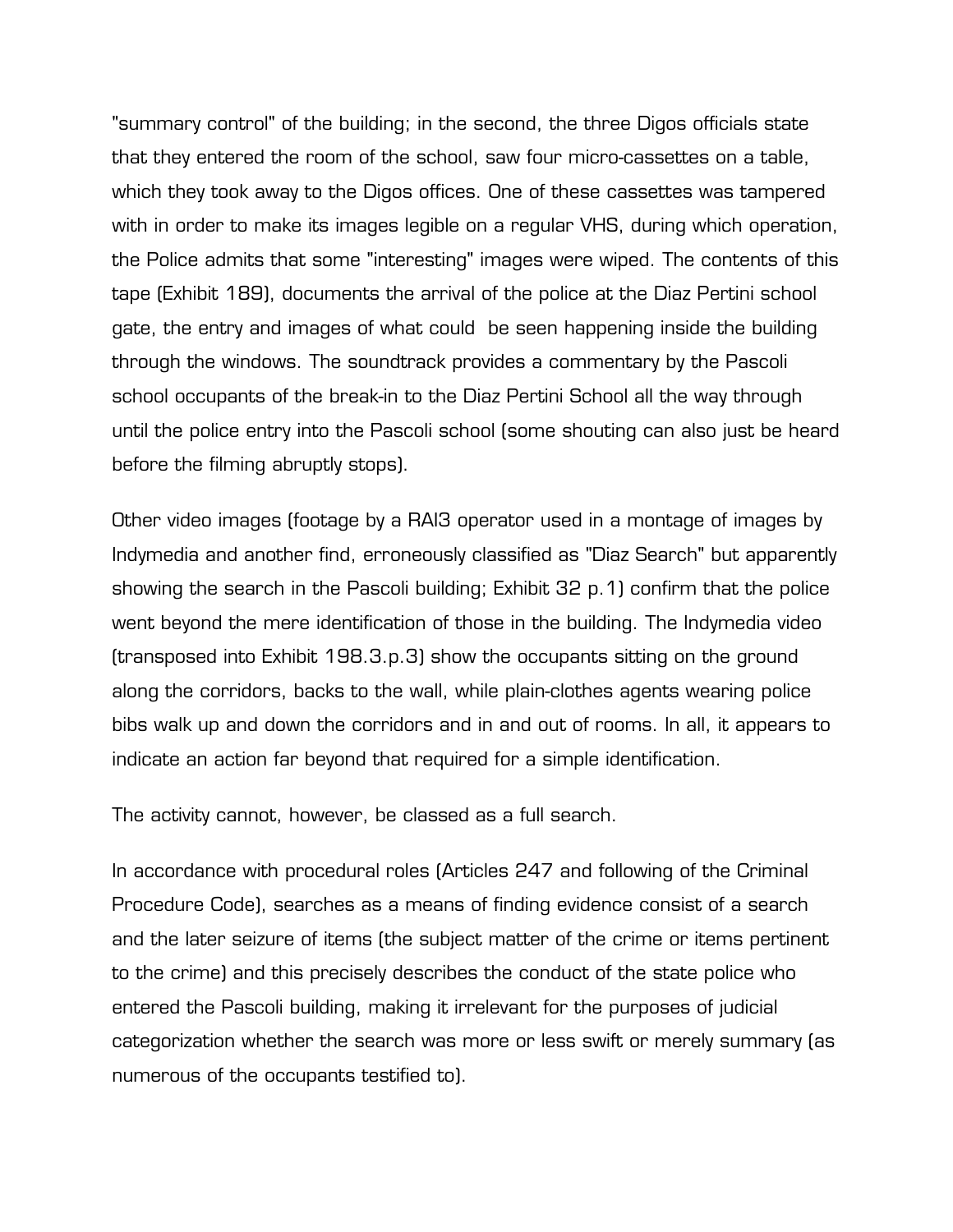"summary control" of the building; in the second, the three Digos officials state that they entered the room of the school, saw four micro-cassettes on a table, which they took away to the Digos offices. One of these cassettes was tampered with in order to make its images legible on a regular VHS, during which operation, the Police admits that some "interesting" images were wiped. The contents of this tape (Exhibit 189), documents the arrival of the police at the Diaz Pertini school gate, the entry and images of what could be seen happening inside the building through the windows. The soundtrack provides a commentary by the Pascoli school occupants of the break-in to the Diaz Pertini School all the way through until the police entry into the Pascoli school (some shouting can also just be heard before the filming abruptly stops).

Other video images (footage by a RAI3 operator used in a montage of images by Indymedia and another find, erroneously classified as "Diaz Search" but apparently showing the search in the Pascoli building; Exhibit 32 p.1) confirm that the police went beyond the mere identification of those in the building. The Indymedia video (transposed into Exhibit 198.3.p.3) show the occupants sitting on the ground along the corridors, backs to the wall, while plain-clothes agents wearing police bibs walk up and down the corridors and in and out of rooms. In all, it appears to indicate an action far beyond that required for a simple identification.

The activity cannot, however, be classed as a full search.

In accordance with procedural roles (Articles 247 and following of the Criminal Procedure Code), searches as a means of finding evidence consist of a search and the later seizure of items (the subject matter of the crime or items pertinent to the crime) and this precisely describes the conduct of the state police who entered the Pascoli building, making it irrelevant for the purposes of judicial categorization whether the search was more or less swift or merely summary (as numerous of the occupants testified to).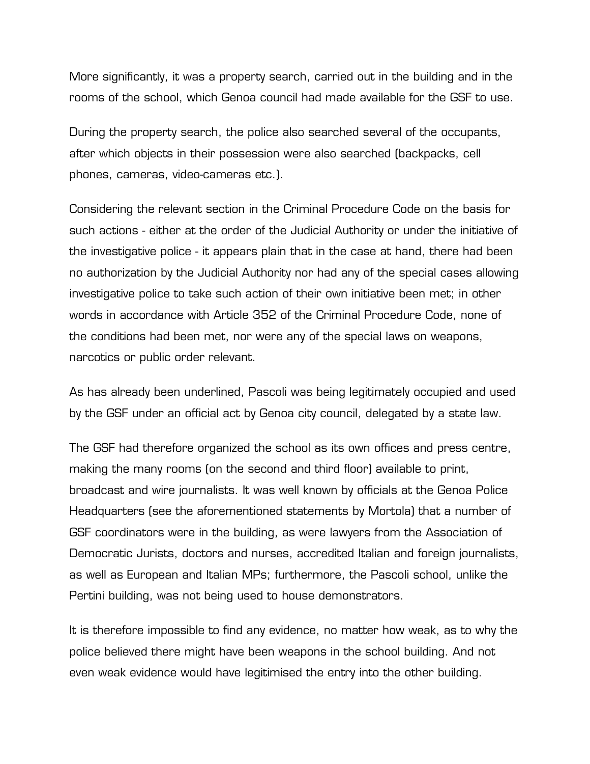More significantly, it was a property search, carried out in the building and in the rooms of the school, which Genoa council had made available for the GSF to use.

During the property search, the police also searched several of the occupants, after which objects in their possession were also searched (backpacks, cell phones, cameras, video-cameras etc.).

Considering the relevant section in the Criminal Procedure Code on the basis for such actions - either at the order of the Judicial Authority or under the initiative of the investigative police - it appears plain that in the case at hand, there had been no authorization by the Judicial Authority nor had any of the special cases allowing investigative police to take such action of their own initiative been met; in other words in accordance with Article 352 of the Criminal Procedure Code, none of the conditions had been met, nor were any of the special laws on weapons, narcotics or public order relevant.

As has already been underlined, Pascoli was being legitimately occupied and used by the GSF under an official act by Genoa city council, delegated by a state law.

The GSF had therefore organized the school as its own offices and press centre, making the many rooms (on the second and third floor) available to print, broadcast and wire journalists. It was well known by officials at the Genoa Police Headquarters (see the aforementioned statements by Mortola) that a number of GSF coordinators were in the building, as were lawyers from the Association of Democratic Jurists, doctors and nurses, accredited Italian and foreign journalists, as well as European and Italian MPs; furthermore, the Pascoli school, unlike the Pertini building, was not being used to house demonstrators.

It is therefore impossible to find any evidence, no matter how weak, as to why the police believed there might have been weapons in the school building. And not even weak evidence would have legitimised the entry into the other building.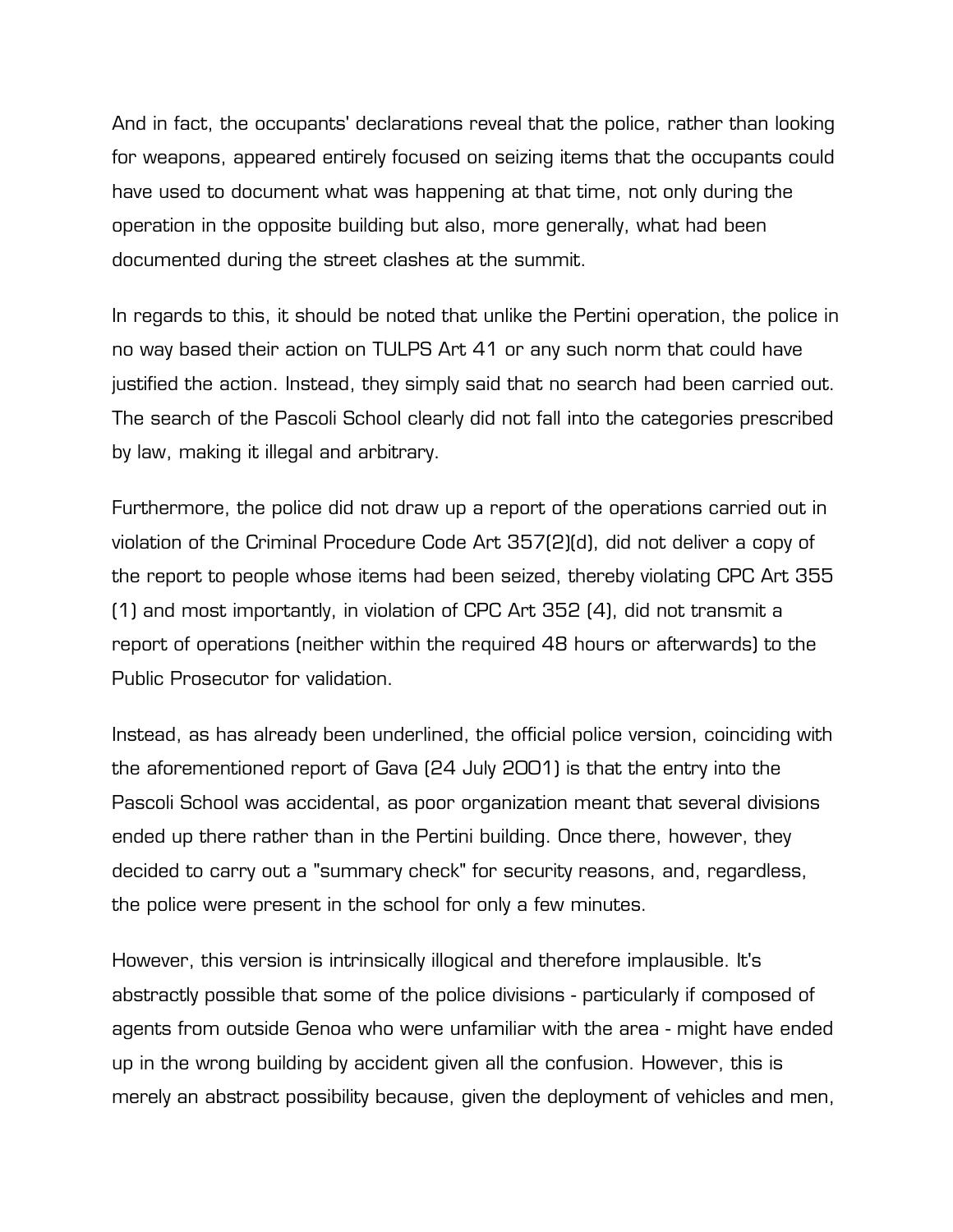And in fact, the occupants' declarations reveal that the police, rather than looking for weapons, appeared entirely focused on seizing items that the occupants could have used to document what was happening at that time, not only during the operation in the opposite building but also, more generally, what had been documented during the street clashes at the summit.

In regards to this, it should be noted that unlike the Pertini operation, the police in no way based their action on TULPS Art 41 or any such norm that could have justified the action. Instead, they simply said that no search had been carried out. The search of the Pascoli School clearly did not fall into the categories prescribed by law, making it illegal and arbitrary.

Furthermore, the police did not draw up a report of the operations carried out in violation of the Criminal Procedure Code Art 357(2)(d), did not deliver a copy of the report to people whose items had been seized, thereby violating CPC Art 355 (1) and most importantly, in violation of CPC Art 352 (4), did not transmit a report of operations (neither within the required 48 hours or afterwards) to the Public Prosecutor for validation.

Instead, as has already been underlined, the official police version, coinciding with the aforementioned report of Gava (24 July 2001) is that the entry into the Pascoli School was accidental, as poor organization meant that several divisions ended up there rather than in the Pertini building. Once there, however, they decided to carry out a "summary check" for security reasons, and, regardless, the police were present in the school for only a few minutes.

However, this version is intrinsically illogical and therefore implausible. It's abstractly possible that some of the police divisions - particularly if composed of agents from outside Genoa who were unfamiliar with the area - might have ended up in the wrong building by accident given all the confusion. However, this is merely an abstract possibility because, given the deployment of vehicles and men,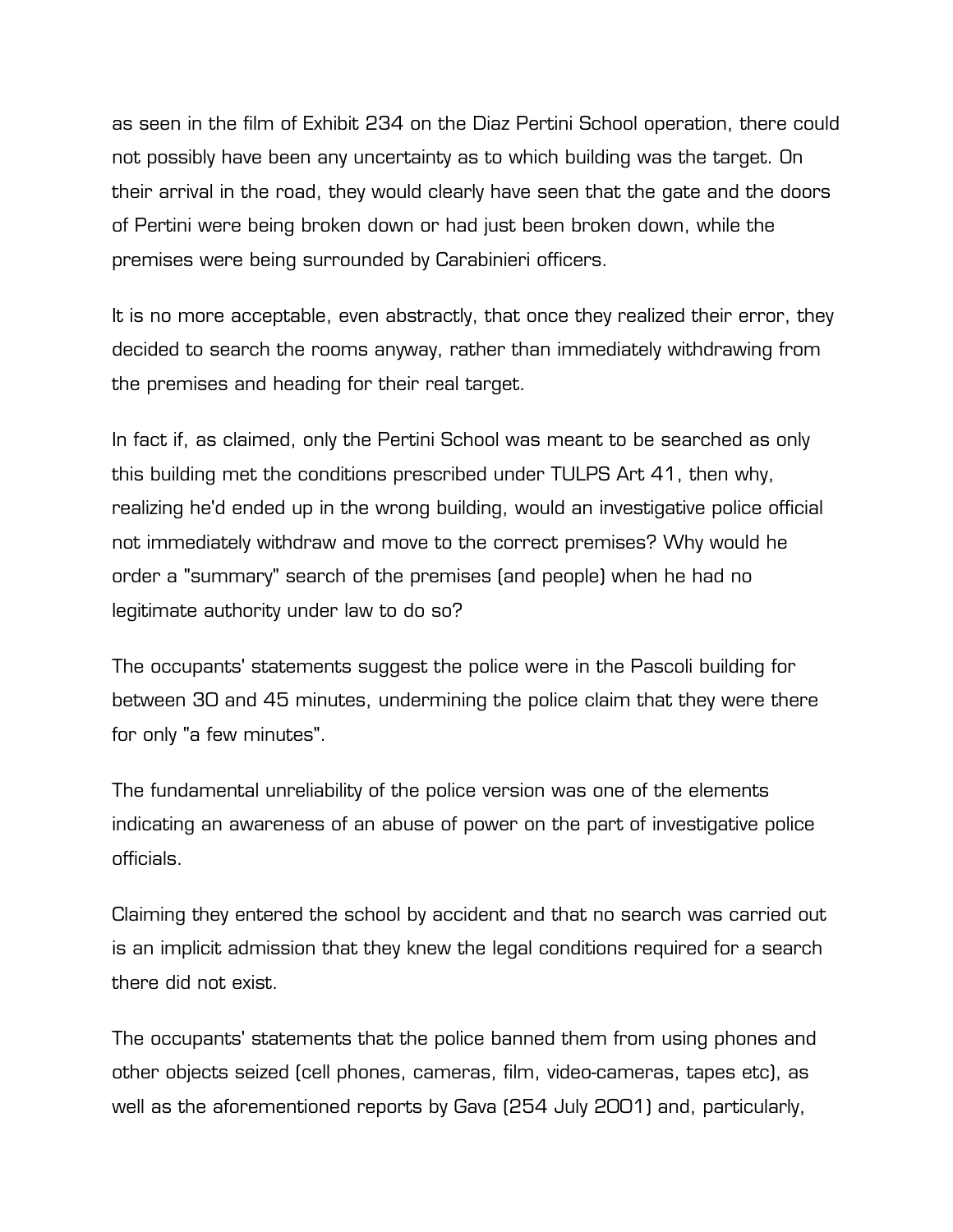as seen in the film of Exhibit 234 on the Diaz Pertini School operation, there could not possibly have been any uncertainty as to which building was the target. On their arrival in the road, they would clearly have seen that the gate and the doors of Pertini were being broken down or had just been broken down, while the premises were being surrounded by Carabinieri officers.

It is no more acceptable, even abstractly, that once they realized their error, they decided to search the rooms anyway, rather than immediately withdrawing from the premises and heading for their real target.

In fact if, as claimed, only the Pertini School was meant to be searched as only this building met the conditions prescribed under TULPS Art 41, then why, realizing he'd ended up in the wrong building, would an investigative police official not immediately withdraw and move to the correct premises? Why would he order a "summary" search of the premises (and people) when he had no legitimate authority under law to do so?

The occupants' statements suggest the police were in the Pascoli building for between 30 and 45 minutes, undermining the police claim that they were there for only "a few minutes".

The fundamental unreliability of the police version was one of the elements indicating an awareness of an abuse of power on the part of investigative police officials.

Claiming they entered the school by accident and that no search was carried out is an implicit admission that they knew the legal conditions required for a search there did not exist.

The occupants' statements that the police banned them from using phones and other objects seized (cell phones, cameras, film, video-cameras, tapes etc), as well as the aforementioned reports by Gava (254 July 2001) and, particularly,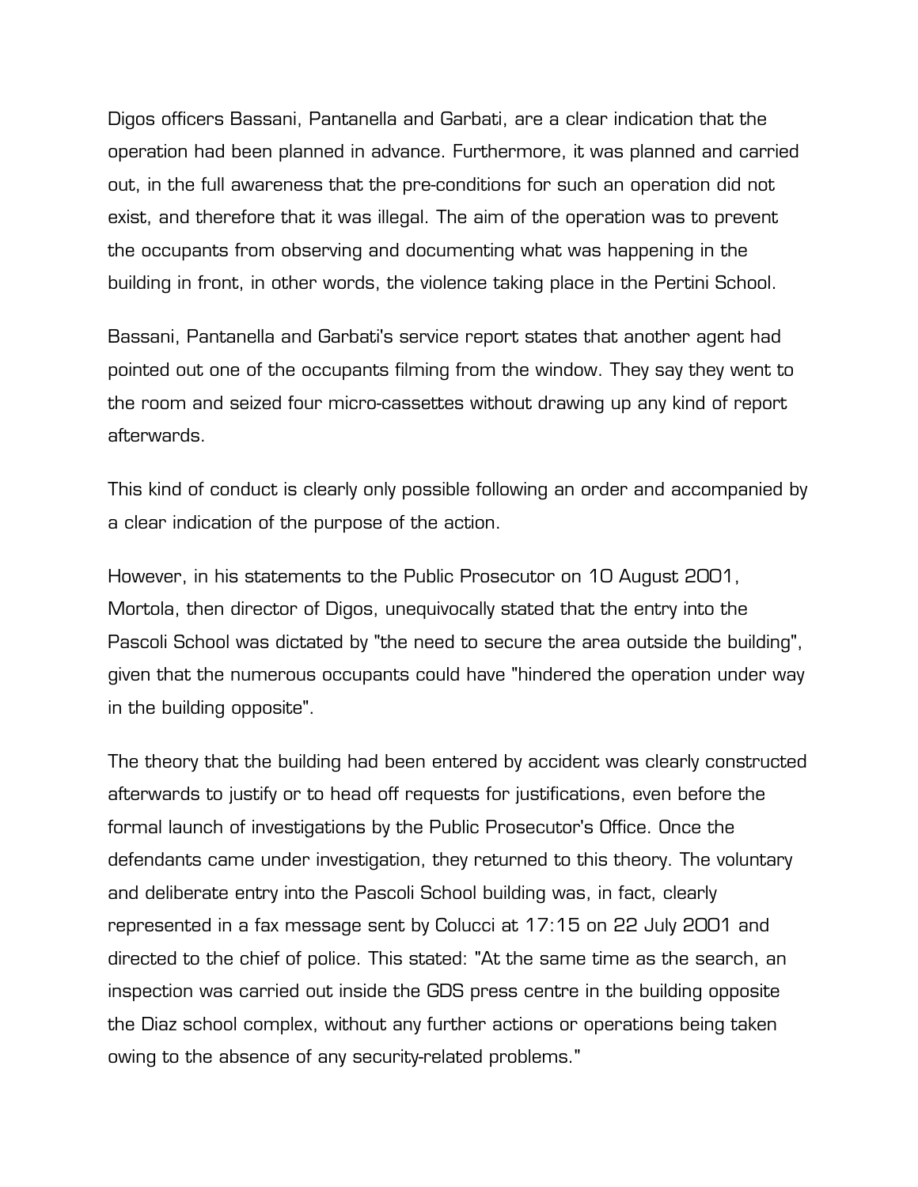Digos officers Bassani, Pantanella and Garbati, are a clear indication that the operation had been planned in advance. Furthermore, it was planned and carried out, in the full awareness that the pre-conditions for such an operation did not exist, and therefore that it was illegal. The aim of the operation was to prevent the occupants from observing and documenting what was happening in the building in front, in other words, the violence taking place in the Pertini School.

Bassani, Pantanella and Garbati's service report states that another agent had pointed out one of the occupants filming from the window. They say they went to the room and seized four micro-cassettes without drawing up any kind of report afterwards.

This kind of conduct is clearly only possible following an order and accompanied by a clear indication of the purpose of the action.

However, in his statements to the Public Prosecutor on 10 August 2001, Mortola, then director of Digos, unequivocally stated that the entry into the Pascoli School was dictated by "the need to secure the area outside the building", given that the numerous occupants could have "hindered the operation under way in the building opposite".

The theory that the building had been entered by accident was clearly constructed afterwards to justify or to head off requests for justifications, even before the formal launch of investigations by the Public Prosecutor's Office. Once the defendants came under investigation, they returned to this theory. The voluntary and deliberate entry into the Pascoli School building was, in fact, clearly represented in a fax message sent by Colucci at 17:15 on 22 July 2001 and directed to the chief of police. This stated: "At the same time as the search, an inspection was carried out inside the GDS press centre in the building opposite the Diaz school complex, without any further actions or operations being taken owing to the absence of any security-related problems."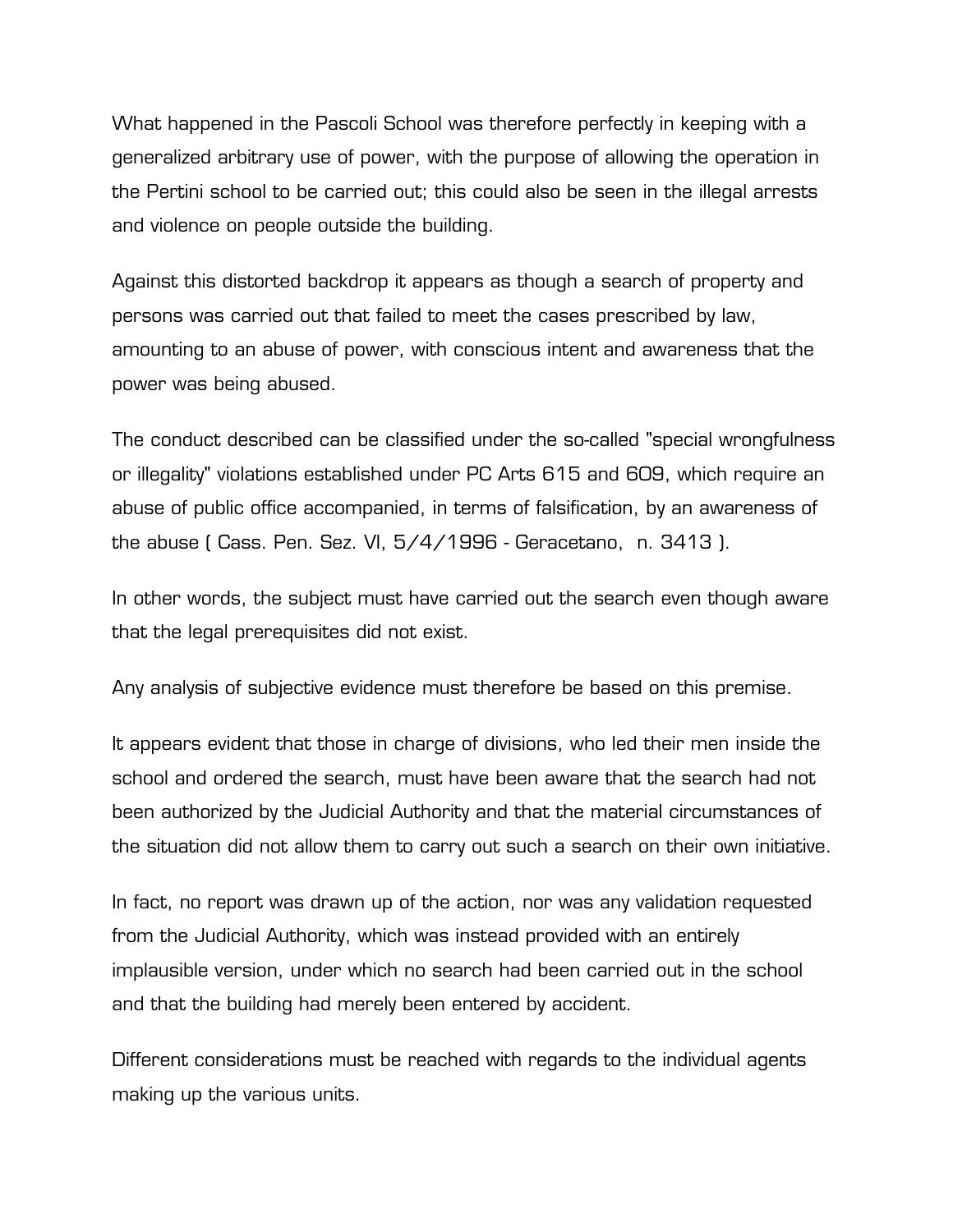What happened in the Pascoli School was therefore perfectly in keeping with a generalized arbitrary use of power, with the purpose of allowing the operation in the Pertini school to be carried out; this could also be seen in the illegal arrests and violence on people outside the building.

Against this distorted backdrop it appears as though a search of property and persons was carried out that failed to meet the cases prescribed by law, amounting to an abuse of power, with conscious intent and awareness that the power was being abused.

The conduct described can be classified under the so-called "special wrongfulness or illegality" violations established under PC Arts 615 and 609, which require an abuse of public office accompanied, in terms of falsification, by an awareness of the abuse ( Cass. Pen. Sez. VI, 5/4/1996 - Geracetano, n. 3413 ).

In other words, the subject must have carried out the search even though aware that the legal prerequisites did not exist.

Any analysis of subjective evidence must therefore be based on this premise.

It appears evident that those in charge of divisions, who led their men inside the school and ordered the search, must have been aware that the search had not been authorized by the Judicial Authority and that the material circumstances of the situation did not allow them to carry out such a search on their own initiative.

In fact, no report was drawn up of the action, nor was any validation requested from the Judicial Authority, which was instead provided with an entirely implausible version, under which no search had been carried out in the school and that the building had merely been entered by accident.

Different considerations must be reached with regards to the individual agents making up the various units.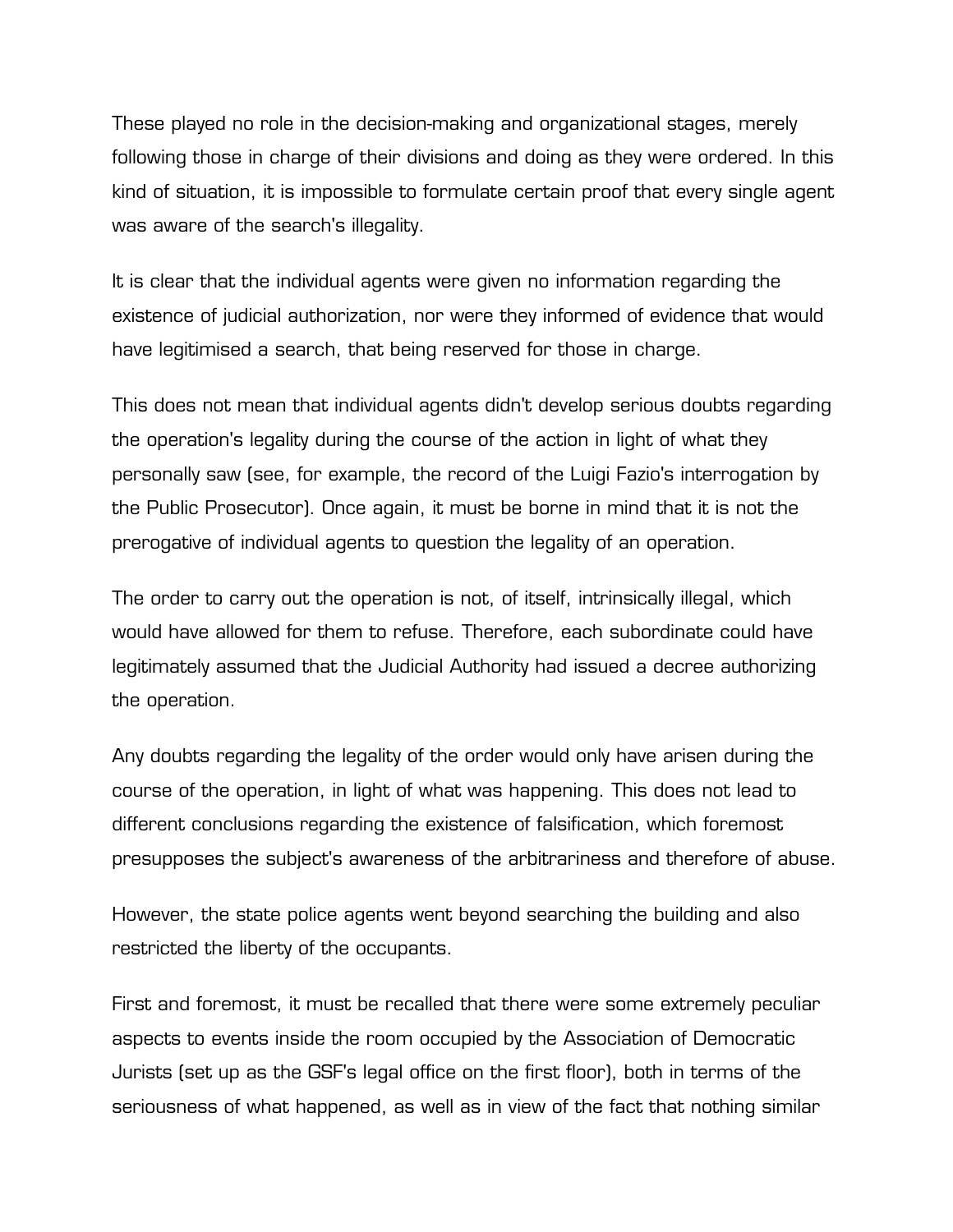These played no role in the decision-making and organizational stages, merely following those in charge of their divisions and doing as they were ordered. In this kind of situation, it is impossible to formulate certain proof that every single agent was aware of the search's illegality.

It is clear that the individual agents were given no information regarding the existence of judicial authorization, nor were they informed of evidence that would have legitimised a search, that being reserved for those in charge.

This does not mean that individual agents didn't develop serious doubts regarding the operation's legality during the course of the action in light of what they personally saw (see, for example, the record of the Luigi Fazio's interrogation by the Public Prosecutor). Once again, it must be borne in mind that it is not the prerogative of individual agents to question the legality of an operation.

The order to carry out the operation is not, of itself, intrinsically illegal, which would have allowed for them to refuse. Therefore, each subordinate could have legitimately assumed that the Judicial Authority had issued a decree authorizing the operation.

Any doubts regarding the legality of the order would only have arisen during the course of the operation, in light of what was happening. This does not lead to different conclusions regarding the existence of falsification, which foremost presupposes the subject's awareness of the arbitrariness and therefore of abuse.

However, the state police agents went beyond searching the building and also restricted the liberty of the occupants.

First and foremost, it must be recalled that there were some extremely peculiar aspects to events inside the room occupied by the Association of Democratic Jurists (set up as the GSF's legal office on the first floor), both in terms of the seriousness of what happened, as well as in view of the fact that nothing similar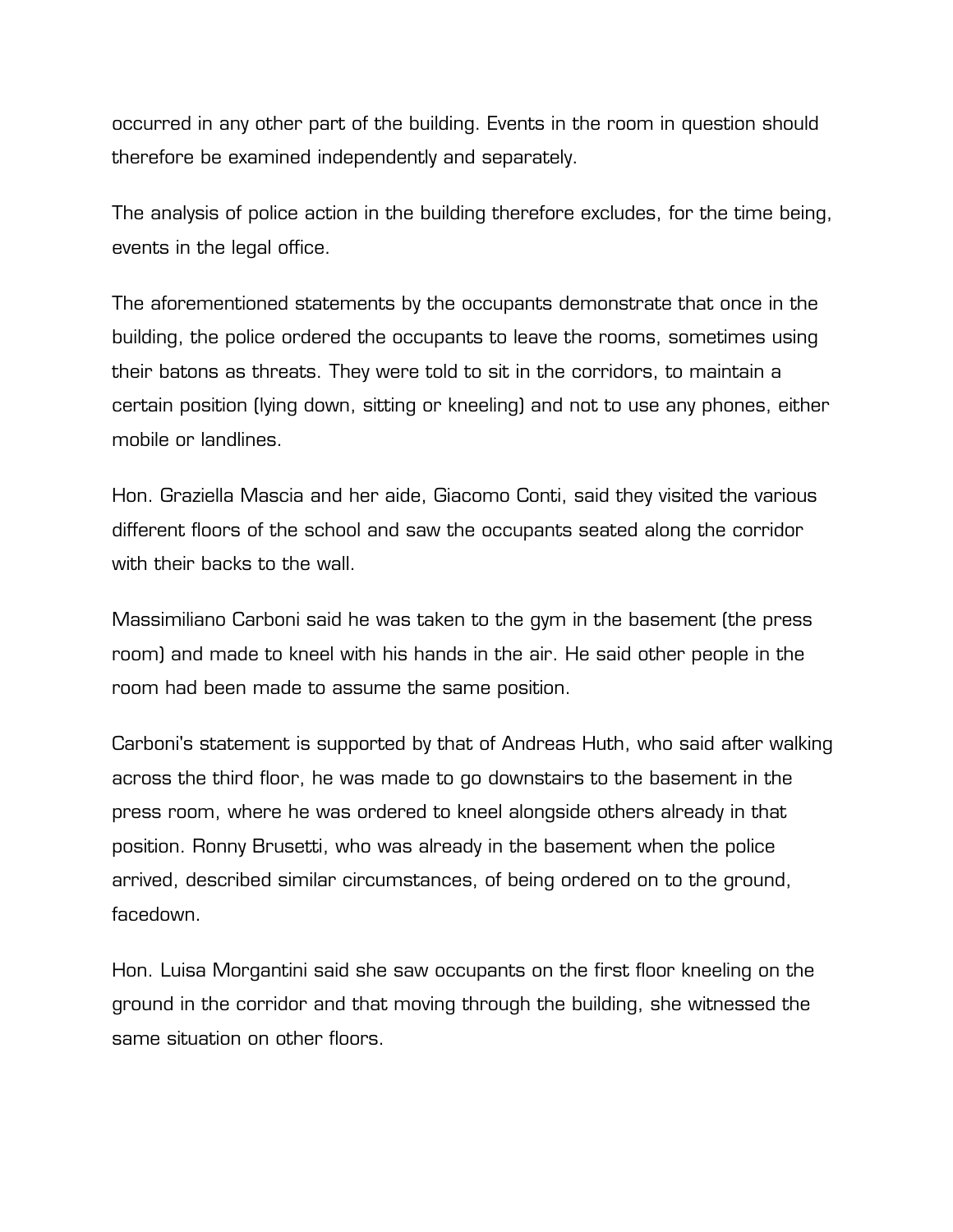occurred in any other part of the building. Events in the room in question should therefore be examined independently and separately.

The analysis of police action in the building therefore excludes, for the time being, events in the legal office.

The aforementioned statements by the occupants demonstrate that once in the building, the police ordered the occupants to leave the rooms, sometimes using their batons as threats. They were told to sit in the corridors, to maintain a certain position (lying down, sitting or kneeling) and not to use any phones, either mobile or landlines.

Hon. Graziella Mascia and her aide, Giacomo Conti, said they visited the various different floors of the school and saw the occupants seated along the corridor with their backs to the wall.

Massimiliano Carboni said he was taken to the gym in the basement (the press room) and made to kneel with his hands in the air. He said other people in the room had been made to assume the same position.

Carboni's statement is supported by that of Andreas Huth, who said after walking across the third floor, he was made to go downstairs to the basement in the press room, where he was ordered to kneel alongside others already in that position. Ronny Brusetti, who was already in the basement when the police arrived, described similar circumstances, of being ordered on to the ground, facedown.

Hon. Luisa Morgantini said she saw occupants on the first floor kneeling on the ground in the corridor and that moving through the building, she witnessed the same situation on other floors.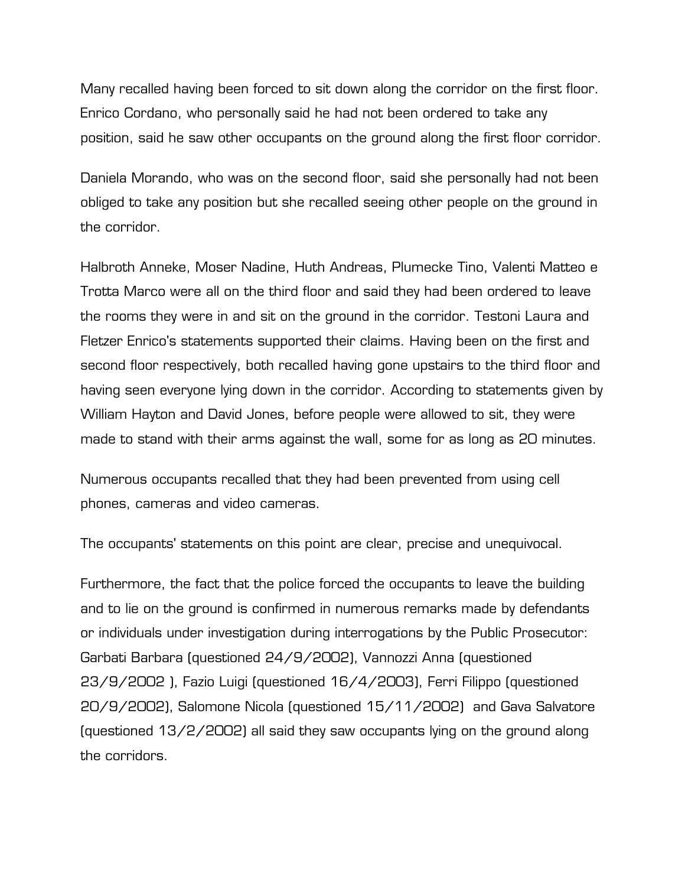Many recalled having been forced to sit down along the corridor on the first floor. Enrico Cordano, who personally said he had not been ordered to take any position, said he saw other occupants on the ground along the first floor corridor.

Daniela Morando, who was on the second floor, said she personally had not been obliged to take any position but she recalled seeing other people on the ground in the corridor.

Halbroth Anneke, Moser Nadine, Huth Andreas, Plumecke Tino, Valenti Matteo e Trotta Marco were all on the third floor and said they had been ordered to leave the rooms they were in and sit on the ground in the corridor. Testoni Laura and Fletzer Enrico's statements supported their claims. Having been on the first and second floor respectively, both recalled having gone upstairs to the third floor and having seen everyone lying down in the corridor. According to statements given by William Hayton and David Jones, before people were allowed to sit, they were made to stand with their arms against the wall, some for as long as 20 minutes.

Numerous occupants recalled that they had been prevented from using cell phones, cameras and video cameras.

The occupants' statements on this point are clear, precise and unequivocal.

Furthermore, the fact that the police forced the occupants to leave the building and to lie on the ground is confirmed in numerous remarks made by defendants or individuals under investigation during interrogations by the Public Prosecutor: Garbati Barbara (questioned 24/9/2002), Vannozzi Anna (questioned 23/9/2002 ), Fazio Luigi (questioned 16/4/2003), Ferri Filippo (questioned 20/9/2002), Salomone Nicola (questioned 15/11/2002) and Gava Salvatore (questioned 13/2/2002) all said they saw occupants lying on the ground along the corridors.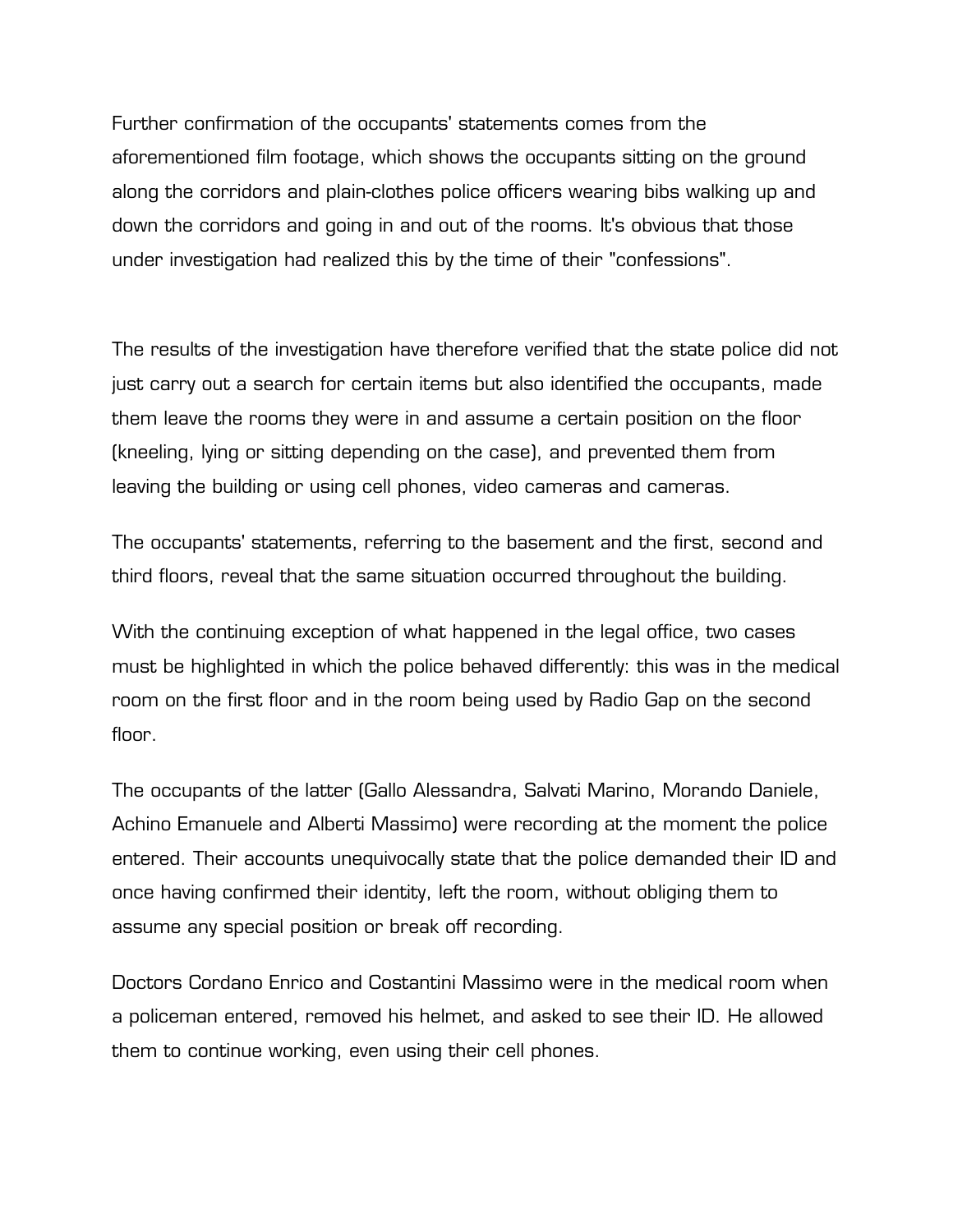Further confirmation of the occupants' statements comes from the aforementioned film footage, which shows the occupants sitting on the ground along the corridors and plain-clothes police officers wearing bibs walking up and down the corridors and going in and out of the rooms. It's obvious that those under investigation had realized this by the time of their "confessions".

The results of the investigation have therefore verified that the state police did not just carry out a search for certain items but also identified the occupants, made them leave the rooms they were in and assume a certain position on the floor (kneeling, lying or sitting depending on the case), and prevented them from leaving the building or using cell phones, video cameras and cameras.

The occupants' statements, referring to the basement and the first, second and third floors, reveal that the same situation occurred throughout the building.

With the continuing exception of what happened in the legal office, two cases must be highlighted in which the police behaved differently: this was in the medical room on the first floor and in the room being used by Radio Gap on the second floor.

The occupants of the latter (Gallo Alessandra, Salvati Marino, Morando Daniele, Achino Emanuele and Alberti Massimo) were recording at the moment the police entered. Their accounts unequivocally state that the police demanded their ID and once having confirmed their identity, left the room, without obliging them to assume any special position or break off recording.

Doctors Cordano Enrico and Costantini Massimo were in the medical room when a policeman entered, removed his helmet, and asked to see their ID. He allowed them to continue working, even using their cell phones.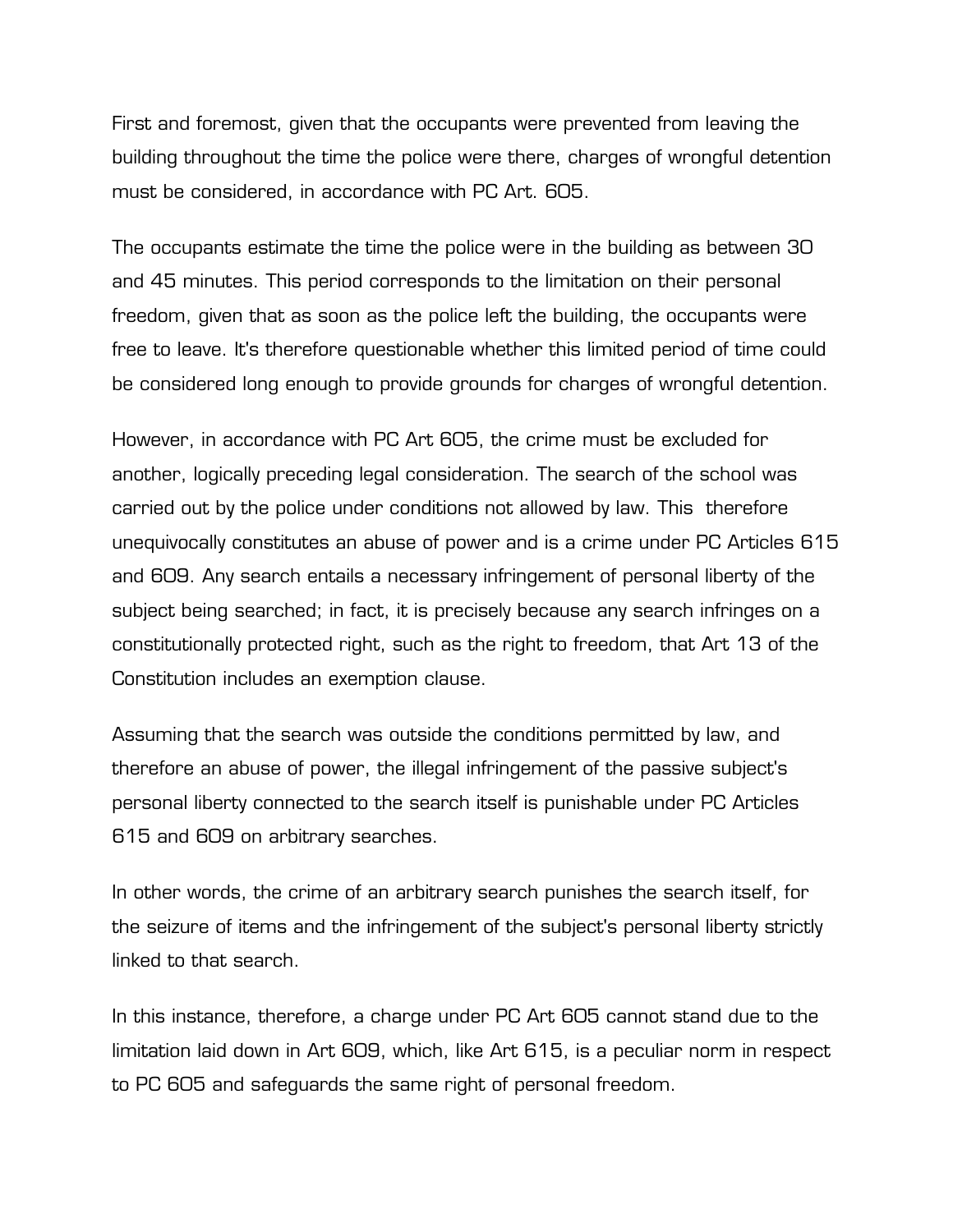First and foremost, given that the occupants were prevented from leaving the building throughout the time the police were there, charges of wrongful detention must be considered, in accordance with PC Art. 605.

The occupants estimate the time the police were in the building as between 30 and 45 minutes. This period corresponds to the limitation on their personal freedom, given that as soon as the police left the building, the occupants were free to leave. It's therefore questionable whether this limited period of time could be considered long enough to provide grounds for charges of wrongful detention.

However, in accordance with PC Art 605, the crime must be excluded for another, logically preceding legal consideration. The search of the school was carried out by the police under conditions not allowed by law. This  therefore unequivocally constitutes an abuse of power and is a crime under PC Articles 615 and 609. Any search entails a necessary infringement of personal liberty of the subject being searched; in fact, it is precisely because any search infringes on a constitutionally protected right, such as the right to freedom, that Art 13 of the Constitution includes an exemption clause.

Assuming that the search was outside the conditions permitted by law, and therefore an abuse of power, the illegal infringement of the passive subject's personal liberty connected to the search itself is punishable under PC Articles 615 and 609 on arbitrary searches.

In other words, the crime of an arbitrary search punishes the search itself, for the seizure of items and the infringement of the subject's personal liberty strictly linked to that search.

In this instance, therefore, a charge under PC Art 605 cannot stand due to the limitation laid down in Art 609, which, like Art 615, is a peculiar norm in respect to PC 605 and safeguards the same right of personal freedom.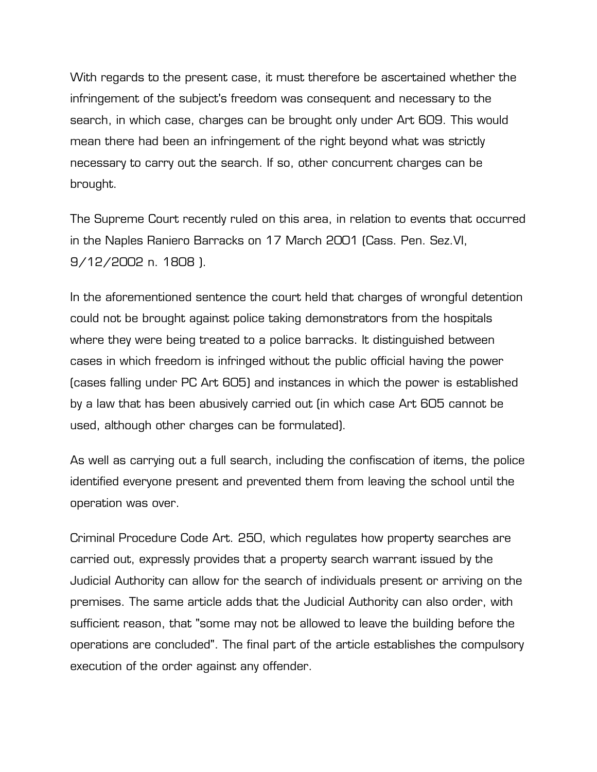With regards to the present case, it must therefore be ascertained whether the infringement of the subject's freedom was consequent and necessary to the search, in which case, charges can be brought only under Art 609. This would mean there had been an infringement of the right beyond what was strictly necessary to carry out the search. If so, other concurrent charges can be brought.

The Supreme Court recently ruled on this area, in relation to events that occurred in the Naples Raniero Barracks on 17 March 2001 (Cass. Pen. Sez.VI, 9/12/2002 n. 1808 ).

In the aforementioned sentence the court held that charges of wrongful detention could not be brought against police taking demonstrators from the hospitals where they were being treated to a police barracks. It distinguished between cases in which freedom is infringed without the public official having the power (cases falling under PC Art 605) and instances in which the power is established by a law that has been abusively carried out (in which case Art 605 cannot be used, although other charges can be formulated).

As well as carrying out a full search, including the confiscation of items, the police identified everyone present and prevented them from leaving the school until the operation was over.

Criminal Procedure Code Art. 250, which regulates how property searches are carried out, expressly provides that a property search warrant issued by the Judicial Authority can allow for the search of individuals present or arriving on the premises. The same article adds that the Judicial Authority can also order, with sufficient reason, that "some may not be allowed to leave the building before the operations are concluded". The final part of the article establishes the compulsory execution of the order against any offender.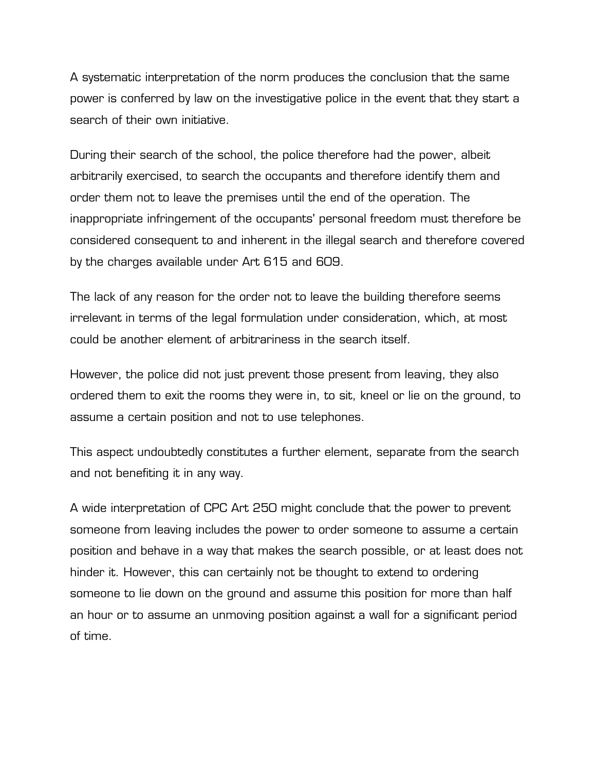A systematic interpretation of the norm produces the conclusion that the same power is conferred by law on the investigative police in the event that they start a search of their own initiative.

During their search of the school, the police therefore had the power, albeit arbitrarily exercised, to search the occupants and therefore identify them and order them not to leave the premises until the end of the operation. The inappropriate infringement of the occupants' personal freedom must therefore be considered consequent to and inherent in the illegal search and therefore covered by the charges available under Art 615 and 609.

The lack of any reason for the order not to leave the building therefore seems irrelevant in terms of the legal formulation under consideration, which, at most could be another element of arbitrariness in the search itself.

However, the police did not just prevent those present from leaving, they also ordered them to exit the rooms they were in, to sit, kneel or lie on the ground, to assume a certain position and not to use telephones.

This aspect undoubtedly constitutes a further element, separate from the search and not benefiting it in any way.

A wide interpretation of CPC Art 250 might conclude that the power to prevent someone from leaving includes the power to order someone to assume a certain position and behave in a way that makes the search possible, or at least does not hinder it. However, this can certainly not be thought to extend to ordering someone to lie down on the ground and assume this position for more than half an hour or to assume an unmoving position against a wall for a significant period of time.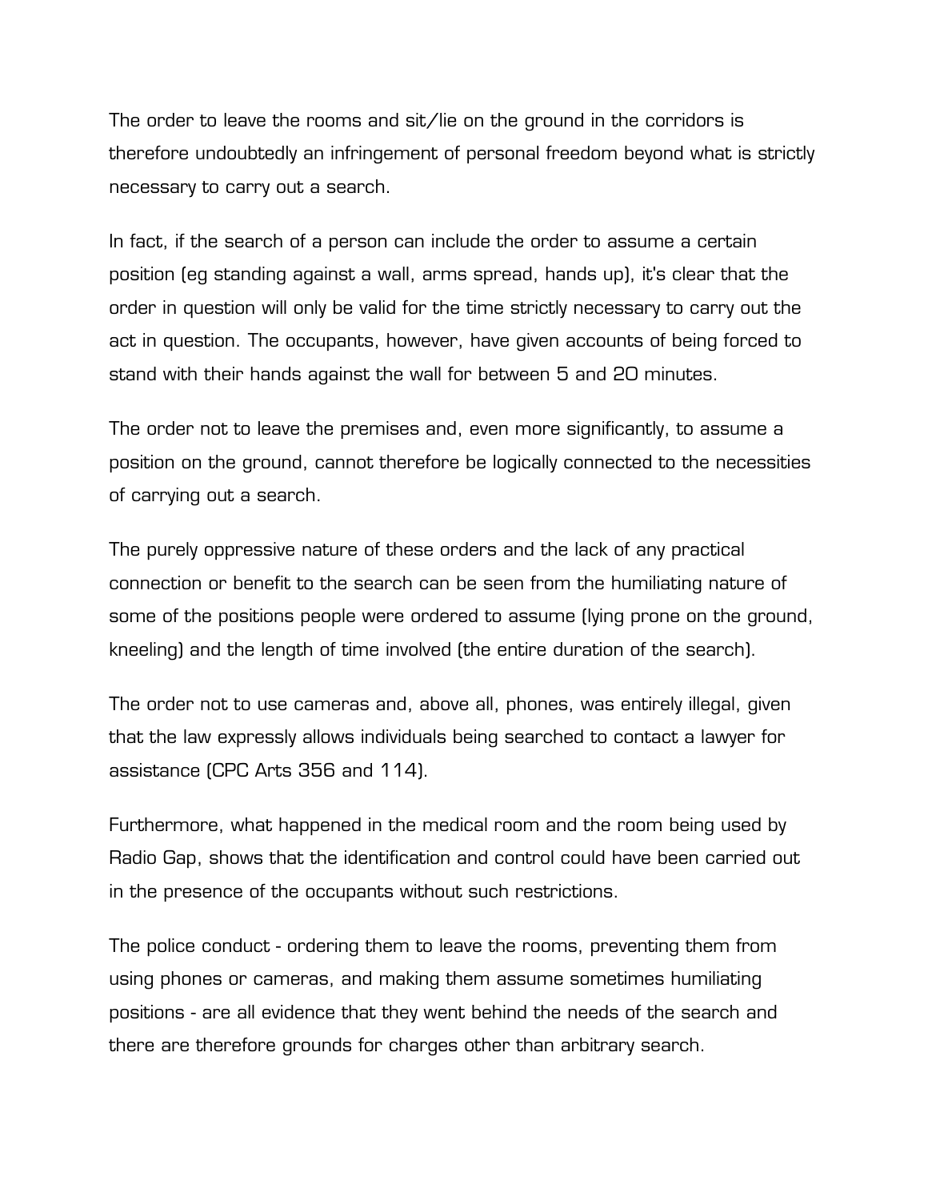The order to leave the rooms and sit/lie on the ground in the corridors is therefore undoubtedly an infringement of personal freedom beyond what is strictly necessary to carry out a search.

In fact, if the search of a person can include the order to assume a certain position (eg standing against a wall, arms spread, hands up), it's clear that the order in question will only be valid for the time strictly necessary to carry out the act in question. The occupants, however, have given accounts of being forced to stand with their hands against the wall for between 5 and 20 minutes.

The order not to leave the premises and, even more significantly, to assume a position on the ground, cannot therefore be logically connected to the necessities of carrying out a search.

The purely oppressive nature of these orders and the lack of any practical connection or benefit to the search can be seen from the humiliating nature of some of the positions people were ordered to assume (lying prone on the ground, kneeling) and the length of time involved (the entire duration of the search).

The order not to use cameras and, above all, phones, was entirely illegal, given that the law expressly allows individuals being searched to contact a lawyer for assistance (CPC Arts 356 and 114).

Furthermore, what happened in the medical room and the room being used by Radio Gap, shows that the identification and control could have been carried out in the presence of the occupants without such restrictions.

The police conduct - ordering them to leave the rooms, preventing them from using phones or cameras, and making them assume sometimes humiliating positions - are all evidence that they went behind the needs of the search and there are therefore grounds for charges other than arbitrary search.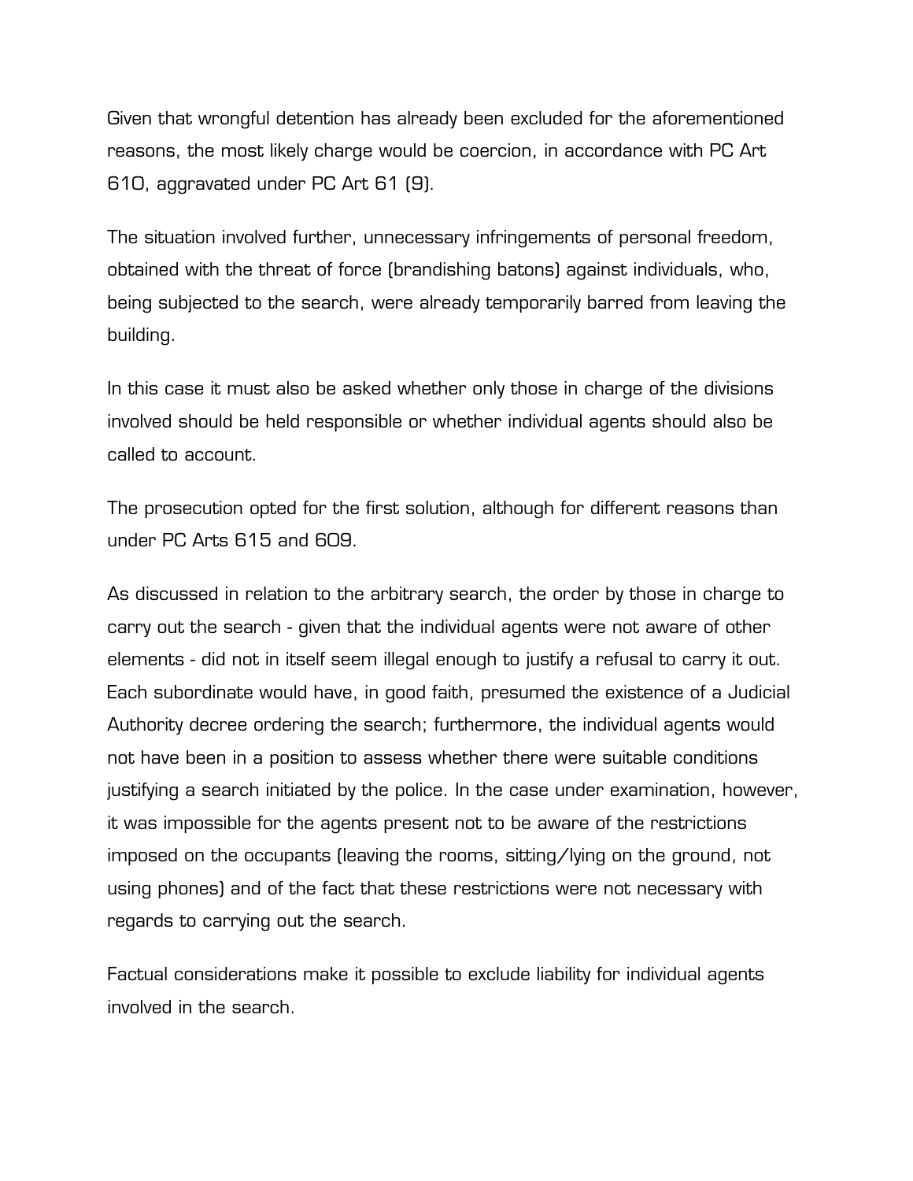Given that wrongful detention has already been excluded for the aforementioned reasons, the most likely charge would be coercion, in accordance with PC Art 610, aggravated under PC Art 61 (9).

The situation involved further, unnecessary infringements of personal freedom, obtained with the threat of force (brandishing batons) against individuals, who, being subjected to the search, were already temporarily barred from leaving the building.

In this case it must also be asked whether only those in charge of the divisions involved should be held responsible or whether individual agents should also be called to account.

The prosecution opted for the first solution, although for different reasons than under PC Arts 615 and 609.

As discussed in relation to the arbitrary search, the order by those in charge to carry out the search - given that the individual agents were not aware of other elements - did not in itself seem illegal enough to justify a refusal to carry it out. Each subordinate would have, in good faith, presumed the existence of a Judicial Authority decree ordering the search; furthermore, the individual agents would not have been in a position to assess whether there were suitable conditions justifying a search initiated by the police. In the case under examination, however, it was impossible for the agents present not to be aware of the restrictions imposed on the occupants (leaving the rooms, sitting/lying on the ground, not using phones) and of the fact that these restrictions were not necessary with regards to carrying out the search.

Factual considerations make it possible to exclude liability for individual agents involved in the search.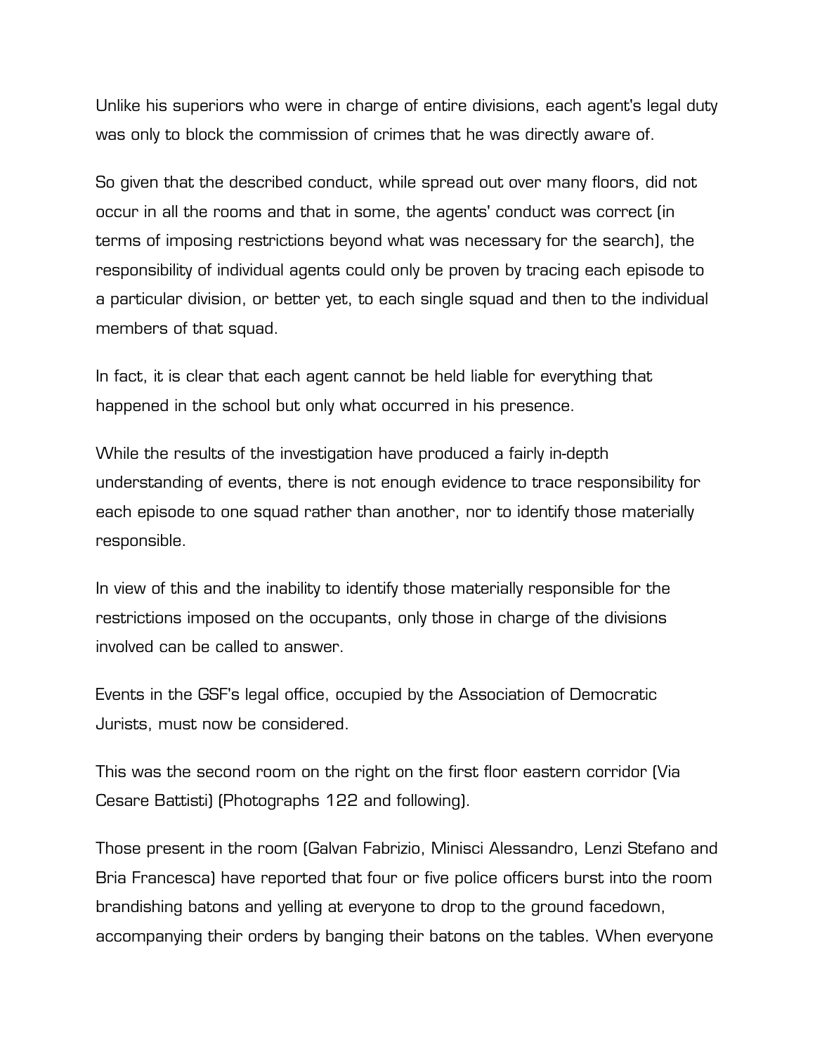Unlike his superiors who were in charge of entire divisions, each agent's legal duty was only to block the commission of crimes that he was directly aware of.

So given that the described conduct, while spread out over many floors, did not occur in all the rooms and that in some, the agents' conduct was correct (in terms of imposing restrictions beyond what was necessary for the search), the responsibility of individual agents could only be proven by tracing each episode to a particular division, or better yet, to each single squad and then to the individual members of that squad.

In fact, it is clear that each agent cannot be held liable for everything that happened in the school but only what occurred in his presence.

While the results of the investigation have produced a fairly in-depth understanding of events, there is not enough evidence to trace responsibility for each episode to one squad rather than another, nor to identify those materially responsible.

In view of this and the inability to identify those materially responsible for the restrictions imposed on the occupants, only those in charge of the divisions involved can be called to answer.

Events in the GSF's legal office, occupied by the Association of Democratic Jurists, must now be considered.

This was the second room on the right on the first floor eastern corridor (Via Cesare Battisti) (Photographs 122 and following).

Those present in the room (Galvan Fabrizio, Minisci Alessandro, Lenzi Stefano and Bria Francesca) have reported that four or five police officers burst into the room brandishing batons and yelling at everyone to drop to the ground facedown, accompanying their orders by banging their batons on the tables. When everyone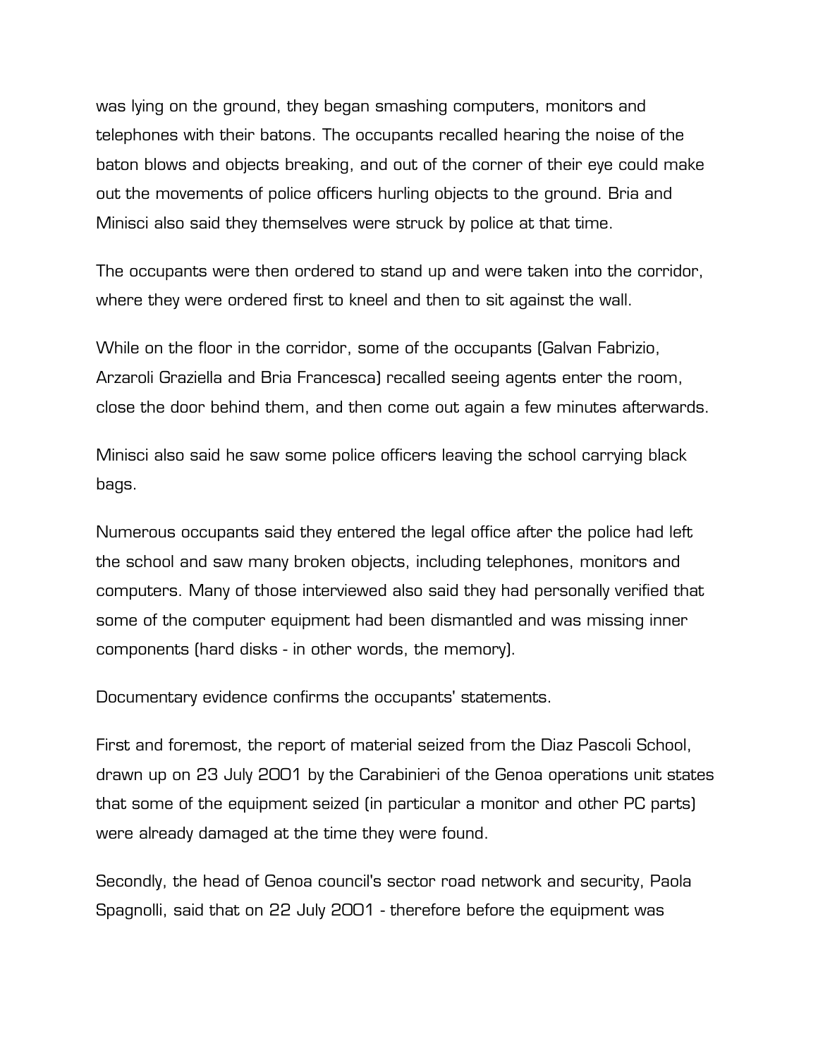was lying on the ground, they began smashing computers, monitors and telephones with their batons. The occupants recalled hearing the noise of the baton blows and objects breaking, and out of the corner of their eye could make out the movements of police officers hurling objects to the ground. Bria and Minisci also said they themselves were struck by police at that time.

The occupants were then ordered to stand up and were taken into the corridor, where they were ordered first to kneel and then to sit against the wall.

While on the floor in the corridor, some of the occupants (Galvan Fabrizio, Arzaroli Graziella and Bria Francesca) recalled seeing agents enter the room, close the door behind them, and then come out again a few minutes afterwards.

Minisci also said he saw some police officers leaving the school carrying black bags.

Numerous occupants said they entered the legal office after the police had left the school and saw many broken objects, including telephones, monitors and computers. Many of those interviewed also said they had personally verified that some of the computer equipment had been dismantled and was missing inner components (hard disks - in other words, the memory).

Documentary evidence confirms the occupants' statements.

First and foremost, the report of material seized from the Diaz Pascoli School, drawn up on 23 July 2001 by the Carabinieri of the Genoa operations unit states that some of the equipment seized (in particular a monitor and other PC parts) were already damaged at the time they were found.

Secondly, the head of Genoa council's sector road network and security, Paola Spagnolli, said that on 22 July 2001 - therefore before the equipment was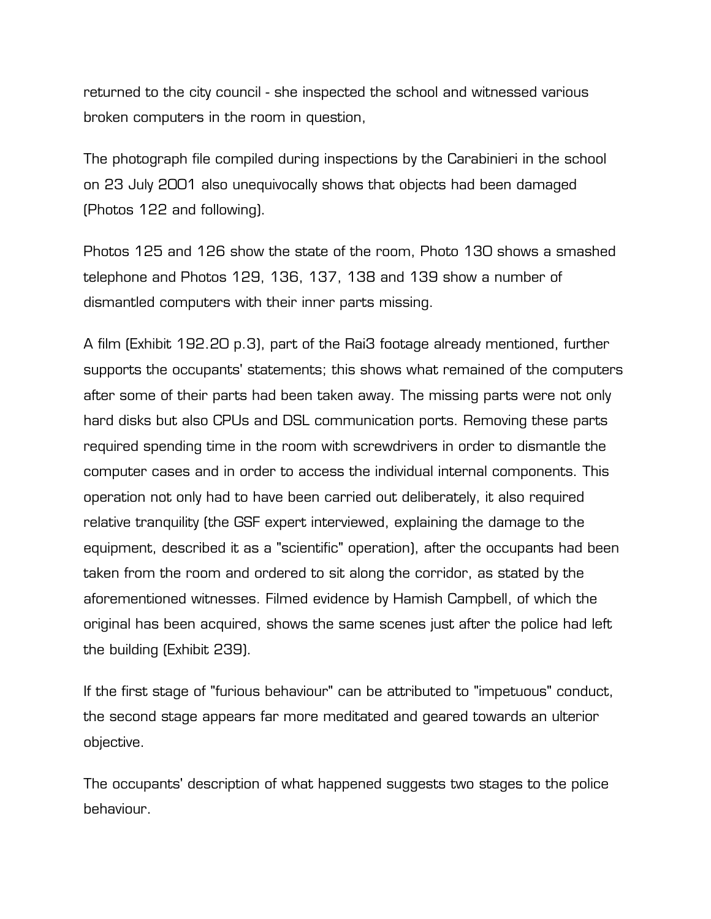returned to the city council - she inspected the school and witnessed various broken computers in the room in question,

The photograph file compiled during inspections by the Carabinieri in the school on 23 July 2001 also unequivocally shows that objects had been damaged (Photos 122 and following).

Photos 125 and 126 show the state of the room, Photo 130 shows a smashed telephone and Photos 129, 136, 137, 138 and 139 show a number of dismantled computers with their inner parts missing.

A film (Exhibit 192.20 p.3), part of the Rai3 footage already mentioned, further supports the occupants' statements; this shows what remained of the computers after some of their parts had been taken away. The missing parts were not only hard disks but also CPUs and DSL communication ports. Removing these parts required spending time in the room with screwdrivers in order to dismantle the computer cases and in order to access the individual internal components. This operation not only had to have been carried out deliberately, it also required relative tranquility (the GSF expert interviewed, explaining the damage to the equipment, described it as a "scientific" operation), after the occupants had been taken from the room and ordered to sit along the corridor, as stated by the aforementioned witnesses. Filmed evidence by Hamish Campbell, of which the original has been acquired, shows the same scenes just after the police had left the building (Exhibit 239).

If the first stage of "furious behaviour" can be attributed to "impetuous" conduct, the second stage appears far more meditated and geared towards an ulterior objective.

The occupants' description of what happened suggests two stages to the police behaviour.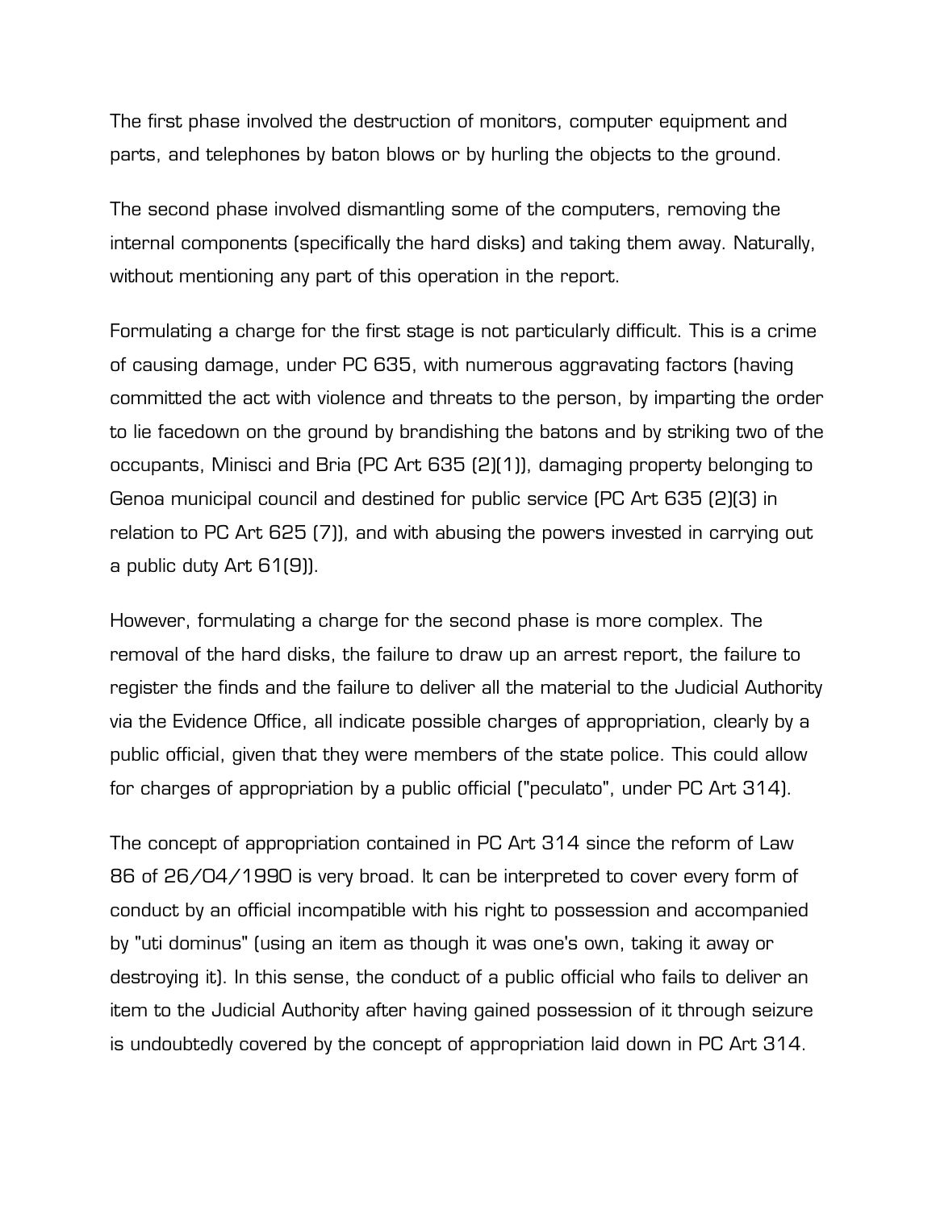The first phase involved the destruction of monitors, computer equipment and parts, and telephones by baton blows or by hurling the objects to the ground.

The second phase involved dismantling some of the computers, removing the internal components (specifically the hard disks) and taking them away. Naturally, without mentioning any part of this operation in the report.

Formulating a charge for the first stage is not particularly difficult. This is a crime of causing damage, under PC 635, with numerous aggravating factors (having committed the act with violence and threats to the person, by imparting the order to lie facedown on the ground by brandishing the batons and by striking two of the occupants, Minisci and Bria (PC Art 635 (2)(1)), damaging property belonging to Genoa municipal council and destined for public service (PC Art 635 (2)(3) in relation to PC Art 625 (7)), and with abusing the powers invested in carrying out a public duty Art 61(9)).

However, formulating a charge for the second phase is more complex. The removal of the hard disks, the failure to draw up an arrest report, the failure to register the finds and the failure to deliver all the material to the Judicial Authority via the Evidence Office, all indicate possible charges of appropriation, clearly by a public official, given that they were members of the state police. This could allow for charges of appropriation by a public official ("peculato", under PC Art 314).

The concept of appropriation contained in PC Art 314 since the reform of Law 86 of 26/04/1990 is very broad. It can be interpreted to cover every form of conduct by an official incompatible with his right to possession and accompanied by "uti dominus" (using an item as though it was one's own, taking it away or destroying it). In this sense, the conduct of a public official who fails to deliver an item to the Judicial Authority after having gained possession of it through seizure is undoubtedly covered by the concept of appropriation laid down in PC Art 314.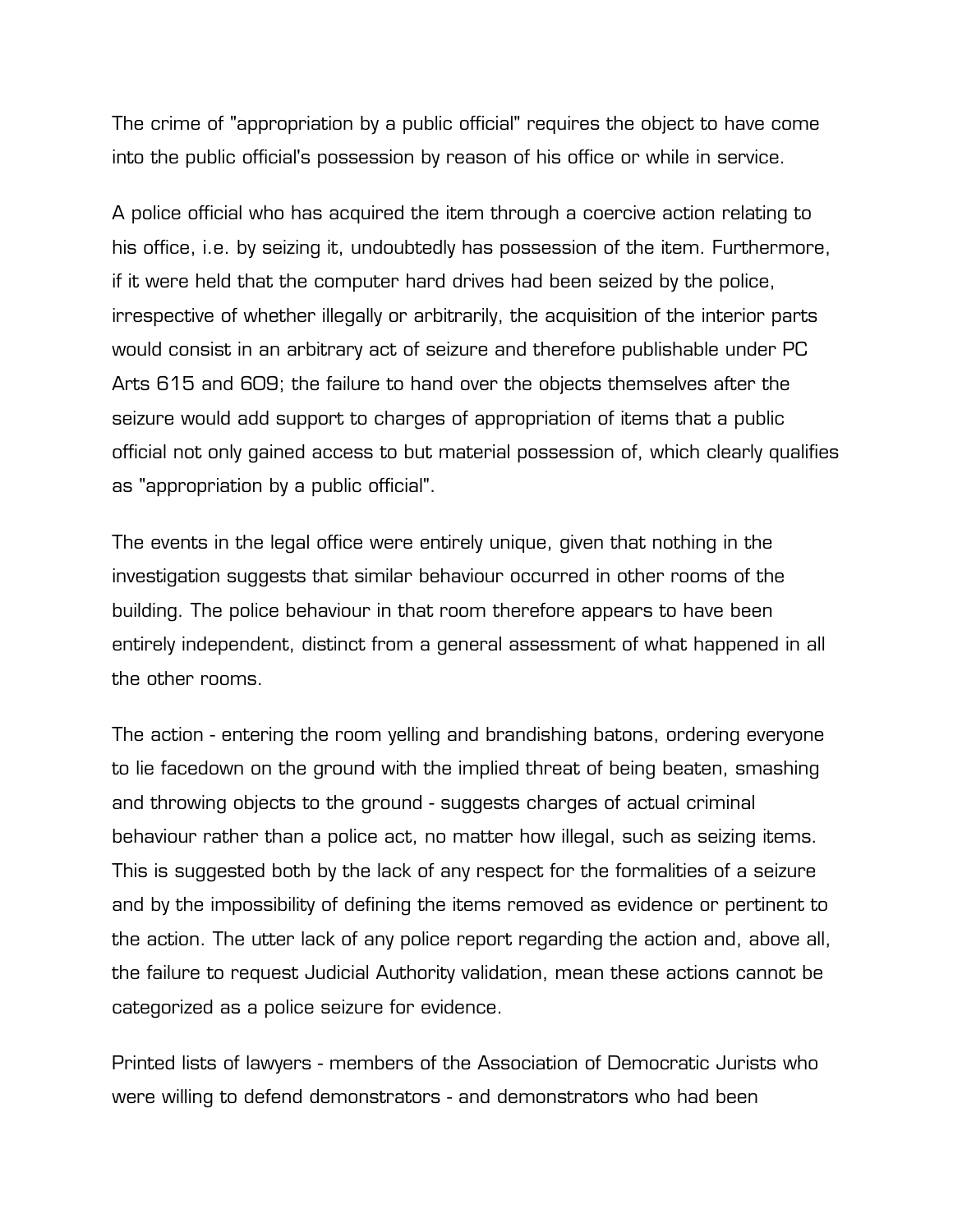The crime of "appropriation by a public official" requires the object to have come into the public official's possession by reason of his office or while in service.

A police official who has acquired the item through a coercive action relating to his office, i.e. by seizing it, undoubtedly has possession of the item. Furthermore, if it were held that the computer hard drives had been seized by the police, irrespective of whether illegally or arbitrarily, the acquisition of the interior parts would consist in an arbitrary act of seizure and therefore publishable under PC Arts 615 and 609; the failure to hand over the objects themselves after the seizure would add support to charges of appropriation of items that a public official not only gained access to but material possession of, which clearly qualifies as "appropriation by a public official".

The events in the legal office were entirely unique, given that nothing in the investigation suggests that similar behaviour occurred in other rooms of the building. The police behaviour in that room therefore appears to have been entirely independent, distinct from a general assessment of what happened in all the other rooms.

The action - entering the room yelling and brandishing batons, ordering everyone to lie facedown on the ground with the implied threat of being beaten, smashing and throwing objects to the ground - suggests charges of actual criminal behaviour rather than a police act, no matter how illegal, such as seizing items. This is suggested both by the lack of any respect for the formalities of a seizure and by the impossibility of defining the items removed as evidence or pertinent to the action. The utter lack of any police report regarding the action and, above all, the failure to request Judicial Authority validation, mean these actions cannot be categorized as a police seizure for evidence.

Printed lists of lawyers - members of the Association of Democratic Jurists who were willing to defend demonstrators - and demonstrators who had been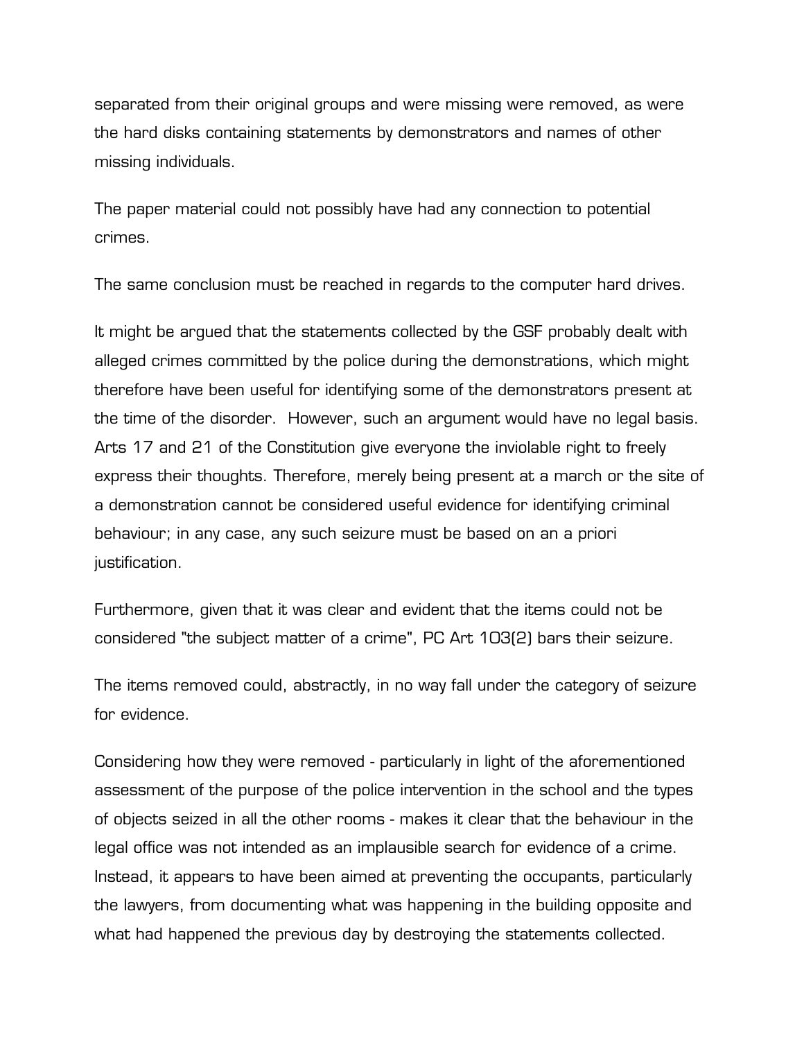separated from their original groups and were missing were removed, as were the hard disks containing statements by demonstrators and names of other missing individuals.

The paper material could not possibly have had any connection to potential crimes.

The same conclusion must be reached in regards to the computer hard drives.

It might be argued that the statements collected by the GSF probably dealt with alleged crimes committed by the police during the demonstrations, which might therefore have been useful for identifying some of the demonstrators present at the time of the disorder. However, such an argument would have no legal basis. Arts 17 and 21 of the Constitution give everyone the inviolable right to freely express their thoughts. Therefore, merely being present at a march or the site of a demonstration cannot be considered useful evidence for identifying criminal behaviour; in any case, any such seizure must be based on an a priori justification.

Furthermore, given that it was clear and evident that the items could not be considered "the subject matter of a crime", PC Art 103(2) bars their seizure.

The items removed could, abstractly, in no way fall under the category of seizure for evidence.

Considering how they were removed - particularly in light of the aforementioned assessment of the purpose of the police intervention in the school and the types of objects seized in all the other rooms - makes it clear that the behaviour in the legal office was not intended as an implausible search for evidence of a crime. Instead, it appears to have been aimed at preventing the occupants, particularly the lawyers, from documenting what was happening in the building opposite and what had happened the previous day by destroying the statements collected.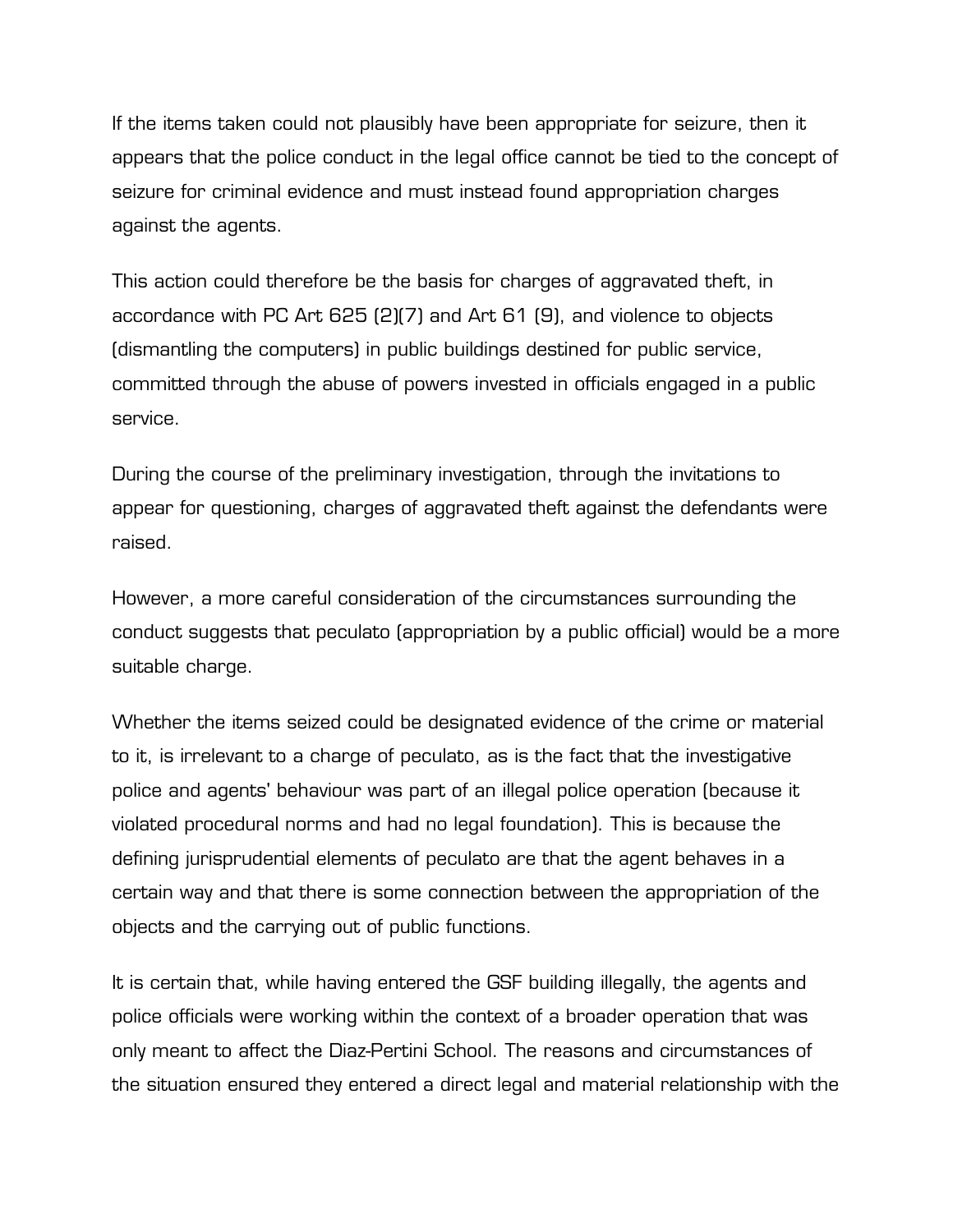If the items taken could not plausibly have been appropriate for seizure, then it appears that the police conduct in the legal office cannot be tied to the concept of seizure for criminal evidence and must instead found appropriation charges against the agents.

This action could therefore be the basis for charges of aggravated theft, in accordance with PC Art 625 (2)(7) and Art 61 (9), and violence to objects (dismantling the computers) in public buildings destined for public service, committed through the abuse of powers invested in officials engaged in a public service.

During the course of the preliminary investigation, through the invitations to appear for questioning, charges of aggravated theft against the defendants were raised.

However, a more careful consideration of the circumstances surrounding the conduct suggests that peculato (appropriation by a public official) would be a more suitable charge.

Whether the items seized could be designated evidence of the crime or material to it, is irrelevant to a charge of peculato, as is the fact that the investigative police and agents' behaviour was part of an illegal police operation (because it violated procedural norms and had no legal foundation). This is because the defining jurisprudential elements of peculato are that the agent behaves in a certain way and that there is some connection between the appropriation of the objects and the carrying out of public functions.

It is certain that, while having entered the GSF building illegally, the agents and police officials were working within the context of a broader operation that was only meant to affect the Diaz-Pertini School. The reasons and circumstances of the situation ensured they entered a direct legal and material relationship with the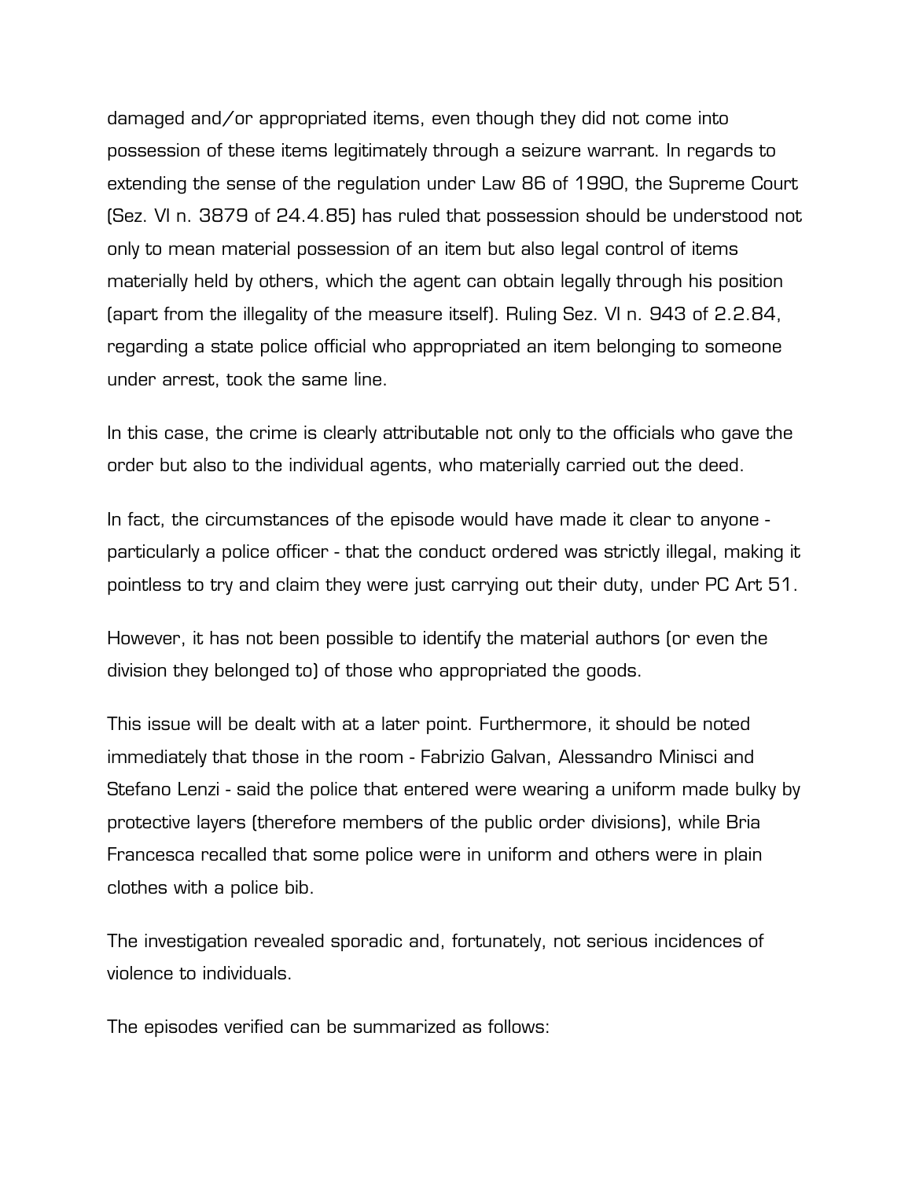damaged and/or appropriated items, even though they did not come into possession of these items legitimately through a seizure warrant. In regards to extending the sense of the regulation under Law 86 of 1990, the Supreme Court (Sez. VI n. 3879 of 24.4.85) has ruled that possession should be understood not only to mean material possession of an item but also legal control of items materially held by others, which the agent can obtain legally through his position (apart from the illegality of the measure itself). Ruling Sez. VI n. 943 of 2.2.84, regarding a state police official who appropriated an item belonging to someone under arrest, took the same line.

In this case, the crime is clearly attributable not only to the officials who gave the order but also to the individual agents, who materially carried out the deed.

In fact, the circumstances of the episode would have made it clear to anyone - particularly a police officer - that the conduct ordered was strictly illegal, making it pointless to try and claim they were just carrying out their duty, under PC Art 51.

However, it has not been possible to identify the material authors (or even the division they belonged to) of those who appropriated the goods.

This issue will be dealt with at a later point. Furthermore, it should be noted immediately that those in the room - Fabrizio Galvan, Alessandro Minisci and Stefano Lenzi - said the police that entered were wearing a uniform made bulky by protective layers (therefore members of the public order divisions), while Bria Francesca recalled that some police were in uniform and others were in plain clothes with a police bib.

The investigation revealed sporadic and, fortunately, not serious incidences of violence to individuals.

The episodes verified can be summarized as follows: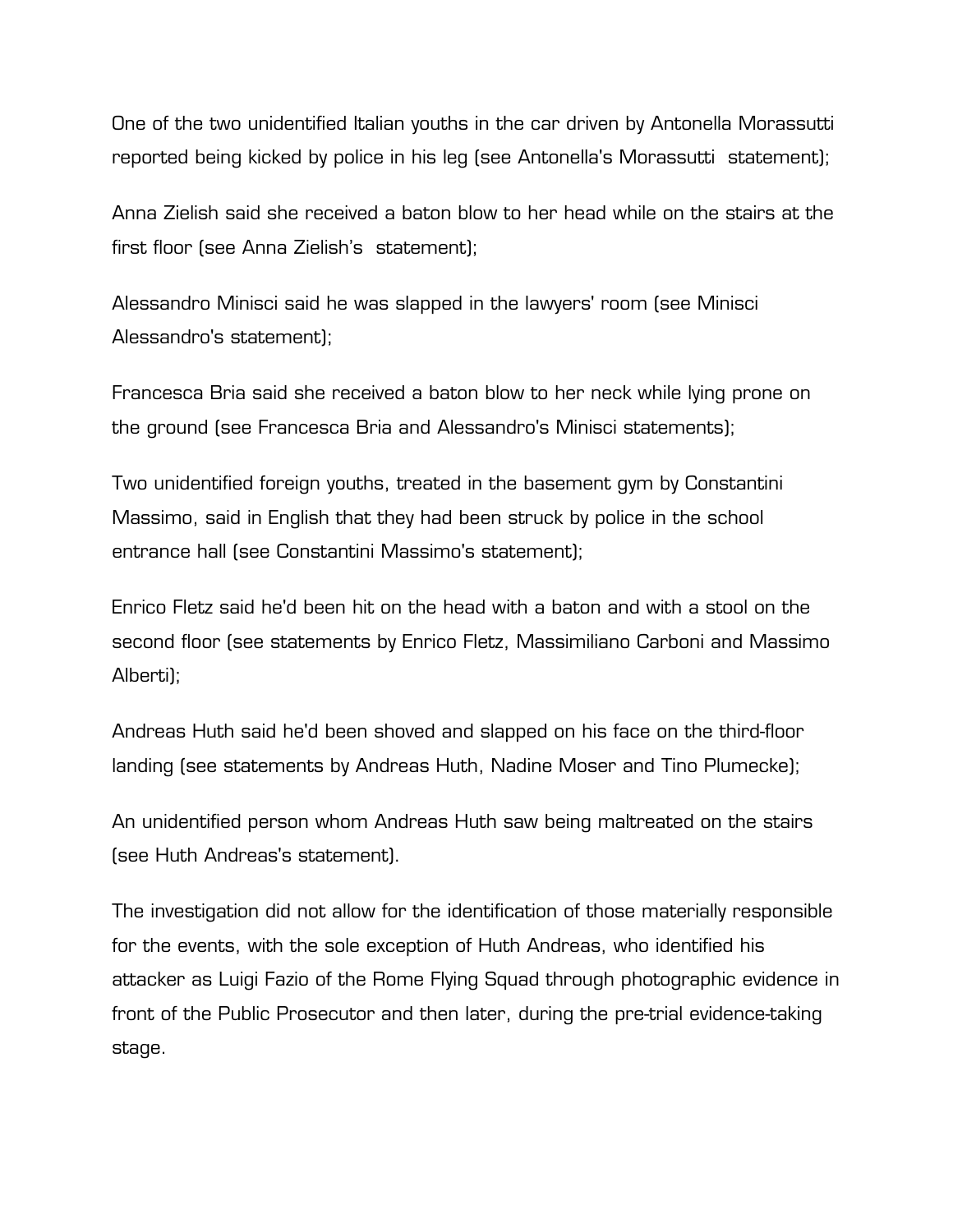One of the two unidentified Italian youths in the car driven by Antonella Morassutti reported being kicked by police in his leg (see Antonella's Morassutti  statement);

Anna Zielish said she received a baton blow to her head while on the stairs at the first floor (see Anna Zielish's  statement);

Alessandro Minisci said he was slapped in the lawyers' room (see Minisci Alessandro's statement);

Francesca Bria said she received a baton blow to her neck while lying prone on the ground (see Francesca Bria and Alessandro's Minisci statements);

Two unidentified foreign youths, treated in the basement gym by Constantini Massimo, said in English that they had been struck by police in the school entrance hall (see Constantini Massimo's statement);

Enrico Fletz said he'd been hit on the head with a baton and with a stool on the second floor (see statements by Enrico Fletz, Massimiliano Carboni and Massimo Alberti);

Andreas Huth said he'd been shoved and slapped on his face on the third-floor landing (see statements by Andreas Huth, Nadine Moser and Tino Plumecke);

An unidentified person whom Andreas Huth saw being maltreated on the stairs (see Huth Andreas's statement).

The investigation did not allow for the identification of those materially responsible for the events, with the sole exception of Huth Andreas, who identified his attacker as Luigi Fazio of the Rome Flying Squad through photographic evidence in front of the Public Prosecutor and then later, during the pre-trial evidence-taking stage.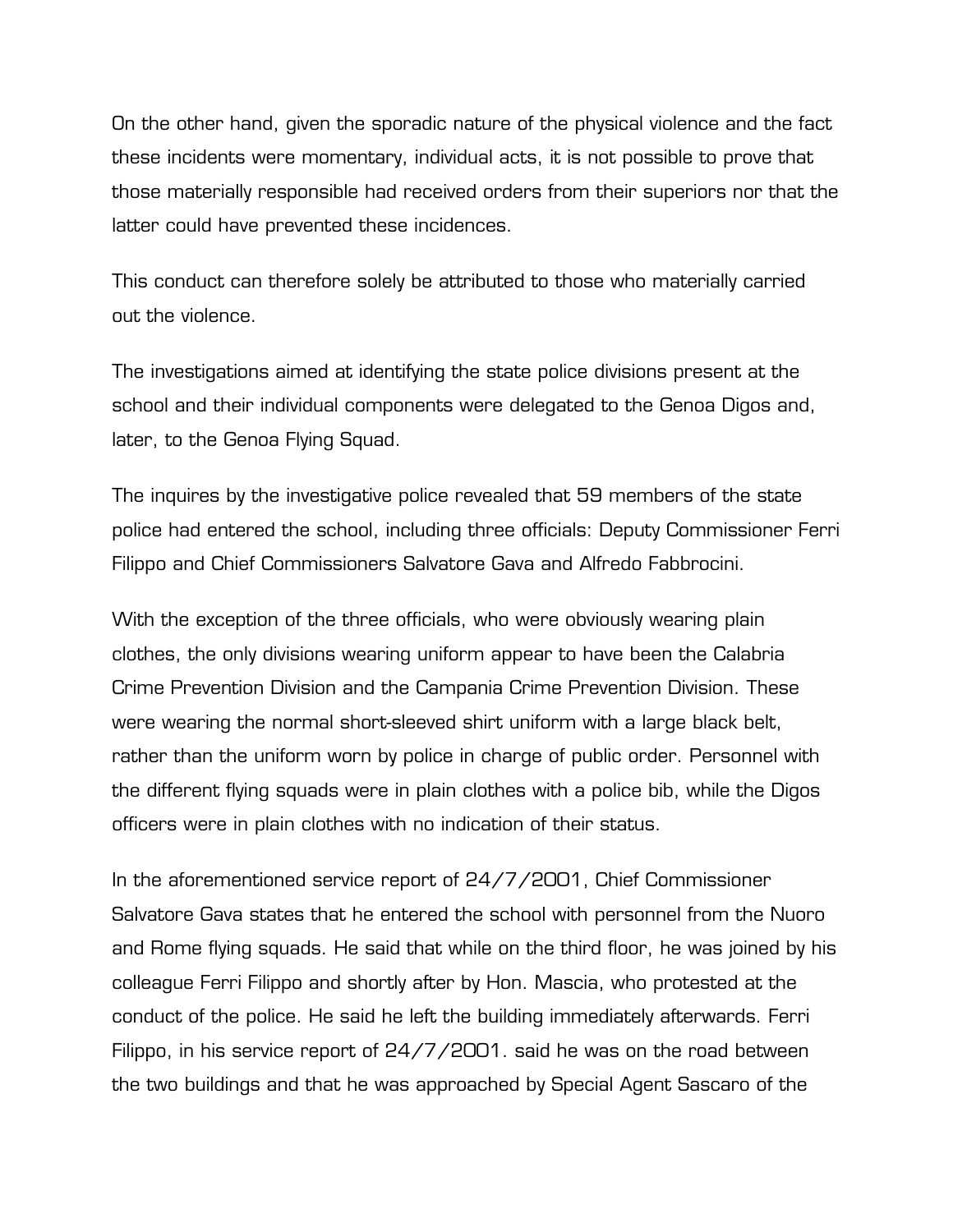On the other hand, given the sporadic nature of the physical violence and the fact these incidents were momentary, individual acts, it is not possible to prove that those materially responsible had received orders from their superiors nor that the latter could have prevented these incidences.

This conduct can therefore solely be attributed to those who materially carried out the violence.

The investigations aimed at identifying the state police divisions present at the school and their individual components were delegated to the Genoa Digos and, later, to the Genoa Flying Squad.

The inquires by the investigative police revealed that 59 members of the state police had entered the school, including three officials: Deputy Commissioner Ferri Filippo and Chief Commissioners Salvatore Gava and Alfredo Fabbrocini.

With the exception of the three officials, who were obviously wearing plain clothes, the only divisions wearing uniform appear to have been the Calabria Crime Prevention Division and the Campania Crime Prevention Division. These were wearing the normal short-sleeved shirt uniform with a large black belt, rather than the uniform worn by police in charge of public order. Personnel with the different flying squads were in plain clothes with a police bib, while the Digos officers were in plain clothes with no indication of their status.

In the aforementioned service report of 24/7/2001, Chief Commissioner Salvatore Gava states that he entered the school with personnel from the Nuoro and Rome flying squads. He said that while on the third floor, he was joined by his colleague Ferri Filippo and shortly after by Hon. Mascia, who protested at the conduct of the police. He said he left the building immediately afterwards. Ferri Filippo, in his service report of 24/7/2001. said he was on the road between the two buildings and that he was approached by Special Agent Sascaro of the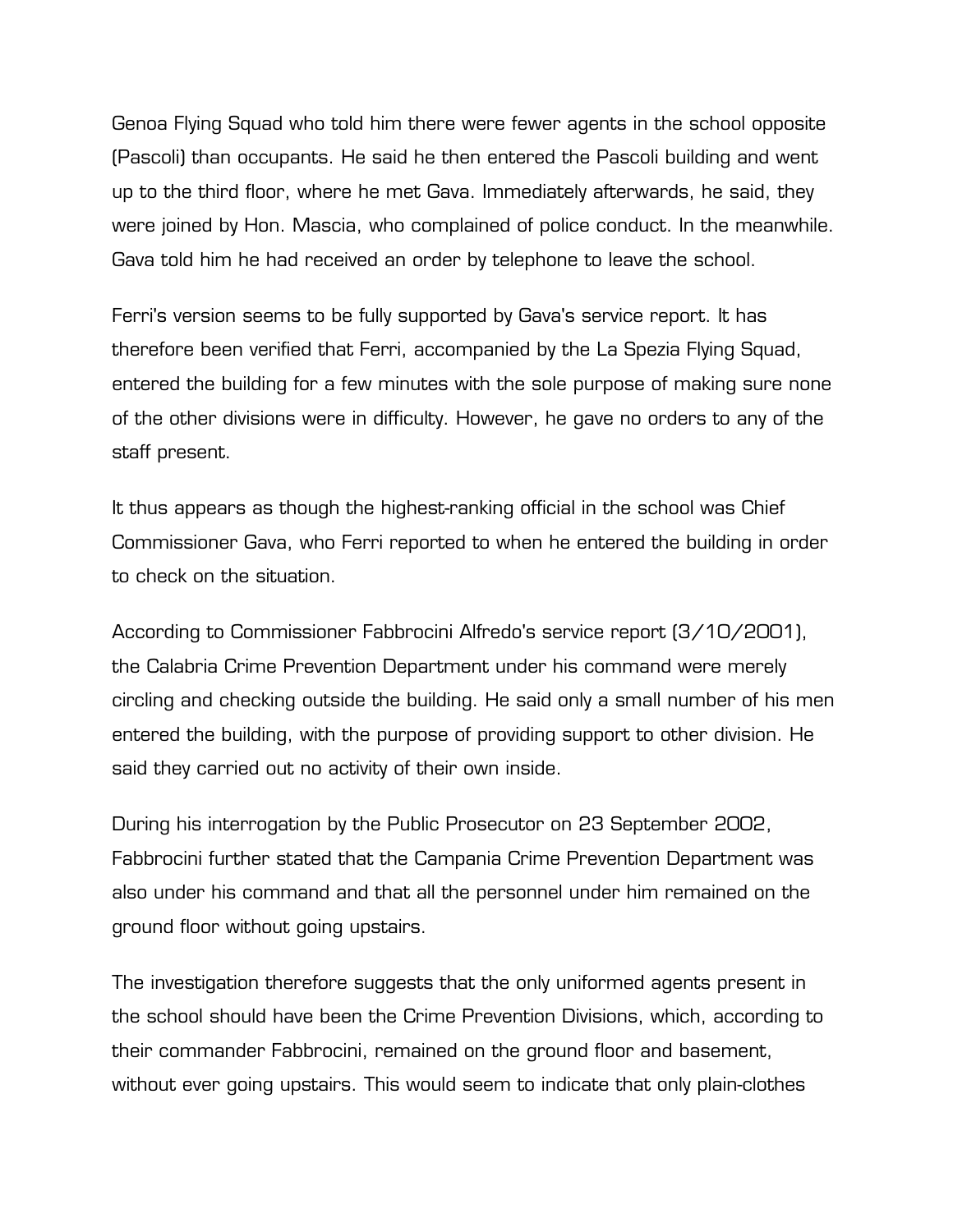Genoa Flying Squad who told him there were fewer agents in the school opposite (Pascoli) than occupants. He said he then entered the Pascoli building and went up to the third floor, where he met Gava. Immediately afterwards, he said, they were joined by Hon. Mascia, who complained of police conduct. In the meanwhile. Gava told him he had received an order by telephone to leave the school.

Ferri's version seems to be fully supported by Gava's service report. It has therefore been verified that Ferri, accompanied by the La Spezia Flying Squad, entered the building for a few minutes with the sole purpose of making sure none of the other divisions were in difficulty. However, he gave no orders to any of the staff present.

It thus appears as though the highest-ranking official in the school was Chief Commissioner Gava, who Ferri reported to when he entered the building in order to check on the situation.

According to Commissioner Fabbrocini Alfredo's service report (3/10/2001), the Calabria Crime Prevention Department under his command were merely circling and checking outside the building. He said only a small number of his men entered the building, with the purpose of providing support to other division. He said they carried out no activity of their own inside.

During his interrogation by the Public Prosecutor on 23 September 2002, Fabbrocini further stated that the Campania Crime Prevention Department was also under his command and that all the personnel under him remained on the ground floor without going upstairs.

The investigation therefore suggests that the only uniformed agents present in the school should have been the Crime Prevention Divisions, which, according to their commander Fabbrocini, remained on the ground floor and basement, without ever going upstairs. This would seem to indicate that only plain-clothes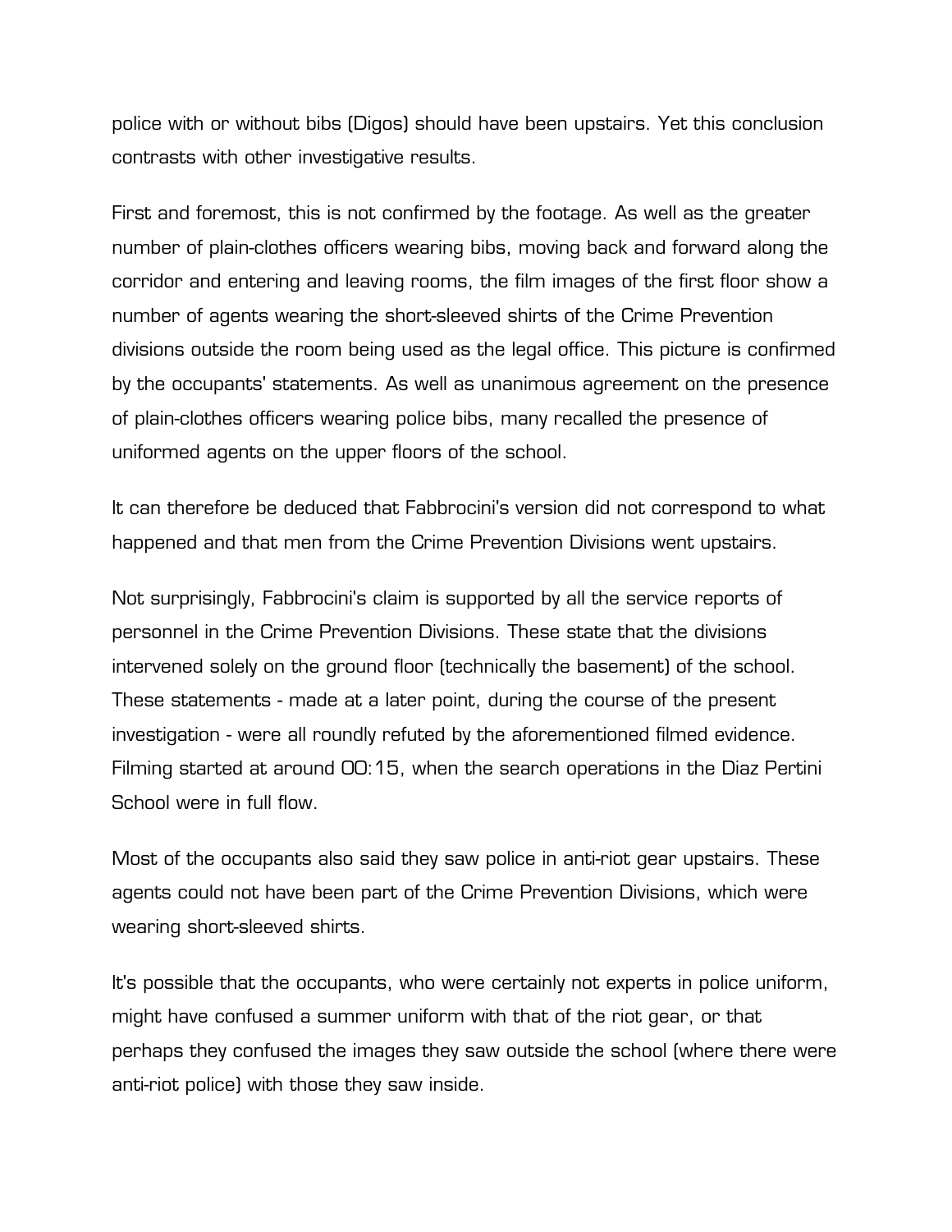police with or without bibs (Digos) should have been upstairs. Yet this conclusion contrasts with other investigative results.

First and foremost, this is not confirmed by the footage. As well as the greater number of plain-clothes officers wearing bibs, moving back and forward along the corridor and entering and leaving rooms, the film images of the first floor show a number of agents wearing the short-sleeved shirts of the Crime Prevention divisions outside the room being used as the legal office. This picture is confirmed by the occupants' statements. As well as unanimous agreement on the presence of plain-clothes officers wearing police bibs, many recalled the presence of uniformed agents on the upper floors of the school.

It can therefore be deduced that Fabbrocini's version did not correspond to what happened and that men from the Crime Prevention Divisions went upstairs.

Not surprisingly, Fabbrocini's claim is supported by all the service reports of personnel in the Crime Prevention Divisions. These state that the divisions intervened solely on the ground floor (technically the basement) of the school. These statements - made at a later point, during the course of the present investigation - were all roundly refuted by the aforementioned filmed evidence. Filming started at around 00:15, when the search operations in the Diaz Pertini School were in full flow.

Most of the occupants also said they saw police in anti-riot gear upstairs. These agents could not have been part of the Crime Prevention Divisions, which were wearing short-sleeved shirts.

It's possible that the occupants, who were certainly not experts in police uniform, might have confused a summer uniform with that of the riot gear, or that perhaps they confused the images they saw outside the school (where there were anti-riot police) with those they saw inside.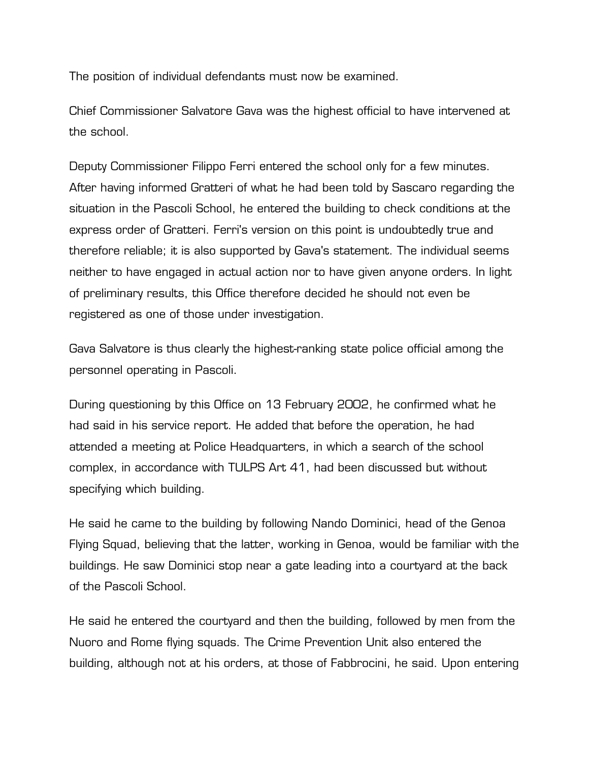The position of individual defendants must now be examined.

Chief Commissioner Salvatore Gava was the highest official to have intervened at the school.

Deputy Commissioner Filippo Ferri entered the school only for a few minutes. After having informed Gratteri of what he had been told by Sascaro regarding the situation in the Pascoli School, he entered the building to check conditions at the express order of Gratteri. Ferri's version on this point is undoubtedly true and therefore reliable; it is also supported by Gava's statement. The individual seems neither to have engaged in actual action nor to have given anyone orders. In light of preliminary results, this Office therefore decided he should not even be registered as one of those under investigation.

Gava Salvatore is thus clearly the highest-ranking state police official among the personnel operating in Pascoli.

During questioning by this Office on 13 February 2002, he confirmed what he had said in his service report. He added that before the operation, he had attended a meeting at Police Headquarters, in which a search of the school complex, in accordance with TULPS Art 41, had been discussed but without specifying which building.

He said he came to the building by following Nando Dominici, head of the Genoa Flying Squad, believing that the latter, working in Genoa, would be familiar with the buildings. He saw Dominici stop near a gate leading into a courtyard at the back of the Pascoli School.

He said he entered the courtyard and then the building, followed by men from the Nuoro and Rome flying squads. The Crime Prevention Unit also entered the building, although not at his orders, at those of Fabbrocini, he said. Upon entering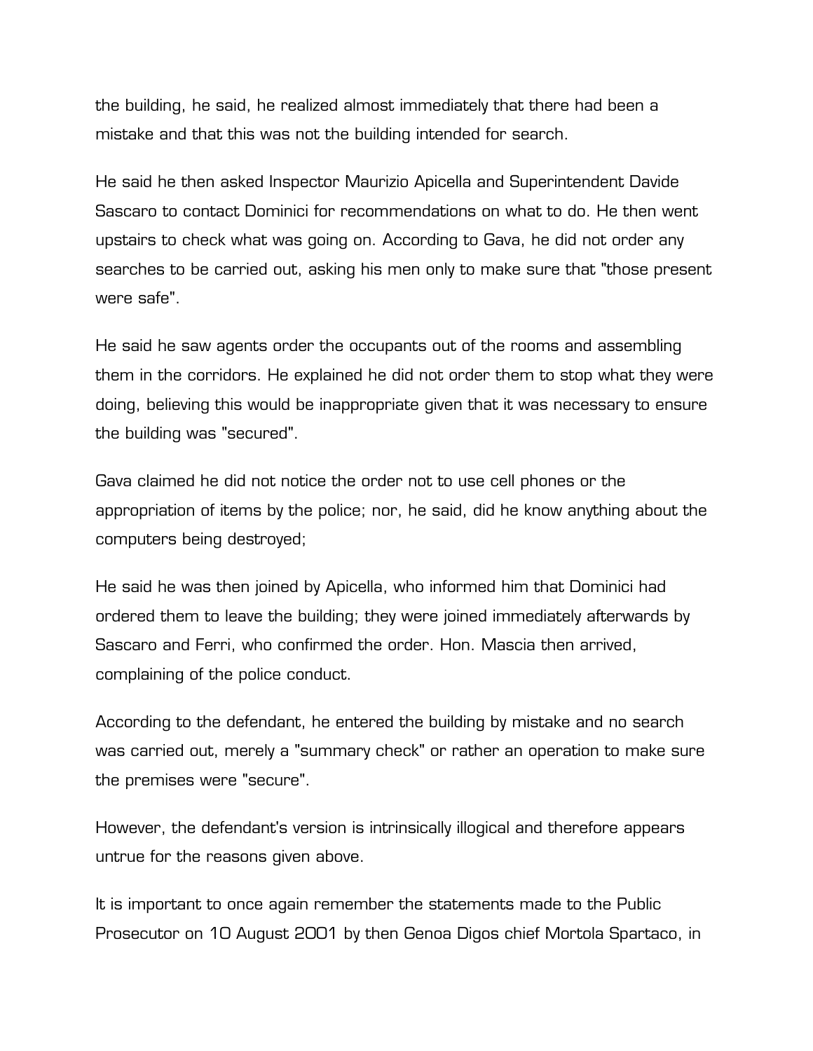the building, he said, he realized almost immediately that there had been a mistake and that this was not the building intended for search.

He said he then asked Inspector Maurizio Apicella and Superintendent Davide Sascaro to contact Dominici for recommendations on what to do. He then went upstairs to check what was going on. According to Gava, he did not order any searches to be carried out, asking his men only to make sure that "those present were safe".

He said he saw agents order the occupants out of the rooms and assembling them in the corridors. He explained he did not order them to stop what they were doing, believing this would be inappropriate given that it was necessary to ensure the building was "secured".

Gava claimed he did not notice the order not to use cell phones or the appropriation of items by the police; nor, he said, did he know anything about the computers being destroyed;

He said he was then joined by Apicella, who informed him that Dominici had ordered them to leave the building; they were joined immediately afterwards by Sascaro and Ferri, who confirmed the order. Hon. Mascia then arrived, complaining of the police conduct.

According to the defendant, he entered the building by mistake and no search was carried out, merely a "summary check" or rather an operation to make sure the premises were "secure".

However, the defendant's version is intrinsically illogical and therefore appears untrue for the reasons given above.

It is important to once again remember the statements made to the Public Prosecutor on 10 August 2001 by then Genoa Digos chief Mortola Spartaco, in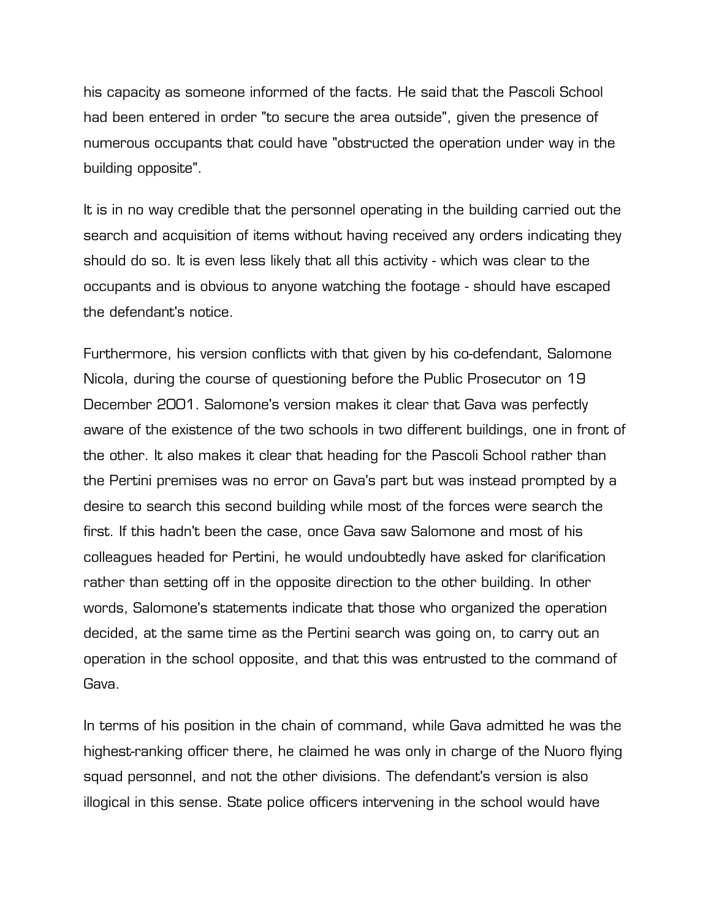his capacity as someone informed of the facts. He said that the Pascoli School had been entered in order "to secure the area outside", given the presence of numerous occupants that could have "obstructed the operation under way in the building opposite".

It is in no way credible that the personnel operating in the building carried out the search and acquisition of items without having received any orders indicating they should do so. It is even less likely that all this activity - which was clear to the occupants and is obvious to anyone watching the footage - should have escaped the defendant's notice.

Furthermore, his version conflicts with that given by his co-defendant, Salomone Nicola, during the course of questioning before the Public Prosecutor on 19 December 2001. Salomone's version makes it clear that Gava was perfectly aware of the existence of the two schools in two different buildings, one in front of the other. It also makes it clear that heading for the Pascoli School rather than the Pertini premises was no error on Gava's part but was instead prompted by a desire to search this second building while most of the forces were search the first. If this hadn't been the case, once Gava saw Salomone and most of his colleagues headed for Pertini, he would undoubtedly have asked for clarification rather than setting off in the opposite direction to the other building. In other words, Salomone's statements indicate that those who organized the operation decided, at the same time as the Pertini search was going on, to carry out an operation in the school opposite, and that this was entrusted to the command of Gava.

In terms of his position in the chain of command, while Gava admitted he was the highest-ranking officer there, he claimed he was only in charge of the Nuoro flying squad personnel, and not the other divisions. The defendant's version is also illogical in this sense. State police officers intervening in the school would have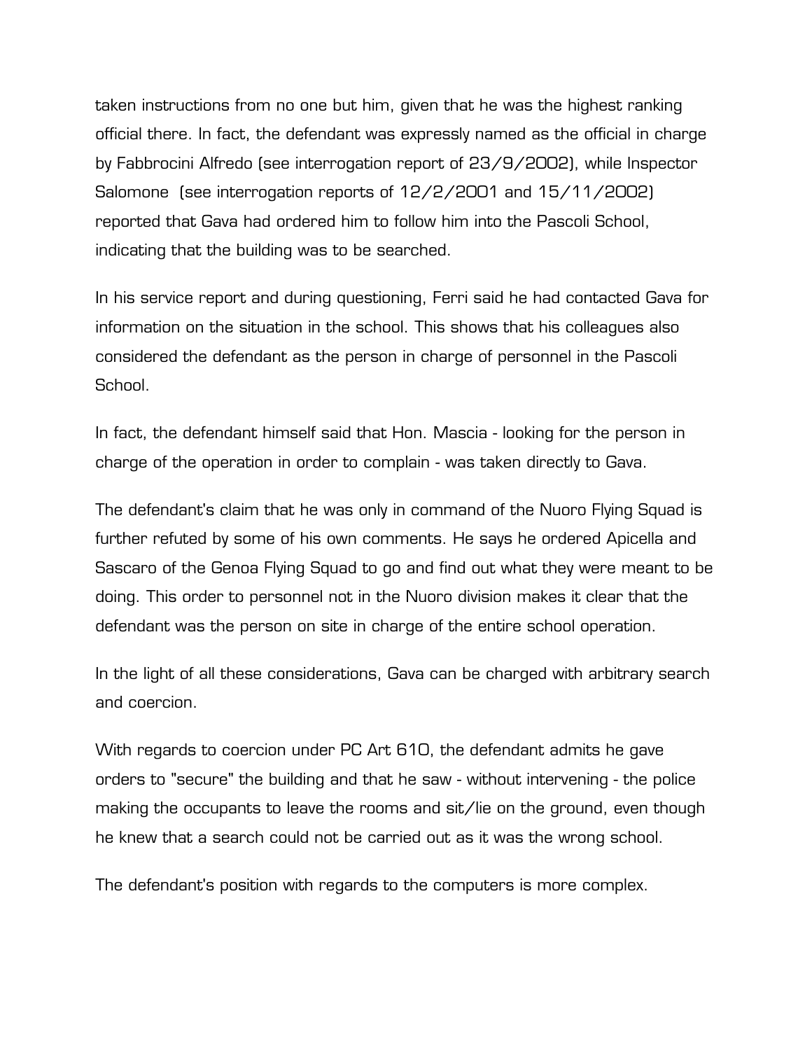taken instructions from no one but him, given that he was the highest ranking official there. In fact, the defendant was expressly named as the official in charge by Fabbrocini Alfredo (see interrogation report of 23/9/2002), while Inspector Salomone (see interrogation reports of 12/2/2001 and 15/11/2002) reported that Gava had ordered him to follow him into the Pascoli School, indicating that the building was to be searched.

In his service report and during questioning, Ferri said he had contacted Gava for information on the situation in the school. This shows that his colleagues also considered the defendant as the person in charge of personnel in the Pascoli School.

In fact, the defendant himself said that Hon. Mascia - looking for the person in charge of the operation in order to complain - was taken directly to Gava.

The defendant's claim that he was only in command of the Nuoro Flying Squad is further refuted by some of his own comments. He says he ordered Apicella and Sascaro of the Genoa Flying Squad to go and find out what they were meant to be doing. This order to personnel not in the Nuoro division makes it clear that the defendant was the person on site in charge of the entire school operation.

In the light of all these considerations, Gava can be charged with arbitrary search and coercion.

With regards to coercion under PC Art 610, the defendant admits he gave orders to "secure" the building and that he saw - without intervening - the police making the occupants to leave the rooms and sit/lie on the ground, even though he knew that a search could not be carried out as it was the wrong school.

The defendant's position with regards to the computers is more complex.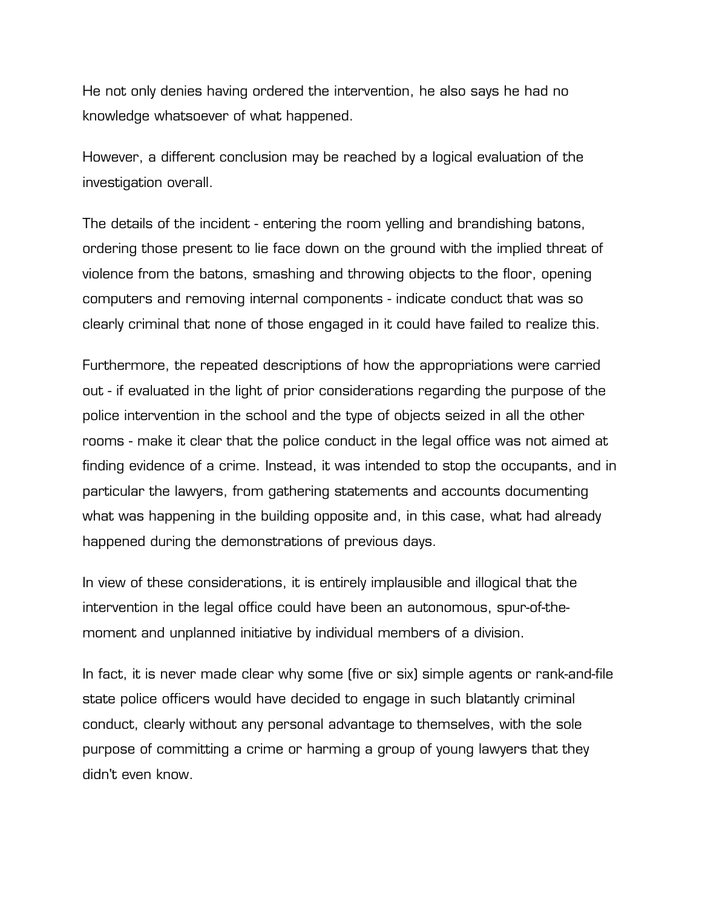He not only denies having ordered the intervention, he also says he had no knowledge whatsoever of what happened.

However, a different conclusion may be reached by a logical evaluation of the investigation overall.

The details of the incident - entering the room yelling and brandishing batons, ordering those present to lie face down on the ground with the implied threat of violence from the batons, smashing and throwing objects to the floor, opening computers and removing internal components - indicate conduct that was so clearly criminal that none of those engaged in it could have failed to realize this.

Furthermore, the repeated descriptions of how the appropriations were carried out - if evaluated in the light of prior considerations regarding the purpose of the police intervention in the school and the type of objects seized in all the other rooms - make it clear that the police conduct in the legal office was not aimed at finding evidence of a crime. Instead, it was intended to stop the occupants, and in particular the lawyers, from gathering statements and accounts documenting what was happening in the building opposite and, in this case, what had already happened during the demonstrations of previous days.

In view of these considerations, it is entirely implausible and illogical that the intervention in the legal office could have been an autonomous, spur-of-the-moment and unplanned initiative by individual members of a division.

In fact, it is never made clear why some (five or six) simple agents or rank-and-file state police officers would have decided to engage in such blatantly criminal conduct, clearly without any personal advantage to themselves, with the sole purpose of committing a crime or harming a group of young lawyers that they didn't even know.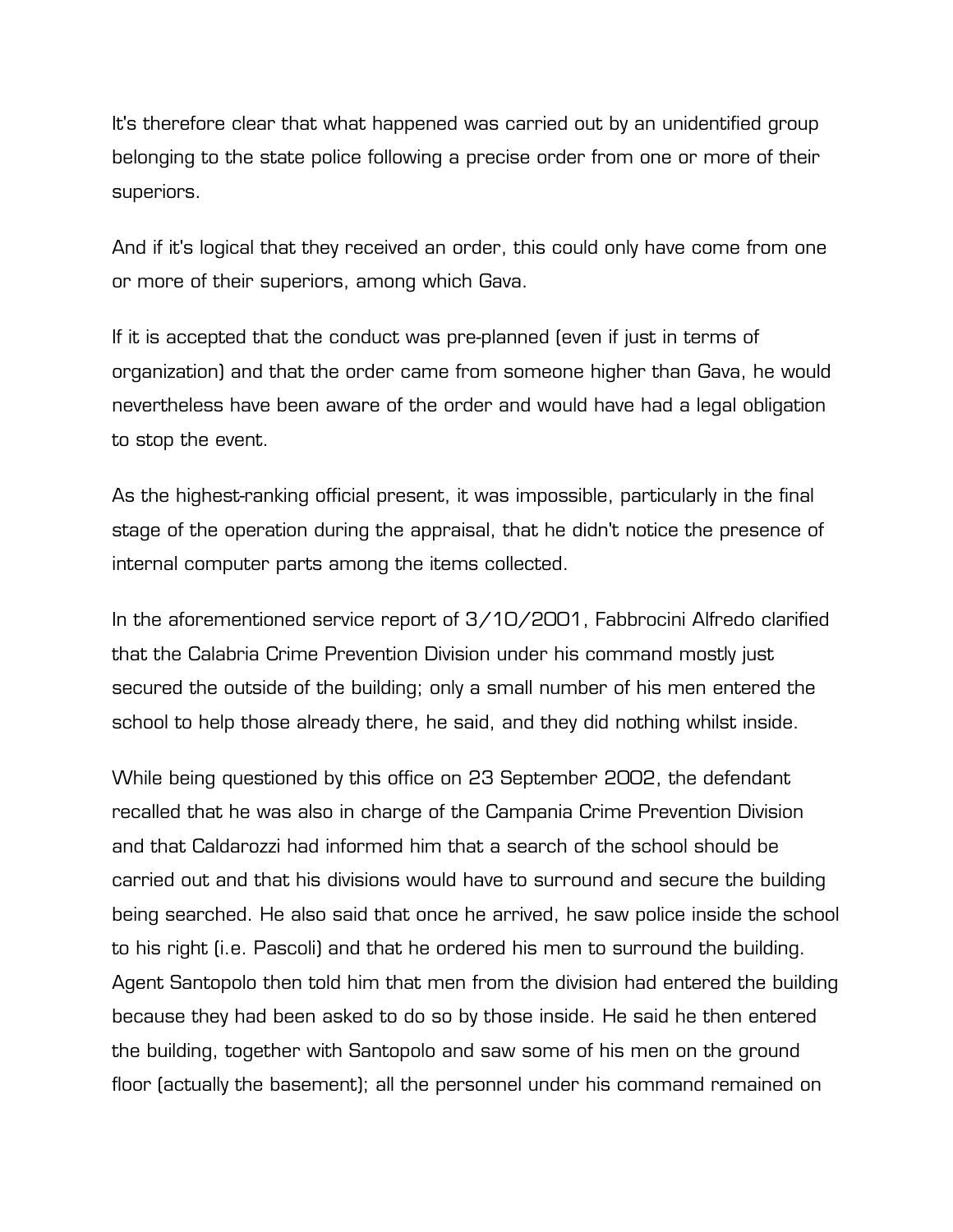It's therefore clear that what happened was carried out by an unidentified group belonging to the state police following a precise order from one or more of their superiors.

And if it's logical that they received an order, this could only have come from one or more of their superiors, among which Gava.

If it is accepted that the conduct was pre-planned (even if just in terms of organization) and that the order came from someone higher than Gava, he would nevertheless have been aware of the order and would have had a legal obligation to stop the event.

As the highest-ranking official present, it was impossible, particularly in the final stage of the operation during the appraisal, that he didn't notice the presence of internal computer parts among the items collected.

In the aforementioned service report of 3/10/2001, Fabbrocini Alfredo clarified that the Calabria Crime Prevention Division under his command mostly just secured the outside of the building; only a small number of his men entered the school to help those already there, he said, and they did nothing whilst inside.

While being questioned by this office on 23 September 2002, the defendant recalled that he was also in charge of the Campania Crime Prevention Division and that Caldarozzi had informed him that a search of the school should be carried out and that his divisions would have to surround and secure the building being searched. He also said that once he arrived, he saw police inside the school to his right (i.e. Pascoli) and that he ordered his men to surround the building. Agent Santopolo then told him that men from the division had entered the building because they had been asked to do so by those inside. He said he then entered the building, together with Santopolo and saw some of his men on the ground floor (actually the basement); all the personnel under his command remained on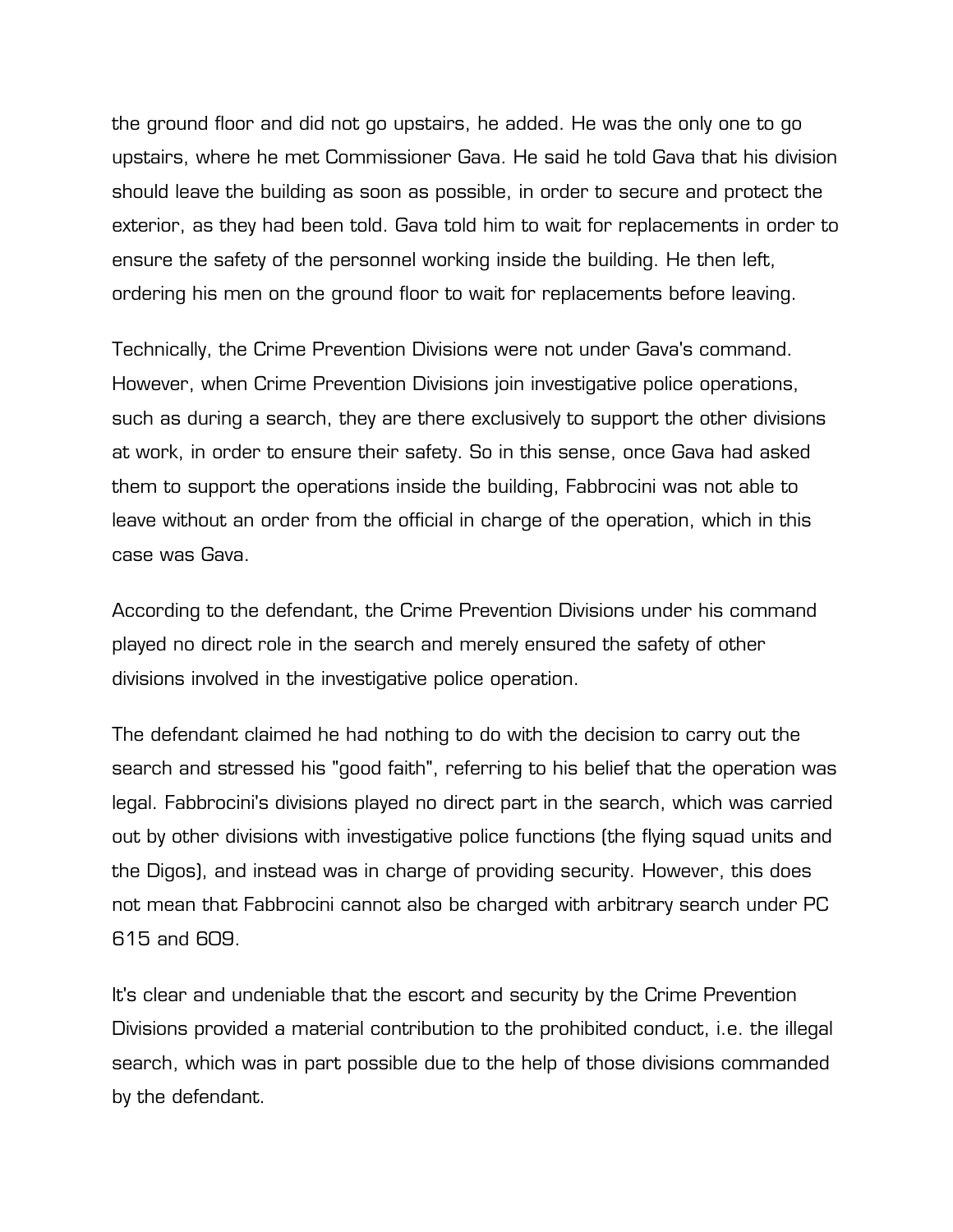the ground floor and did not go upstairs, he added. He was the only one to go upstairs, where he met Commissioner Gava. He said he told Gava that his division should leave the building as soon as possible, in order to secure and protect the exterior, as they had been told. Gava told him to wait for replacements in order to ensure the safety of the personnel working inside the building. He then left, ordering his men on the ground floor to wait for replacements before leaving.

Technically, the Crime Prevention Divisions were not under Gava's command. However, when Crime Prevention Divisions join investigative police operations, such as during a search, they are there exclusively to support the other divisions at work, in order to ensure their safety. So in this sense, once Gava had asked them to support the operations inside the building, Fabbrocini was not able to leave without an order from the official in charge of the operation, which in this case was Gava.

According to the defendant, the Crime Prevention Divisions under his command played no direct role in the search and merely ensured the safety of other divisions involved in the investigative police operation.

The defendant claimed he had nothing to do with the decision to carry out the search and stressed his "good faith", referring to his belief that the operation was legal. Fabbrocini's divisions played no direct part in the search, which was carried out by other divisions with investigative police functions (the flying squad units and the Digos), and instead was in charge of providing security. However, this does not mean that Fabbrocini cannot also be charged with arbitrary search under PC 615 and 609.

It's clear and undeniable that the escort and security by the Crime Prevention Divisions provided a material contribution to the prohibited conduct, i.e. the illegal search, which was in part possible due to the help of those divisions commanded by the defendant.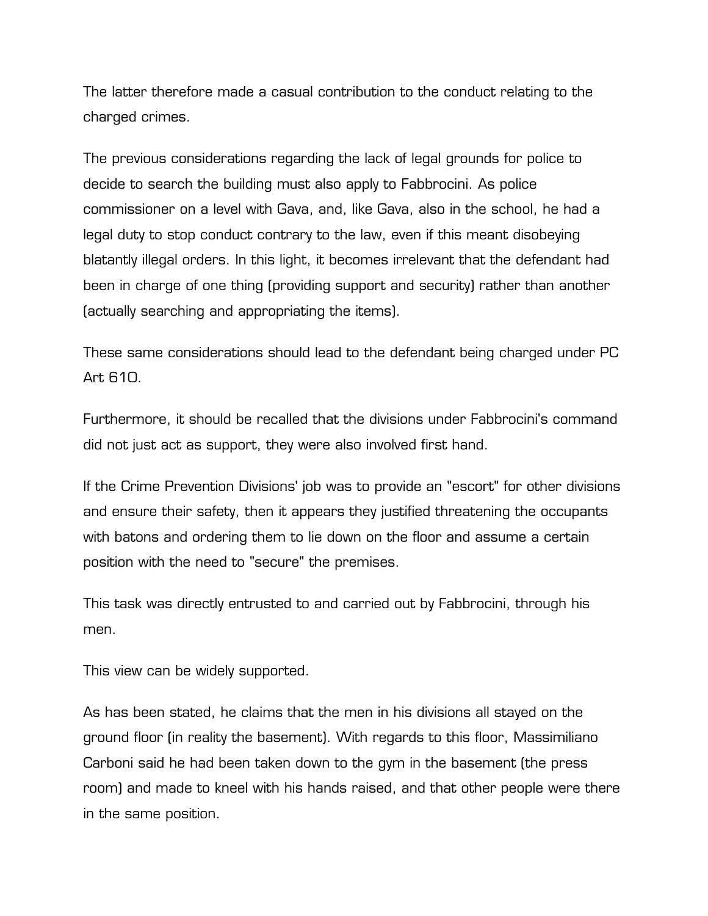The latter therefore made a casual contribution to the conduct relating to the charged crimes.

The previous considerations regarding the lack of legal grounds for police to decide to search the building must also apply to Fabbrocini. As police commissioner on a level with Gava, and, like Gava, also in the school, he had a legal duty to stop conduct contrary to the law, even if this meant disobeying blatantly illegal orders. In this light, it becomes irrelevant that the defendant had been in charge of one thing (providing support and security) rather than another (actually searching and appropriating the items).

These same considerations should lead to the defendant being charged under PC Art 610.

Furthermore, it should be recalled that the divisions under Fabbrocini's command did not just act as support, they were also involved first hand.

If the Crime Prevention Divisions' job was to provide an "escort" for other divisions and ensure their safety, then it appears they justified threatening the occupants with batons and ordering them to lie down on the floor and assume a certain position with the need to "secure" the premises.

This task was directly entrusted to and carried out by Fabbrocini, through his men.

This view can be widely supported.

As has been stated, he claims that the men in his divisions all stayed on the ground floor (in reality the basement). With regards to this floor, Massimiliano Carboni said he had been taken down to the gym in the basement (the press room) and made to kneel with his hands raised, and that other people were there in the same position.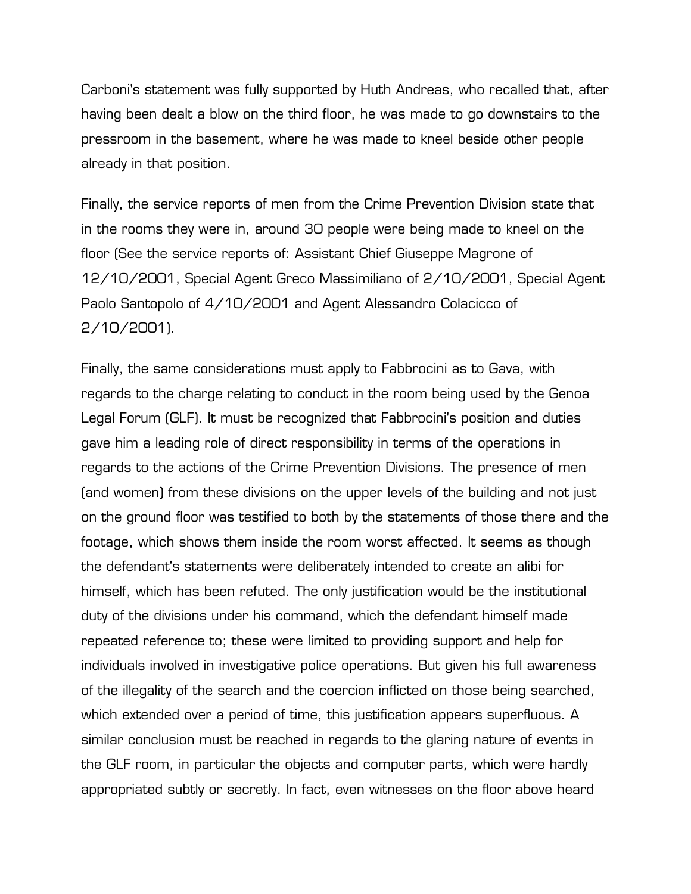Carboni's statement was fully supported by Huth Andreas, who recalled that, after having been dealt a blow on the third floor, he was made to go downstairs to the pressroom in the basement, where he was made to kneel beside other people already in that position.

Finally, the service reports of men from the Crime Prevention Division state that in the rooms they were in, around 30 people were being made to kneel on the floor (See the service reports of: Assistant Chief Giuseppe Magrone of 12/10/2001, Special Agent Greco Massimiliano of 2/10/2001, Special Agent Paolo Santopolo of 4/10/2001 and Agent Alessandro Colacicco of 2/10/2001).

Finally, the same considerations must apply to Fabbrocini as to Gava, with regards to the charge relating to conduct in the room being used by the Genoa Legal Forum (GLF). It must be recognized that Fabbrocini's position and duties gave him a leading role of direct responsibility in terms of the operations in regards to the actions of the Crime Prevention Divisions. The presence of men (and women) from these divisions on the upper levels of the building and not just on the ground floor was testified to both by the statements of those there and the footage, which shows them inside the room worst affected. It seems as though the defendant's statements were deliberately intended to create an alibi for himself, which has been refuted. The only justification would be the institutional duty of the divisions under his command, which the defendant himself made repeated reference to; these were limited to providing support and help for individuals involved in investigative police operations. But given his full awareness of the illegality of the search and the coercion inflicted on those being searched, which extended over a period of time, this justification appears superfluous. A similar conclusion must be reached in regards to the glaring nature of events in the GLF room, in particular the objects and computer parts, which were hardly appropriated subtly or secretly. In fact, even witnesses on the floor above heard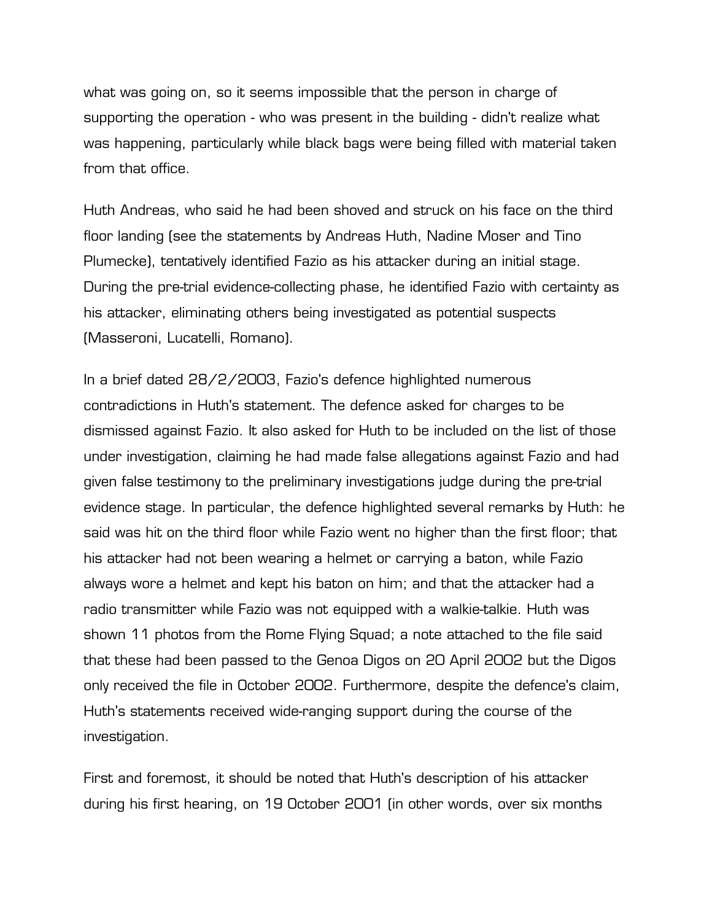what was going on, so it seems impossible that the person in charge of supporting the operation - who was present in the building - didn't realize what was happening, particularly while black bags were being filled with material taken from that office.

Huth Andreas, who said he had been shoved and struck on his face on the third floor landing (see the statements by Andreas Huth, Nadine Moser and Tino Plumecke), tentatively identified Fazio as his attacker during an initial stage. During the pre-trial evidence-collecting phase, he identified Fazio with certainty as his attacker, eliminating others being investigated as potential suspects (Masseroni, Lucatelli, Romano).

In a brief dated 28/2/2003, Fazio's defence highlighted numerous contradictions in Huth's statement. The defence asked for charges to be dismissed against Fazio. It also asked for Huth to be included on the list of those under investigation, claiming he had made false allegations against Fazio and had given false testimony to the preliminary investigations judge during the pre-trial evidence stage. In particular, the defence highlighted several remarks by Huth: he said was hit on the third floor while Fazio went no higher than the first floor; that his attacker had not been wearing a helmet or carrying a baton, while Fazio always wore a helmet and kept his baton on him; and that the attacker had a radio transmitter while Fazio was not equipped with a walkie-talkie. Huth was shown 11 photos from the Rome Flying Squad; a note attached to the file said that these had been passed to the Genoa Digos on 20 April 2002 but the Digos only received the file in October 2002. Furthermore, despite the defence's claim, Huth's statements received wide-ranging support during the course of the investigation.

First and foremost, it should be noted that Huth's description of his attacker during his first hearing, on 19 October 2001 (in other words, over six months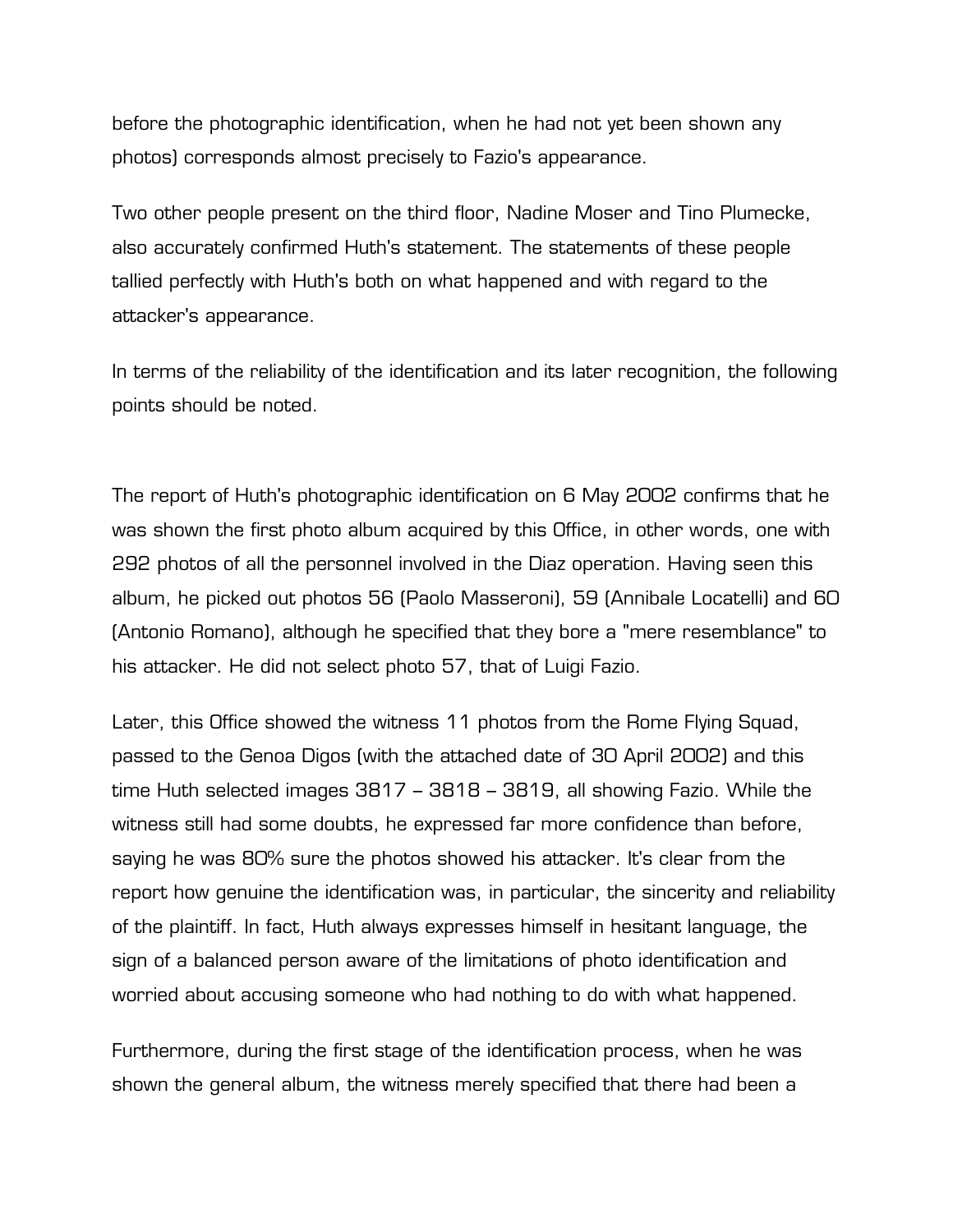before the photographic identification, when he had not yet been shown any photos) corresponds almost precisely to Fazio's appearance.

Two other people present on the third floor, Nadine Moser and Tino Plumecke, also accurately confirmed Huth's statement. The statements of these people tallied perfectly with Huth's both on what happened and with regard to the attacker's appearance.

In terms of the reliability of the identification and its later recognition, the following points should be noted.

The report of Huth's photographic identification on 6 May 2002 confirms that he was shown the first photo album acquired by this Office, in other words, one with 292 photos of all the personnel involved in the Diaz operation. Having seen this album, he picked out photos 56 (Paolo Masseroni), 59 (Annibale Locatelli) and 60 (Antonio Romano), although he specified that they bore a "mere resemblance" to his attacker. He did not select photo 57, that of Luigi Fazio.

Later, this Office showed the witness 11 photos from the Rome Flying Squad, passed to the Genoa Digos (with the attached date of 30 April 2002) and this time Huth selected images 3817 – 3818 – 3819, all showing Fazio. While the witness still had some doubts, he expressed far more confidence than before, saying he was 80% sure the photos showed his attacker. It's clear from the report how genuine the identification was, in particular, the sincerity and reliability of the plaintiff. In fact, Huth always expresses himself in hesitant language, the sign of a balanced person aware of the limitations of photo identification and worried about accusing someone who had nothing to do with what happened.

Furthermore, during the first stage of the identification process, when he was shown the general album, the witness merely specified that there had been a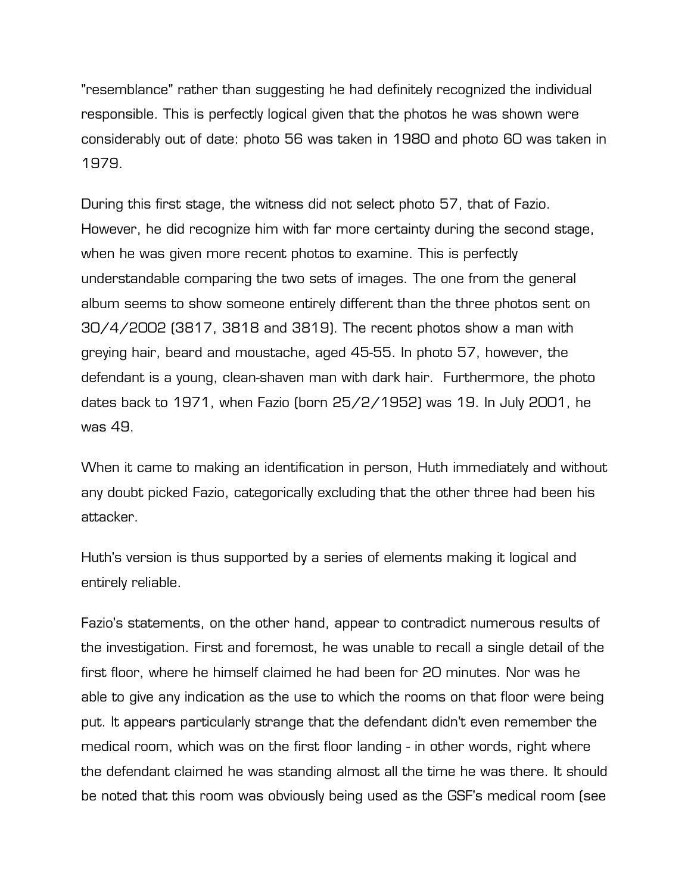"resemblance" rather than suggesting he had definitely recognized the individual responsible. This is perfectly logical given that the photos he was shown were considerably out of date: photo 56 was taken in 1980 and photo 60 was taken in 1979.

During this first stage, the witness did not select photo 57, that of Fazio. However, he did recognize him with far more certainty during the second stage, when he was given more recent photos to examine. This is perfectly understandable comparing the two sets of images. The one from the general album seems to show someone entirely different than the three photos sent on 30/4/2002 (3817, 3818 and 3819). The recent photos show a man with greying hair, beard and moustache, aged 45-55. In photo 57, however, the defendant is a young, clean-shaven man with dark hair.  Furthermore, the photo dates back to 1971, when Fazio (born 25/2/1952) was 19. In July 2001, he was 49.

When it came to making an identification in person, Huth immediately and without any doubt picked Fazio, categorically excluding that the other three had been his attacker.

Huth's version is thus supported by a series of elements making it logical and entirely reliable.

Fazio's statements, on the other hand, appear to contradict numerous results of the investigation. First and foremost, he was unable to recall a single detail of the first floor, where he himself claimed he had been for 20 minutes. Nor was he able to give any indication as the use to which the rooms on that floor were being put. It appears particularly strange that the defendant didn't even remember the medical room, which was on the first floor landing - in other words, right where the defendant claimed he was standing almost all the time he was there. It should be noted that this room was obviously being used as the GSF's medical room (see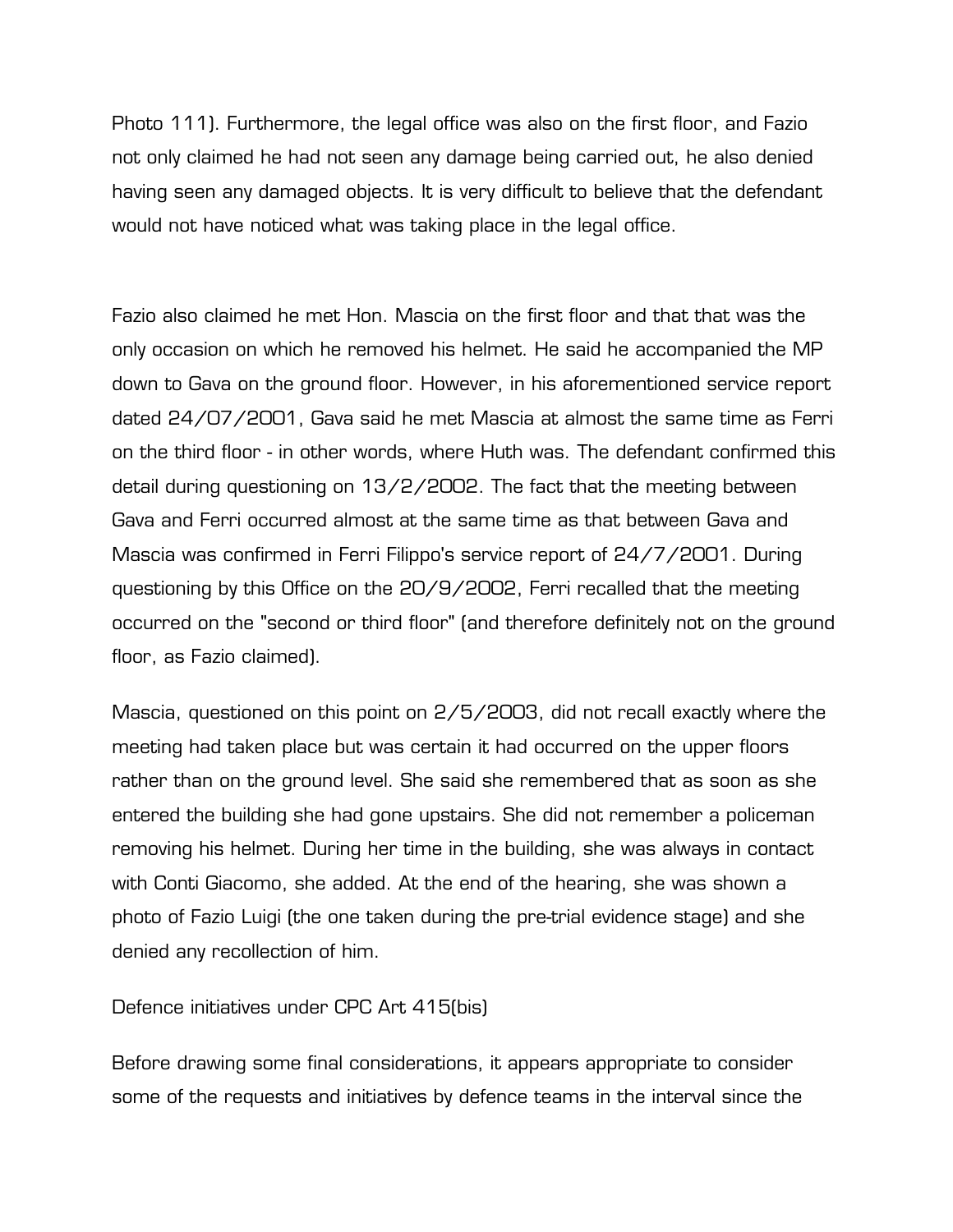Photo 111). Furthermore, the legal office was also on the first floor, and Fazio not only claimed he had not seen any damage being carried out, he also denied having seen any damaged objects. It is very difficult to believe that the defendant would not have noticed what was taking place in the legal office.

Fazio also claimed he met Hon. Mascia on the first floor and that that was the only occasion on which he removed his helmet. He said he accompanied the MP down to Gava on the ground floor. However, in his aforementioned service report dated 24/07/2001, Gava said he met Mascia at almost the same time as Ferri on the third floor - in other words, where Huth was. The defendant confirmed this detail during questioning on 13/2/2002. The fact that the meeting between Gava and Ferri occurred almost at the same time as that between Gava and Mascia was confirmed in Ferri Filippo's service report of 24/7/2001. During questioning by this Office on the 20/9/2002, Ferri recalled that the meeting occurred on the "second or third floor" (and therefore definitely not on the ground floor, as Fazio claimed).

Mascia, questioned on this point on 2/5/2003, did not recall exactly where the meeting had taken place but was certain it had occurred on the upper floors rather than on the ground level. She said she remembered that as soon as she entered the building she had gone upstairs. She did not remember a policeman removing his helmet. During her time in the building, she was always in contact with Conti Giacomo, she added. At the end of the hearing, she was shown a photo of Fazio Luigi (the one taken during the pre-trial evidence stage) and she denied any recollection of him.

## Defence initiatives under CPC Art 415(bis)

Before drawing some final considerations, it appears appropriate to consider some of the requests and initiatives by defence teams in the interval since the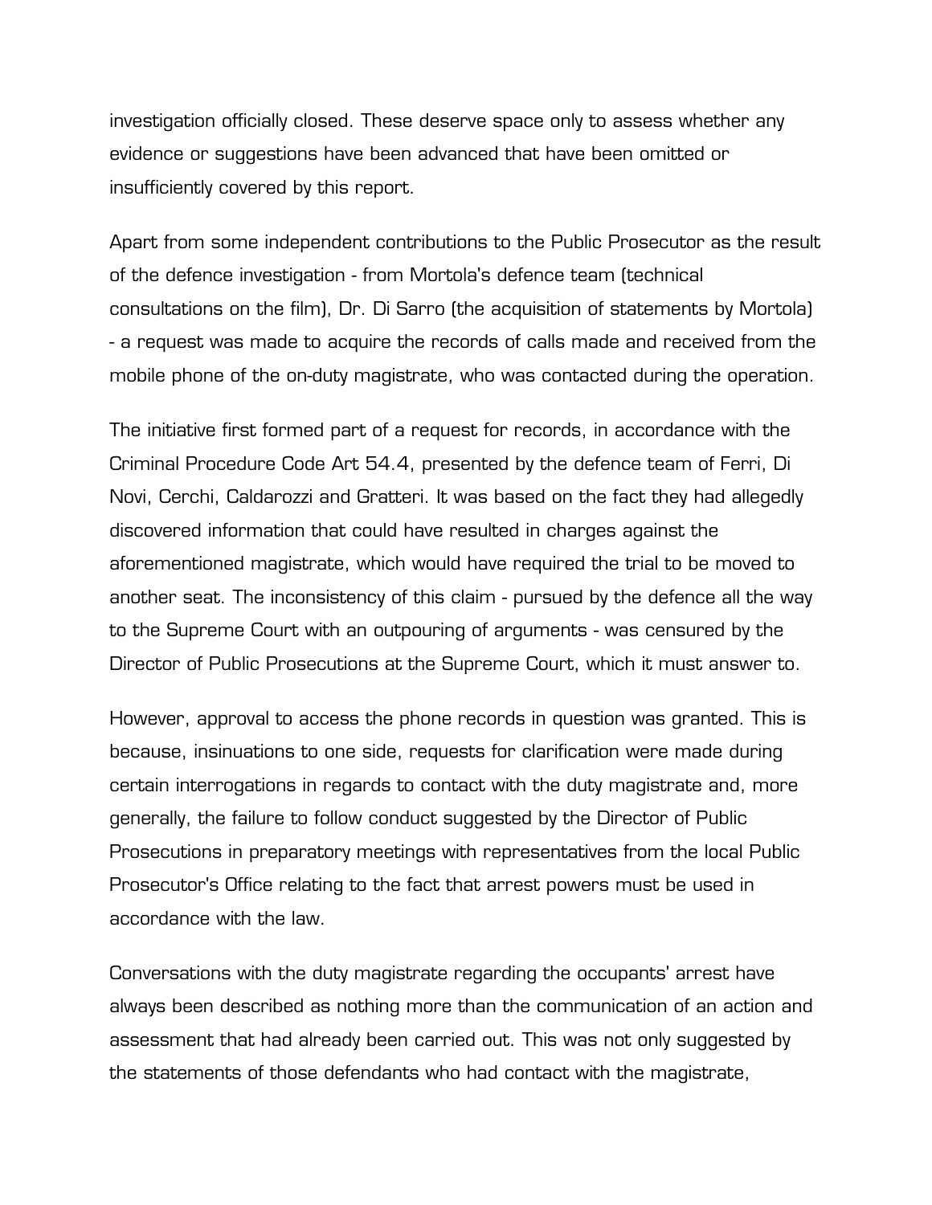investigation officially closed. These deserve space only to assess whether any evidence or suggestions have been advanced that have been omitted or insufficiently covered by this report.

Apart from some independent contributions to the Public Prosecutor as the result of the defence investigation - from Mortola's defence team (technical consultations on the film), Dr. Di Sarro (the acquisition of statements by Mortola) - a request was made to acquire the records of calls made and received from the mobile phone of the on-duty magistrate, who was contacted during the operation.

The initiative first formed part of a request for records, in accordance with the Criminal Procedure Code Art 54.4, presented by the defence team of Ferri, Di Novi, Cerchi, Caldarozzi and Gratteri. It was based on the fact they had allegedly discovered information that could have resulted in charges against the aforementioned magistrate, which would have required the trial to be moved to another seat. The inconsistency of this claim - pursued by the defence all the way to the Supreme Court with an outpouring of arguments - was censured by the Director of Public Prosecutions at the Supreme Court, which it must answer to.

However, approval to access the phone records in question was granted. This is because, insinuations to one side, requests for clarification were made during certain interrogations in regards to contact with the duty magistrate and, more generally, the failure to follow conduct suggested by the Director of Public Prosecutions in preparatory meetings with representatives from the local Public Prosecutor's Office relating to the fact that arrest powers must be used in accordance with the law.

Conversations with the duty magistrate regarding the occupants' arrest have always been described as nothing more than the communication of an action and assessment that had already been carried out. This was not only suggested by the statements of those defendants who had contact with the magistrate,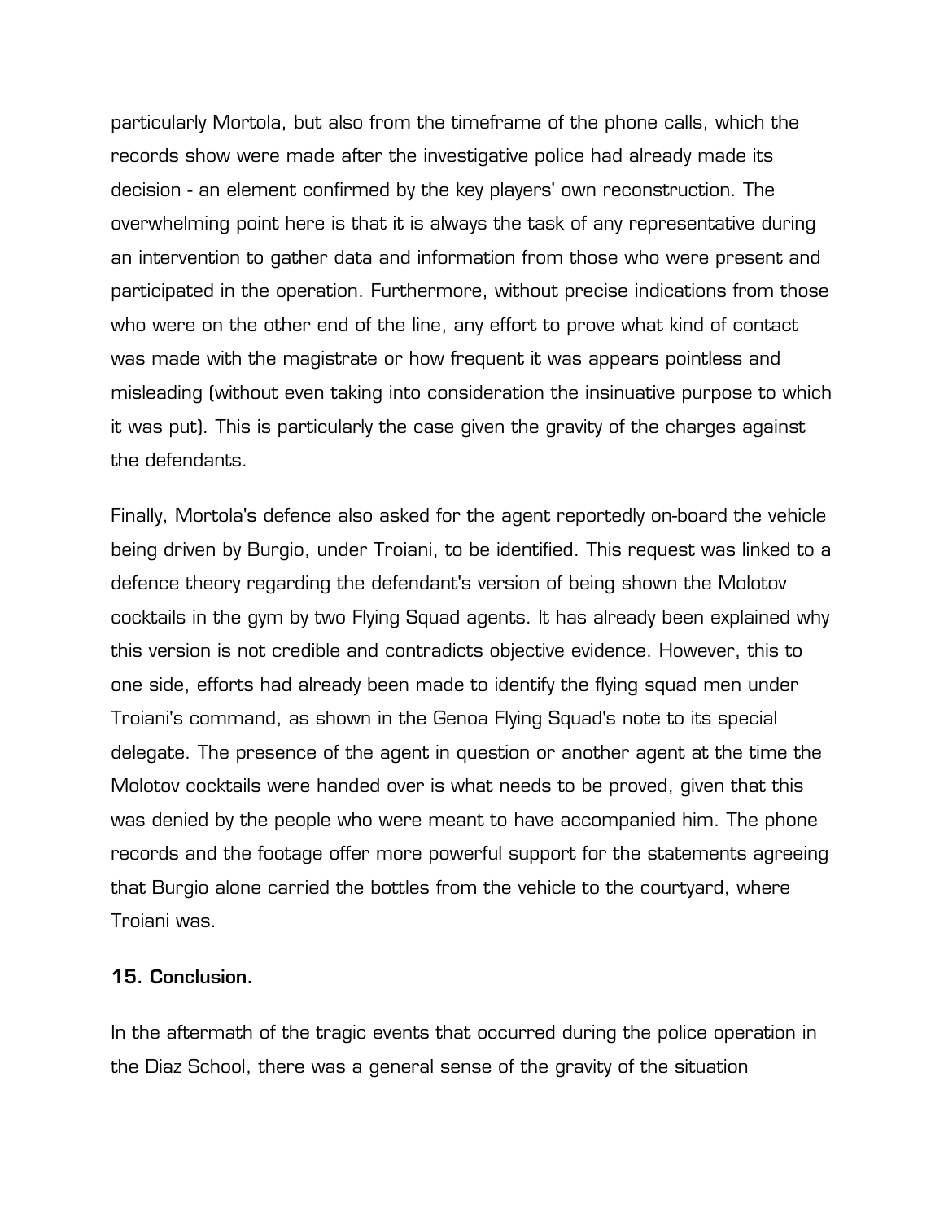particularly Mortola, but also from the timeframe of the phone calls, which the records show were made after the investigative police had already made its decision - an element confirmed by the key players' own reconstruction. The overwhelming point here is that it is always the task of any representative during an intervention to gather data and information from those who were present and participated in the operation. Furthermore, without precise indications from those who were on the other end of the line, any effort to prove what kind of contact was made with the magistrate or how frequent it was appears pointless and misleading (without even taking into consideration the insinuative purpose to which it was put). This is particularly the case given the gravity of the charges against the defendants.

Finally, Mortola's defence also asked for the agent reportedly on-board the vehicle being driven by Burgio, under Troiani, to be identified. This request was linked to a defence theory regarding the defendant's version of being shown the Molotov cocktails in the gym by two Flying Squad agents. It has already been explained why this version is not credible and contradicts objective evidence. However, this to one side, efforts had already been made to identify the flying squad men under Troiani's command, as shown in the Genoa Flying Squad's note to its special delegate. The presence of the agent in question or another agent at the time the Molotov cocktails were handed over is what needs to be proved, given that this was denied by the people who were meant to have accompanied him. The phone records and the footage offer more powerful support for the statements agreeing that Burgio alone carried the bottles from the vehicle to the courtyard, where Troiani was.

### 15. Conclusion.

In the aftermath of the tragic events that occurred during the police operation in the Diaz School, there was a general sense of the gravity of the situation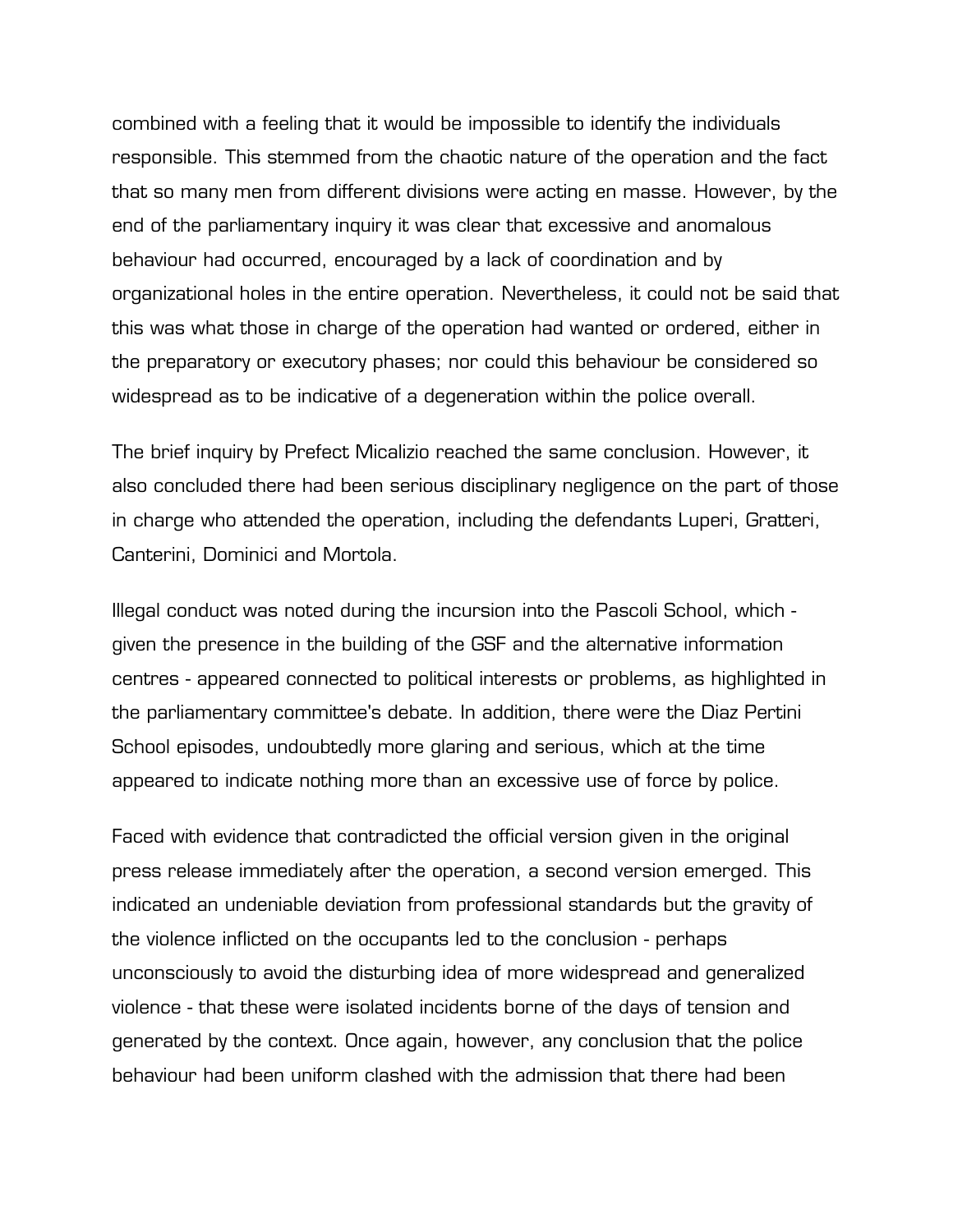combined with a feeling that it would be impossible to identify the individuals responsible. This stemmed from the chaotic nature of the operation and the fact that so many men from different divisions were acting en masse. However, by the end of the parliamentary inquiry it was clear that excessive and anomalous behaviour had occurred, encouraged by a lack of coordination and by organizational holes in the entire operation. Nevertheless, it could not be said that this was what those in charge of the operation had wanted or ordered, either in the preparatory or executory phases; nor could this behaviour be considered so widespread as to be indicative of a degeneration within the police overall.

The brief inquiry by Prefect Micalizio reached the same conclusion. However, it also concluded there had been serious disciplinary negligence on the part of those in charge who attended the operation, including the defendants Luperi, Gratteri, Canterini, Dominici and Mortola.

Illegal conduct was noted during the incursion into the Pascoli School, which - given the presence in the building of the GSF and the alternative information centres - appeared connected to political interests or problems, as highlighted in the parliamentary committee's debate. In addition, there were the Diaz Pertini School episodes, undoubtedly more glaring and serious, which at the time appeared to indicate nothing more than an excessive use of force by police.

Faced with evidence that contradicted the official version given in the original press release immediately after the operation, a second version emerged. This indicated an undeniable deviation from professional standards but the gravity of the violence inflicted on the occupants led to the conclusion - perhaps unconsciously to avoid the disturbing idea of more widespread and generalized violence - that these were isolated incidents borne of the days of tension and generated by the context. Once again, however, any conclusion that the police behaviour had been uniform clashed with the admission that there had been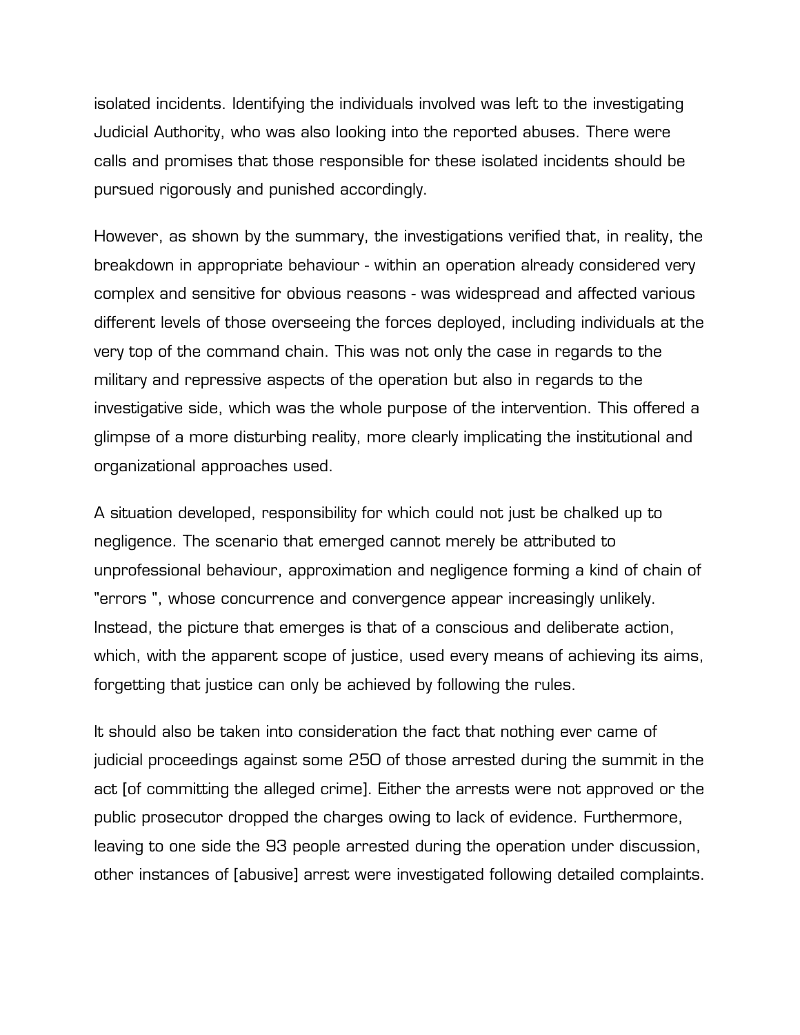isolated incidents. Identifying the individuals involved was left to the investigating Judicial Authority, who was also looking into the reported abuses. There were calls and promises that those responsible for these isolated incidents should be pursued rigorously and punished accordingly.

However, as shown by the summary, the investigations verified that, in reality, the breakdown in appropriate behaviour - within an operation already considered very complex and sensitive for obvious reasons - was widespread and affected various different levels of those overseeing the forces deployed, including individuals at the very top of the command chain. This was not only the case in regards to the military and repressive aspects of the operation but also in regards to the investigative side, which was the whole purpose of the intervention. This offered a glimpse of a more disturbing reality, more clearly implicating the institutional and organizational approaches used.

A situation developed, responsibility for which could not just be chalked up to negligence. The scenario that emerged cannot merely be attributed to unprofessional behaviour, approximation and negligence forming a kind of chain of "errors ", whose concurrence and convergence appear increasingly unlikely. Instead, the picture that emerges is that of a conscious and deliberate action, which, with the apparent scope of justice, used every means of achieving its aims, forgetting that justice can only be achieved by following the rules.

It should also be taken into consideration the fact that nothing ever came of judicial proceedings against some 250 of those arrested during the summit in the act [of committing the alleged crime]. Either the arrests were not approved or the public prosecutor dropped the charges owing to lack of evidence. Furthermore, leaving to one side the 93 people arrested during the operation under discussion, other instances of [abusive] arrest were investigated following detailed complaints.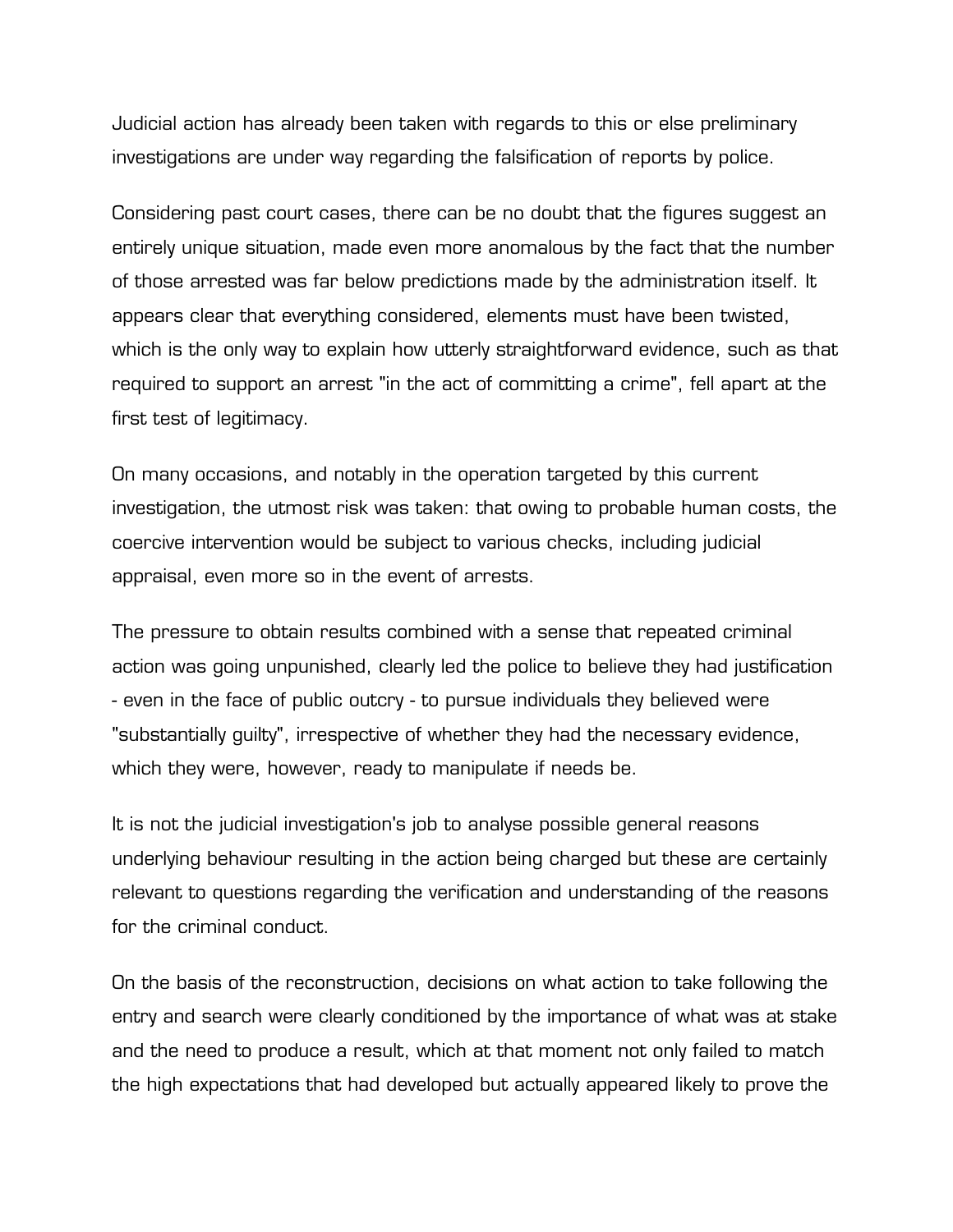Judicial action has already been taken with regards to this or else preliminary investigations are under way regarding the falsification of reports by police.

Considering past court cases, there can be no doubt that the figures suggest an entirely unique situation, made even more anomalous by the fact that the number of those arrested was far below predictions made by the administration itself. It appears clear that everything considered, elements must have been twisted, which is the only way to explain how utterly straightforward evidence, such as that required to support an arrest "in the act of committing a crime", fell apart at the first test of legitimacy.

On many occasions, and notably in the operation targeted by this current investigation, the utmost risk was taken: that owing to probable human costs, the coercive intervention would be subject to various checks, including judicial appraisal, even more so in the event of arrests.

The pressure to obtain results combined with a sense that repeated criminal action was going unpunished, clearly led the police to believe they had justification - even in the face of public outcry - to pursue individuals they believed were "substantially guilty", irrespective of whether they had the necessary evidence, which they were, however, ready to manipulate if needs be.

It is not the judicial investigation's job to analyse possible general reasons underlying behaviour resulting in the action being charged but these are certainly relevant to questions regarding the verification and understanding of the reasons for the criminal conduct.

On the basis of the reconstruction, decisions on what action to take following the entry and search were clearly conditioned by the importance of what was at stake and the need to produce a result, which at that moment not only failed to match the high expectations that had developed but actually appeared likely to prove the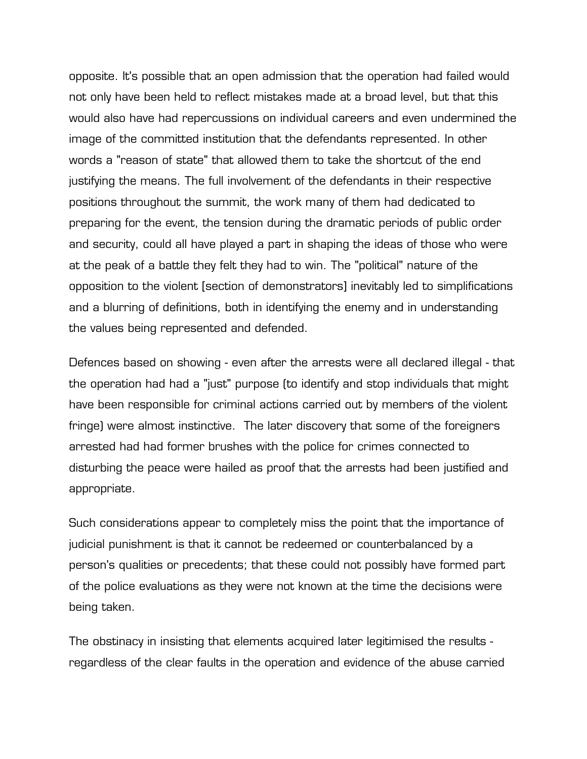opposite. It's possible that an open admission that the operation had failed would not only have been held to reflect mistakes made at a broad level, but that this would also have had repercussions on individual careers and even undermined the image of the committed institution that the defendants represented. In other words a "reason of state" that allowed them to take the shortcut of the end justifying the means. The full involvement of the defendants in their respective positions throughout the summit, the work many of them had dedicated to preparing for the event, the tension during the dramatic periods of public order and security, could all have played a part in shaping the ideas of those who were at the peak of a battle they felt they had to win. The "political" nature of the opposition to the violent [section of demonstrators] inevitably led to simplifications and a blurring of definitions, both in identifying the enemy and in understanding the values being represented and defended.

Defences based on showing - even after the arrests were all declared illegal - that the operation had had a "just" purpose (to identify and stop individuals that might have been responsible for criminal actions carried out by members of the violent fringe) were almost instinctive. The later discovery that some of the foreigners arrested had had former brushes with the police for crimes connected to disturbing the peace were hailed as proof that the arrests had been justified and appropriate.

Such considerations appear to completely miss the point that the importance of judicial punishment is that it cannot be redeemed or counterbalanced by a person's qualities or precedents; that these could not possibly have formed part of the police evaluations as they were not known at the time the decisions were being taken.

The obstinacy in insisting that elements acquired later legitimised the results - regardless of the clear faults in the operation and evidence of the abuse carried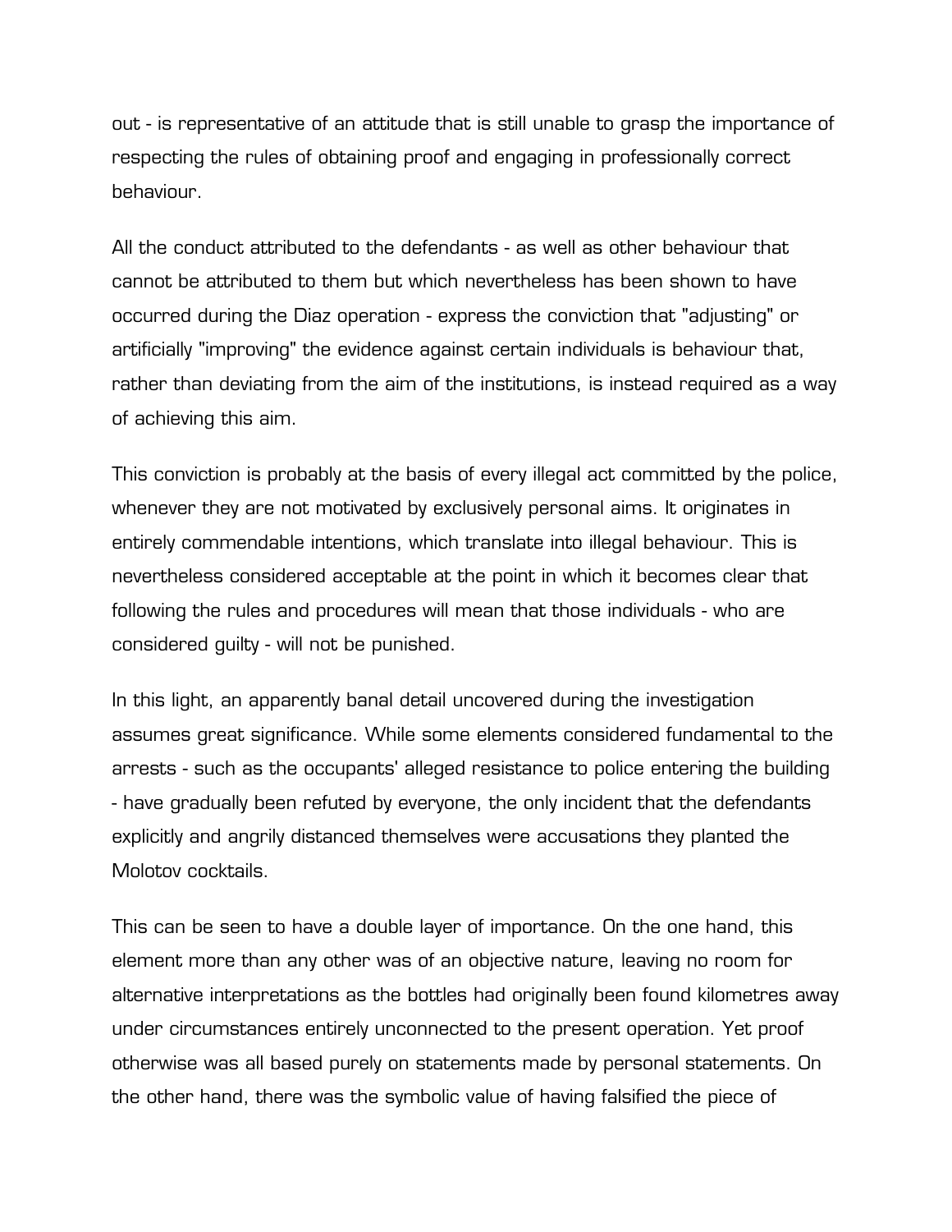out - is representative of an attitude that is still unable to grasp the importance of respecting the rules of obtaining proof and engaging in professionally correct behaviour.

All the conduct attributed to the defendants - as well as other behaviour that cannot be attributed to them but which nevertheless has been shown to have occurred during the Diaz operation - express the conviction that "adjusting" or artificially "improving" the evidence against certain individuals is behaviour that, rather than deviating from the aim of the institutions, is instead required as a way of achieving this aim.

This conviction is probably at the basis of every illegal act committed by the police, whenever they are not motivated by exclusively personal aims. It originates in entirely commendable intentions, which translate into illegal behaviour. This is nevertheless considered acceptable at the point in which it becomes clear that following the rules and procedures will mean that those individuals - who are considered guilty - will not be punished.

In this light, an apparently banal detail uncovered during the investigation assumes great significance. While some elements considered fundamental to the arrests - such as the occupants' alleged resistance to police entering the building - have gradually been refuted by everyone, the only incident that the defendants explicitly and angrily distanced themselves were accusations they planted the Molotov cocktails.

This can be seen to have a double layer of importance. On the one hand, this element more than any other was of an objective nature, leaving no room for alternative interpretations as the bottles had originally been found kilometres away under circumstances entirely unconnected to the present operation. Yet proof otherwise was all based purely on statements made by personal statements. On the other hand, there was the symbolic value of having falsified the piece of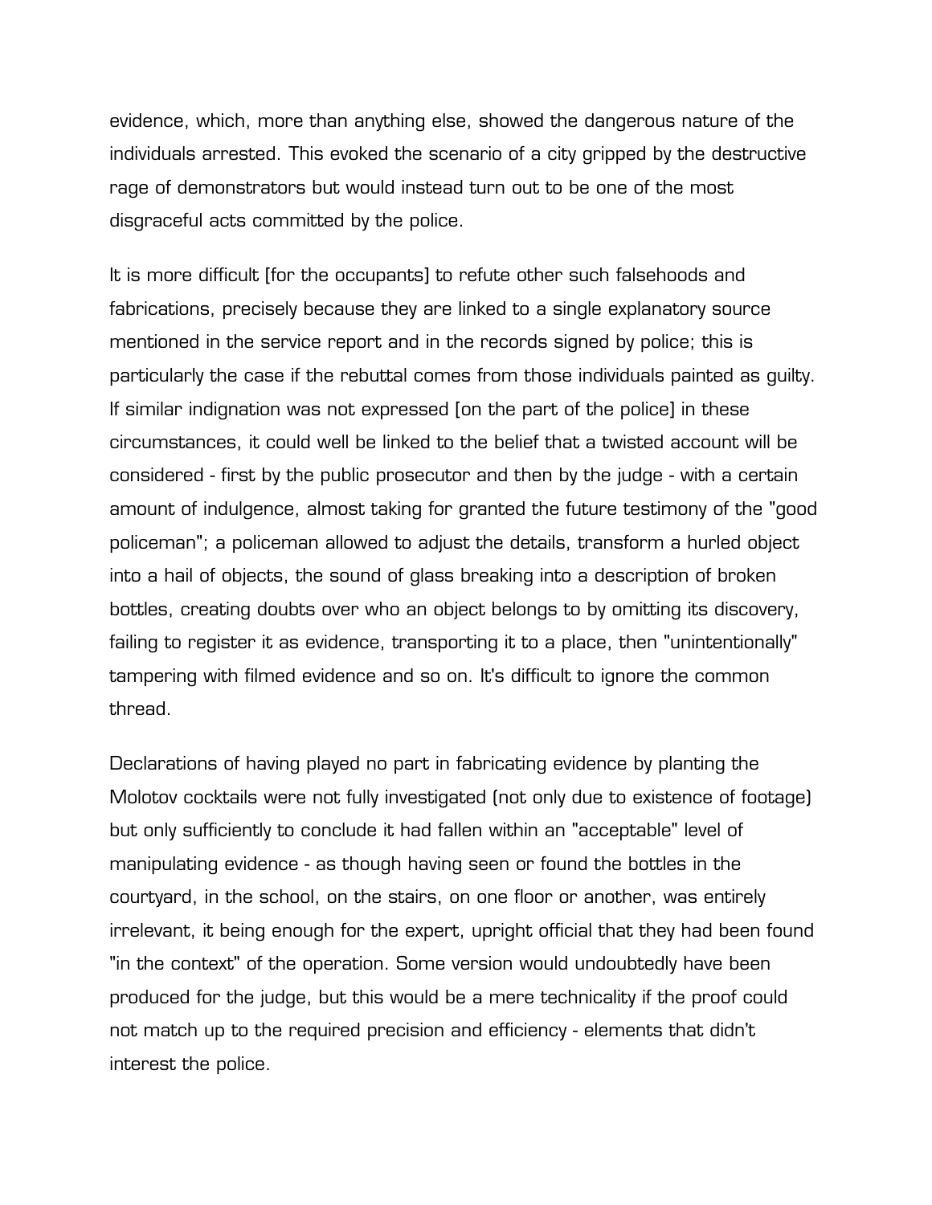evidence, which, more than anything else, showed the dangerous nature of the individuals arrested. This evoked the scenario of a city gripped by the destructive rage of demonstrators but would instead turn out to be one of the most disgraceful acts committed by the police.

It is more difficult [for the occupants] to refute other such falsehoods and fabrications, precisely because they are linked to a single explanatory source mentioned in the service report and in the records signed by police; this is particularly the case if the rebuttal comes from those individuals painted as guilty. If similar indignation was not expressed [on the part of the police] in these circumstances, it could well be linked to the belief that a twisted account will be considered - first by the public prosecutor and then by the judge - with a certain amount of indulgence, almost taking for granted the future testimony of the "good policeman"; a policeman allowed to adjust the details, transform a hurled object into a hail of objects, the sound of glass breaking into a description of broken bottles, creating doubts over who an object belongs to by omitting its discovery, failing to register it as evidence, transporting it to a place, then "unintentionally" tampering with filmed evidence and so on. It's difficult to ignore the common thread.

Declarations of having played no part in fabricating evidence by planting the Molotov cocktails were not fully investigated (not only due to existence of footage) but only sufficiently to conclude it had fallen within an "acceptable" level of manipulating evidence - as though having seen or found the bottles in the courtyard, in the school, on the stairs, on one floor or another, was entirely irrelevant, it being enough for the expert, upright official that they had been found "in the context" of the operation. Some version would undoubtedly have been produced for the judge, but this would be a mere technicality if the proof could not match up to the required precision and efficiency - elements that didn't interest the police.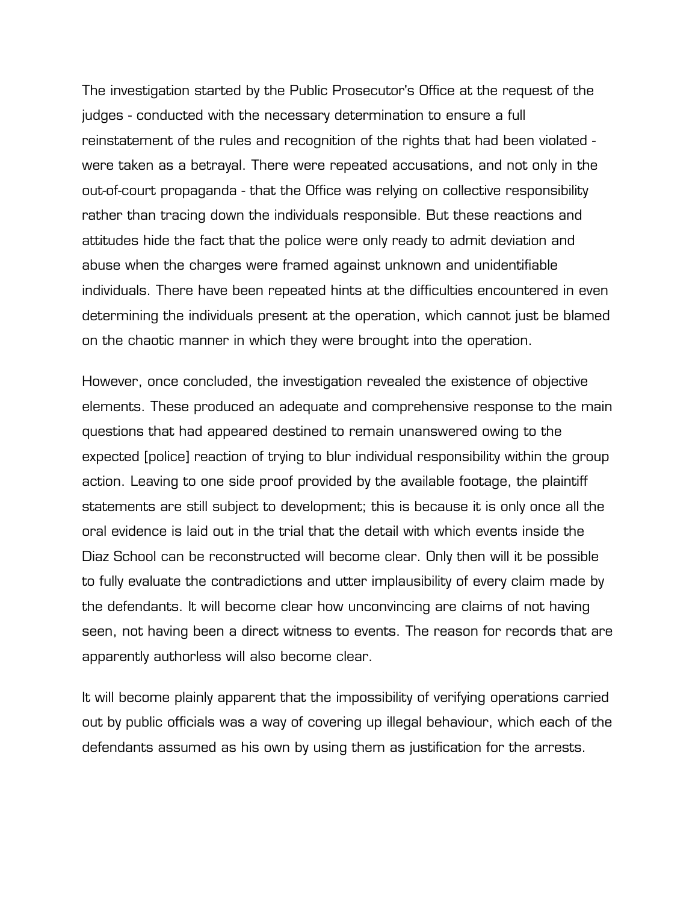The investigation started by the Public Prosecutor's Office at the request of the judges - conducted with the necessary determination to ensure a full reinstatement of the rules and recognition of the rights that had been violated - were taken as a betrayal. There were repeated accusations, and not only in the out-of-court propaganda - that the Office was relying on collective responsibility rather than tracing down the individuals responsible. But these reactions and attitudes hide the fact that the police were only ready to admit deviation and abuse when the charges were framed against unknown and unidentifiable individuals. There have been repeated hints at the difficulties encountered in even determining the individuals present at the operation, which cannot just be blamed on the chaotic manner in which they were brought into the operation.

However, once concluded, the investigation revealed the existence of objective elements. These produced an adequate and comprehensive response to the main questions that had appeared destined to remain unanswered owing to the expected [police] reaction of trying to blur individual responsibility within the group action. Leaving to one side proof provided by the available footage, the plaintiff statements are still subject to development; this is because it is only once all the oral evidence is laid out in the trial that the detail with which events inside the Diaz School can be reconstructed will become clear. Only then will it be possible to fully evaluate the contradictions and utter implausibility of every claim made by the defendants. It will become clear how unconvincing are claims of not having seen, not having been a direct witness to events. The reason for records that are apparently authorless will also become clear.

It will become plainly apparent that the impossibility of verifying operations carried out by public officials was a way of covering up illegal behaviour, which each of the defendants assumed as his own by using them as justification for the arrests.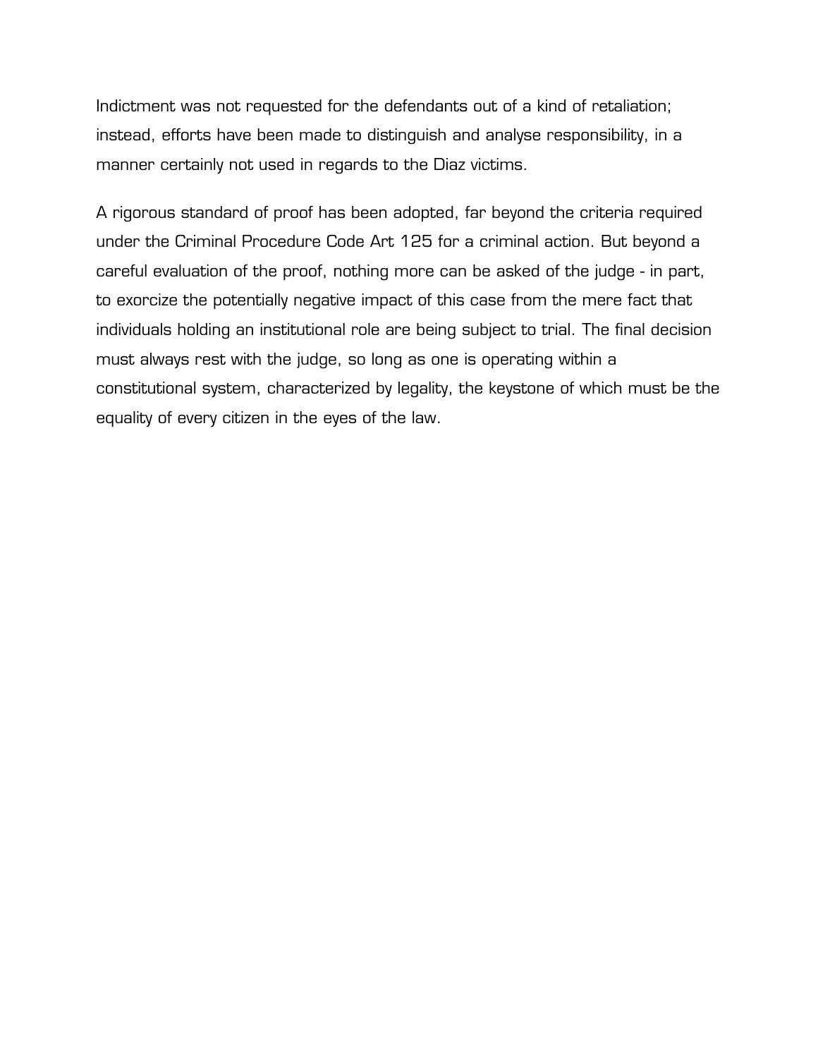Indictment was not requested for the defendants out of a kind of retaliation; instead, efforts have been made to distinguish and analyse responsibility, in a manner certainly not used in regards to the Diaz victims.

A rigorous standard of proof has been adopted, far beyond the criteria required under the Criminal Procedure Code Art 125 for a criminal action. But beyond a careful evaluation of the proof, nothing more can be asked of the judge - in part, to exorcize the potentially negative impact of this case from the mere fact that individuals holding an institutional role are being subject to trial. The final decision must always rest with the judge, so long as one is operating within a constitutional system, characterized by legality, the keystone of which must be the equality of every citizen in the eyes of the law.